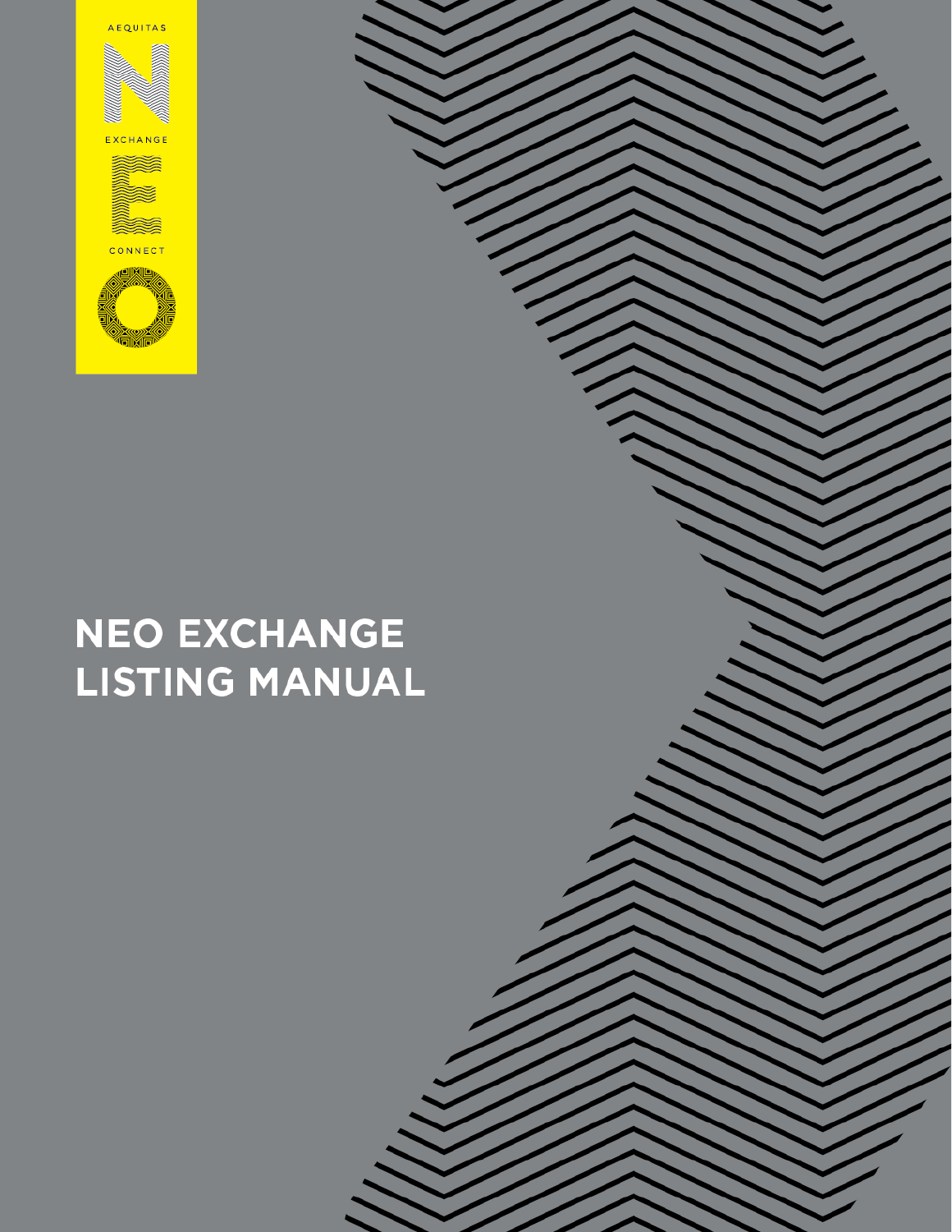AEQUITAS

N

EXCHANGE

E

CONNECT

O

# NEO EXCHANGE LISTING MANUAL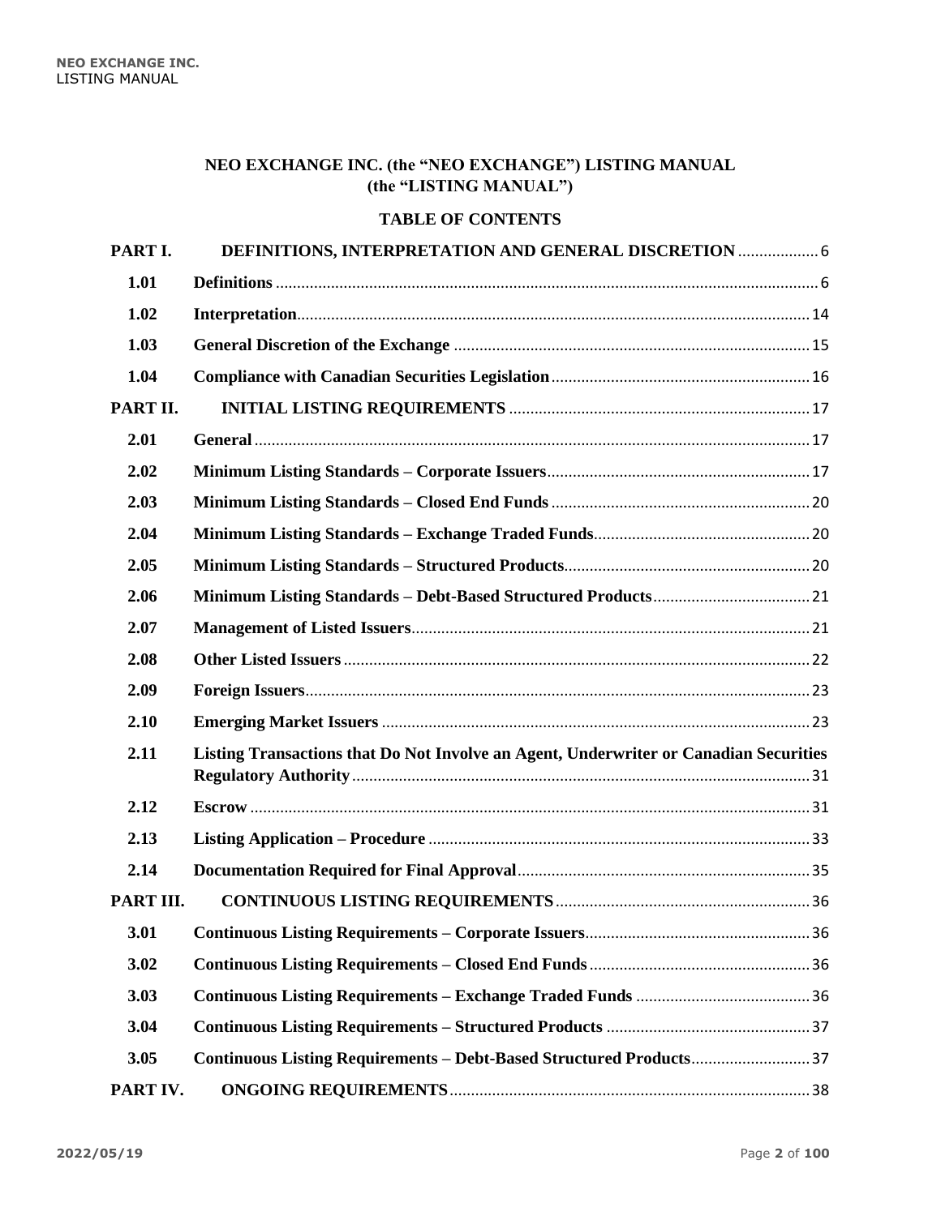**NEO EXCHANGE INC. (the "NEO EXCHANGE") LISTING MANUAL (the "LISTING MANUAL")**

**TABLE OF CONTENTS**

| | | |
|---|---|---|
| **PART I.** | **DEFINITIONS, INTERPRETATION AND GENERAL DISCRETION** | 6 |
| **1.01** | **Definitions** | 6 |
| **1.02** | **Interpretation** | 14 |
| **1.03** | **General Discretion of the Exchange** | 15 |
| **1.04** | **Compliance with Canadian Securities Legislation** | 16 |
| **PART II.** | **INITIAL LISTING REQUIREMENTS** | 17 |
| **2.01** | **General** | 17 |
| **2.02** | **Minimum Listing Standards – Corporate Issuers** | 17 |
| **2.03** | **Minimum Listing Standards – Closed End Funds** | 20 |
| **2.04** | **Minimum Listing Standards – Exchange Traded Funds** | 20 |
| **2.05** | **Minimum Listing Standards – Structured Products** | 20 |
| **2.06** | **Minimum Listing Standards – Debt-Based Structured Products** | 21 |
| **2.07** | **Management of Listed Issuers** | 21 |
| **2.08** | **Other Listed Issuers** | 22 |
| **2.09** | **Foreign Issuers** | 23 |
| **2.10** | **Emerging Market Issuers** | 23 |
| **2.11** | **Listing Transactions that Do Not Involve an Agent, Underwriter or Canadian Securities Regulatory Authority** | 31 |
| **2.12** | **Escrow** | 31 |
| **2.13** | **Listing Application – Procedure** | 33 |
| **2.14** | **Documentation Required for Final Approval** | 35 |
| **PART III.** | **CONTINUOUS LISTING REQUIREMENTS** | 36 |
| **3.01** | **Continuous Listing Requirements – Corporate Issuers** | 36 |
| **3.02** | **Continuous Listing Requirements – Closed End Funds** | 36 |
| **3.03** | **Continuous Listing Requirements – Exchange Traded Funds** | 36 |
| **3.04** | **Continuous Listing Requirements – Structured Products** | 37 |
| **3.05** | **Continuous Listing Requirements – Debt-Based Structured Products** | 37 |
| **PART IV.** | **ONGOING REQUIREMENTS** | 38 |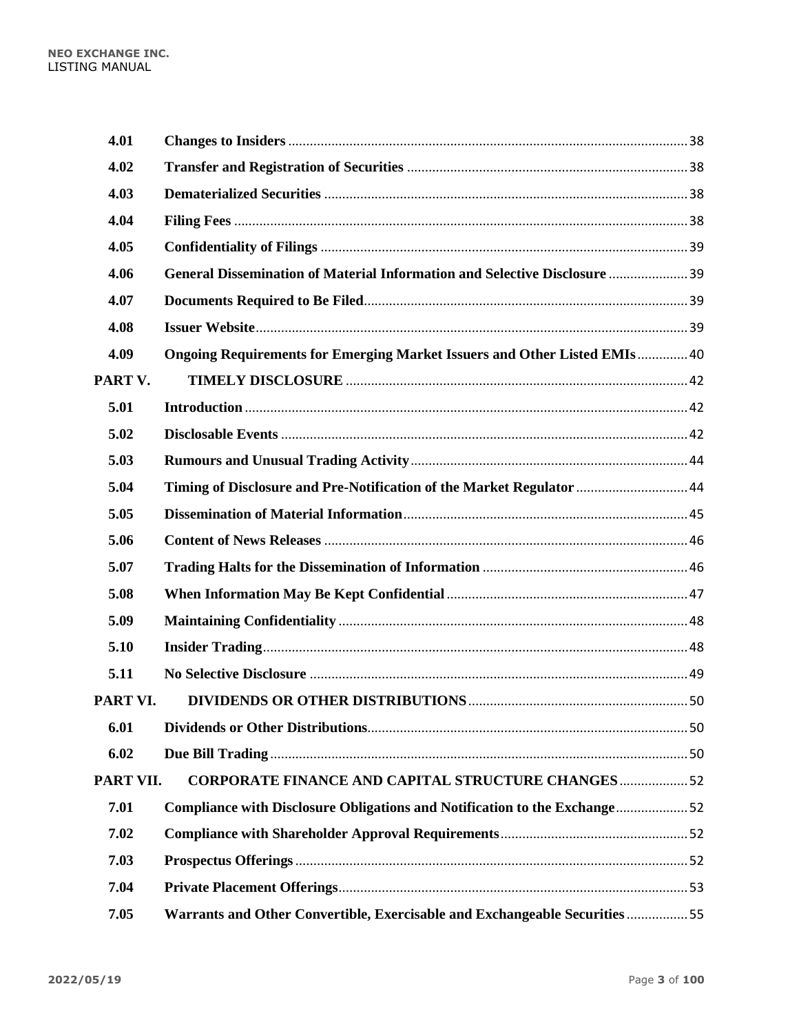| | | |
|---|---|---|
| **4.01** | **Changes to Insiders** | 38 |
| **4.02** | **Transfer and Registration of Securities** | 38 |
| **4.03** | **Dematerialized Securities** | 38 |
| **4.04** | **Filing Fees** | 38 |
| **4.05** | **Confidentiality of Filings** | 39 |
| **4.06** | **General Dissemination of Material Information and Selective Disclosure** | 39 |
| **4.07** | **Documents Required to Be Filed** | 39 |
| **4.08** | **Issuer Website** | 39 |
| **4.09** | **Ongoing Requirements for Emerging Market Issuers and Other Listed EMIs** | 40 |
| **PART V.** | **TIMELY DISCLOSURE** | 42 |
| **5.01** | **Introduction** | 42 |
| **5.02** | **Disclosable Events** | 42 |
| **5.03** | **Rumours and Unusual Trading Activity** | 44 |
| **5.04** | **Timing of Disclosure and Pre-Notification of the Market Regulator** | 44 |
| **5.05** | **Dissemination of Material Information** | 45 |
| **5.06** | **Content of News Releases** | 46 |
| **5.07** | **Trading Halts for the Dissemination of Information** | 46 |
| **5.08** | **When Information May Be Kept Confidential** | 47 |
| **5.09** | **Maintaining Confidentiality** | 48 |
| **5.10** | **Insider Trading** | 48 |
| **5.11** | **No Selective Disclosure** | 49 |
| **PART VI.** | **DIVIDENDS OR OTHER DISTRIBUTIONS** | 50 |
| **6.01** | **Dividends or Other Distributions** | 50 |
| **6.02** | **Due Bill Trading** | 50 |
| **PART VII.** | **CORPORATE FINANCE AND CAPITAL STRUCTURE CHANGES** | 52 |
| **7.01** | **Compliance with Disclosure Obligations and Notification to the Exchange** | 52 |
| **7.02** | **Compliance with Shareholder Approval Requirements** | 52 |
| **7.03** | **Prospectus Offerings** | 52 |
| **7.04** | **Private Placement Offerings** | 53 |
| **7.05** | **Warrants and Other Convertible, Exercisable and Exchangeable Securities** | 55 |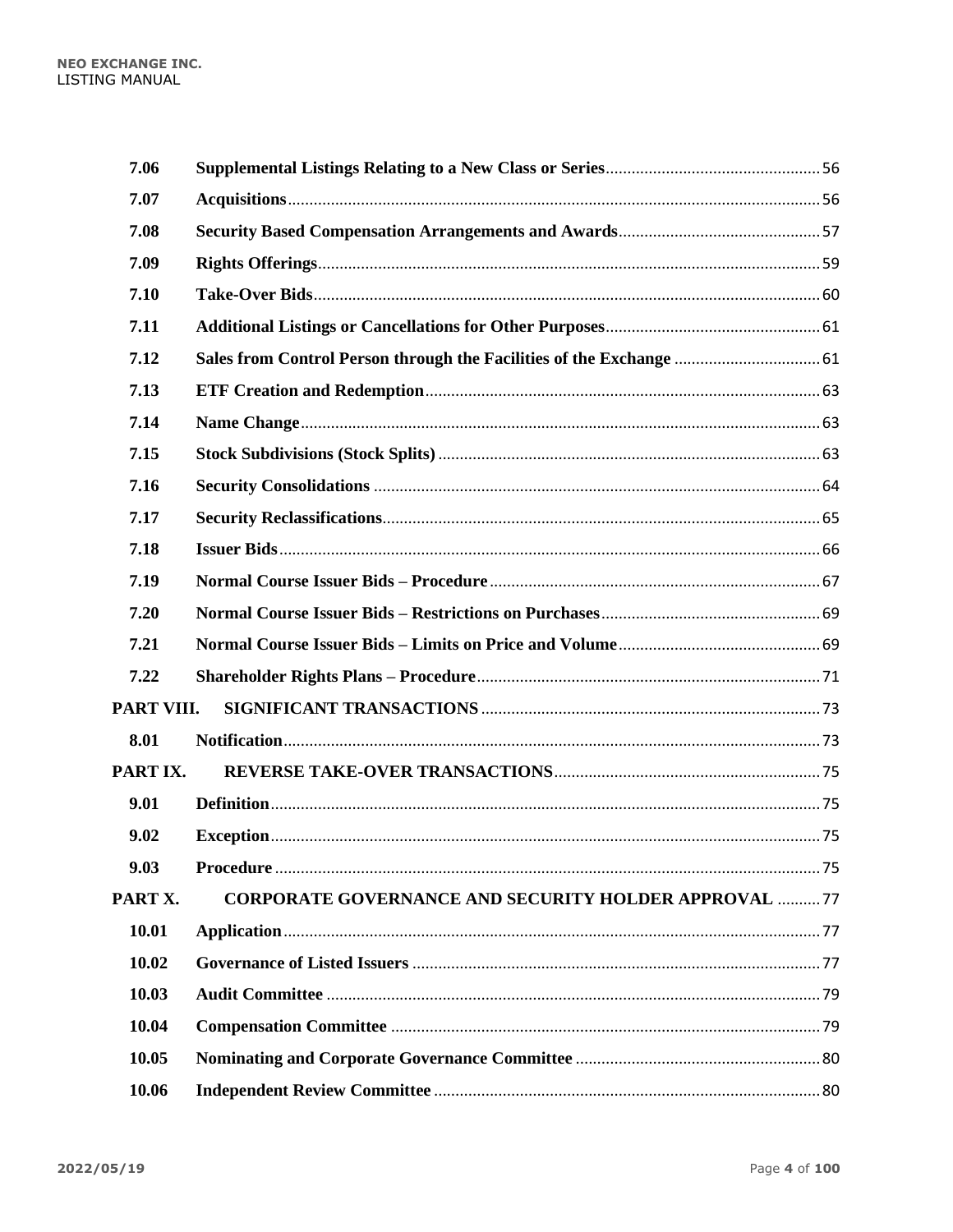| | | |
|---|---|---|
| 7.06 | **Supplemental Listings Relating to a New Class or Series** | 56 |
| 7.07 | **Acquisitions** | 56 |
| 7.08 | **Security Based Compensation Arrangements and Awards** | 57 |
| 7.09 | **Rights Offerings** | 59 |
| 7.10 | **Take-Over Bids** | 60 |
| 7.11 | **Additional Listings or Cancellations for Other Purposes** | 61 |
| 7.12 | **Sales from Control Person through the Facilities of the Exchange** | 61 |
| 7.13 | **ETF Creation and Redemption** | 63 |
| 7.14 | **Name Change** | 63 |
| 7.15 | **Stock Subdivisions (Stock Splits)** | 63 |
| 7.16 | **Security Consolidations** | 64 |
| 7.17 | **Security Reclassifications** | 65 |
| 7.18 | **Issuer Bids** | 66 |
| 7.19 | **Normal Course Issuer Bids – Procedure** | 67 |
| 7.20 | **Normal Course Issuer Bids – Restrictions on Purchases** | 69 |
| 7.21 | **Normal Course Issuer Bids – Limits on Price and Volume** | 69 |
| 7.22 | **Shareholder Rights Plans – Procedure** | 71 |
| **PART VIII.** | **SIGNIFICANT TRANSACTIONS** | 73 |
| 8.01 | **Notification** | 73 |
| **PART IX.** | **REVERSE TAKE-OVER TRANSACTIONS** | 75 |
| 9.01 | **Definition** | 75 |
| 9.02 | **Exception** | 75 |
| 9.03 | **Procedure** | 75 |
| **PART X.** | **CORPORATE GOVERNANCE AND SECURITY HOLDER APPROVAL** | 77 |
| 10.01 | **Application** | 77 |
| 10.02 | **Governance of Listed Issuers** | 77 |
| 10.03 | **Audit Committee** | 79 |
| 10.04 | **Compensation Committee** | 79 |
| 10.05 | **Nominating and Corporate Governance Committee** | 80 |
| 10.06 | **Independent Review Committee** | 80 |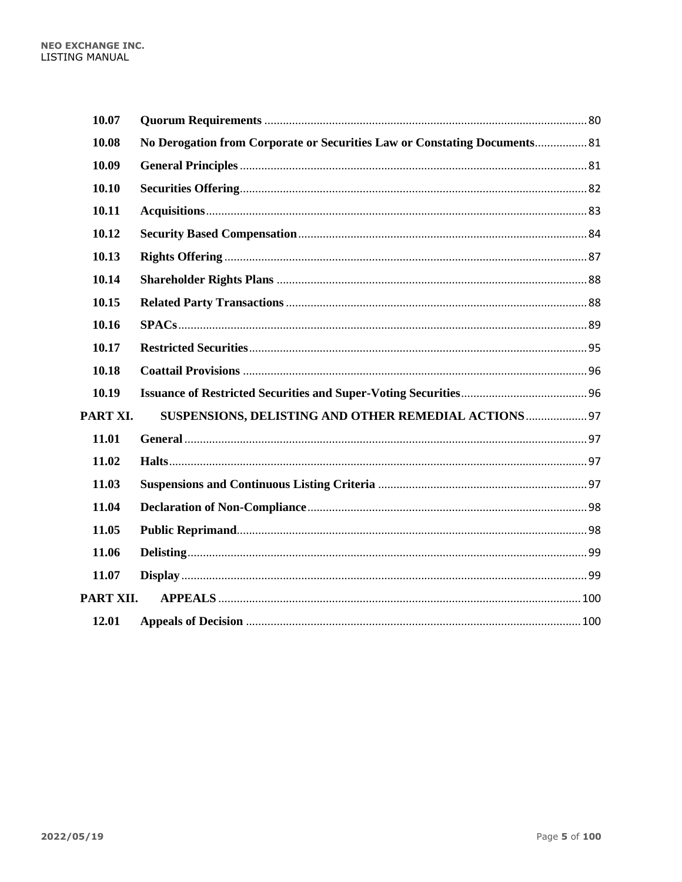| | | |
|---|---|---|
| 10.07 | **Quorum Requirements** | 80 |
| 10.08 | **No Derogation from Corporate or Securities Law or Constating Documents** | 81 |
| 10.09 | **General Principles** | 81 |
| 10.10 | **Securities Offering** | 82 |
| 10.11 | **Acquisitions** | 83 |
| 10.12 | **Security Based Compensation** | 84 |
| 10.13 | **Rights Offering** | 87 |
| 10.14 | **Shareholder Rights Plans** | 88 |
| 10.15 | **Related Party Transactions** | 88 |
| 10.16 | **SPACs** | 89 |
| 10.17 | **Restricted Securities** | 95 |
| 10.18 | **Coattail Provisions** | 96 |
| 10.19 | **Issuance of Restricted Securities and Super-Voting Securities** | 96 |
| **PART XI.** | **SUSPENSIONS, DELISTING AND OTHER REMEDIAL ACTIONS** | 97 |
| 11.01 | **General** | 97 |
| 11.02 | **Halts** | 97 |
| 11.03 | **Suspensions and Continuous Listing Criteria** | 97 |
| 11.04 | **Declaration of Non-Compliance** | 98 |
| 11.05 | **Public Reprimand** | 98 |
| 11.06 | **Delisting** | 99 |
| 11.07 | **Display** | 99 |
| **PART XII.** | **APPEALS** | 100 |
| 12.01 | **Appeals of Decision** | 100 |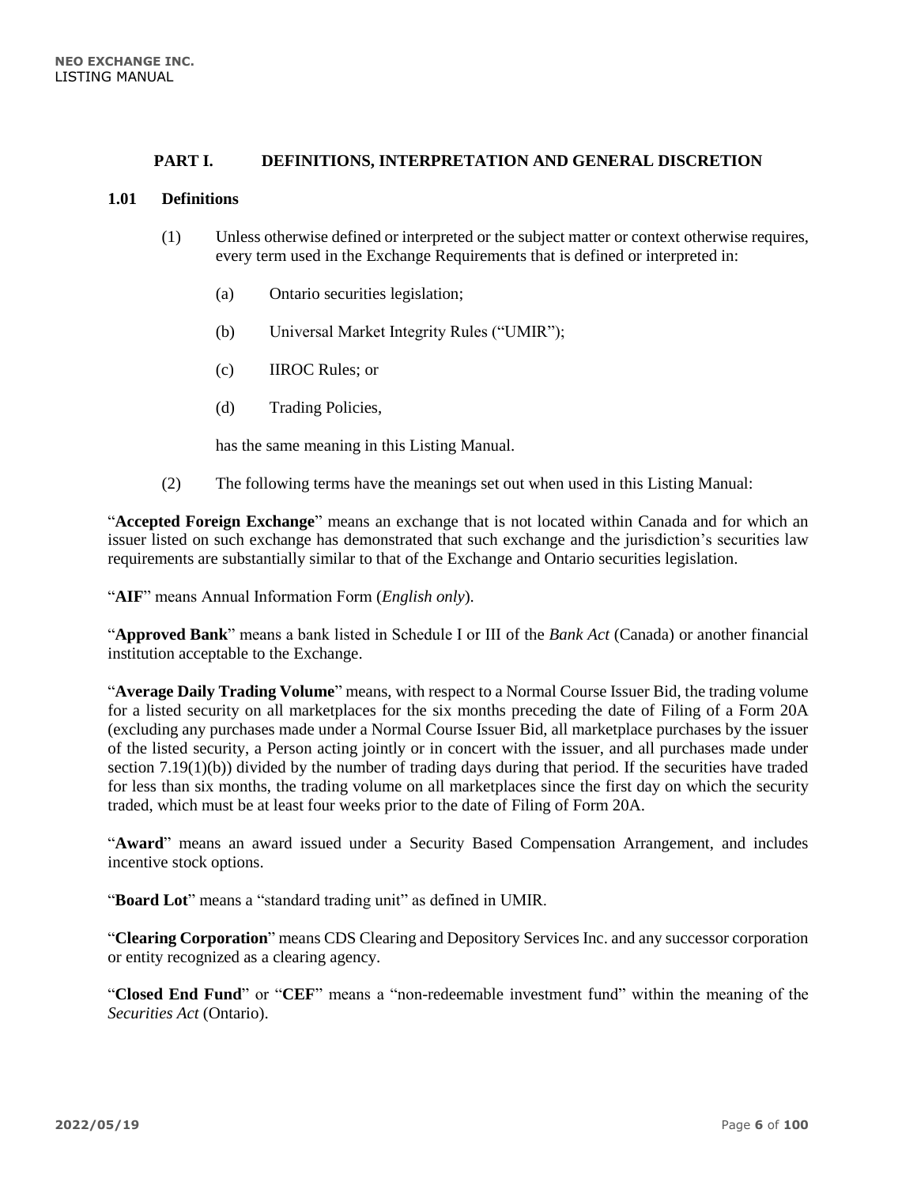## PART I. DEFINITIONS, INTERPRETATION AND GENERAL DISCRETION

### 1.01 Definitions

(1) Unless otherwise defined or interpreted or the subject matter or context otherwise requires, every term used in the Exchange Requirements that is defined or interpreted in:

(a) Ontario securities legislation;

(b) Universal Market Integrity Rules ("UMIR");

(c) IIROC Rules; or

(d) Trading Policies,

has the same meaning in this Listing Manual.

(2) The following terms have the meanings set out when used in this Listing Manual:

"**Accepted Foreign Exchange**" means an exchange that is not located within Canada and for which an issuer listed on such exchange has demonstrated that such exchange and the jurisdiction's securities law requirements are substantially similar to that of the Exchange and Ontario securities legislation.

"**AIF**" means Annual Information Form (*English only*).

"**Approved Bank**" means a bank listed in Schedule I or III of the *Bank Act* (Canada) or another financial institution acceptable to the Exchange.

"**Average Daily Trading Volume**" means, with respect to a Normal Course Issuer Bid, the trading volume for a listed security on all marketplaces for the six months preceding the date of Filing of a Form 20A (excluding any purchases made under a Normal Course Issuer Bid, all marketplace purchases by the issuer of the listed security, a Person acting jointly or in concert with the issuer, and all purchases made under section 7.19(1)(b)) divided by the number of trading days during that period. If the securities have traded for less than six months, the trading volume on all marketplaces since the first day on which the security traded, which must be at least four weeks prior to the date of Filing of Form 20A.

"**Award**" means an award issued under a Security Based Compensation Arrangement, and includes incentive stock options.

"**Board Lot**" means a "standard trading unit" as defined in UMIR.

"**Clearing Corporation**" means CDS Clearing and Depository Services Inc. and any successor corporation or entity recognized as a clearing agency.

"**Closed End Fund**" or "**CEF**" means a "non-redeemable investment fund" within the meaning of the *Securities Act* (Ontario).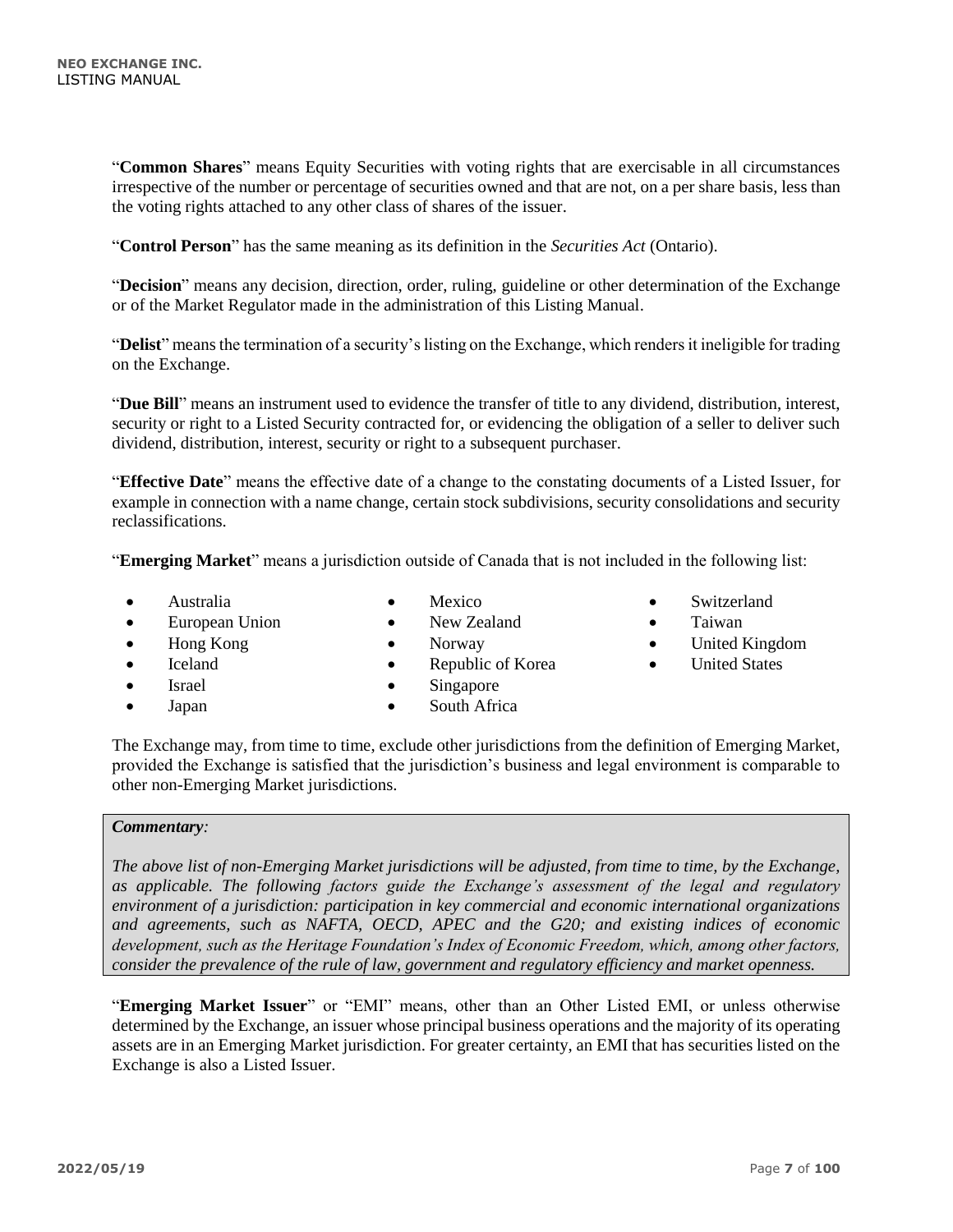"**Common Shares**" means Equity Securities with voting rights that are exercisable in all circumstances irrespective of the number or percentage of securities owned and that are not, on a per share basis, less than the voting rights attached to any other class of shares of the issuer.

"**Control Person**" has the same meaning as its definition in the *Securities Act* (Ontario).

"**Decision**" means any decision, direction, order, ruling, guideline or other determination of the Exchange or of the Market Regulator made in the administration of this Listing Manual.

"**Delist**" means the termination of a security's listing on the Exchange, which renders it ineligible for trading on the Exchange.

"**Due Bill**" means an instrument used to evidence the transfer of title to any dividend, distribution, interest, security or right to a Listed Security contracted for, or evidencing the obligation of a seller to deliver such dividend, distribution, interest, security or right to a subsequent purchaser.

"**Effective Date**" means the effective date of a change to the constating documents of a Listed Issuer, for example in connection with a name change, certain stock subdivisions, security consolidations and security reclassifications.

"**Emerging Market**" means a jurisdiction outside of Canada that is not included in the following list:

- Australia
- European Union
- Hong Kong
- Iceland
- Israel
- Japan
- Mexico
- New Zealand
- Norway
- Republic of Korea
- Singapore
- South Africa
- Switzerland
- Taiwan
- United Kingdom
- United States

The Exchange may, from time to time, exclude other jurisdictions from the definition of Emerging Market, provided the Exchange is satisfied that the jurisdiction's business and legal environment is comparable to other non-Emerging Market jurisdictions.

> ***Commentary:***
>
> *The above list of non-Emerging Market jurisdictions will be adjusted, from time to time, by the Exchange, as applicable. The following factors guide the Exchange's assessment of the legal and regulatory environment of a jurisdiction: participation in key commercial and economic international organizations and agreements, such as NAFTA, OECD, APEC and the G20; and existing indices of economic development, such as the Heritage Foundation's Index of Economic Freedom, which, among other factors, consider the prevalence of the rule of law, government and regulatory efficiency and market openness.*

"**Emerging Market Issuer**" or "EMI" means, other than an Other Listed EMI, or unless otherwise determined by the Exchange, an issuer whose principal business operations and the majority of its operating assets are in an Emerging Market jurisdiction. For greater certainty, an EMI that has securities listed on the Exchange is also a Listed Issuer.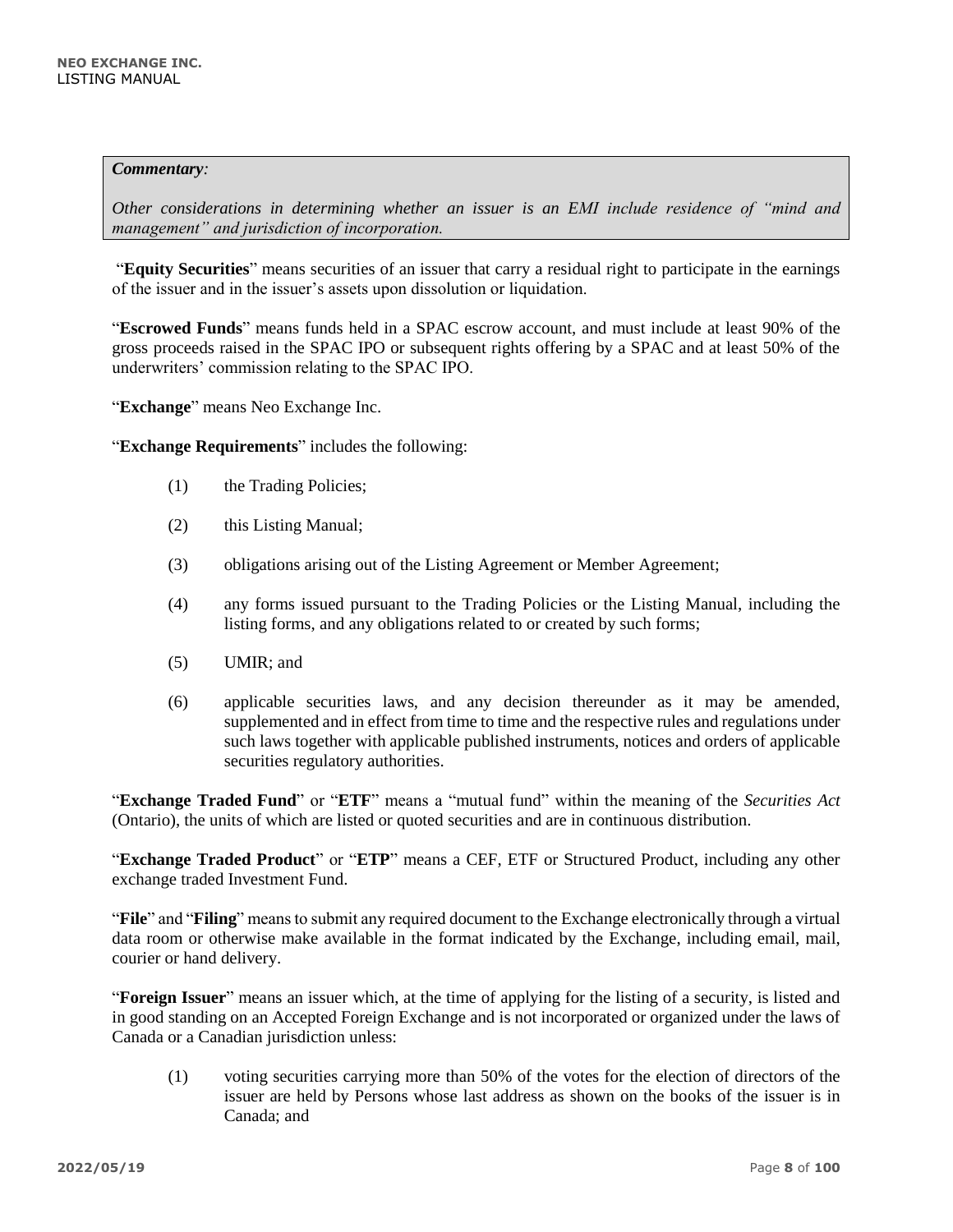> ***Commentary:***
>
> *Other considerations in determining whether an issuer is an EMI include residence of "mind and management" and jurisdiction of incorporation.*

"**Equity Securities**" means securities of an issuer that carry a residual right to participate in the earnings of the issuer and in the issuer's assets upon dissolution or liquidation.

"**Escrowed Funds**" means funds held in a SPAC escrow account, and must include at least 90% of the gross proceeds raised in the SPAC IPO or subsequent rights offering by a SPAC and at least 50% of the underwriters' commission relating to the SPAC IPO.

"**Exchange**" means Neo Exchange Inc.

"**Exchange Requirements**" includes the following:

(1) the Trading Policies;

(2) this Listing Manual;

(3) obligations arising out of the Listing Agreement or Member Agreement;

(4) any forms issued pursuant to the Trading Policies or the Listing Manual, including the listing forms, and any obligations related to or created by such forms;

(5) UMIR; and

(6) applicable securities laws, and any decision thereunder as it may be amended, supplemented and in effect from time to time and the respective rules and regulations under such laws together with applicable published instruments, notices and orders of applicable securities regulatory authorities.

"**Exchange Traded Fund**" or "**ETF**" means a "mutual fund" within the meaning of the *Securities Act* (Ontario), the units of which are listed or quoted securities and are in continuous distribution.

"**Exchange Traded Product**" or "**ETP**" means a CEF, ETF or Structured Product, including any other exchange traded Investment Fund.

"**File**" and "**Filing**" means to submit any required document to the Exchange electronically through a virtual data room or otherwise make available in the format indicated by the Exchange, including email, mail, courier or hand delivery.

"**Foreign Issuer**" means an issuer which, at the time of applying for the listing of a security, is listed and in good standing on an Accepted Foreign Exchange and is not incorporated or organized under the laws of Canada or a Canadian jurisdiction unless:

(1) voting securities carrying more than 50% of the votes for the election of directors of the issuer are held by Persons whose last address as shown on the books of the issuer is in Canada; and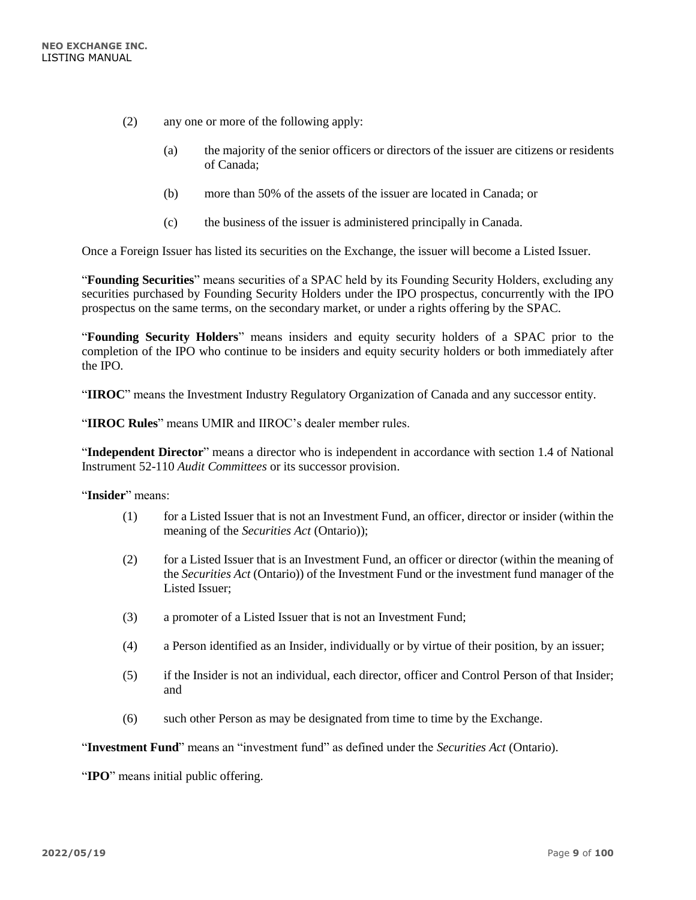(2) any one or more of the following apply:

   (a) the majority of the senior officers or directors of the issuer are citizens or residents of Canada;

   (b) more than 50% of the assets of the issuer are located in Canada; or

   (c) the business of the issuer is administered principally in Canada.

Once a Foreign Issuer has listed its securities on the Exchange, the issuer will become a Listed Issuer.

"**Founding Securities**" means securities of a SPAC held by its Founding Security Holders, excluding any securities purchased by Founding Security Holders under the IPO prospectus, concurrently with the IPO prospectus on the same terms, on the secondary market, or under a rights offering by the SPAC.

"**Founding Security Holders**" means insiders and equity security holders of a SPAC prior to the completion of the IPO who continue to be insiders and equity security holders or both immediately after the IPO.

"**IIROC**" means the Investment Industry Regulatory Organization of Canada and any successor entity.

"**IIROC Rules**" means UMIR and IIROC's dealer member rules.

"**Independent Director**" means a director who is independent in accordance with section 1.4 of National Instrument 52-110 *Audit Committees* or its successor provision.

"**Insider**" means:

(1) for a Listed Issuer that is not an Investment Fund, an officer, director or insider (within the meaning of the *Securities Act* (Ontario));

(2) for a Listed Issuer that is an Investment Fund, an officer or director (within the meaning of the *Securities Act* (Ontario)) of the Investment Fund or the investment fund manager of the Listed Issuer;

(3) a promoter of a Listed Issuer that is not an Investment Fund;

(4) a Person identified as an Insider, individually or by virtue of their position, by an issuer;

(5) if the Insider is not an individual, each director, officer and Control Person of that Insider; and

(6) such other Person as may be designated from time to time by the Exchange.

"**Investment Fund**" means an "investment fund" as defined under the *Securities Act* (Ontario).

"**IPO**" means initial public offering.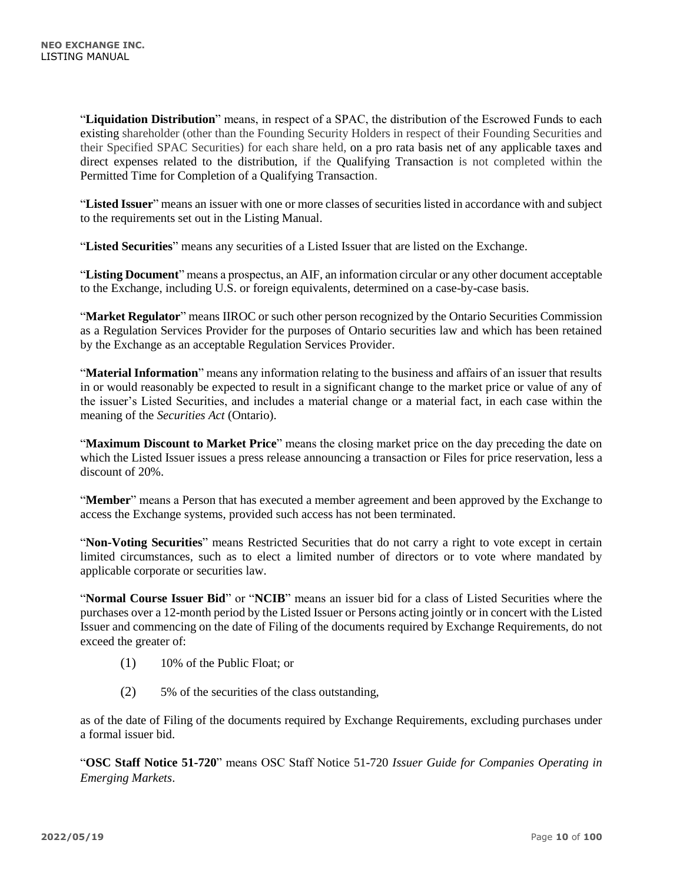"**Liquidation Distribution**" means, in respect of a SPAC, the distribution of the Escrowed Funds to each existing shareholder (other than the Founding Security Holders in respect of their Founding Securities and their Specified SPAC Securities) for each share held, on a pro rata basis net of any applicable taxes and direct expenses related to the distribution, if the Qualifying Transaction is not completed within the Permitted Time for Completion of a Qualifying Transaction.

"**Listed Issuer**" means an issuer with one or more classes of securities listed in accordance with and subject to the requirements set out in the Listing Manual.

"**Listed Securities**" means any securities of a Listed Issuer that are listed on the Exchange.

"**Listing Document**" means a prospectus, an AIF, an information circular or any other document acceptable to the Exchange, including U.S. or foreign equivalents, determined on a case-by-case basis.

"**Market Regulator**" means IIROC or such other person recognized by the Ontario Securities Commission as a Regulation Services Provider for the purposes of Ontario securities law and which has been retained by the Exchange as an acceptable Regulation Services Provider.

"**Material Information**" means any information relating to the business and affairs of an issuer that results in or would reasonably be expected to result in a significant change to the market price or value of any of the issuer's Listed Securities, and includes a material change or a material fact, in each case within the meaning of the *Securities Act* (Ontario).

"**Maximum Discount to Market Price**" means the closing market price on the day preceding the date on which the Listed Issuer issues a press release announcing a transaction or Files for price reservation, less a discount of 20%.

"**Member**" means a Person that has executed a member agreement and been approved by the Exchange to access the Exchange systems, provided such access has not been terminated.

"**Non-Voting Securities**" means Restricted Securities that do not carry a right to vote except in certain limited circumstances, such as to elect a limited number of directors or to vote where mandated by applicable corporate or securities law.

"**Normal Course Issuer Bid**" or "**NCIB**" means an issuer bid for a class of Listed Securities where the purchases over a 12-month period by the Listed Issuer or Persons acting jointly or in concert with the Listed Issuer and commencing on the date of Filing of the documents required by Exchange Requirements, do not exceed the greater of:

(1) 10% of the Public Float; or

(2) 5% of the securities of the class outstanding,

as of the date of Filing of the documents required by Exchange Requirements, excluding purchases under a formal issuer bid.

"**OSC Staff Notice 51-720**" means OSC Staff Notice 51-720 *Issuer Guide for Companies Operating in Emerging Markets*.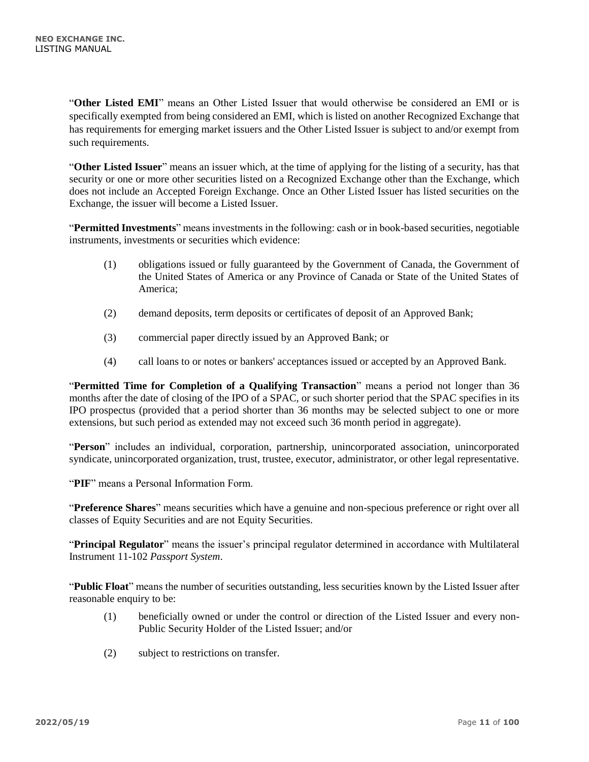"**Other Listed EMI**" means an Other Listed Issuer that would otherwise be considered an EMI or is specifically exempted from being considered an EMI, which is listed on another Recognized Exchange that has requirements for emerging market issuers and the Other Listed Issuer is subject to and/or exempt from such requirements.

"**Other Listed Issuer**" means an issuer which, at the time of applying for the listing of a security, has that security or one or more other securities listed on a Recognized Exchange other than the Exchange, which does not include an Accepted Foreign Exchange. Once an Other Listed Issuer has listed securities on the Exchange, the issuer will become a Listed Issuer.

"**Permitted Investments**" means investments in the following: cash or in book-based securities, negotiable instruments, investments or securities which evidence:

(1) obligations issued or fully guaranteed by the Government of Canada, the Government of the United States of America or any Province of Canada or State of the United States of America;

(2) demand deposits, term deposits or certificates of deposit of an Approved Bank;

(3) commercial paper directly issued by an Approved Bank; or

(4) call loans to or notes or bankers' acceptances issued or accepted by an Approved Bank.

"**Permitted Time for Completion of a Qualifying Transaction**" means a period not longer than 36 months after the date of closing of the IPO of a SPAC, or such shorter period that the SPAC specifies in its IPO prospectus (provided that a period shorter than 36 months may be selected subject to one or more extensions, but such period as extended may not exceed such 36 month period in aggregate).

"**Person**" includes an individual, corporation, partnership, unincorporated association, unincorporated syndicate, unincorporated organization, trust, trustee, executor, administrator, or other legal representative.

"**PIF**" means a Personal Information Form.

"**Preference Shares**" means securities which have a genuine and non-specious preference or right over all classes of Equity Securities and are not Equity Securities.

"**Principal Regulator**" means the issuer's principal regulator determined in accordance with Multilateral Instrument 11-102 *Passport System*.

"**Public Float**" means the number of securities outstanding, less securities known by the Listed Issuer after reasonable enquiry to be:

(1) beneficially owned or under the control or direction of the Listed Issuer and every non-Public Security Holder of the Listed Issuer; and/or

(2) subject to restrictions on transfer.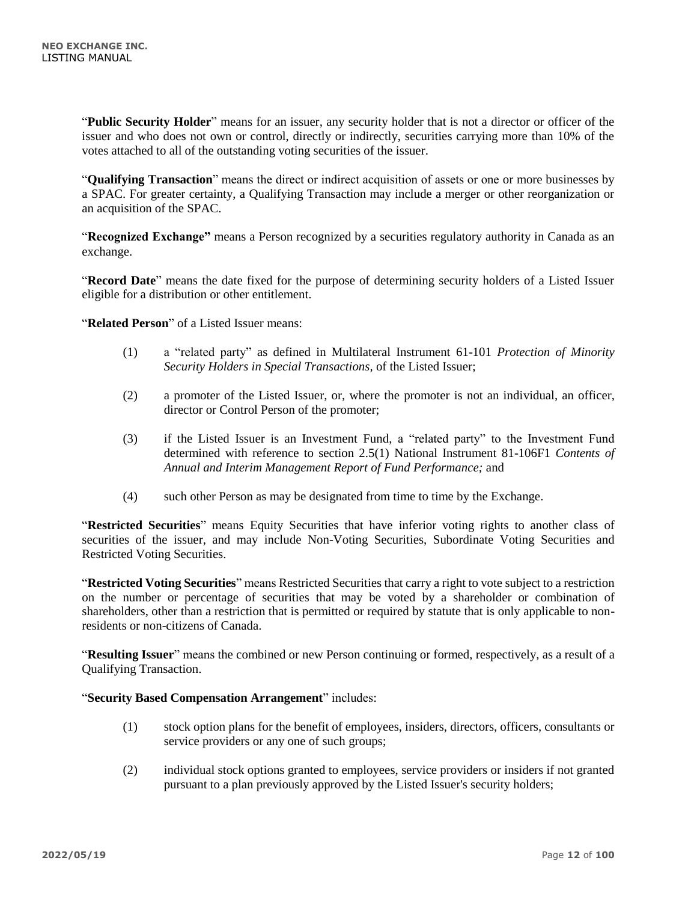"**Public Security Holder**" means for an issuer, any security holder that is not a director or officer of the issuer and who does not own or control, directly or indirectly, securities carrying more than 10% of the votes attached to all of the outstanding voting securities of the issuer.

"**Qualifying Transaction**" means the direct or indirect acquisition of assets or one or more businesses by a SPAC. For greater certainty, a Qualifying Transaction may include a merger or other reorganization or an acquisition of the SPAC.

"**Recognized Exchange"** means a Person recognized by a securities regulatory authority in Canada as an exchange.

"**Record Date**" means the date fixed for the purpose of determining security holders of a Listed Issuer eligible for a distribution or other entitlement.

"**Related Person**" of a Listed Issuer means:

(1) a "related party" as defined in Multilateral Instrument 61-101 *Protection of Minority Security Holders in Special Transactions,* of the Listed Issuer;

(2) a promoter of the Listed Issuer, or, where the promoter is not an individual, an officer, director or Control Person of the promoter;

(3) if the Listed Issuer is an Investment Fund, a "related party" to the Investment Fund determined with reference to section 2.5(1) National Instrument 81-106F1 *Contents of Annual and Interim Management Report of Fund Performance;* and

(4) such other Person as may be designated from time to time by the Exchange.

"**Restricted Securities**" means Equity Securities that have inferior voting rights to another class of securities of the issuer, and may include Non-Voting Securities, Subordinate Voting Securities and Restricted Voting Securities.

"**Restricted Voting Securities**" means Restricted Securities that carry a right to vote subject to a restriction on the number or percentage of securities that may be voted by a shareholder or combination of shareholders, other than a restriction that is permitted or required by statute that is only applicable to non-residents or non-citizens of Canada.

"**Resulting Issuer**" means the combined or new Person continuing or formed, respectively, as a result of a Qualifying Transaction.

"**Security Based Compensation Arrangement**" includes:

(1) stock option plans for the benefit of employees, insiders, directors, officers, consultants or service providers or any one of such groups;

(2) individual stock options granted to employees, service providers or insiders if not granted pursuant to a plan previously approved by the Listed Issuer's security holders;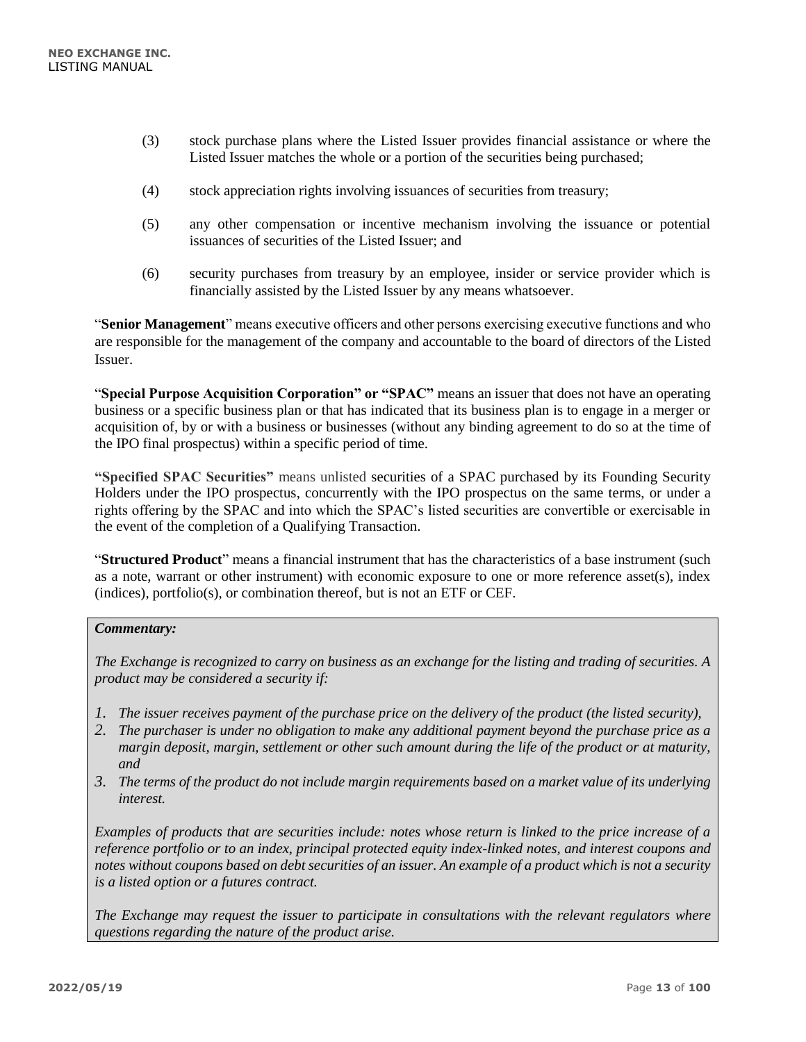(3) stock purchase plans where the Listed Issuer provides financial assistance or where the Listed Issuer matches the whole or a portion of the securities being purchased;

(4) stock appreciation rights involving issuances of securities from treasury;

(5) any other compensation or incentive mechanism involving the issuance or potential issuances of securities of the Listed Issuer; and

(6) security purchases from treasury by an employee, insider or service provider which is financially assisted by the Listed Issuer by any means whatsoever.

"**Senior Management**" means executive officers and other persons exercising executive functions and who are responsible for the management of the company and accountable to the board of directors of the Listed Issuer.

"**Special Purpose Acquisition Corporation" or "SPAC"** means an issuer that does not have an operating business or a specific business plan or that has indicated that its business plan is to engage in a merger or acquisition of, by or with a business or businesses (without any binding agreement to do so at the time of the IPO final prospectus) within a specific period of time.

**"Specified SPAC Securities"** means unlisted securities of a SPAC purchased by its Founding Security Holders under the IPO prospectus, concurrently with the IPO prospectus on the same terms, or under a rights offering by the SPAC and into which the SPAC's listed securities are convertible or exercisable in the event of the completion of a Qualifying Transaction.

"**Structured Product**" means a financial instrument that has the characteristics of a base instrument (such as a note, warrant or other instrument) with economic exposure to one or more reference asset(s), index (indices), portfolio(s), or combination thereof, but is not an ETF or CEF.

> ***Commentary:***
>
> *The Exchange is recognized to carry on business as an exchange for the listing and trading of securities. A product may be considered a security if:*
>
> 1. *The issuer receives payment of the purchase price on the delivery of the product (the listed security),*
> 2. *The purchaser is under no obligation to make any additional payment beyond the purchase price as a margin deposit, margin, settlement or other such amount during the life of the product or at maturity, and*
> 3. *The terms of the product do not include margin requirements based on a market value of its underlying interest.*
>
> *Examples of products that are securities include: notes whose return is linked to the price increase of a reference portfolio or to an index, principal protected equity index-linked notes, and interest coupons and notes without coupons based on debt securities of an issuer. An example of a product which is not a security is a listed option or a futures contract.*
>
> *The Exchange may request the issuer to participate in consultations with the relevant regulators where questions regarding the nature of the product arise.*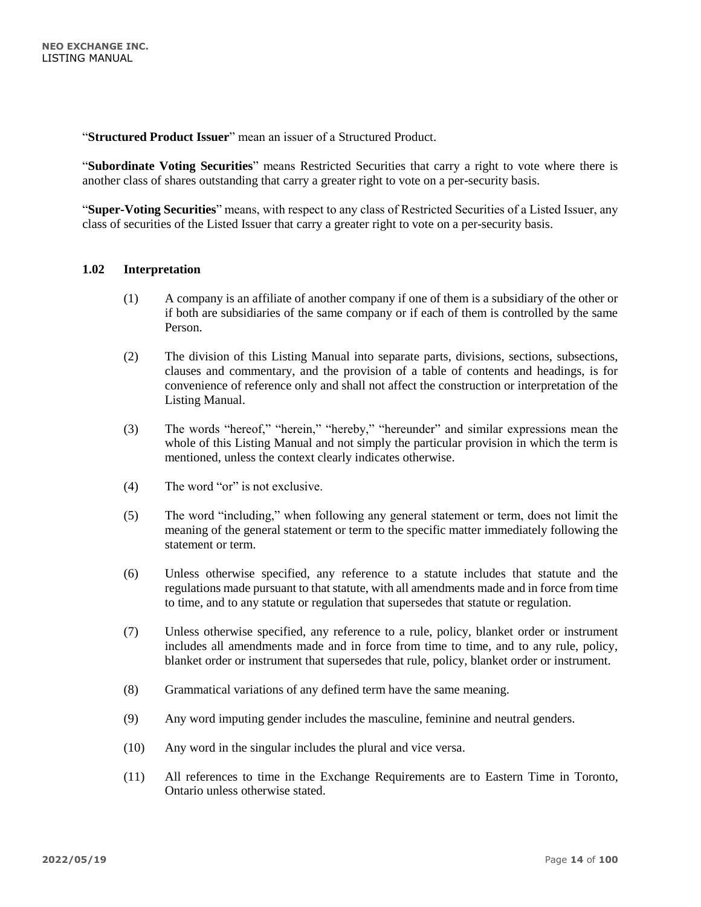"**Structured Product Issuer**" mean an issuer of a Structured Product.

"**Subordinate Voting Securities**" means Restricted Securities that carry a right to vote where there is another class of shares outstanding that carry a greater right to vote on a per-security basis.

"**Super-Voting Securities**" means, with respect to any class of Restricted Securities of a Listed Issuer, any class of securities of the Listed Issuer that carry a greater right to vote on a per-security basis.

### 1.02 Interpretation

(1) A company is an affiliate of another company if one of them is a subsidiary of the other or if both are subsidiaries of the same company or if each of them is controlled by the same Person.

(2) The division of this Listing Manual into separate parts, divisions, sections, subsections, clauses and commentary, and the provision of a table of contents and headings, is for convenience of reference only and shall not affect the construction or interpretation of the Listing Manual.

(3) The words "hereof," "herein," "hereby," "hereunder" and similar expressions mean the whole of this Listing Manual and not simply the particular provision in which the term is mentioned, unless the context clearly indicates otherwise.

(4) The word "or" is not exclusive.

(5) The word "including," when following any general statement or term, does not limit the meaning of the general statement or term to the specific matter immediately following the statement or term.

(6) Unless otherwise specified, any reference to a statute includes that statute and the regulations made pursuant to that statute, with all amendments made and in force from time to time, and to any statute or regulation that supersedes that statute or regulation.

(7) Unless otherwise specified, any reference to a rule, policy, blanket order or instrument includes all amendments made and in force from time to time, and to any rule, policy, blanket order or instrument that supersedes that rule, policy, blanket order or instrument.

(8) Grammatical variations of any defined term have the same meaning.

(9) Any word imputing gender includes the masculine, feminine and neutral genders.

(10) Any word in the singular includes the plural and vice versa.

(11) All references to time in the Exchange Requirements are to Eastern Time in Toronto, Ontario unless otherwise stated.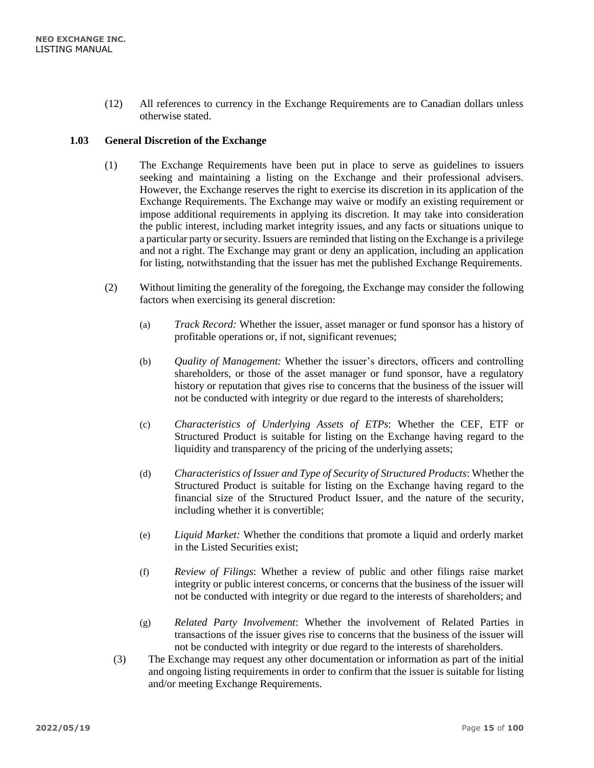(12) All references to currency in the Exchange Requirements are to Canadian dollars unless otherwise stated.

### 1.03 General Discretion of the Exchange

(1) The Exchange Requirements have been put in place to serve as guidelines to issuers seeking and maintaining a listing on the Exchange and their professional advisers. However, the Exchange reserves the right to exercise its discretion in its application of the Exchange Requirements. The Exchange may waive or modify an existing requirement or impose additional requirements in applying its discretion. It may take into consideration the public interest, including market integrity issues, and any facts or situations unique to a particular party or security. Issuers are reminded that listing on the Exchange is a privilege and not a right. The Exchange may grant or deny an application, including an application for listing, notwithstanding that the issuer has met the published Exchange Requirements.

(2) Without limiting the generality of the foregoing, the Exchange may consider the following factors when exercising its general discretion:

(a) *Track Record:* Whether the issuer, asset manager or fund sponsor has a history of profitable operations or, if not, significant revenues;

(b) *Quality of Management:* Whether the issuer's directors, officers and controlling shareholders, or those of the asset manager or fund sponsor, have a regulatory history or reputation that gives rise to concerns that the business of the issuer will not be conducted with integrity or due regard to the interests of shareholders;

(c) *Characteristics of Underlying Assets of ETPs*: Whether the CEF, ETF or Structured Product is suitable for listing on the Exchange having regard to the liquidity and transparency of the pricing of the underlying assets;

(d) *Characteristics of Issuer and Type of Security of Structured Products*: Whether the Structured Product is suitable for listing on the Exchange having regard to the financial size of the Structured Product Issuer, and the nature of the security, including whether it is convertible;

(e) *Liquid Market:* Whether the conditions that promote a liquid and orderly market in the Listed Securities exist;

(f) *Review of Filings*: Whether a review of public and other filings raise market integrity or public interest concerns, or concerns that the business of the issuer will not be conducted with integrity or due regard to the interests of shareholders; and

(g) *Related Party Involvement*: Whether the involvement of Related Parties in transactions of the issuer gives rise to concerns that the business of the issuer will not be conducted with integrity or due regard to the interests of shareholders.

(3) The Exchange may request any other documentation or information as part of the initial and ongoing listing requirements in order to confirm that the issuer is suitable for listing and/or meeting Exchange Requirements.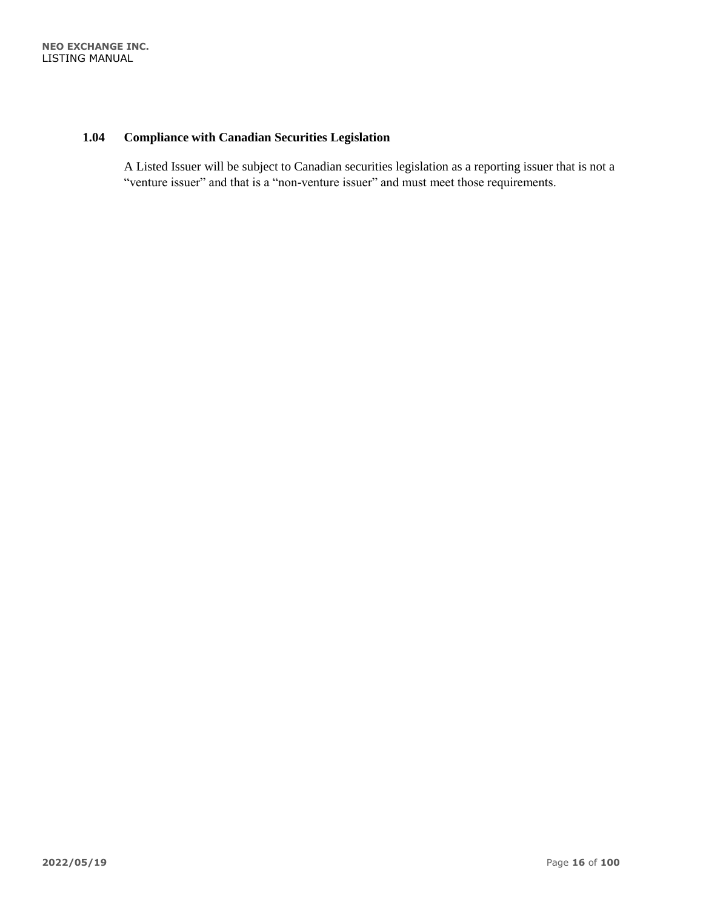### 1.04 Compliance with Canadian Securities Legislation

A Listed Issuer will be subject to Canadian securities legislation as a reporting issuer that is not a "venture issuer" and that is a "non-venture issuer" and must meet those requirements.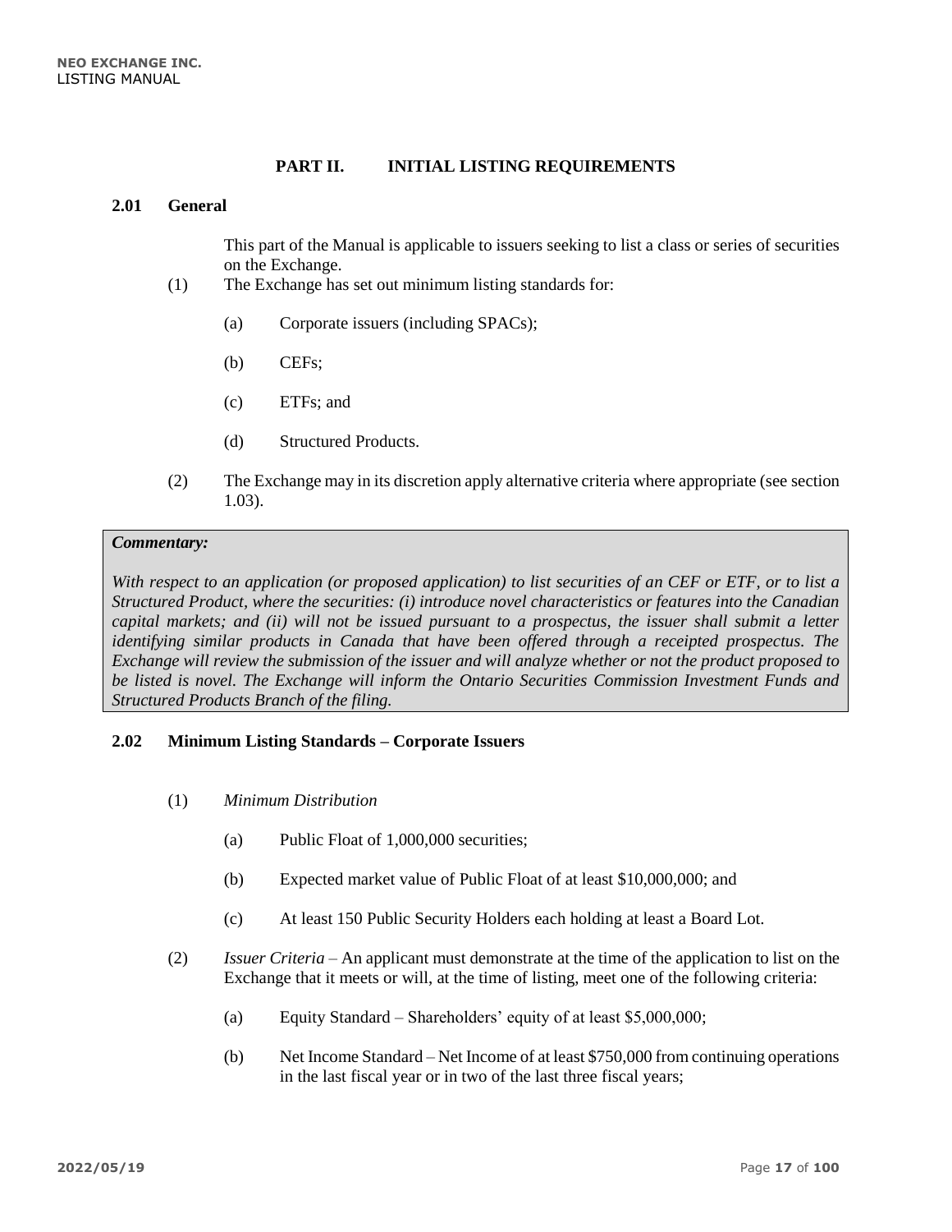## PART II. INITIAL LISTING REQUIREMENTS

### 2.01 General

This part of the Manual is applicable to issuers seeking to list a class or series of securities on the Exchange.

(1) The Exchange has set out minimum listing standards for:

(a) Corporate issuers (including SPACs);

(b) CEFs;

(c) ETFs; and

(d) Structured Products.

(2) The Exchange may in its discretion apply alternative criteria where appropriate (see section 1.03).

> ***Commentary:***
>
> *With respect to an application (or proposed application) to list securities of an CEF or ETF, or to list a Structured Product, where the securities: (i) introduce novel characteristics or features into the Canadian capital markets; and (ii) will not be issued pursuant to a prospectus, the issuer shall submit a letter identifying similar products in Canada that have been offered through a receipted prospectus. The Exchange will review the submission of the issuer and will analyze whether or not the product proposed to be listed is novel. The Exchange will inform the Ontario Securities Commission Investment Funds and Structured Products Branch of the filing.*

### 2.02 Minimum Listing Standards – Corporate Issuers

(1) *Minimum Distribution*

(a) Public Float of 1,000,000 securities;

(b) Expected market value of Public Float of at least $10,000,000; and

(c) At least 150 Public Security Holders each holding at least a Board Lot.

(2) *Issuer Criteria* – An applicant must demonstrate at the time of the application to list on the Exchange that it meets or will, at the time of listing, meet one of the following criteria:

(a) Equity Standard – Shareholders' equity of at least $5,000,000;

(b) Net Income Standard – Net Income of at least $750,000 from continuing operations in the last fiscal year or in two of the last three fiscal years;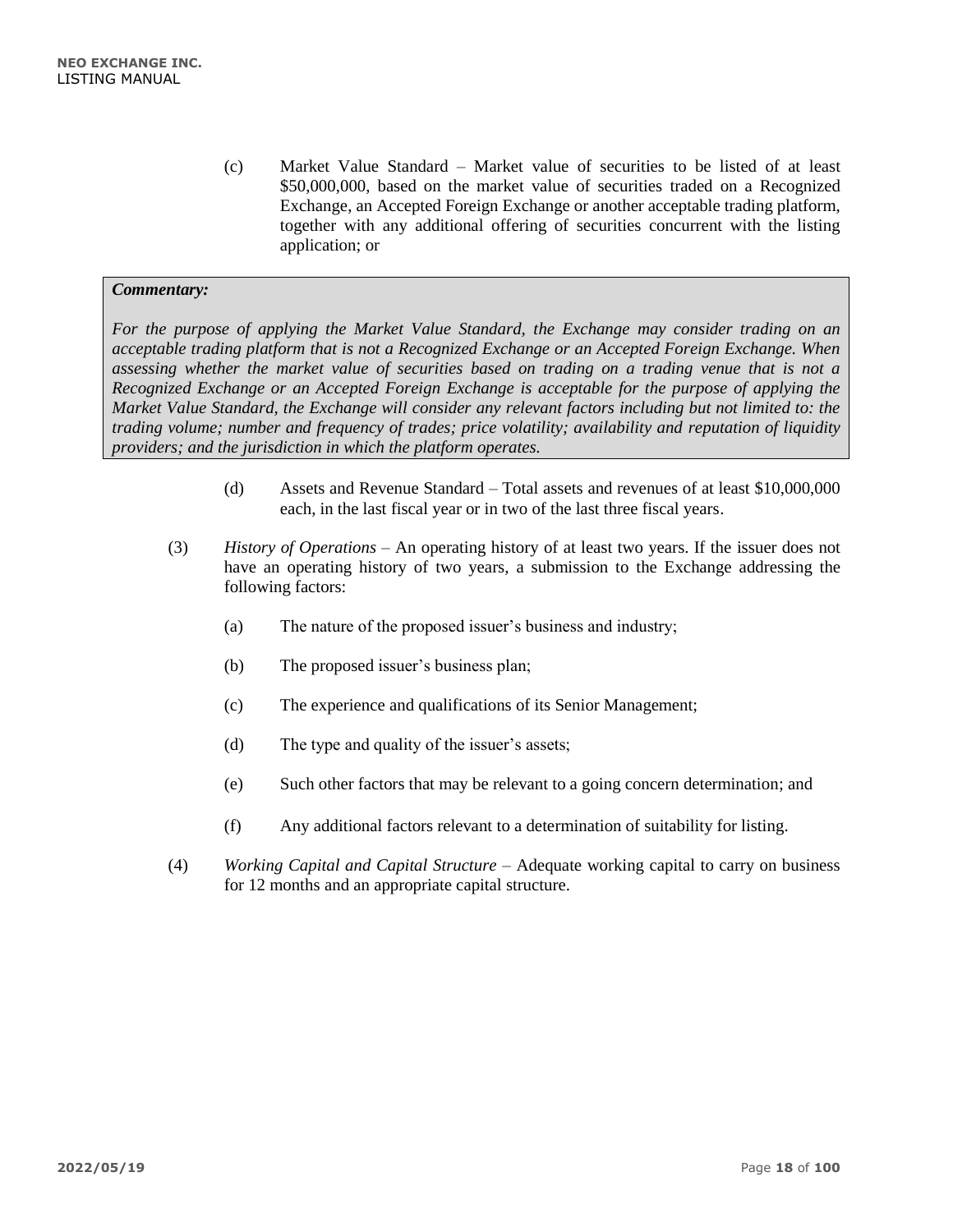(c) Market Value Standard – Market value of securities to be listed of at least \$50,000,000, based on the market value of securities traded on a Recognized Exchange, an Accepted Foreign Exchange or another acceptable trading platform, together with any additional offering of securities concurrent with the listing application; or

> ***Commentary:***
>
> *For the purpose of applying the Market Value Standard, the Exchange may consider trading on an acceptable trading platform that is not a Recognized Exchange or an Accepted Foreign Exchange. When assessing whether the market value of securities based on trading on a trading venue that is not a Recognized Exchange or an Accepted Foreign Exchange is acceptable for the purpose of applying the Market Value Standard, the Exchange will consider any relevant factors including but not limited to: the trading volume; number and frequency of trades; price volatility; availability and reputation of liquidity providers; and the jurisdiction in which the platform operates.*

(d) Assets and Revenue Standard – Total assets and revenues of at least \$10,000,000 each, in the last fiscal year or in two of the last three fiscal years.

(3) *History of Operations* – An operating history of at least two years. If the issuer does not have an operating history of two years, a submission to the Exchange addressing the following factors:

(a) The nature of the proposed issuer's business and industry;

(b) The proposed issuer's business plan;

(c) The experience and qualifications of its Senior Management;

(d) The type and quality of the issuer's assets;

(e) Such other factors that may be relevant to a going concern determination; and

(f) Any additional factors relevant to a determination of suitability for listing.

(4) *Working Capital and Capital Structure* – Adequate working capital to carry on business for 12 months and an appropriate capital structure.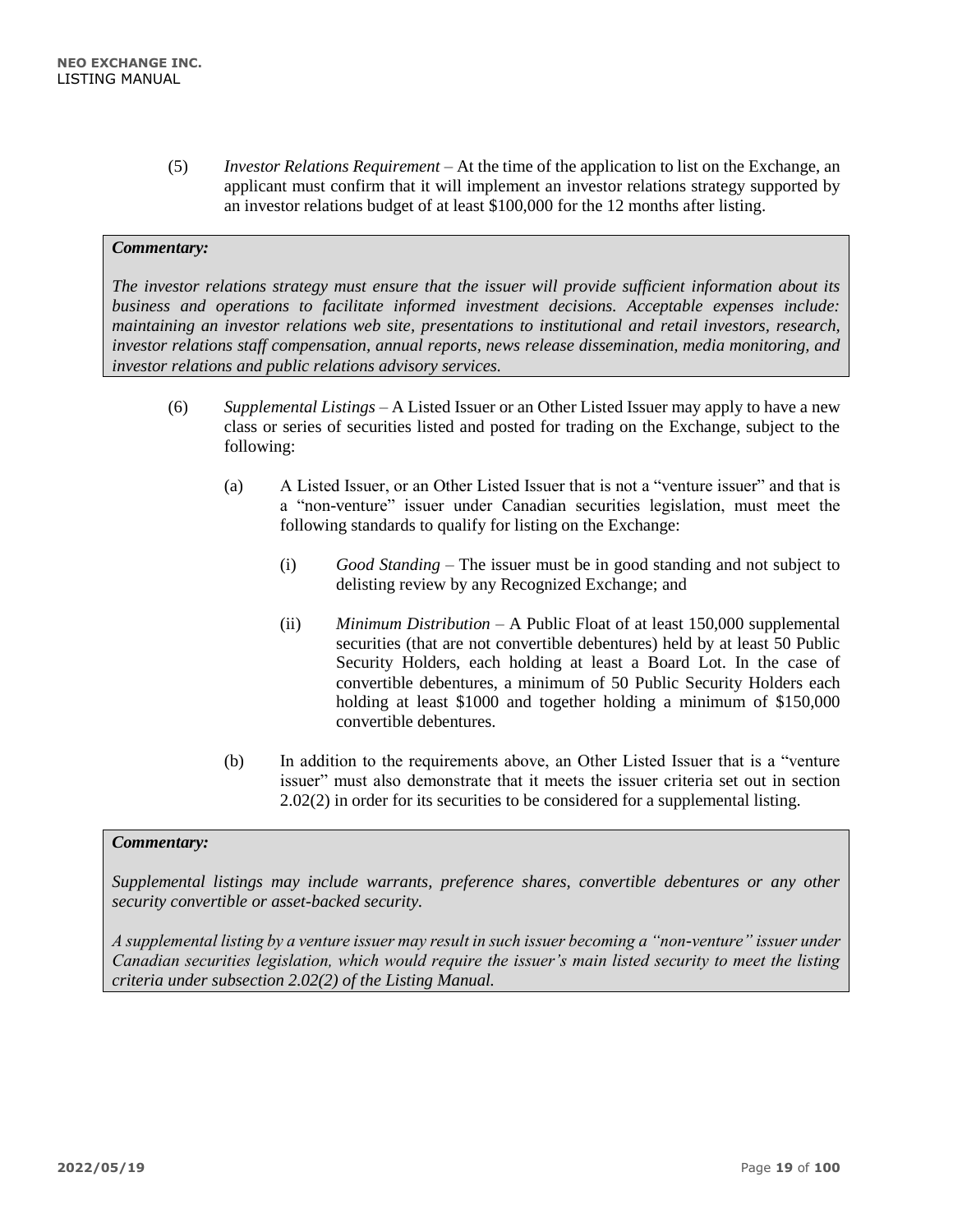(5) *Investor Relations Requirement* – At the time of the application to list on the Exchange, an applicant must confirm that it will implement an investor relations strategy supported by an investor relations budget of at least $100,000 for the 12 months after listing.

> ***Commentary:***
>
> *The investor relations strategy must ensure that the issuer will provide sufficient information about its business and operations to facilitate informed investment decisions. Acceptable expenses include: maintaining an investor relations web site, presentations to institutional and retail investors, research, investor relations staff compensation, annual reports, news release dissemination, media monitoring, and investor relations and public relations advisory services.*

(6) *Supplemental Listings* – A Listed Issuer or an Other Listed Issuer may apply to have a new class or series of securities listed and posted for trading on the Exchange, subject to the following:

(a) A Listed Issuer, or an Other Listed Issuer that is not a "venture issuer" and that is a "non-venture" issuer under Canadian securities legislation, must meet the following standards to qualify for listing on the Exchange:

(i) *Good Standing* – The issuer must be in good standing and not subject to delisting review by any Recognized Exchange; and

(ii) *Minimum Distribution* – A Public Float of at least 150,000 supplemental securities (that are not convertible debentures) held by at least 50 Public Security Holders, each holding at least a Board Lot. In the case of convertible debentures, a minimum of 50 Public Security Holders each holding at least $1000 and together holding a minimum of $150,000 convertible debentures.

(b) In addition to the requirements above, an Other Listed Issuer that is a "venture issuer" must also demonstrate that it meets the issuer criteria set out in section 2.02(2) in order for its securities to be considered for a supplemental listing.

> ***Commentary:***
>
> *Supplemental listings may include warrants, preference shares, convertible debentures or any other security convertible or asset-backed security.*
>
> *A supplemental listing by a venture issuer may result in such issuer becoming a "non-venture" issuer under Canadian securities legislation, which would require the issuer's main listed security to meet the listing criteria under subsection 2.02(2) of the Listing Manual.*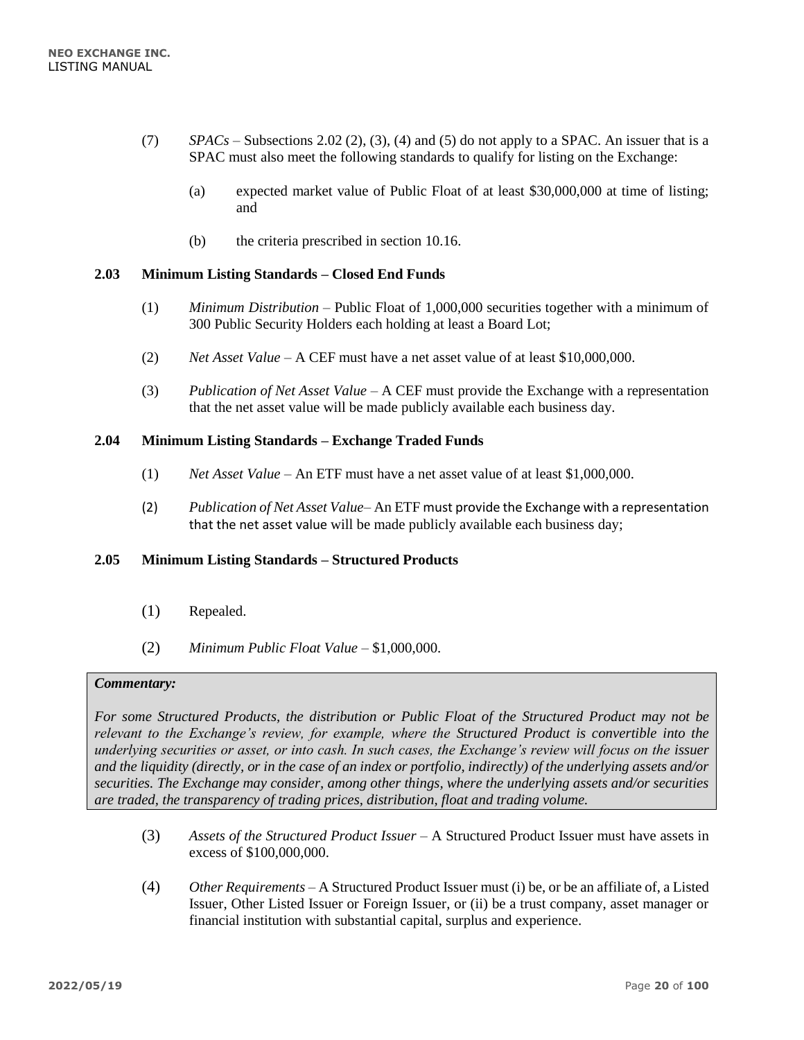(7) *SPACs* – Subsections 2.02 (2), (3), (4) and (5) do not apply to a SPAC. An issuer that is a SPAC must also meet the following standards to qualify for listing on the Exchange:

(a) expected market value of Public Float of at least $30,000,000 at time of listing; and

(b) the criteria prescribed in section 10.16.

### 2.03 Minimum Listing Standards – Closed End Funds

(1) *Minimum Distribution* – Public Float of 1,000,000 securities together with a minimum of 300 Public Security Holders each holding at least a Board Lot;

(2) *Net Asset Value* – A CEF must have a net asset value of at least $10,000,000.

(3) *Publication of Net Asset Value* – A CEF must provide the Exchange with a representation that the net asset value will be made publicly available each business day.

### 2.04 Minimum Listing Standards – Exchange Traded Funds

(1) *Net Asset Value* – An ETF must have a net asset value of at least $1,000,000.

(2) *Publication of Net Asset Value*– An ETF must provide the Exchange with a representation that the net asset value will be made publicly available each business day;

### 2.05 Minimum Listing Standards – Structured Products

(1) Repealed.

(2) *Minimum Public Float Value* – $1,000,000.

***Commentary:***

*For some Structured Products, the distribution or Public Float of the Structured Product may not be relevant to the Exchange's review, for example, where the Structured Product is convertible into the underlying securities or asset, or into cash. In such cases, the Exchange's review will focus on the issuer and the liquidity (directly, or in the case of an index or portfolio, indirectly) of the underlying assets and/or securities. The Exchange may consider, among other things, where the underlying assets and/or securities are traded, the transparency of trading prices, distribution, float and trading volume.*

(3) *Assets of the Structured Product Issuer* – A Structured Product Issuer must have assets in excess of $100,000,000.

(4) *Other Requirements* – A Structured Product Issuer must (i) be, or be an affiliate of, a Listed Issuer, Other Listed Issuer or Foreign Issuer, or (ii) be a trust company, asset manager or financial institution with substantial capital, surplus and experience.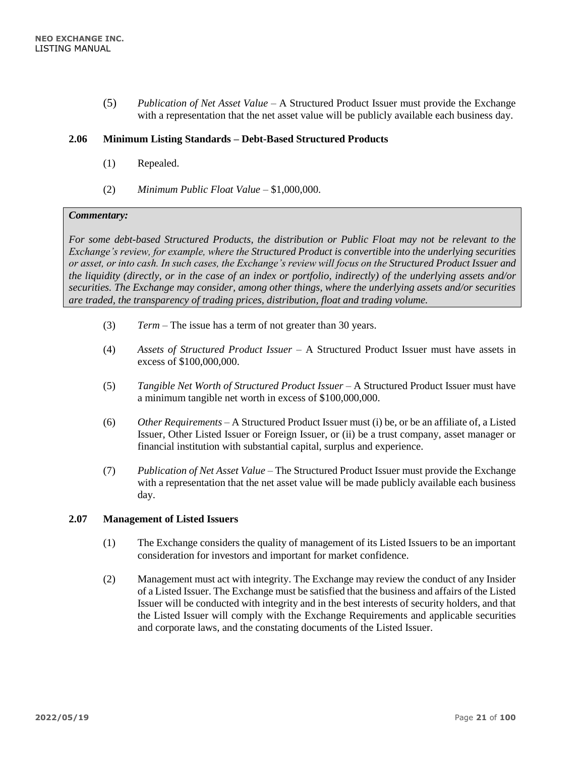(5) *Publication of Net Asset Value* – A Structured Product Issuer must provide the Exchange with a representation that the net asset value will be publicly available each business day.

### 2.06 Minimum Listing Standards – Debt-Based Structured Products

(1) Repealed.

(2) *Minimum Public Float Value* – $1,000,000.

> ***Commentary:***
>
> *For some debt-based Structured Products, the distribution or Public Float may not be relevant to the Exchange's review, for example, where the Structured Product is convertible into the underlying securities or asset, or into cash. In such cases, the Exchange's review will focus on the Structured Product Issuer and the liquidity (directly, or in the case of an index or portfolio, indirectly) of the underlying assets and/or securities. The Exchange may consider, among other things, where the underlying assets and/or securities are traded, the transparency of trading prices, distribution, float and trading volume.*

(3) *Term* – The issue has a term of not greater than 30 years.

(4) *Assets of Structured Product Issuer* – A Structured Product Issuer must have assets in excess of $100,000,000.

(5) *Tangible Net Worth of Structured Product Issuer* – A Structured Product Issuer must have a minimum tangible net worth in excess of $100,000,000.

(6) *Other Requirements* – A Structured Product Issuer must (i) be, or be an affiliate of, a Listed Issuer, Other Listed Issuer or Foreign Issuer, or (ii) be a trust company, asset manager or financial institution with substantial capital, surplus and experience.

(7) *Publication of Net Asset Value* – The Structured Product Issuer must provide the Exchange with a representation that the net asset value will be made publicly available each business day.

### 2.07 Management of Listed Issuers

(1) The Exchange considers the quality of management of its Listed Issuers to be an important consideration for investors and important for market confidence.

(2) Management must act with integrity. The Exchange may review the conduct of any Insider of a Listed Issuer. The Exchange must be satisfied that the business and affairs of the Listed Issuer will be conducted with integrity and in the best interests of security holders, and that the Listed Issuer will comply with the Exchange Requirements and applicable securities and corporate laws, and the constating documents of the Listed Issuer.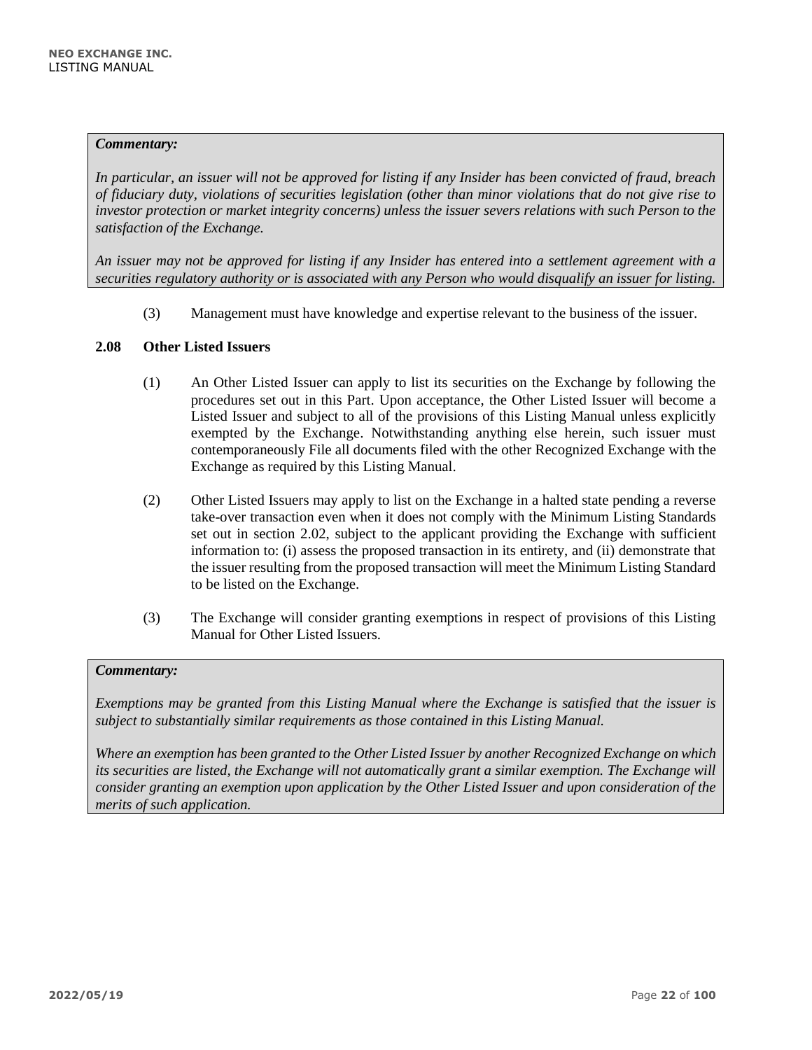***Commentary:***

*In particular, an issuer will not be approved for listing if any Insider has been convicted of fraud, breach of fiduciary duty, violations of securities legislation (other than minor violations that do not give rise to investor protection or market integrity concerns) unless the issuer severs relations with such Person to the satisfaction of the Exchange.*

*An issuer may not be approved for listing if any Insider has entered into a settlement agreement with a securities regulatory authority or is associated with any Person who would disqualify an issuer for listing.*

(3) Management must have knowledge and expertise relevant to the business of the issuer.

### 2.08 Other Listed Issuers

(1) An Other Listed Issuer can apply to list its securities on the Exchange by following the procedures set out in this Part. Upon acceptance, the Other Listed Issuer will become a Listed Issuer and subject to all of the provisions of this Listing Manual unless explicitly exempted by the Exchange. Notwithstanding anything else herein, such issuer must contemporaneously File all documents filed with the other Recognized Exchange with the Exchange as required by this Listing Manual.

(2) Other Listed Issuers may apply to list on the Exchange in a halted state pending a reverse take-over transaction even when it does not comply with the Minimum Listing Standards set out in section 2.02, subject to the applicant providing the Exchange with sufficient information to: (i) assess the proposed transaction in its entirety, and (ii) demonstrate that the issuer resulting from the proposed transaction will meet the Minimum Listing Standard to be listed on the Exchange.

(3) The Exchange will consider granting exemptions in respect of provisions of this Listing Manual for Other Listed Issuers.

***Commentary:***

*Exemptions may be granted from this Listing Manual where the Exchange is satisfied that the issuer is subject to substantially similar requirements as those contained in this Listing Manual.*

*Where an exemption has been granted to the Other Listed Issuer by another Recognized Exchange on which its securities are listed, the Exchange will not automatically grant a similar exemption. The Exchange will consider granting an exemption upon application by the Other Listed Issuer and upon consideration of the merits of such application.*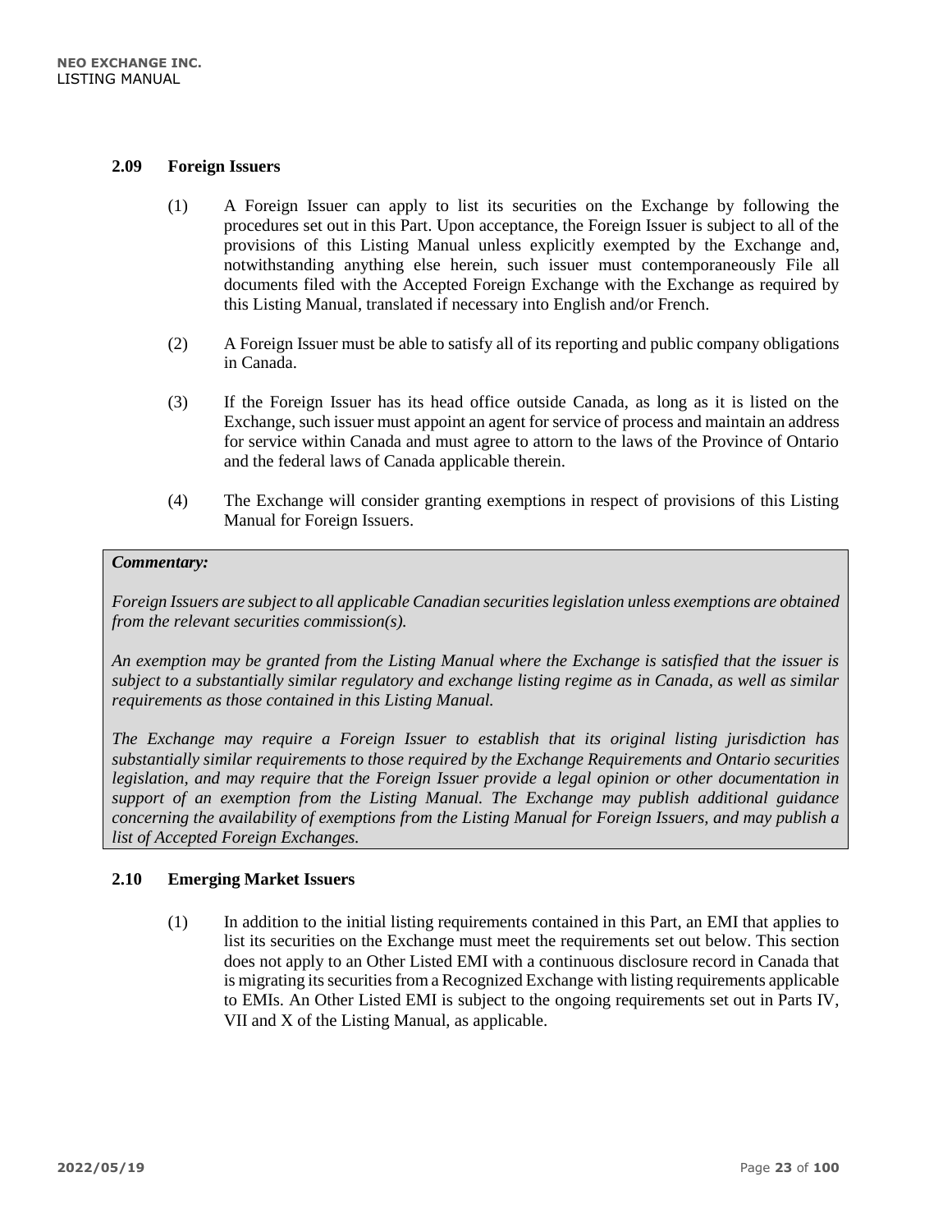### 2.09 Foreign Issuers

(1) A Foreign Issuer can apply to list its securities on the Exchange by following the procedures set out in this Part. Upon acceptance, the Foreign Issuer is subject to all of the provisions of this Listing Manual unless explicitly exempted by the Exchange and, notwithstanding anything else herein, such issuer must contemporaneously File all documents filed with the Accepted Foreign Exchange with the Exchange as required by this Listing Manual, translated if necessary into English and/or French.

(2) A Foreign Issuer must be able to satisfy all of its reporting and public company obligations in Canada.

(3) If the Foreign Issuer has its head office outside Canada, as long as it is listed on the Exchange, such issuer must appoint an agent for service of process and maintain an address for service within Canada and must agree to attorn to the laws of the Province of Ontario and the federal laws of Canada applicable therein.

(4) The Exchange will consider granting exemptions in respect of provisions of this Listing Manual for Foreign Issuers.

> ***Commentary:***
>
> *Foreign Issuers are subject to all applicable Canadian securities legislation unless exemptions are obtained from the relevant securities commission(s).*
>
> *An exemption may be granted from the Listing Manual where the Exchange is satisfied that the issuer is subject to a substantially similar regulatory and exchange listing regime as in Canada, as well as similar requirements as those contained in this Listing Manual.*
>
> *The Exchange may require a Foreign Issuer to establish that its original listing jurisdiction has substantially similar requirements to those required by the Exchange Requirements and Ontario securities legislation, and may require that the Foreign Issuer provide a legal opinion or other documentation in support of an exemption from the Listing Manual. The Exchange may publish additional guidance concerning the availability of exemptions from the Listing Manual for Foreign Issuers, and may publish a list of Accepted Foreign Exchanges.*

### 2.10 Emerging Market Issuers

(1) In addition to the initial listing requirements contained in this Part, an EMI that applies to list its securities on the Exchange must meet the requirements set out below. This section does not apply to an Other Listed EMI with a continuous disclosure record in Canada that is migrating its securities from a Recognized Exchange with listing requirements applicable to EMIs. An Other Listed EMI is subject to the ongoing requirements set out in Parts IV, VII and X of the Listing Manual, as applicable.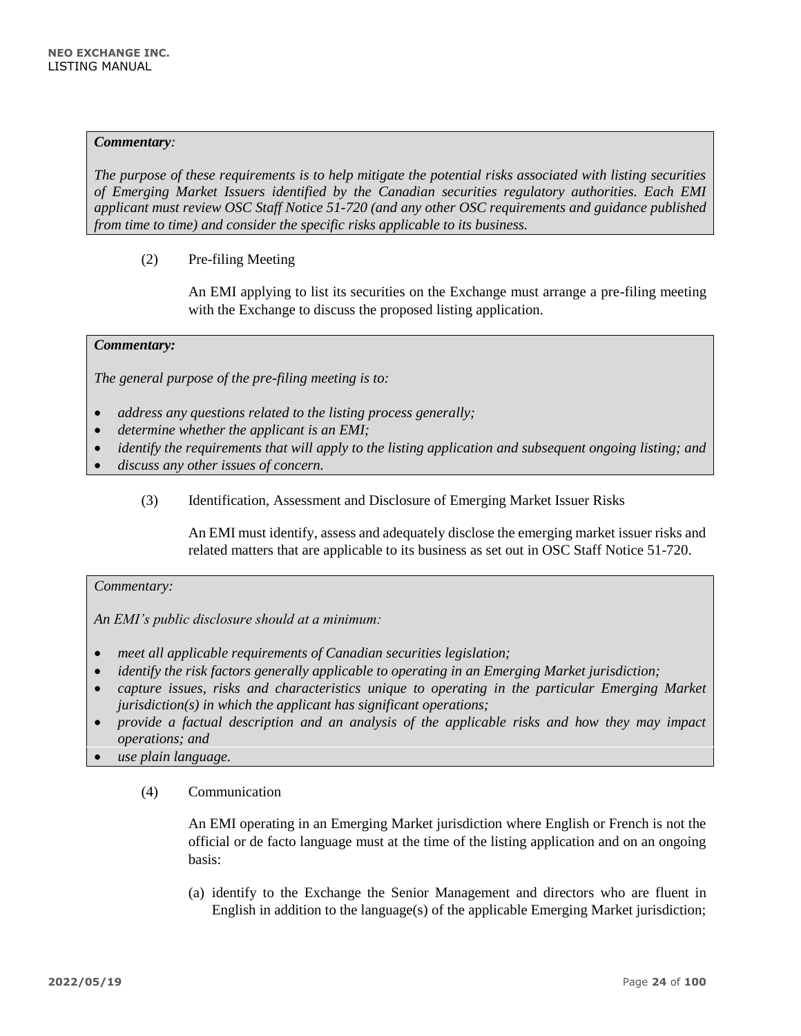***Commentary:***

*The purpose of these requirements is to help mitigate the potential risks associated with listing securities of Emerging Market Issuers identified by the Canadian securities regulatory authorities. Each EMI applicant must review OSC Staff Notice 51-720 (and any other OSC requirements and guidance published from time to time) and consider the specific risks applicable to its business.*

(2) Pre-filing Meeting

An EMI applying to list its securities on the Exchange must arrange a pre-filing meeting with the Exchange to discuss the proposed listing application.

***Commentary:***

*The general purpose of the pre-filing meeting is to:*

- *address any questions related to the listing process generally;*
- *determine whether the applicant is an EMI;*
- *identify the requirements that will apply to the listing application and subsequent ongoing listing; and*
- *discuss any other issues of concern.*

(3) Identification, Assessment and Disclosure of Emerging Market Issuer Risks

An EMI must identify, assess and adequately disclose the emerging market issuer risks and related matters that are applicable to its business as set out in OSC Staff Notice 51-720.

*Commentary:*

*An EMI's public disclosure should at a minimum:*

- *meet all applicable requirements of Canadian securities legislation;*
- *identify the risk factors generally applicable to operating in an Emerging Market jurisdiction;*
- *capture issues, risks and characteristics unique to operating in the particular Emerging Market jurisdiction(s) in which the applicant has significant operations;*
- *provide a factual description and an analysis of the applicable risks and how they may impact operations; and*
- *use plain language.*

(4) Communication

An EMI operating in an Emerging Market jurisdiction where English or French is not the official or de facto language must at the time of the listing application and on an ongoing basis:

(a) identify to the Exchange the Senior Management and directors who are fluent in English in addition to the language(s) of the applicable Emerging Market jurisdiction;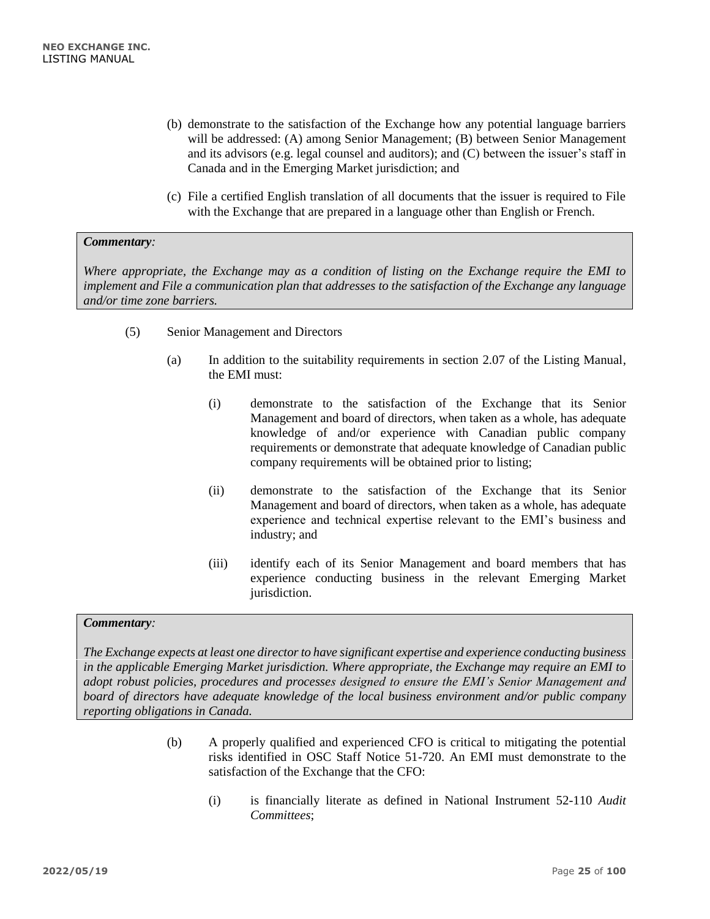(b) demonstrate to the satisfaction of the Exchange how any potential language barriers will be addressed: (A) among Senior Management; (B) between Senior Management and its advisors (e.g. legal counsel and auditors); and (C) between the issuer's staff in Canada and in the Emerging Market jurisdiction; and

(c) File a certified English translation of all documents that the issuer is required to File with the Exchange that are prepared in a language other than English or French.

> ***Commentary:***
>
> *Where appropriate, the Exchange may as a condition of listing on the Exchange require the EMI to implement and File a communication plan that addresses to the satisfaction of the Exchange any language and/or time zone barriers.*

(5) Senior Management and Directors

(a) In addition to the suitability requirements in section 2.07 of the Listing Manual, the EMI must:

(i) demonstrate to the satisfaction of the Exchange that its Senior Management and board of directors, when taken as a whole, has adequate knowledge of and/or experience with Canadian public company requirements or demonstrate that adequate knowledge of Canadian public company requirements will be obtained prior to listing;

(ii) demonstrate to the satisfaction of the Exchange that its Senior Management and board of directors, when taken as a whole, has adequate experience and technical expertise relevant to the EMI's business and industry; and

(iii) identify each of its Senior Management and board members that has experience conducting business in the relevant Emerging Market jurisdiction.

> ***Commentary:***
>
> *The Exchange expects at least one director to have significant expertise and experience conducting business in the applicable Emerging Market jurisdiction. Where appropriate, the Exchange may require an EMI to adopt robust policies, procedures and processes designed to ensure the EMI's Senior Management and board of directors have adequate knowledge of the local business environment and/or public company reporting obligations in Canada.*

(b) A properly qualified and experienced CFO is critical to mitigating the potential risks identified in OSC Staff Notice 51-720. An EMI must demonstrate to the satisfaction of the Exchange that the CFO:

(i) is financially literate as defined in National Instrument 52-110 *Audit Committees*;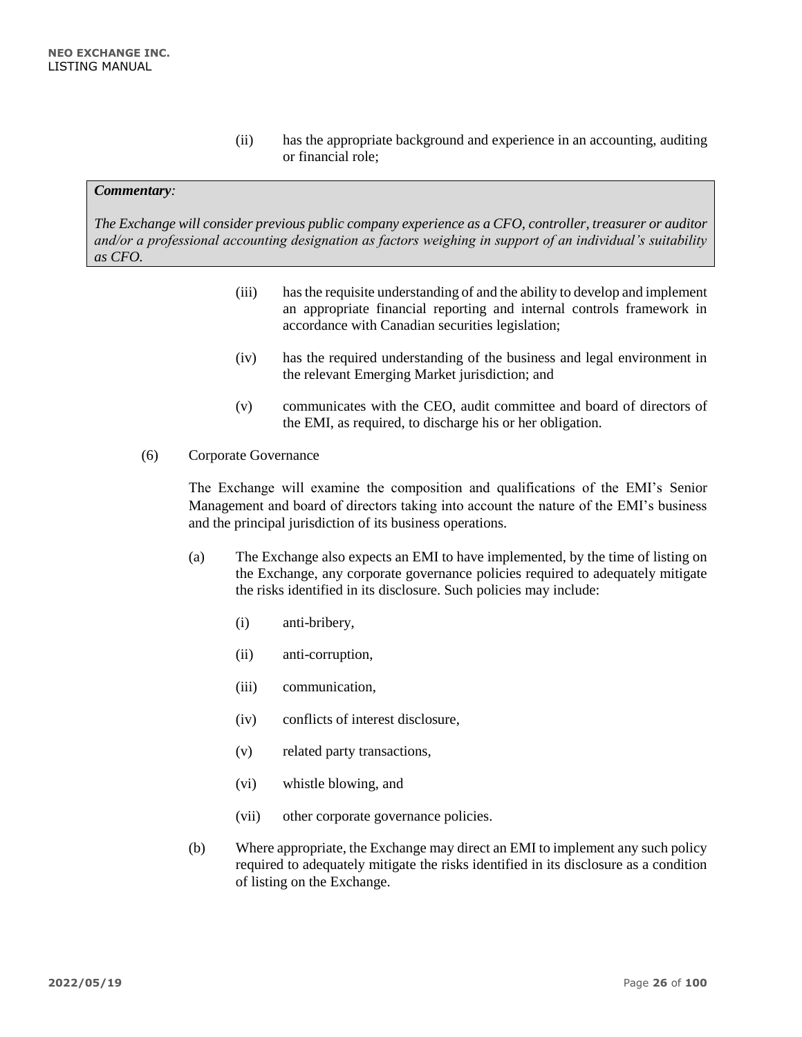(ii) has the appropriate background and experience in an accounting, auditing or financial role;

> ***Commentary:***
>
> *The Exchange will consider previous public company experience as a CFO, controller, treasurer or auditor and/or a professional accounting designation as factors weighing in support of an individual's suitability as CFO.*

(iii) has the requisite understanding of and the ability to develop and implement an appropriate financial reporting and internal controls framework in accordance with Canadian securities legislation;

(iv) has the required understanding of the business and legal environment in the relevant Emerging Market jurisdiction; and

(v) communicates with the CEO, audit committee and board of directors of the EMI, as required, to discharge his or her obligation.

(6) Corporate Governance

The Exchange will examine the composition and qualifications of the EMI's Senior Management and board of directors taking into account the nature of the EMI's business and the principal jurisdiction of its business operations.

(a) The Exchange also expects an EMI to have implemented, by the time of listing on the Exchange, any corporate governance policies required to adequately mitigate the risks identified in its disclosure. Such policies may include:

(i) anti-bribery,

(ii) anti-corruption,

(iii) communication,

(iv) conflicts of interest disclosure,

(v) related party transactions,

(vi) whistle blowing, and

(vii) other corporate governance policies.

(b) Where appropriate, the Exchange may direct an EMI to implement any such policy required to adequately mitigate the risks identified in its disclosure as a condition of listing on the Exchange.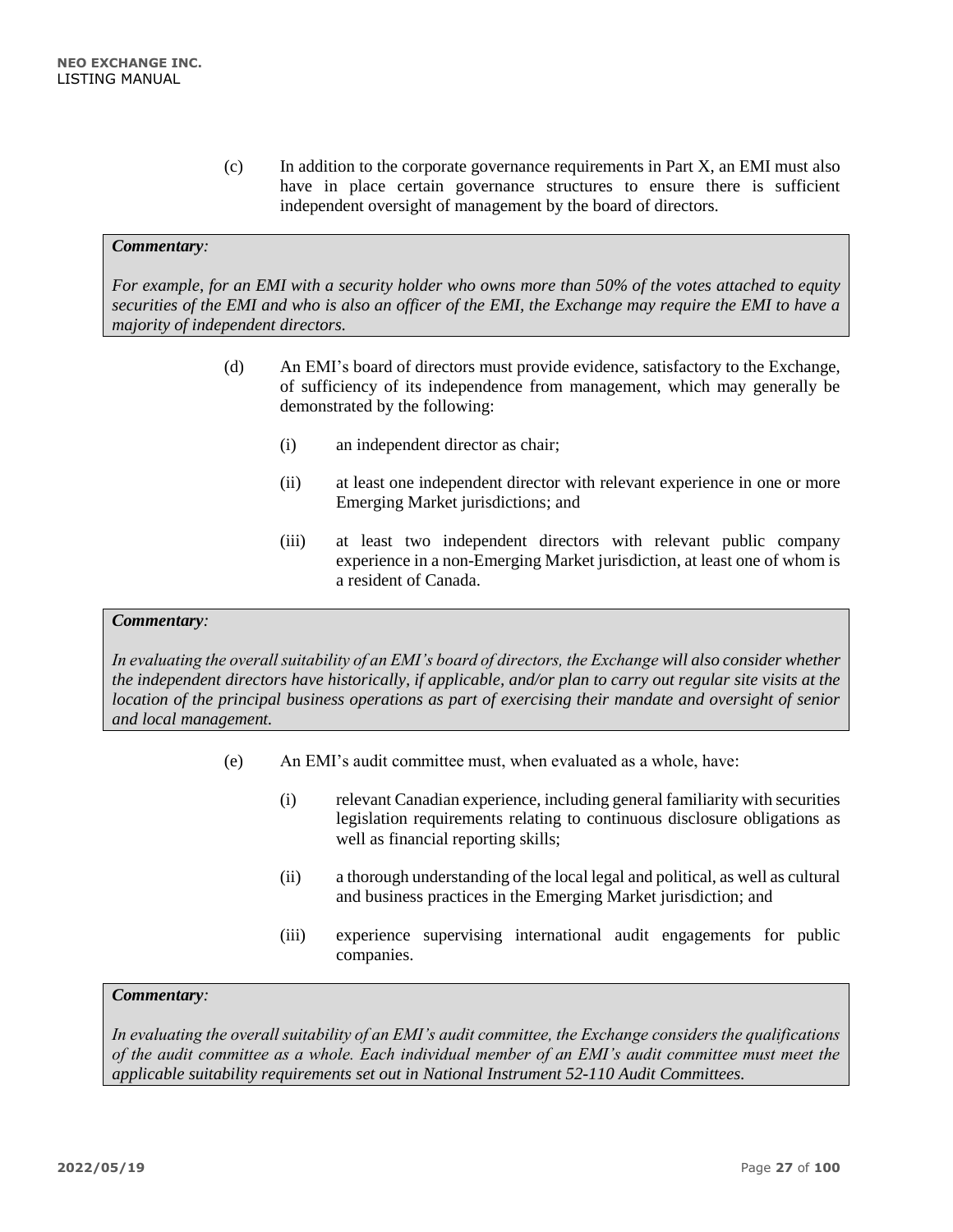(c) In addition to the corporate governance requirements in Part X, an EMI must also have in place certain governance structures to ensure there is sufficient independent oversight of management by the board of directors.

> ***Commentary**:*
>
> *For example, for an EMI with a security holder who owns more than 50% of the votes attached to equity securities of the EMI and who is also an officer of the EMI, the Exchange may require the EMI to have a majority of independent directors.*

(d) An EMI's board of directors must provide evidence, satisfactory to the Exchange, of sufficiency of its independence from management, which may generally be demonstrated by the following:

(i) an independent director as chair;

(ii) at least one independent director with relevant experience in one or more Emerging Market jurisdictions; and

(iii) at least two independent directors with relevant public company experience in a non-Emerging Market jurisdiction, at least one of whom is a resident of Canada.

> ***Commentary**:*
>
> *In evaluating the overall suitability of an EMI's board of directors, the Exchange will also consider whether the independent directors have historically, if applicable, and/or plan to carry out regular site visits at the location of the principal business operations as part of exercising their mandate and oversight of senior and local management.*

(e) An EMI's audit committee must, when evaluated as a whole, have:

(i) relevant Canadian experience, including general familiarity with securities legislation requirements relating to continuous disclosure obligations as well as financial reporting skills;

(ii) a thorough understanding of the local legal and political, as well as cultural and business practices in the Emerging Market jurisdiction; and

(iii) experience supervising international audit engagements for public companies.

> ***Commentary**:*
>
> *In evaluating the overall suitability of an EMI's audit committee, the Exchange considers the qualifications of the audit committee as a whole. Each individual member of an EMI's audit committee must meet the applicable suitability requirements set out in National Instrument 52-110 Audit Committees.*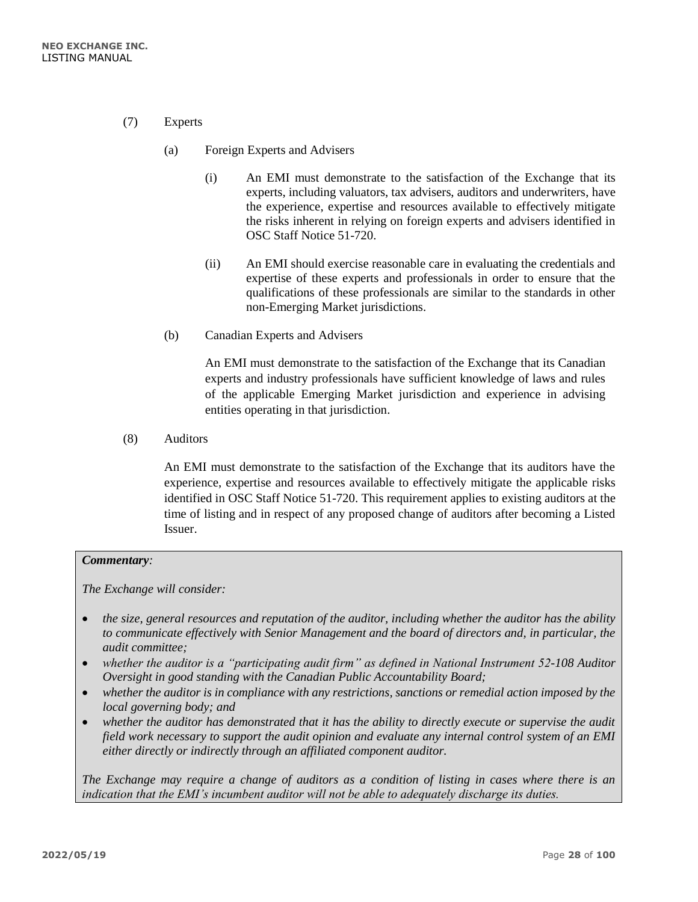(7) Experts

(a) Foreign Experts and Advisers

(i) An EMI must demonstrate to the satisfaction of the Exchange that its experts, including valuators, tax advisers, auditors and underwriters, have the experience, expertise and resources available to effectively mitigate the risks inherent in relying on foreign experts and advisers identified in OSC Staff Notice 51-720.

(ii) An EMI should exercise reasonable care in evaluating the credentials and expertise of these experts and professionals in order to ensure that the qualifications of these professionals are similar to the standards in other non-Emerging Market jurisdictions.

(b) Canadian Experts and Advisers

An EMI must demonstrate to the satisfaction of the Exchange that its Canadian experts and industry professionals have sufficient knowledge of laws and rules of the applicable Emerging Market jurisdiction and experience in advising entities operating in that jurisdiction.

(8) Auditors

An EMI must demonstrate to the satisfaction of the Exchange that its auditors have the experience, expertise and resources available to effectively mitigate the applicable risks identified in OSC Staff Notice 51-720. This requirement applies to existing auditors at the time of listing and in respect of any proposed change of auditors after becoming a Listed Issuer.

***Commentary:***

*The Exchange will consider:*

- *the size, general resources and reputation of the auditor, including whether the auditor has the ability to communicate effectively with Senior Management and the board of directors and, in particular, the audit committee;*
- *whether the auditor is a "participating audit firm" as defined in National Instrument 52-108 Auditor Oversight in good standing with the Canadian Public Accountability Board;*
- *whether the auditor is in compliance with any restrictions, sanctions or remedial action imposed by the local governing body; and*
- *whether the auditor has demonstrated that it has the ability to directly execute or supervise the audit field work necessary to support the audit opinion and evaluate any internal control system of an EMI either directly or indirectly through an affiliated component auditor.*

*The Exchange may require a change of auditors as a condition of listing in cases where there is an indication that the EMI's incumbent auditor will not be able to adequately discharge its duties.*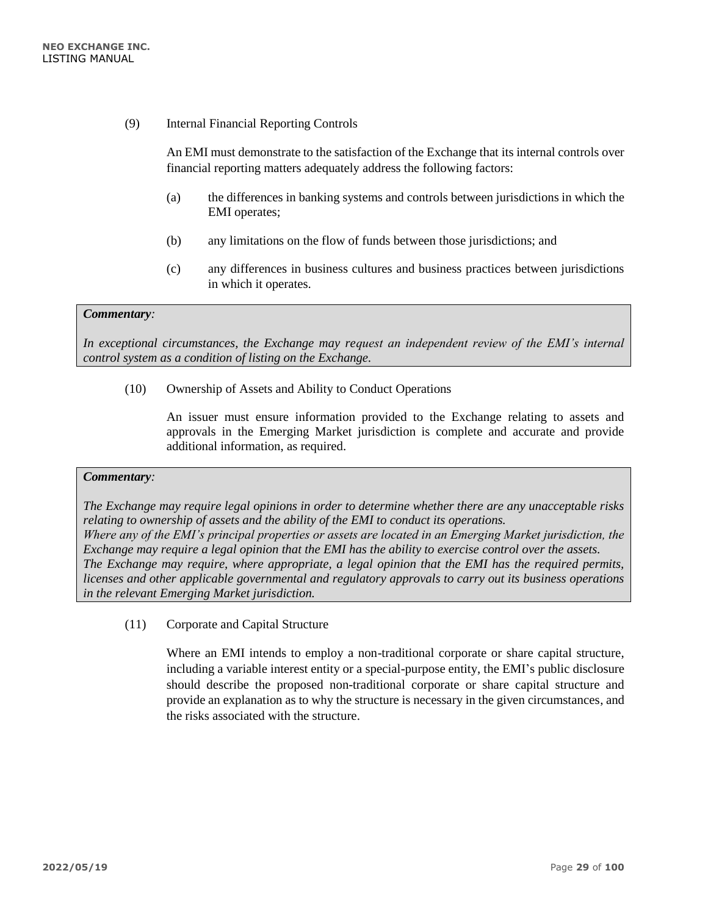(9) Internal Financial Reporting Controls

An EMI must demonstrate to the satisfaction of the Exchange that its internal controls over financial reporting matters adequately address the following factors:

(a) the differences in banking systems and controls between jurisdictions in which the EMI operates;

(b) any limitations on the flow of funds between those jurisdictions; and

(c) any differences in business cultures and business practices between jurisdictions in which it operates.

> ***Commentary:***
>
> *In exceptional circumstances, the Exchange may request an independent review of the EMI's internal control system as a condition of listing on the Exchange.*

(10) Ownership of Assets and Ability to Conduct Operations

An issuer must ensure information provided to the Exchange relating to assets and approvals in the Emerging Market jurisdiction is complete and accurate and provide additional information, as required.

> ***Commentary:***
>
> *The Exchange may require legal opinions in order to determine whether there are any unacceptable risks relating to ownership of assets and the ability of the EMI to conduct its operations.*
> *Where any of the EMI's principal properties or assets are located in an Emerging Market jurisdiction, the Exchange may require a legal opinion that the EMI has the ability to exercise control over the assets.*
> *The Exchange may require, where appropriate, a legal opinion that the EMI has the required permits, licenses and other applicable governmental and regulatory approvals to carry out its business operations in the relevant Emerging Market jurisdiction.*

(11) Corporate and Capital Structure

Where an EMI intends to employ a non-traditional corporate or share capital structure, including a variable interest entity or a special-purpose entity, the EMI's public disclosure should describe the proposed non-traditional corporate or share capital structure and provide an explanation as to why the structure is necessary in the given circumstances, and the risks associated with the structure.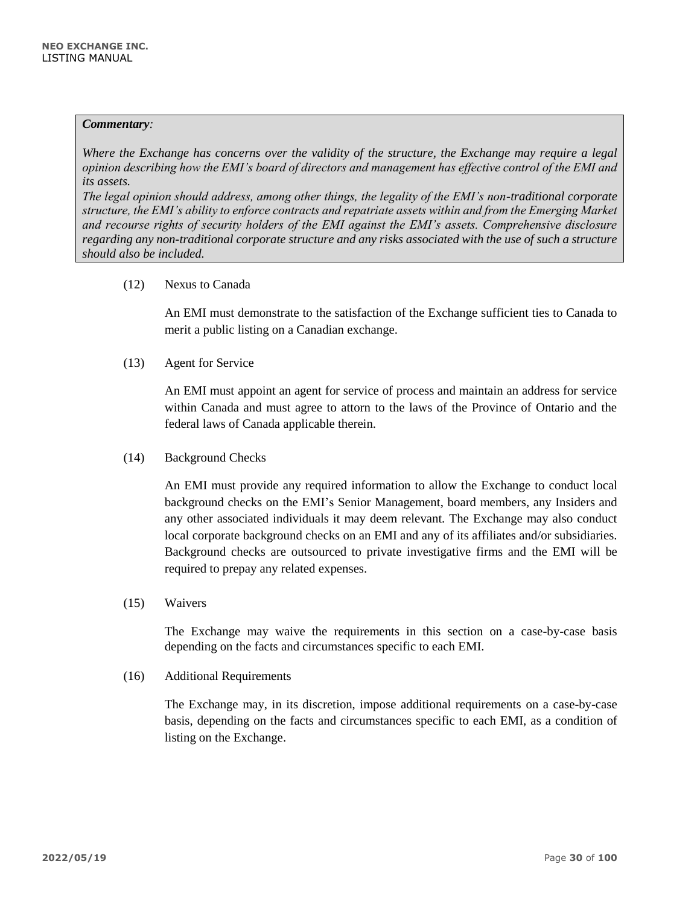***Commentary:***

*Where the Exchange has concerns over the validity of the structure, the Exchange may require a legal opinion describing how the EMI's board of directors and management has effective control of the EMI and its assets.*

*The legal opinion should address, among other things, the legality of the EMI's non-traditional corporate structure, the EMI's ability to enforce contracts and repatriate assets within and from the Emerging Market and recourse rights of security holders of the EMI against the EMI's assets. Comprehensive disclosure regarding any non-traditional corporate structure and any risks associated with the use of such a structure should also be included.*

(12) Nexus to Canada

An EMI must demonstrate to the satisfaction of the Exchange sufficient ties to Canada to merit a public listing on a Canadian exchange.

(13) Agent for Service

An EMI must appoint an agent for service of process and maintain an address for service within Canada and must agree to attorn to the laws of the Province of Ontario and the federal laws of Canada applicable therein.

(14) Background Checks

An EMI must provide any required information to allow the Exchange to conduct local background checks on the EMI's Senior Management, board members, any Insiders and any other associated individuals it may deem relevant. The Exchange may also conduct local corporate background checks on an EMI and any of its affiliates and/or subsidiaries. Background checks are outsourced to private investigative firms and the EMI will be required to prepay any related expenses.

(15) Waivers

The Exchange may waive the requirements in this section on a case-by-case basis depending on the facts and circumstances specific to each EMI.

(16) Additional Requirements

The Exchange may, in its discretion, impose additional requirements on a case-by-case basis, depending on the facts and circumstances specific to each EMI, as a condition of listing on the Exchange.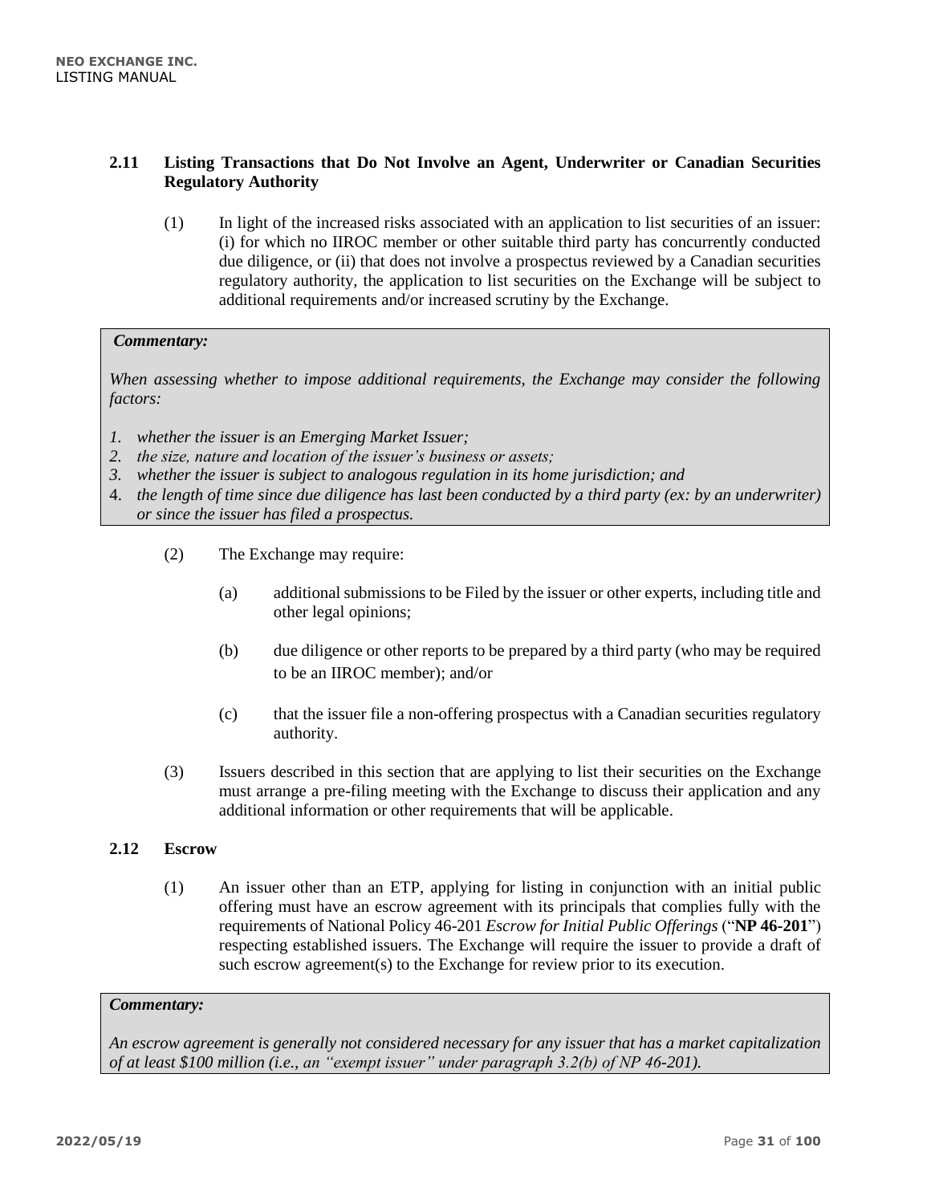### 2.11 Listing Transactions that Do Not Involve an Agent, Underwriter or Canadian Securities Regulatory Authority

(1) In light of the increased risks associated with an application to list securities of an issuer: (i) for which no IIROC member or other suitable third party has concurrently conducted due diligence, or (ii) that does not involve a prospectus reviewed by a Canadian securities regulatory authority, the application to list securities on the Exchange will be subject to additional requirements and/or increased scrutiny by the Exchange.

> ***Commentary:***
>
> *When assessing whether to impose additional requirements, the Exchange may consider the following factors:*
>
> 1. *whether the issuer is an Emerging Market Issuer;*
> 2. *the size, nature and location of the issuer's business or assets;*
> 3. *whether the issuer is subject to analogous regulation in its home jurisdiction; and*
> 4. *the length of time since due diligence has last been conducted by a third party (ex: by an underwriter) or since the issuer has filed a prospectus.*

(2) The Exchange may require:

- (a) additional submissions to be Filed by the issuer or other experts, including title and other legal opinions;
- (b) due diligence or other reports to be prepared by a third party (who may be required to be an IIROC member); and/or
- (c) that the issuer file a non-offering prospectus with a Canadian securities regulatory authority.

(3) Issuers described in this section that are applying to list their securities on the Exchange must arrange a pre-filing meeting with the Exchange to discuss their application and any additional information or other requirements that will be applicable.

### 2.12 Escrow

(1) An issuer other than an ETP, applying for listing in conjunction with an initial public offering must have an escrow agreement with its principals that complies fully with the requirements of National Policy 46-201 *Escrow for Initial Public Offerings* ("**NP 46-201**") respecting established issuers. The Exchange will require the issuer to provide a draft of such escrow agreement(s) to the Exchange for review prior to its execution.

> ***Commentary:***
>
> *An escrow agreement is generally not considered necessary for any issuer that has a market capitalization of at least $100 million (i.e., an "exempt issuer" under paragraph 3.2(b) of NP 46-201).*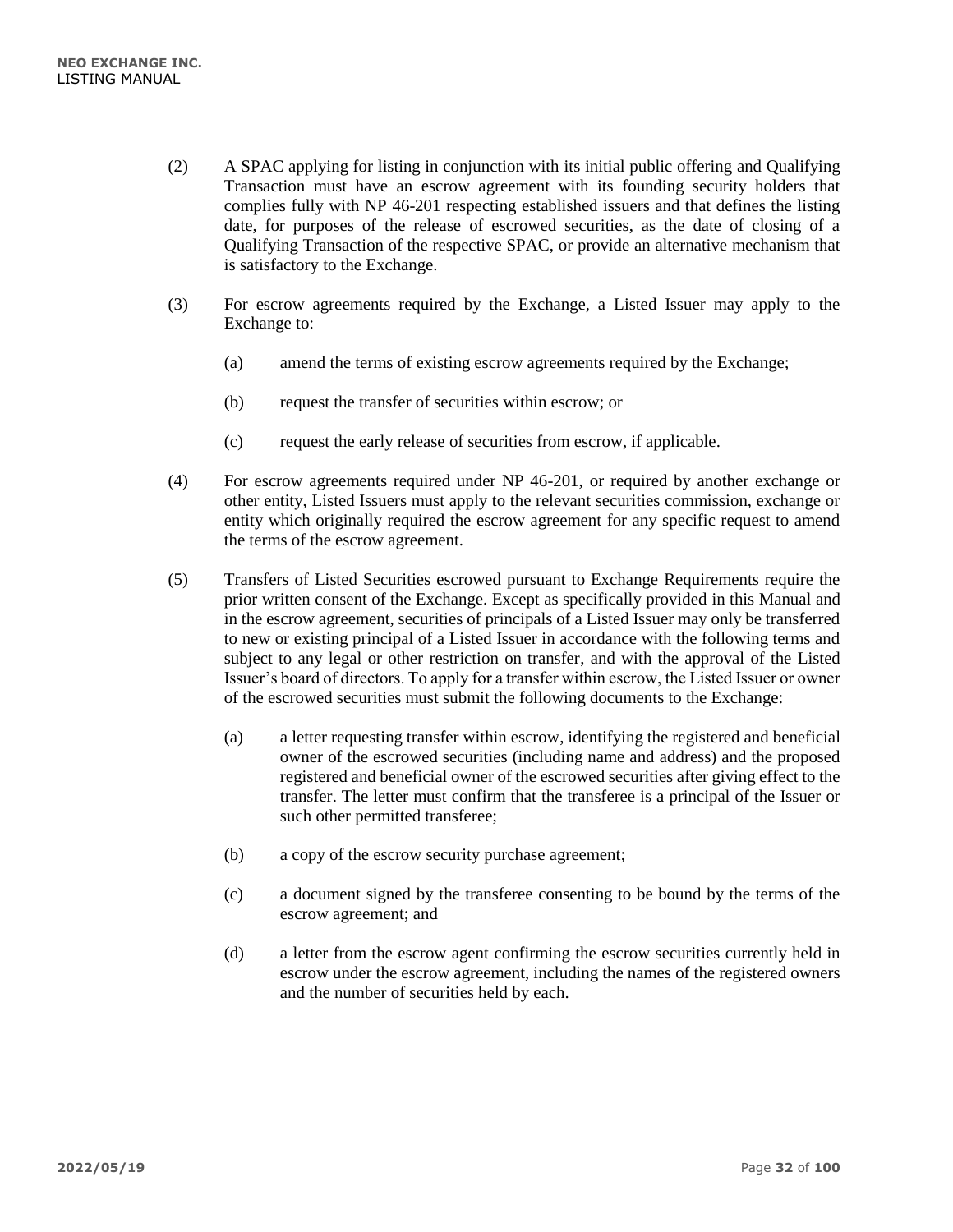(2) A SPAC applying for listing in conjunction with its initial public offering and Qualifying Transaction must have an escrow agreement with its founding security holders that complies fully with NP 46-201 respecting established issuers and that defines the listing date, for purposes of the release of escrowed securities, as the date of closing of a Qualifying Transaction of the respective SPAC, or provide an alternative mechanism that is satisfactory to the Exchange.

(3) For escrow agreements required by the Exchange, a Listed Issuer may apply to the Exchange to:

  (a) amend the terms of existing escrow agreements required by the Exchange;

  (b) request the transfer of securities within escrow; or

  (c) request the early release of securities from escrow, if applicable.

(4) For escrow agreements required under NP 46-201, or required by another exchange or other entity, Listed Issuers must apply to the relevant securities commission, exchange or entity which originally required the escrow agreement for any specific request to amend the terms of the escrow agreement.

(5) Transfers of Listed Securities escrowed pursuant to Exchange Requirements require the prior written consent of the Exchange. Except as specifically provided in this Manual and in the escrow agreement, securities of principals of a Listed Issuer may only be transferred to new or existing principal of a Listed Issuer in accordance with the following terms and subject to any legal or other restriction on transfer, and with the approval of the Listed Issuer's board of directors. To apply for a transfer within escrow, the Listed Issuer or owner of the escrowed securities must submit the following documents to the Exchange:

  (a) a letter requesting transfer within escrow, identifying the registered and beneficial owner of the escrowed securities (including name and address) and the proposed registered and beneficial owner of the escrowed securities after giving effect to the transfer. The letter must confirm that the transferee is a principal of the Issuer or such other permitted transferee;

  (b) a copy of the escrow security purchase agreement;

  (c) a document signed by the transferee consenting to be bound by the terms of the escrow agreement; and

  (d) a letter from the escrow agent confirming the escrow securities currently held in escrow under the escrow agreement, including the names of the registered owners and the number of securities held by each.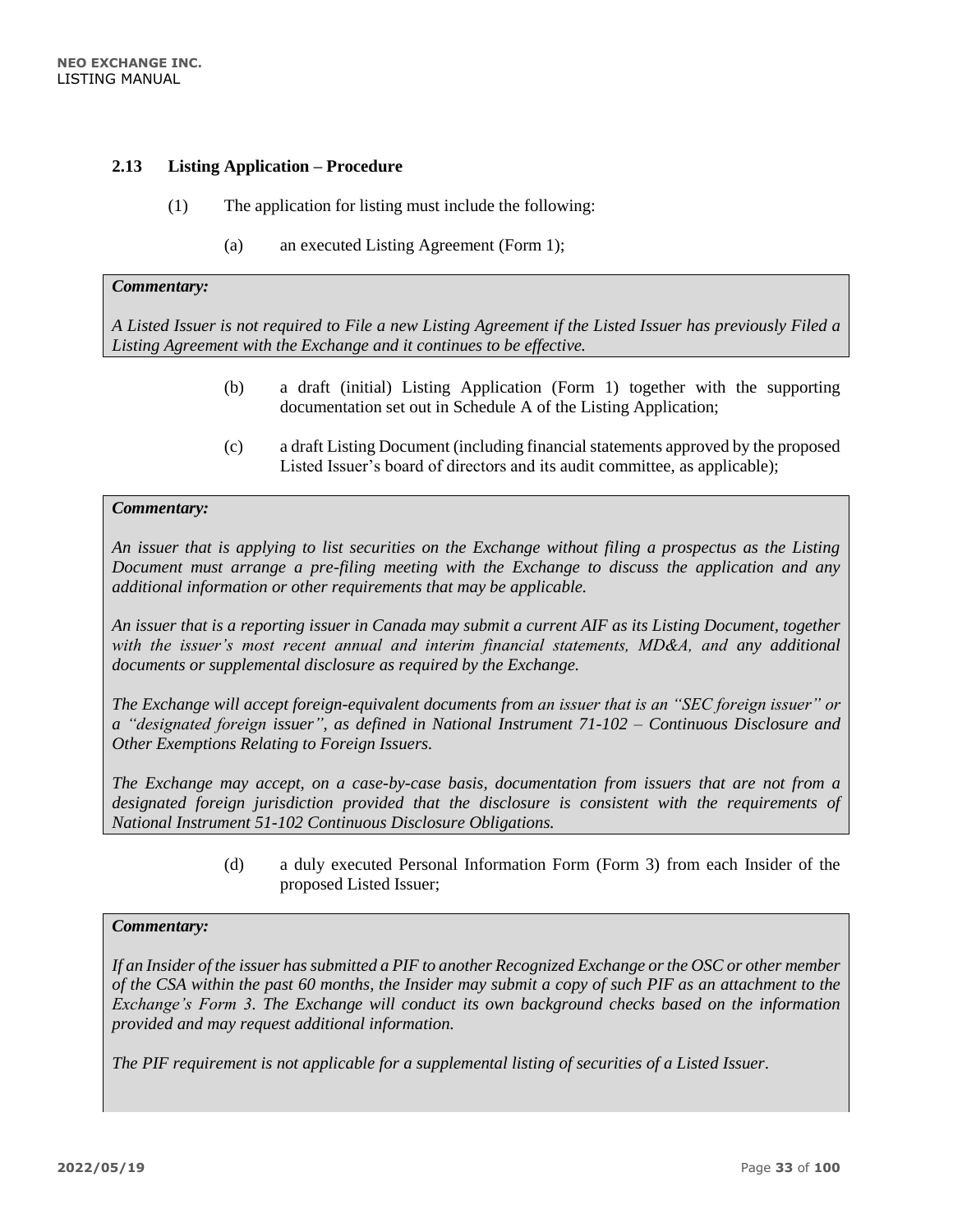### 2.13 Listing Application – Procedure

(1) The application for listing must include the following:

(a) an executed Listing Agreement (Form 1);

> ***Commentary:***
>
> *A Listed Issuer is not required to File a new Listing Agreement if the Listed Issuer has previously Filed a Listing Agreement with the Exchange and it continues to be effective.*

(b) a draft (initial) Listing Application (Form 1) together with the supporting documentation set out in Schedule A of the Listing Application;

(c) a draft Listing Document (including financial statements approved by the proposed Listed Issuer's board of directors and its audit committee, as applicable);

> ***Commentary:***
>
> *An issuer that is applying to list securities on the Exchange without filing a prospectus as the Listing Document must arrange a pre-filing meeting with the Exchange to discuss the application and any additional information or other requirements that may be applicable.*
>
> *An issuer that is a reporting issuer in Canada may submit a current AIF as its Listing Document, together with the issuer's most recent annual and interim financial statements, MD&A, and any additional documents or supplemental disclosure as required by the Exchange.*
>
> *The Exchange will accept foreign-equivalent documents from an issuer that is an "SEC foreign issuer" or a "designated foreign issuer", as defined in National Instrument 71-102 – Continuous Disclosure and Other Exemptions Relating to Foreign Issuers.*
>
> *The Exchange may accept, on a case-by-case basis, documentation from issuers that are not from a designated foreign jurisdiction provided that the disclosure is consistent with the requirements of National Instrument 51-102 Continuous Disclosure Obligations.*

(d) a duly executed Personal Information Form (Form 3) from each Insider of the proposed Listed Issuer;

> ***Commentary:***
>
> *If an Insider of the issuer has submitted a PIF to another Recognized Exchange or the OSC or other member of the CSA within the past 60 months, the Insider may submit a copy of such PIF as an attachment to the Exchange's Form 3. The Exchange will conduct its own background checks based on the information provided and may request additional information.*
>
> *The PIF requirement is not applicable for a supplemental listing of securities of a Listed Issuer.*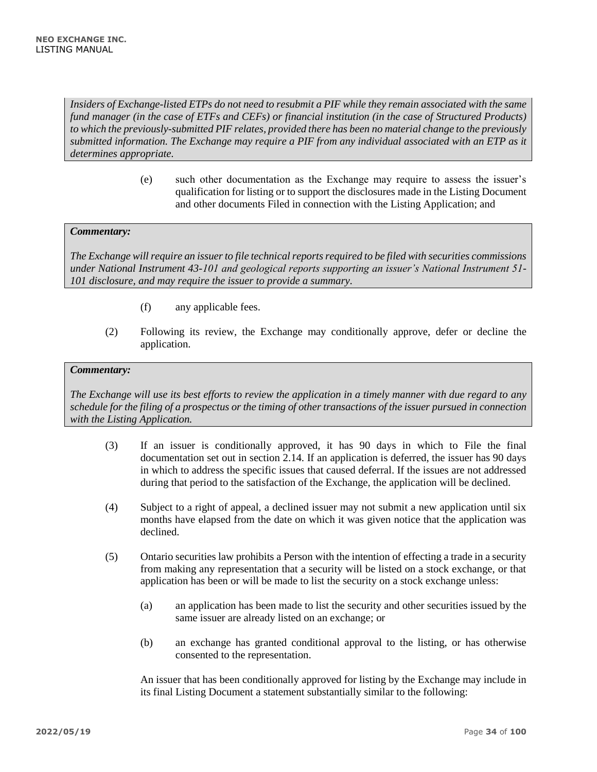*Insiders of Exchange-listed ETPs do not need to resubmit a PIF while they remain associated with the same fund manager (in the case of ETFs and CEFs) or financial institution (in the case of Structured Products) to which the previously-submitted PIF relates, provided there has been no material change to the previously submitted information. The Exchange may require a PIF from any individual associated with an ETP as it determines appropriate.*

(e) such other documentation as the Exchange may require to assess the issuer's qualification for listing or to support the disclosures made in the Listing Document and other documents Filed in connection with the Listing Application; and

***Commentary:***

*The Exchange will require an issuer to file technical reports required to be filed with securities commissions under National Instrument 43-101 and geological reports supporting an issuer's National Instrument 51-101 disclosure, and may require the issuer to provide a summary.*

(f) any applicable fees.

(2) Following its review, the Exchange may conditionally approve, defer or decline the application.

***Commentary:***

*The Exchange will use its best efforts to review the application in a timely manner with due regard to any schedule for the filing of a prospectus or the timing of other transactions of the issuer pursued in connection with the Listing Application.*

(3) If an issuer is conditionally approved, it has 90 days in which to File the final documentation set out in section 2.14. If an application is deferred, the issuer has 90 days in which to address the specific issues that caused deferral. If the issues are not addressed during that period to the satisfaction of the Exchange, the application will be declined.

(4) Subject to a right of appeal, a declined issuer may not submit a new application until six months have elapsed from the date on which it was given notice that the application was declined.

(5) Ontario securities law prohibits a Person with the intention of effecting a trade in a security from making any representation that a security will be listed on a stock exchange, or that application has been or will be made to list the security on a stock exchange unless:

(a) an application has been made to list the security and other securities issued by the same issuer are already listed on an exchange; or

(b) an exchange has granted conditional approval to the listing, or has otherwise consented to the representation.

An issuer that has been conditionally approved for listing by the Exchange may include in its final Listing Document a statement substantially similar to the following: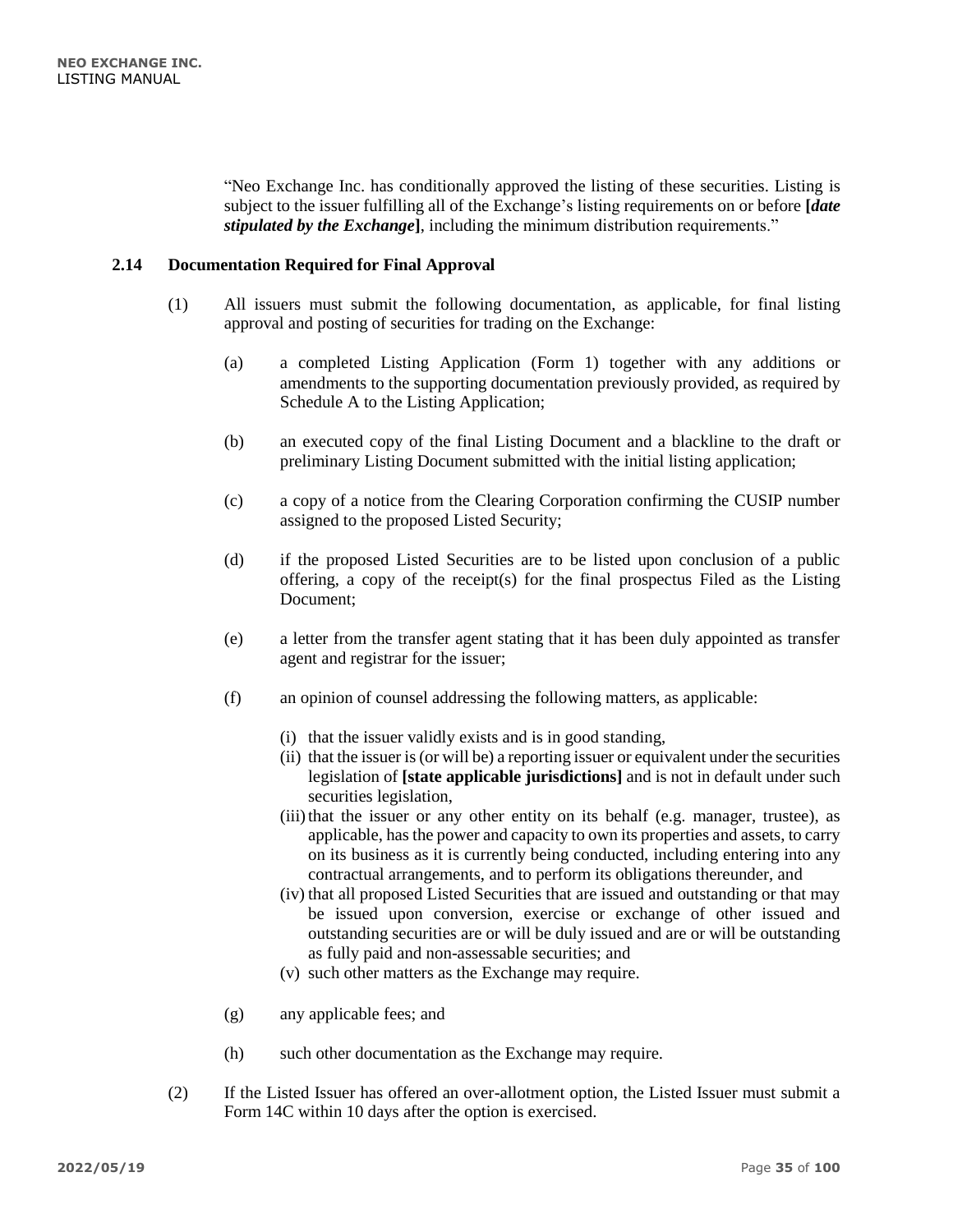"Neo Exchange Inc. has conditionally approved the listing of these securities. Listing is subject to the issuer fulfilling all of the Exchange's listing requirements on or before **[*date stipulated by the Exchange*]**, including the minimum distribution requirements."

### 2.14 Documentation Required for Final Approval

(1) All issuers must submit the following documentation, as applicable, for final listing approval and posting of securities for trading on the Exchange:

- (a) a completed Listing Application (Form 1) together with any additions or amendments to the supporting documentation previously provided, as required by Schedule A to the Listing Application;
- (b) an executed copy of the final Listing Document and a blackline to the draft or preliminary Listing Document submitted with the initial listing application;
- (c) a copy of a notice from the Clearing Corporation confirming the CUSIP number assigned to the proposed Listed Security;
- (d) if the proposed Listed Securities are to be listed upon conclusion of a public offering, a copy of the receipt(s) for the final prospectus Filed as the Listing Document;
- (e) a letter from the transfer agent stating that it has been duly appointed as transfer agent and registrar for the issuer;
- (f) an opinion of counsel addressing the following matters, as applicable:
  - (i) that the issuer validly exists and is in good standing,
  - (ii) that the issuer is (or will be) a reporting issuer or equivalent under the securities legislation of **[state applicable jurisdictions]** and is not in default under such securities legislation,
  - (iii) that the issuer or any other entity on its behalf (e.g. manager, trustee), as applicable, has the power and capacity to own its properties and assets, to carry on its business as it is currently being conducted, including entering into any contractual arrangements, and to perform its obligations thereunder, and
  - (iv) that all proposed Listed Securities that are issued and outstanding or that may be issued upon conversion, exercise or exchange of other issued and outstanding securities are or will be duly issued and are or will be outstanding as fully paid and non-assessable securities; and
  - (v) such other matters as the Exchange may require.
- (g) any applicable fees; and
- (h) such other documentation as the Exchange may require.

(2) If the Listed Issuer has offered an over-allotment option, the Listed Issuer must submit a Form 14C within 10 days after the option is exercised.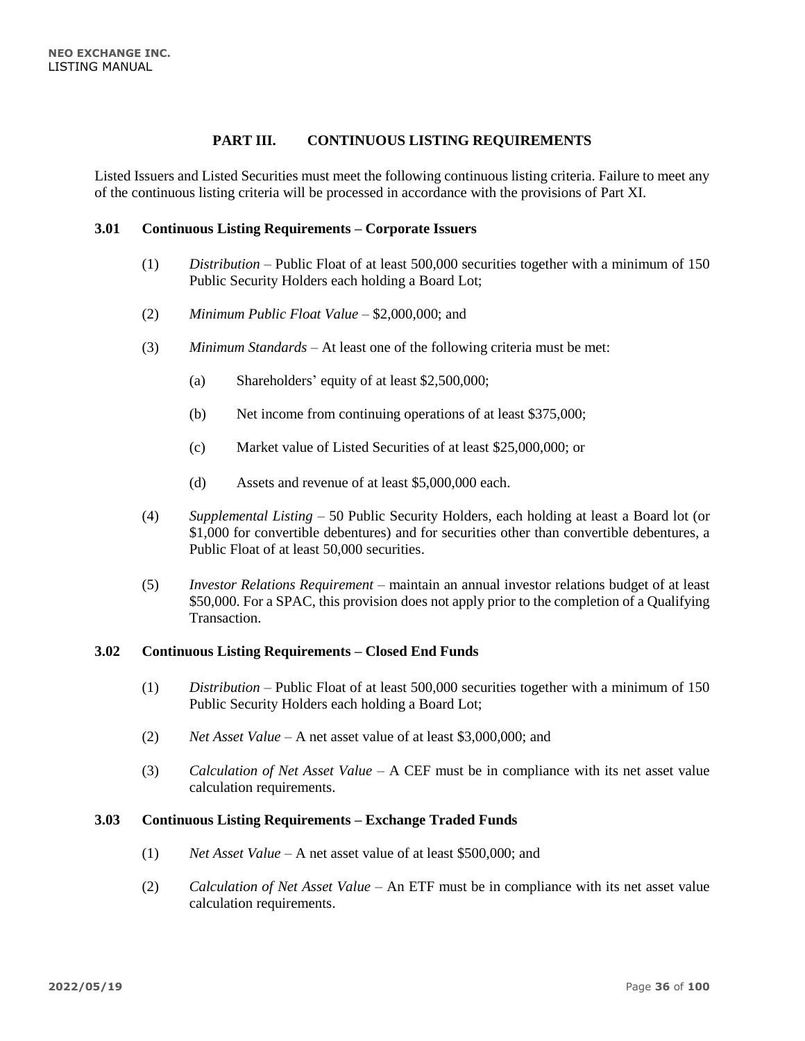## PART III. CONTINUOUS LISTING REQUIREMENTS

Listed Issuers and Listed Securities must meet the following continuous listing criteria. Failure to meet any of the continuous listing criteria will be processed in accordance with the provisions of Part XI.

### 3.01 Continuous Listing Requirements – Corporate Issuers

(1) *Distribution* – Public Float of at least 500,000 securities together with a minimum of 150 Public Security Holders each holding a Board Lot;

(2) *Minimum Public Float Value* – $2,000,000; and

(3) *Minimum Standards* – At least one of the following criteria must be met:

   (a) Shareholders' equity of at least $2,500,000;

   (b) Net income from continuing operations of at least $375,000;

   (c) Market value of Listed Securities of at least $25,000,000; or

   (d) Assets and revenue of at least $5,000,000 each.

(4) *Supplemental Listing* – 50 Public Security Holders, each holding at least a Board lot (or $1,000 for convertible debentures) and for securities other than convertible debentures, a Public Float of at least 50,000 securities.

(5) *Investor Relations Requirement* – maintain an annual investor relations budget of at least $50,000. For a SPAC, this provision does not apply prior to the completion of a Qualifying Transaction.

### 3.02 Continuous Listing Requirements – Closed End Funds

(1) *Distribution* – Public Float of at least 500,000 securities together with a minimum of 150 Public Security Holders each holding a Board Lot;

(2) *Net Asset Value* – A net asset value of at least $3,000,000; and

(3) *Calculation of Net Asset Value* – A CEF must be in compliance with its net asset value calculation requirements.

### 3.03 Continuous Listing Requirements – Exchange Traded Funds

(1) *Net Asset Value* – A net asset value of at least $500,000; and

(2) *Calculation of Net Asset Value* – An ETF must be in compliance with its net asset value calculation requirements.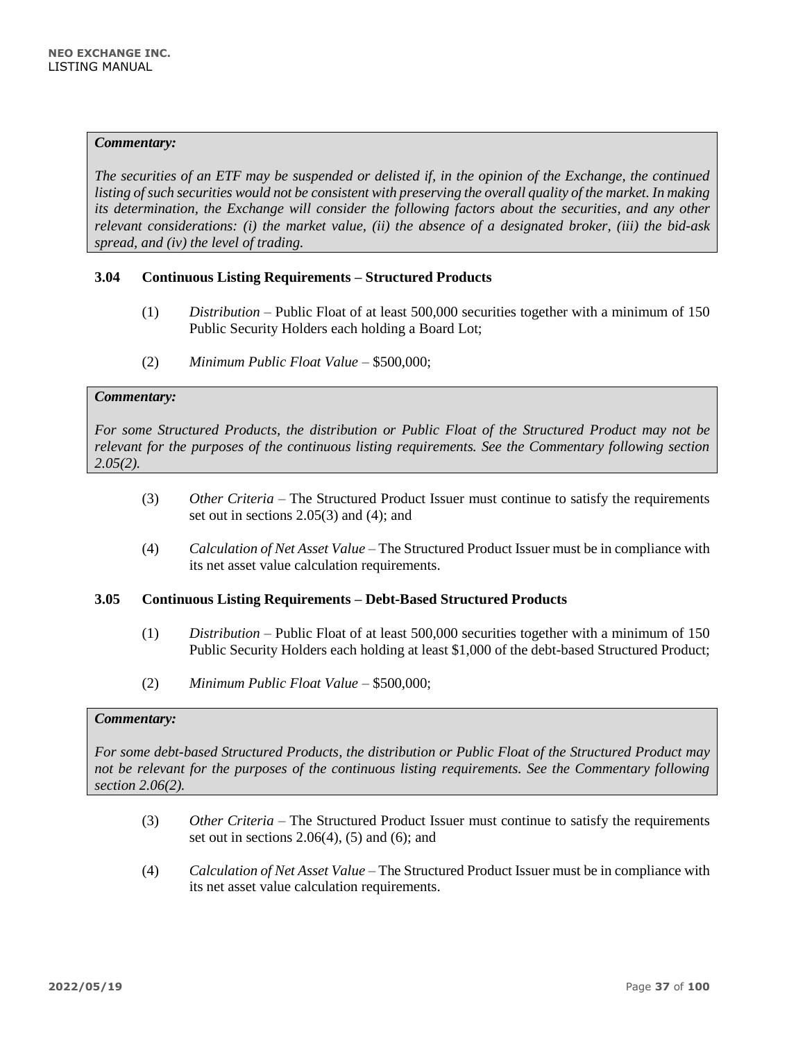***Commentary:***

*The securities of an ETF may be suspended or delisted if, in the opinion of the Exchange, the continued listing of such securities would not be consistent with preserving the overall quality of the market. In making its determination, the Exchange will consider the following factors about the securities, and any other relevant considerations: (i) the market value, (ii) the absence of a designated broker, (iii) the bid-ask spread, and (iv) the level of trading.*

### 3.04 Continuous Listing Requirements – Structured Products

(1) *Distribution* – Public Float of at least 500,000 securities together with a minimum of 150 Public Security Holders each holding a Board Lot;

(2) *Minimum Public Float Value* – $500,000;

***Commentary:***

*For some Structured Products, the distribution or Public Float of the Structured Product may not be relevant for the purposes of the continuous listing requirements. See the Commentary following section 2.05(2).*

(3) *Other Criteria* – The Structured Product Issuer must continue to satisfy the requirements set out in sections 2.05(3) and (4); and

(4) *Calculation of Net Asset Value* – The Structured Product Issuer must be in compliance with its net asset value calculation requirements.

### 3.05 Continuous Listing Requirements – Debt-Based Structured Products

(1) *Distribution* – Public Float of at least 500,000 securities together with a minimum of 150 Public Security Holders each holding at least $1,000 of the debt-based Structured Product;

(2) *Minimum Public Float Value* – $500,000;

***Commentary:***

*For some debt-based Structured Products, the distribution or Public Float of the Structured Product may not be relevant for the purposes of the continuous listing requirements. See the Commentary following section 2.06(2).*

(3) *Other Criteria* – The Structured Product Issuer must continue to satisfy the requirements set out in sections 2.06(4), (5) and (6); and

(4) *Calculation of Net Asset Value* – The Structured Product Issuer must be in compliance with its net asset value calculation requirements.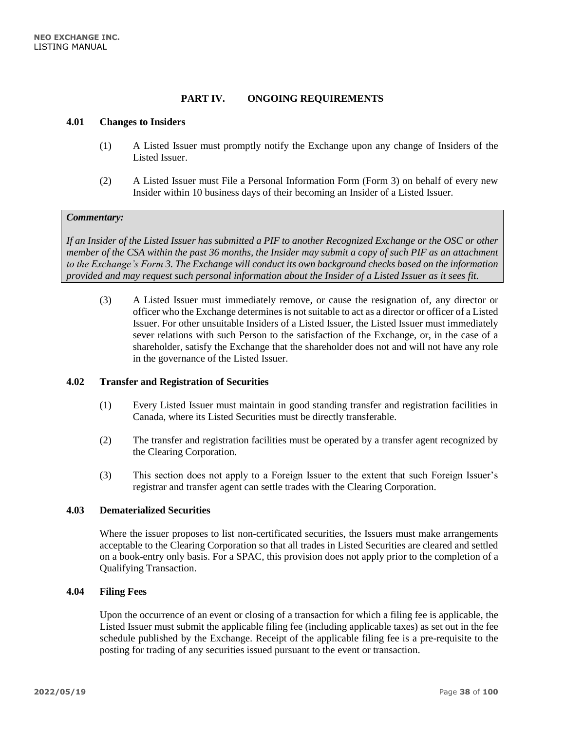# PART IV. ONGOING REQUIREMENTS

## 4.01 Changes to Insiders

(1) A Listed Issuer must promptly notify the Exchange upon any change of Insiders of the Listed Issuer.

(2) A Listed Issuer must File a Personal Information Form (Form 3) on behalf of every new Insider within 10 business days of their becoming an Insider of a Listed Issuer.

***Commentary:***

*If an Insider of the Listed Issuer has submitted a PIF to another Recognized Exchange or the OSC or other member of the CSA within the past 36 months, the Insider may submit a copy of such PIF as an attachment to the Exchange's Form 3. The Exchange will conduct its own background checks based on the information provided and may request such personal information about the Insider of a Listed Issuer as it sees fit.*

(3) A Listed Issuer must immediately remove, or cause the resignation of, any director or officer who the Exchange determines is not suitable to act as a director or officer of a Listed Issuer. For other unsuitable Insiders of a Listed Issuer, the Listed Issuer must immediately sever relations with such Person to the satisfaction of the Exchange, or, in the case of a shareholder, satisfy the Exchange that the shareholder does not and will not have any role in the governance of the Listed Issuer.

## 4.02 Transfer and Registration of Securities

(1) Every Listed Issuer must maintain in good standing transfer and registration facilities in Canada, where its Listed Securities must be directly transferable.

(2) The transfer and registration facilities must be operated by a transfer agent recognized by the Clearing Corporation.

(3) This section does not apply to a Foreign Issuer to the extent that such Foreign Issuer's registrar and transfer agent can settle trades with the Clearing Corporation.

## 4.03 Dematerialized Securities

Where the issuer proposes to list non-certificated securities, the Issuers must make arrangements acceptable to the Clearing Corporation so that all trades in Listed Securities are cleared and settled on a book-entry only basis. For a SPAC, this provision does not apply prior to the completion of a Qualifying Transaction.

## 4.04 Filing Fees

Upon the occurrence of an event or closing of a transaction for which a filing fee is applicable, the Listed Issuer must submit the applicable filing fee (including applicable taxes) as set out in the fee schedule published by the Exchange. Receipt of the applicable filing fee is a pre-requisite to the posting for trading of any securities issued pursuant to the event or transaction.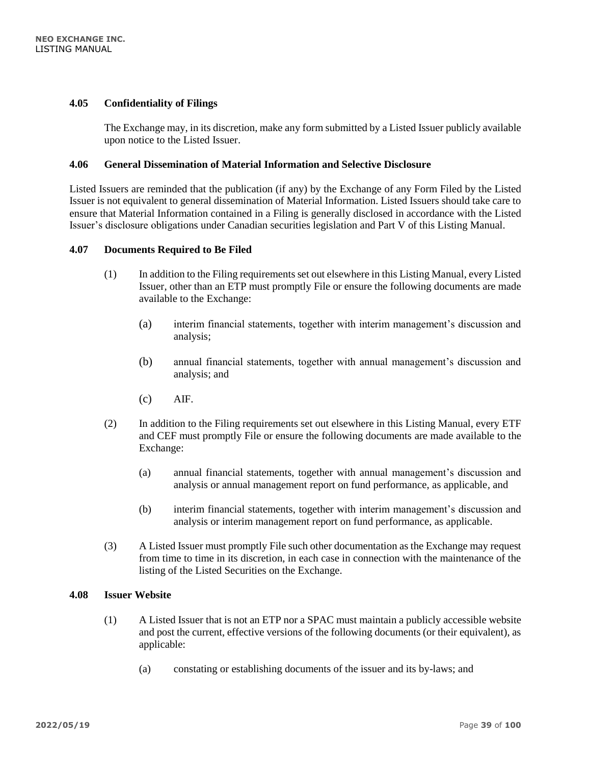### 4.05 Confidentiality of Filings

The Exchange may, in its discretion, make any form submitted by a Listed Issuer publicly available upon notice to the Listed Issuer.

### 4.06 General Dissemination of Material Information and Selective Disclosure

Listed Issuers are reminded that the publication (if any) by the Exchange of any Form Filed by the Listed Issuer is not equivalent to general dissemination of Material Information. Listed Issuers should take care to ensure that Material Information contained in a Filing is generally disclosed in accordance with the Listed Issuer's disclosure obligations under Canadian securities legislation and Part V of this Listing Manual.

### 4.07 Documents Required to Be Filed

(1) In addition to the Filing requirements set out elsewhere in this Listing Manual, every Listed Issuer, other than an ETP must promptly File or ensure the following documents are made available to the Exchange:

- (a) interim financial statements, together with interim management's discussion and analysis;
- (b) annual financial statements, together with annual management's discussion and analysis; and
- (c) AIF.

(2) In addition to the Filing requirements set out elsewhere in this Listing Manual, every ETF and CEF must promptly File or ensure the following documents are made available to the Exchange:

- (a) annual financial statements, together with annual management's discussion and analysis or annual management report on fund performance, as applicable, and
- (b) interim financial statements, together with interim management's discussion and analysis or interim management report on fund performance, as applicable.

(3) A Listed Issuer must promptly File such other documentation as the Exchange may request from time to time in its discretion, in each case in connection with the maintenance of the listing of the Listed Securities on the Exchange.

### 4.08 Issuer Website

(1) A Listed Issuer that is not an ETP nor a SPAC must maintain a publicly accessible website and post the current, effective versions of the following documents (or their equivalent), as applicable:

- (a) constating or establishing documents of the issuer and its by-laws; and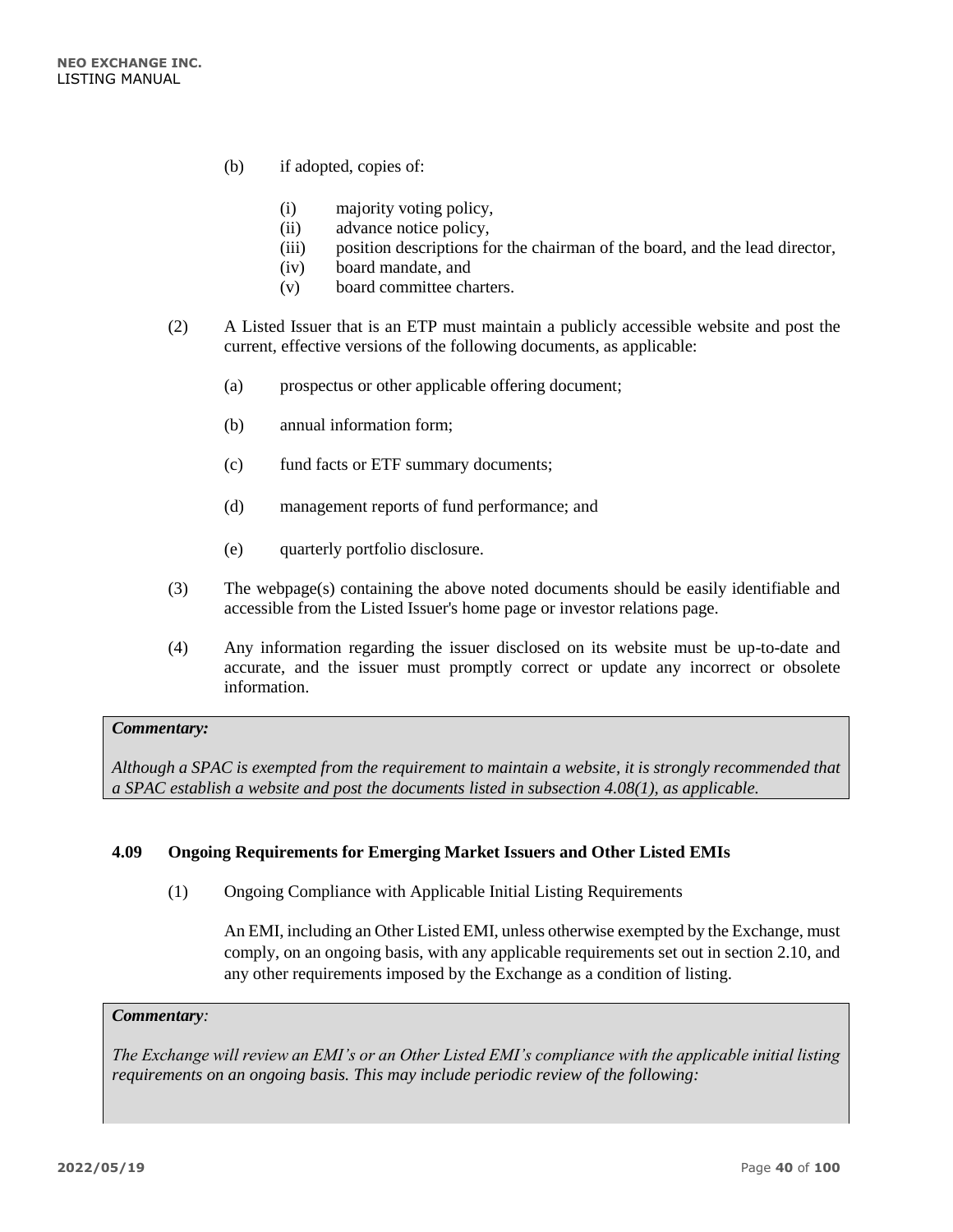(b) if adopted, copies of:

(i) majority voting policy,
(ii) advance notice policy,
(iii) position descriptions for the chairman of the board, and the lead director,
(iv) board mandate, and
(v) board committee charters.

(2) A Listed Issuer that is an ETP must maintain a publicly accessible website and post the current, effective versions of the following documents, as applicable:

(a) prospectus or other applicable offering document;

(b) annual information form;

(c) fund facts or ETF summary documents;

(d) management reports of fund performance; and

(e) quarterly portfolio disclosure.

(3) The webpage(s) containing the above noted documents should be easily identifiable and accessible from the Listed Issuer's home page or investor relations page.

(4) Any information regarding the issuer disclosed on its website must be up-to-date and accurate, and the issuer must promptly correct or update any incorrect or obsolete information.

> ***Commentary:***
>
> *Although a SPAC is exempted from the requirement to maintain a website, it is strongly recommended that a SPAC establish a website and post the documents listed in subsection 4.08(1), as applicable.*

### 4.09 Ongoing Requirements for Emerging Market Issuers and Other Listed EMIs

(1) Ongoing Compliance with Applicable Initial Listing Requirements

An EMI, including an Other Listed EMI, unless otherwise exempted by the Exchange, must comply, on an ongoing basis, with any applicable requirements set out in section 2.10, and any other requirements imposed by the Exchange as a condition of listing.

> ***Commentary:***
>
> *The Exchange will review an EMI's or an Other Listed EMI's compliance with the applicable initial listing requirements on an ongoing basis. This may include periodic review of the following:*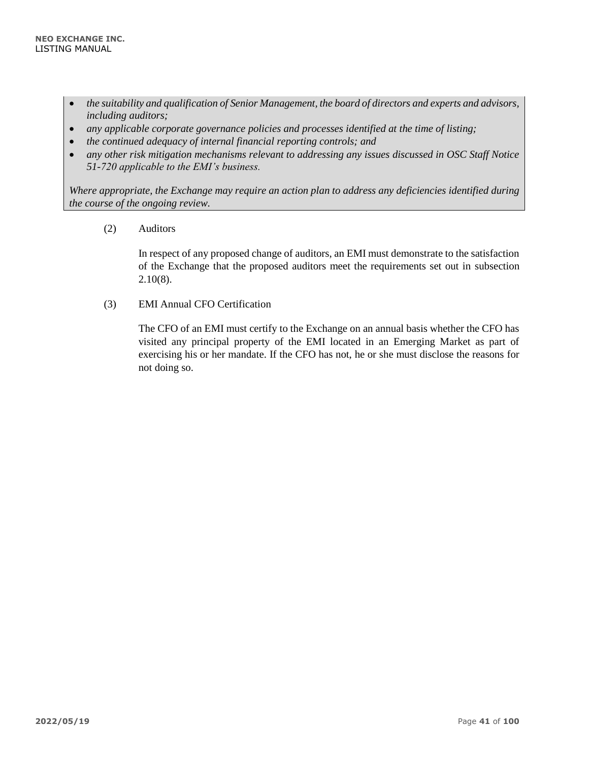- *the suitability and qualification of Senior Management, the board of directors and experts and advisors, including auditors;*
- *any applicable corporate governance policies and processes identified at the time of listing;*
- *the continued adequacy of internal financial reporting controls; and*
- *any other risk mitigation mechanisms relevant to addressing any issues discussed in OSC Staff Notice 51-720 applicable to the EMI's business.*

*Where appropriate, the Exchange may require an action plan to address any deficiencies identified during the course of the ongoing review.*

(2) Auditors

In respect of any proposed change of auditors, an EMI must demonstrate to the satisfaction of the Exchange that the proposed auditors meet the requirements set out in subsection 2.10(8).

(3) EMI Annual CFO Certification

The CFO of an EMI must certify to the Exchange on an annual basis whether the CFO has visited any principal property of the EMI located in an Emerging Market as part of exercising his or her mandate. If the CFO has not, he or she must disclose the reasons for not doing so.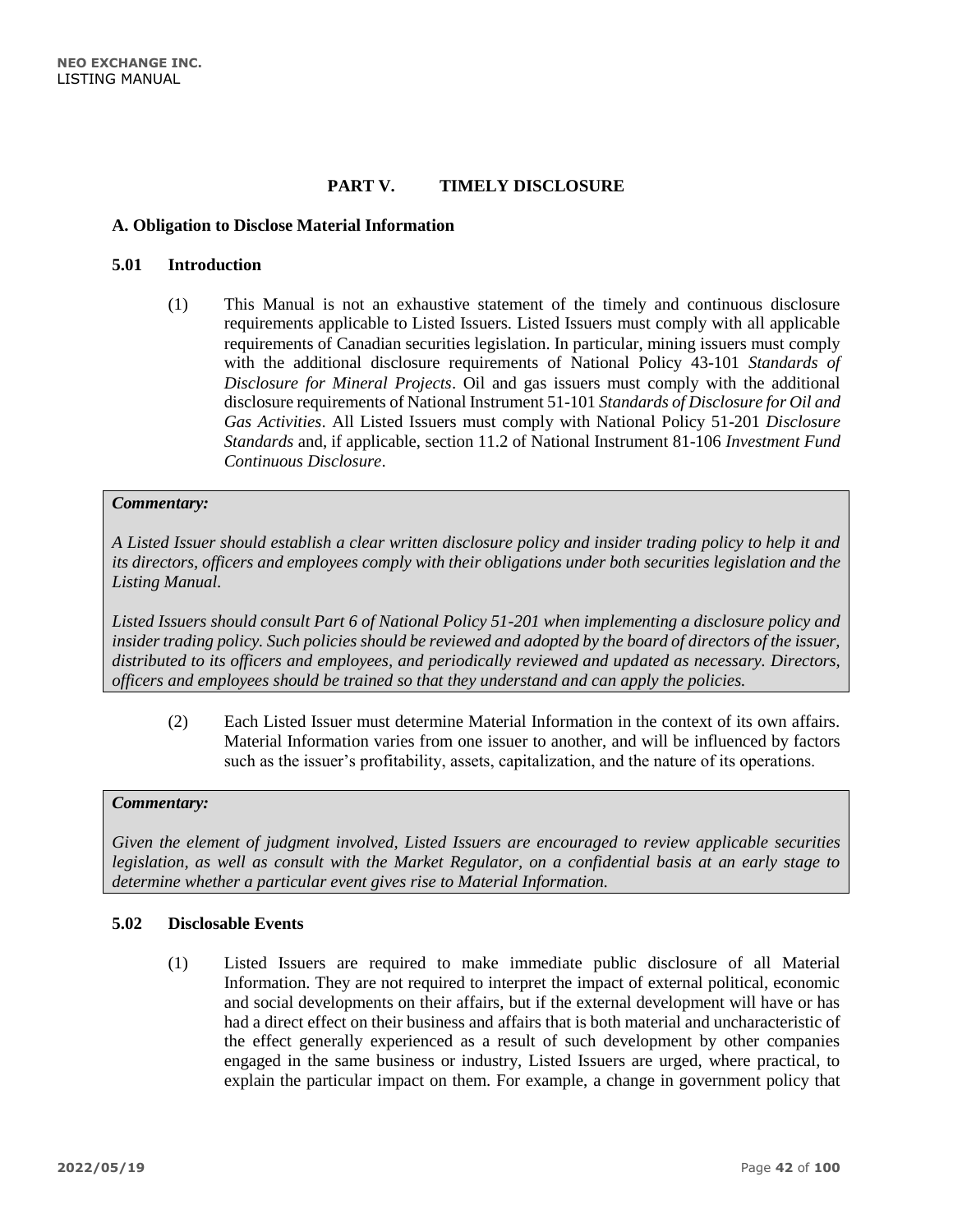## PART V. TIMELY DISCLOSURE

### A. Obligation to Disclose Material Information

#### 5.01 Introduction

(1) This Manual is not an exhaustive statement of the timely and continuous disclosure requirements applicable to Listed Issuers. Listed Issuers must comply with all applicable requirements of Canadian securities legislation. In particular, mining issuers must comply with the additional disclosure requirements of National Policy 43-101 *Standards of Disclosure for Mineral Projects*. Oil and gas issuers must comply with the additional disclosure requirements of National Instrument 51-101 *Standards of Disclosure for Oil and Gas Activities*. All Listed Issuers must comply with National Policy 51-201 *Disclosure Standards* and, if applicable, section 11.2 of National Instrument 81-106 *Investment Fund Continuous Disclosure*.

> ***Commentary:***
>
> *A Listed Issuer should establish a clear written disclosure policy and insider trading policy to help it and its directors, officers and employees comply with their obligations under both securities legislation and the Listing Manual.*
>
> *Listed Issuers should consult Part 6 of National Policy 51-201 when implementing a disclosure policy and insider trading policy. Such policies should be reviewed and adopted by the board of directors of the issuer, distributed to its officers and employees, and periodically reviewed and updated as necessary. Directors, officers and employees should be trained so that they understand and can apply the policies.*

(2) Each Listed Issuer must determine Material Information in the context of its own affairs. Material Information varies from one issuer to another, and will be influenced by factors such as the issuer's profitability, assets, capitalization, and the nature of its operations.

> ***Commentary:***
>
> *Given the element of judgment involved, Listed Issuers are encouraged to review applicable securities legislation, as well as consult with the Market Regulator, on a confidential basis at an early stage to determine whether a particular event gives rise to Material Information.*

#### 5.02 Disclosable Events

(1) Listed Issuers are required to make immediate public disclosure of all Material Information. They are not required to interpret the impact of external political, economic and social developments on their affairs, but if the external development will have or has had a direct effect on their business and affairs that is both material and uncharacteristic of the effect generally experienced as a result of such development by other companies engaged in the same business or industry, Listed Issuers are urged, where practical, to explain the particular impact on them. For example, a change in government policy that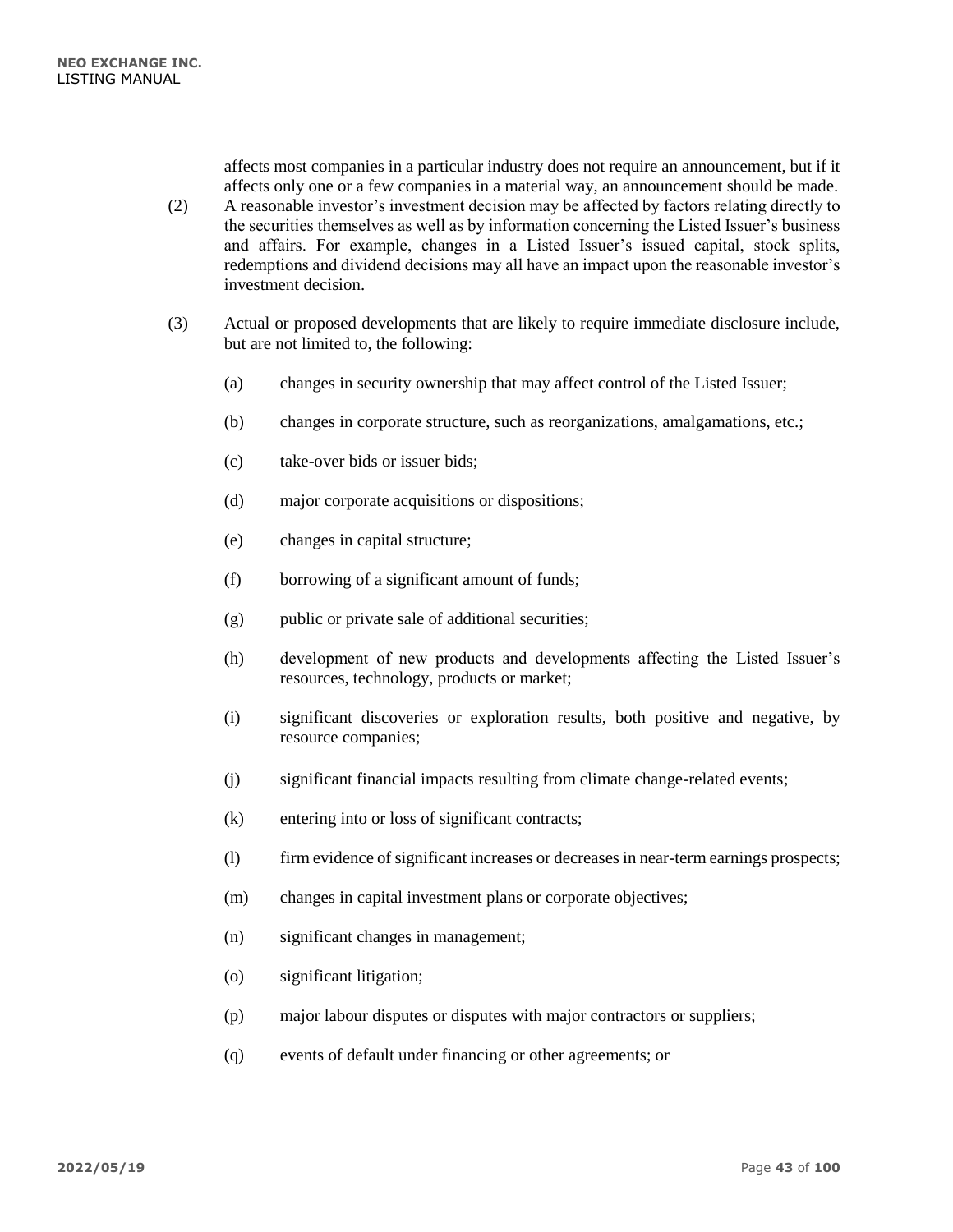affects most companies in a particular industry does not require an announcement, but if it affects only one or a few companies in a material way, an announcement should be made.

(2) A reasonable investor's investment decision may be affected by factors relating directly to the securities themselves as well as by information concerning the Listed Issuer's business and affairs. For example, changes in a Listed Issuer's issued capital, stock splits, redemptions and dividend decisions may all have an impact upon the reasonable investor's investment decision.

(3) Actual or proposed developments that are likely to require immediate disclosure include, but are not limited to, the following:

(a) changes in security ownership that may affect control of the Listed Issuer;

(b) changes in corporate structure, such as reorganizations, amalgamations, etc.;

(c) take-over bids or issuer bids;

(d) major corporate acquisitions or dispositions;

(e) changes in capital structure;

(f) borrowing of a significant amount of funds;

(g) public or private sale of additional securities;

(h) development of new products and developments affecting the Listed Issuer's resources, technology, products or market;

(i) significant discoveries or exploration results, both positive and negative, by resource companies;

(j) significant financial impacts resulting from climate change-related events;

(k) entering into or loss of significant contracts;

(l) firm evidence of significant increases or decreases in near-term earnings prospects;

(m) changes in capital investment plans or corporate objectives;

(n) significant changes in management;

(o) significant litigation;

(p) major labour disputes or disputes with major contractors or suppliers;

(q) events of default under financing or other agreements; or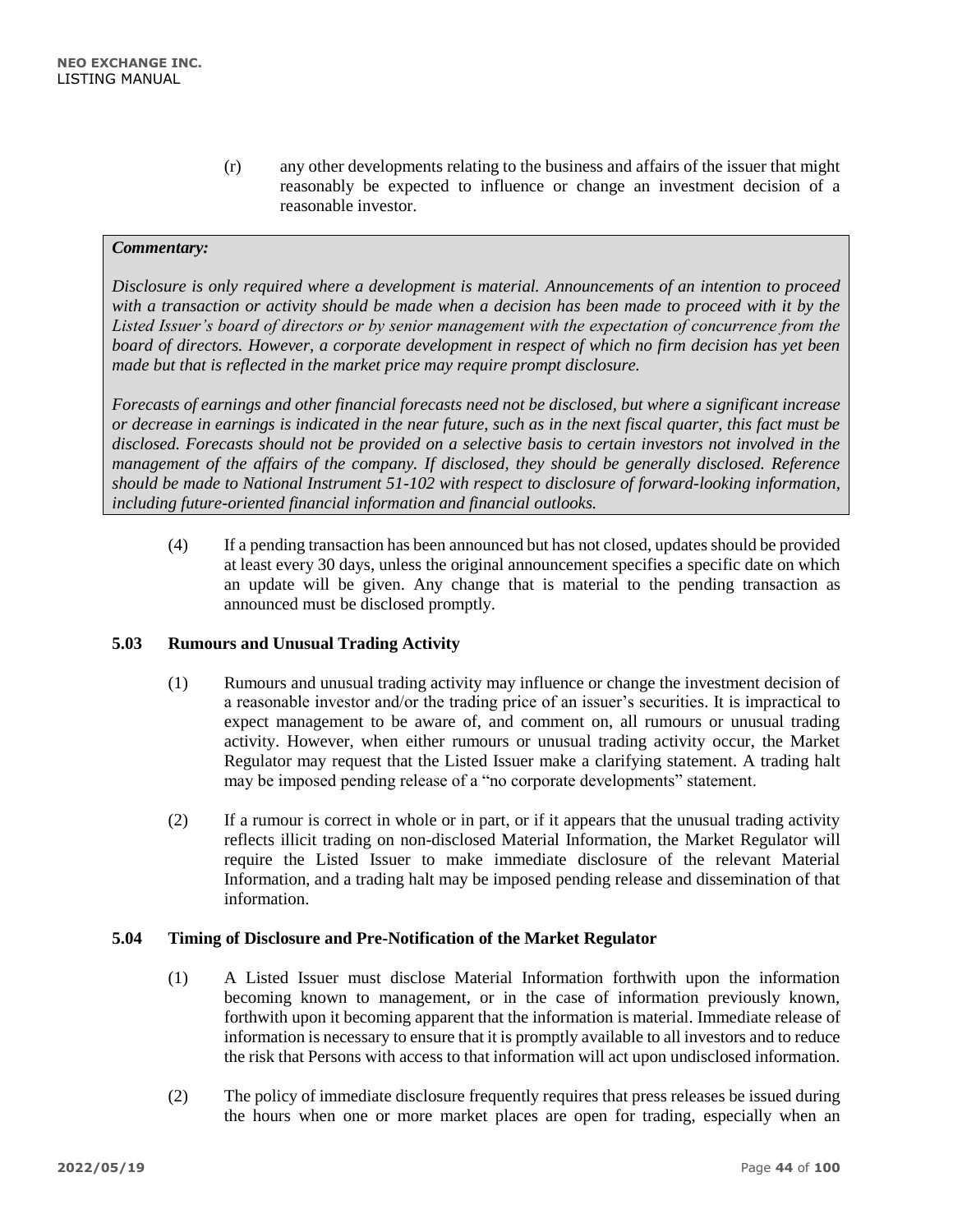(r) any other developments relating to the business and affairs of the issuer that might reasonably be expected to influence or change an investment decision of a reasonable investor.

> ***Commentary:***
>
> *Disclosure is only required where a development is material. Announcements of an intention to proceed with a transaction or activity should be made when a decision has been made to proceed with it by the Listed Issuer's board of directors or by senior management with the expectation of concurrence from the board of directors. However, a corporate development in respect of which no firm decision has yet been made but that is reflected in the market price may require prompt disclosure.*
>
> *Forecasts of earnings and other financial forecasts need not be disclosed, but where a significant increase or decrease in earnings is indicated in the near future, such as in the next fiscal quarter, this fact must be disclosed. Forecasts should not be provided on a selective basis to certain investors not involved in the management of the affairs of the company. If disclosed, they should be generally disclosed. Reference should be made to National Instrument 51-102 with respect to disclosure of forward-looking information, including future-oriented financial information and financial outlooks.*

(4) If a pending transaction has been announced but has not closed, updates should be provided at least every 30 days, unless the original announcement specifies a specific date on which an update will be given. Any change that is material to the pending transaction as announced must be disclosed promptly.

### 5.03 Rumours and Unusual Trading Activity

(1) Rumours and unusual trading activity may influence or change the investment decision of a reasonable investor and/or the trading price of an issuer's securities. It is impractical to expect management to be aware of, and comment on, all rumours or unusual trading activity. However, when either rumours or unusual trading activity occur, the Market Regulator may request that the Listed Issuer make a clarifying statement. A trading halt may be imposed pending release of a "no corporate developments" statement.

(2) If a rumour is correct in whole or in part, or if it appears that the unusual trading activity reflects illicit trading on non-disclosed Material Information, the Market Regulator will require the Listed Issuer to make immediate disclosure of the relevant Material Information, and a trading halt may be imposed pending release and dissemination of that information.

### 5.04 Timing of Disclosure and Pre-Notification of the Market Regulator

(1) A Listed Issuer must disclose Material Information forthwith upon the information becoming known to management, or in the case of information previously known, forthwith upon it becoming apparent that the information is material. Immediate release of information is necessary to ensure that it is promptly available to all investors and to reduce the risk that Persons with access to that information will act upon undisclosed information.

(2) The policy of immediate disclosure frequently requires that press releases be issued during the hours when one or more market places are open for trading, especially when an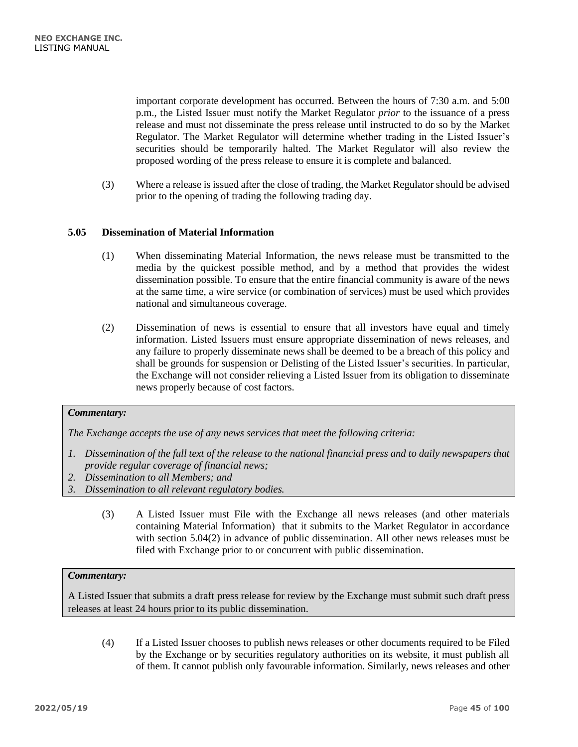important corporate development has occurred. Between the hours of 7:30 a.m. and 5:00 p.m., the Listed Issuer must notify the Market Regulator *prior* to the issuance of a press release and must not disseminate the press release until instructed to do so by the Market Regulator. The Market Regulator will determine whether trading in the Listed Issuer's securities should be temporarily halted. The Market Regulator will also review the proposed wording of the press release to ensure it is complete and balanced.

(3) Where a release is issued after the close of trading, the Market Regulator should be advised prior to the opening of trading the following trading day.

### 5.05 Dissemination of Material Information

(1) When disseminating Material Information, the news release must be transmitted to the media by the quickest possible method, and by a method that provides the widest dissemination possible. To ensure that the entire financial community is aware of the news at the same time, a wire service (or combination of services) must be used which provides national and simultaneous coverage.

(2) Dissemination of news is essential to ensure that all investors have equal and timely information. Listed Issuers must ensure appropriate dissemination of news releases, and any failure to properly disseminate news shall be deemed to be a breach of this policy and shall be grounds for suspension or Delisting of the Listed Issuer's securities. In particular, the Exchange will not consider relieving a Listed Issuer from its obligation to disseminate news properly because of cost factors.

> ***Commentary:***
>
> *The Exchange accepts the use of any news services that meet the following criteria:*
>
> 1. *Dissemination of the full text of the release to the national financial press and to daily newspapers that provide regular coverage of financial news;*
> 2. *Dissemination to all Members; and*
> 3. *Dissemination to all relevant regulatory bodies.*

(3) A Listed Issuer must File with the Exchange all news releases (and other materials containing Material Information) that it submits to the Market Regulator in accordance with section 5.04(2) in advance of public dissemination. All other news releases must be filed with Exchange prior to or concurrent with public dissemination.

> ***Commentary:***
>
> A Listed Issuer that submits a draft press release for review by the Exchange must submit such draft press releases at least 24 hours prior to its public dissemination.

(4) If a Listed Issuer chooses to publish news releases or other documents required to be Filed by the Exchange or by securities regulatory authorities on its website, it must publish all of them. It cannot publish only favourable information. Similarly, news releases and other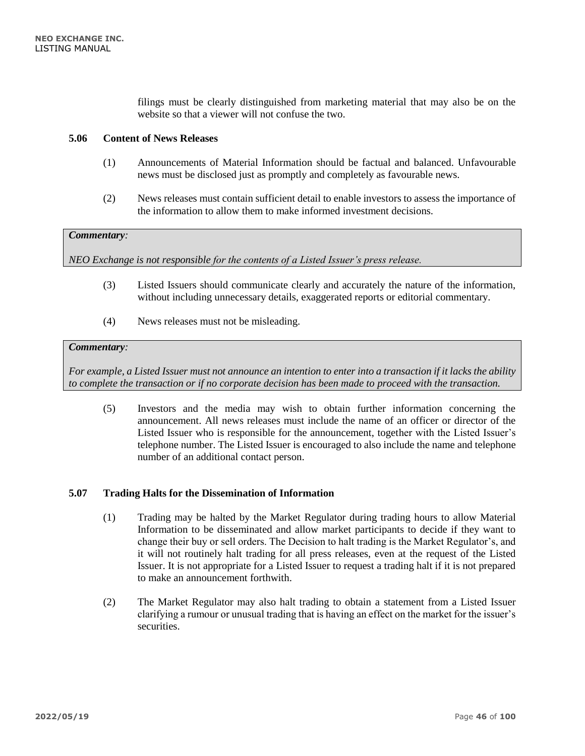filings must be clearly distinguished from marketing material that may also be on the website so that a viewer will not confuse the two.

### 5.06 Content of News Releases

(1) Announcements of Material Information should be factual and balanced. Unfavourable news must be disclosed just as promptly and completely as favourable news.

(2) News releases must contain sufficient detail to enable investors to assess the importance of the information to allow them to make informed investment decisions.

> ***Commentary:***
>
> *NEO Exchange is not responsible for the contents of a Listed Issuer's press release.*

(3) Listed Issuers should communicate clearly and accurately the nature of the information, without including unnecessary details, exaggerated reports or editorial commentary.

(4) News releases must not be misleading.

> ***Commentary:***
>
> *For example, a Listed Issuer must not announce an intention to enter into a transaction if it lacks the ability to complete the transaction or if no corporate decision has been made to proceed with the transaction.*

(5) Investors and the media may wish to obtain further information concerning the announcement. All news releases must include the name of an officer or director of the Listed Issuer who is responsible for the announcement, together with the Listed Issuer's telephone number. The Listed Issuer is encouraged to also include the name and telephone number of an additional contact person.

### 5.07 Trading Halts for the Dissemination of Information

(1) Trading may be halted by the Market Regulator during trading hours to allow Material Information to be disseminated and allow market participants to decide if they want to change their buy or sell orders. The Decision to halt trading is the Market Regulator's, and it will not routinely halt trading for all press releases, even at the request of the Listed Issuer. It is not appropriate for a Listed Issuer to request a trading halt if it is not prepared to make an announcement forthwith.

(2) The Market Regulator may also halt trading to obtain a statement from a Listed Issuer clarifying a rumour or unusual trading that is having an effect on the market for the issuer's securities.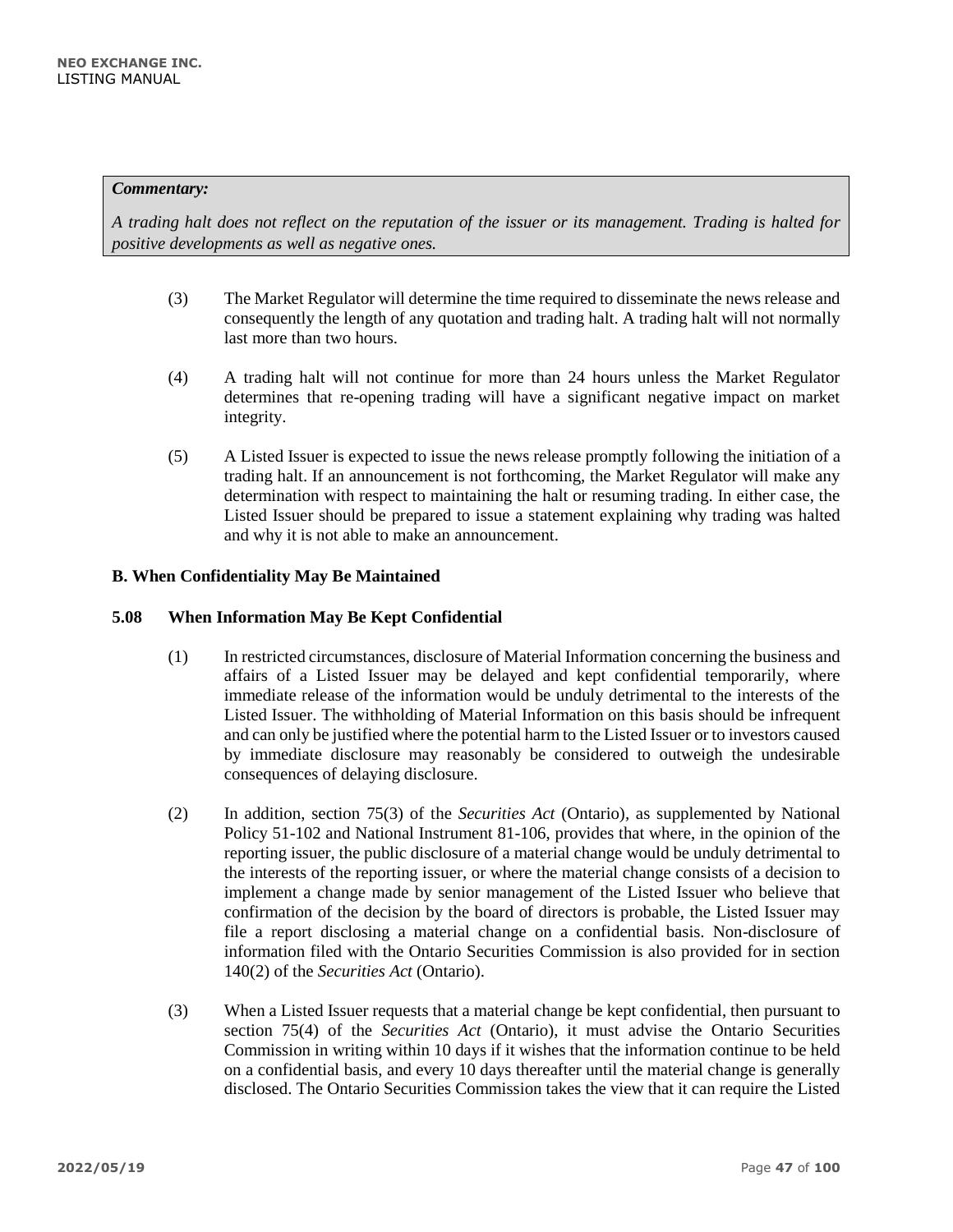***Commentary:***

*A trading halt does not reflect on the reputation of the issuer or its management. Trading is halted for positive developments as well as negative ones.*

(3) The Market Regulator will determine the time required to disseminate the news release and consequently the length of any quotation and trading halt. A trading halt will not normally last more than two hours.

(4) A trading halt will not continue for more than 24 hours unless the Market Regulator determines that re-opening trading will have a significant negative impact on market integrity.

(5) A Listed Issuer is expected to issue the news release promptly following the initiation of a trading halt. If an announcement is not forthcoming, the Market Regulator will make any determination with respect to maintaining the halt or resuming trading. In either case, the Listed Issuer should be prepared to issue a statement explaining why trading was halted and why it is not able to make an announcement.

### B. When Confidentiality May Be Maintained

### 5.08 When Information May Be Kept Confidential

(1) In restricted circumstances, disclosure of Material Information concerning the business and affairs of a Listed Issuer may be delayed and kept confidential temporarily, where immediate release of the information would be unduly detrimental to the interests of the Listed Issuer. The withholding of Material Information on this basis should be infrequent and can only be justified where the potential harm to the Listed Issuer or to investors caused by immediate disclosure may reasonably be considered to outweigh the undesirable consequences of delaying disclosure.

(2) In addition, section 75(3) of the *Securities Act* (Ontario), as supplemented by National Policy 51-102 and National Instrument 81-106, provides that where, in the opinion of the reporting issuer, the public disclosure of a material change would be unduly detrimental to the interests of the reporting issuer, or where the material change consists of a decision to implement a change made by senior management of the Listed Issuer who believe that confirmation of the decision by the board of directors is probable, the Listed Issuer may file a report disclosing a material change on a confidential basis. Non-disclosure of information filed with the Ontario Securities Commission is also provided for in section 140(2) of the *Securities Act* (Ontario).

(3) When a Listed Issuer requests that a material change be kept confidential, then pursuant to section 75(4) of the *Securities Act* (Ontario), it must advise the Ontario Securities Commission in writing within 10 days if it wishes that the information continue to be held on a confidential basis, and every 10 days thereafter until the material change is generally disclosed. The Ontario Securities Commission takes the view that it can require the Listed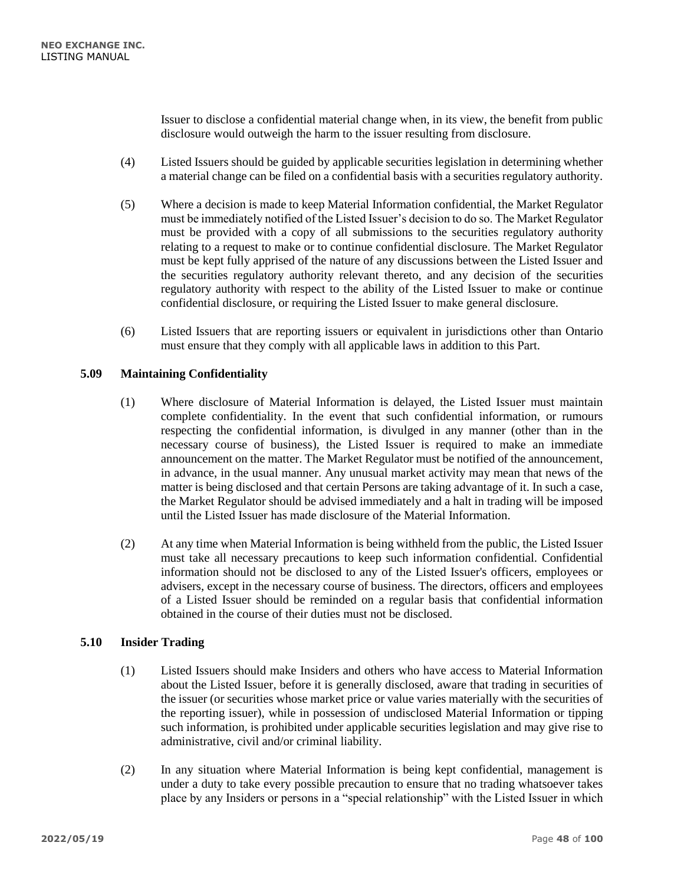Issuer to disclose a confidential material change when, in its view, the benefit from public disclosure would outweigh the harm to the issuer resulting from disclosure.

(4) Listed Issuers should be guided by applicable securities legislation in determining whether a material change can be filed on a confidential basis with a securities regulatory authority.

(5) Where a decision is made to keep Material Information confidential, the Market Regulator must be immediately notified of the Listed Issuer's decision to do so. The Market Regulator must be provided with a copy of all submissions to the securities regulatory authority relating to a request to make or to continue confidential disclosure. The Market Regulator must be kept fully apprised of the nature of any discussions between the Listed Issuer and the securities regulatory authority relevant thereto, and any decision of the securities regulatory authority with respect to the ability of the Listed Issuer to make or continue confidential disclosure, or requiring the Listed Issuer to make general disclosure.

(6) Listed Issuers that are reporting issuers or equivalent in jurisdictions other than Ontario must ensure that they comply with all applicable laws in addition to this Part.

### 5.09 Maintaining Confidentiality

(1) Where disclosure of Material Information is delayed, the Listed Issuer must maintain complete confidentiality. In the event that such confidential information, or rumours respecting the confidential information, is divulged in any manner (other than in the necessary course of business), the Listed Issuer is required to make an immediate announcement on the matter. The Market Regulator must be notified of the announcement, in advance, in the usual manner. Any unusual market activity may mean that news of the matter is being disclosed and that certain Persons are taking advantage of it. In such a case, the Market Regulator should be advised immediately and a halt in trading will be imposed until the Listed Issuer has made disclosure of the Material Information.

(2) At any time when Material Information is being withheld from the public, the Listed Issuer must take all necessary precautions to keep such information confidential. Confidential information should not be disclosed to any of the Listed Issuer's officers, employees or advisers, except in the necessary course of business. The directors, officers and employees of a Listed Issuer should be reminded on a regular basis that confidential information obtained in the course of their duties must not be disclosed.

### 5.10 Insider Trading

(1) Listed Issuers should make Insiders and others who have access to Material Information about the Listed Issuer, before it is generally disclosed, aware that trading in securities of the issuer (or securities whose market price or value varies materially with the securities of the reporting issuer), while in possession of undisclosed Material Information or tipping such information, is prohibited under applicable securities legislation and may give rise to administrative, civil and/or criminal liability.

(2) In any situation where Material Information is being kept confidential, management is under a duty to take every possible precaution to ensure that no trading whatsoever takes place by any Insiders or persons in a "special relationship" with the Listed Issuer in which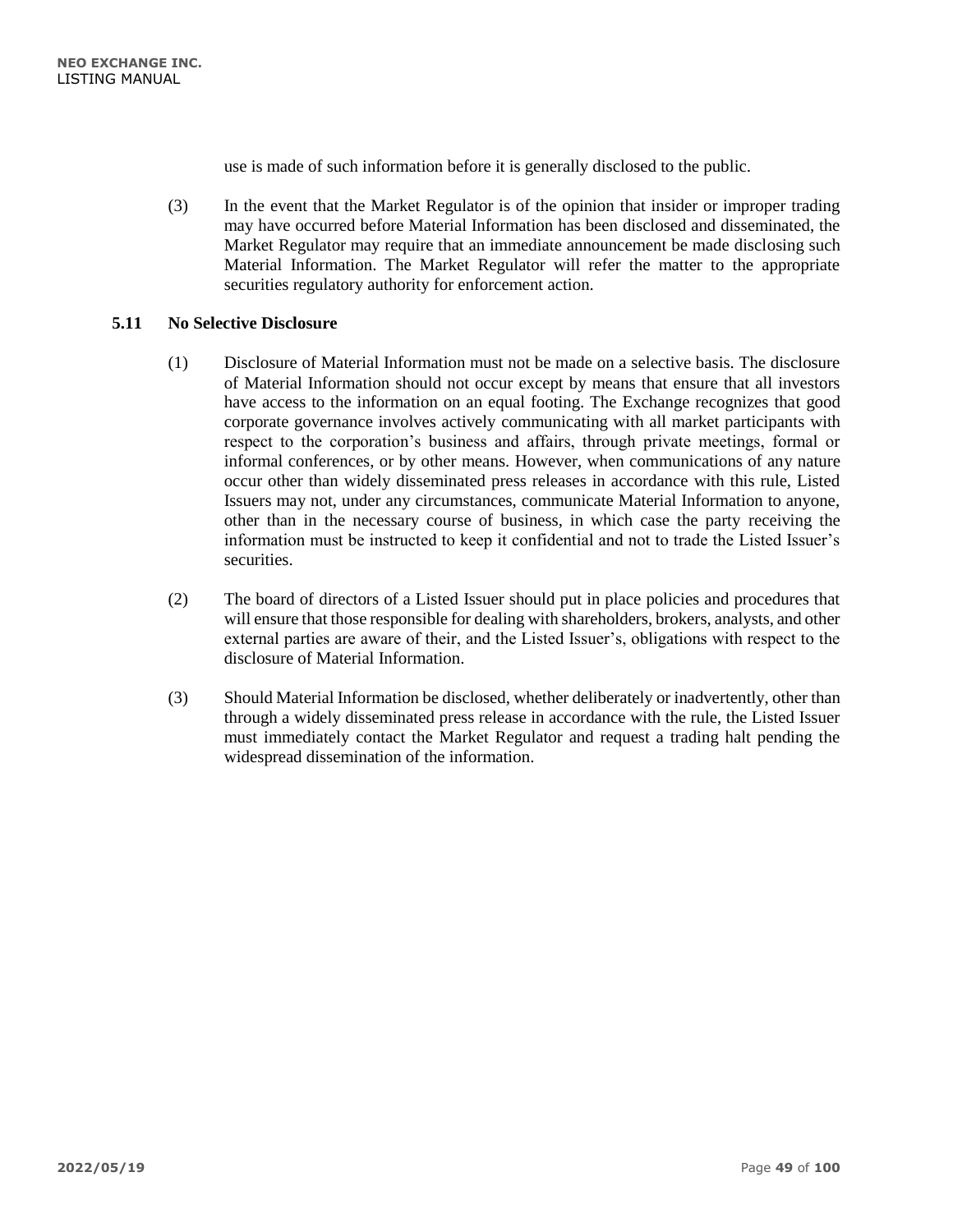use is made of such information before it is generally disclosed to the public.

(3) In the event that the Market Regulator is of the opinion that insider or improper trading may have occurred before Material Information has been disclosed and disseminated, the Market Regulator may require that an immediate announcement be made disclosing such Material Information. The Market Regulator will refer the matter to the appropriate securities regulatory authority for enforcement action.

### 5.11 No Selective Disclosure

(1) Disclosure of Material Information must not be made on a selective basis. The disclosure of Material Information should not occur except by means that ensure that all investors have access to the information on an equal footing. The Exchange recognizes that good corporate governance involves actively communicating with all market participants with respect to the corporation's business and affairs, through private meetings, formal or informal conferences, or by other means. However, when communications of any nature occur other than widely disseminated press releases in accordance with this rule, Listed Issuers may not, under any circumstances, communicate Material Information to anyone, other than in the necessary course of business, in which case the party receiving the information must be instructed to keep it confidential and not to trade the Listed Issuer's securities.

(2) The board of directors of a Listed Issuer should put in place policies and procedures that will ensure that those responsible for dealing with shareholders, brokers, analysts, and other external parties are aware of their, and the Listed Issuer's, obligations with respect to the disclosure of Material Information.

(3) Should Material Information be disclosed, whether deliberately or inadvertently, other than through a widely disseminated press release in accordance with the rule, the Listed Issuer must immediately contact the Market Regulator and request a trading halt pending the widespread dissemination of the information.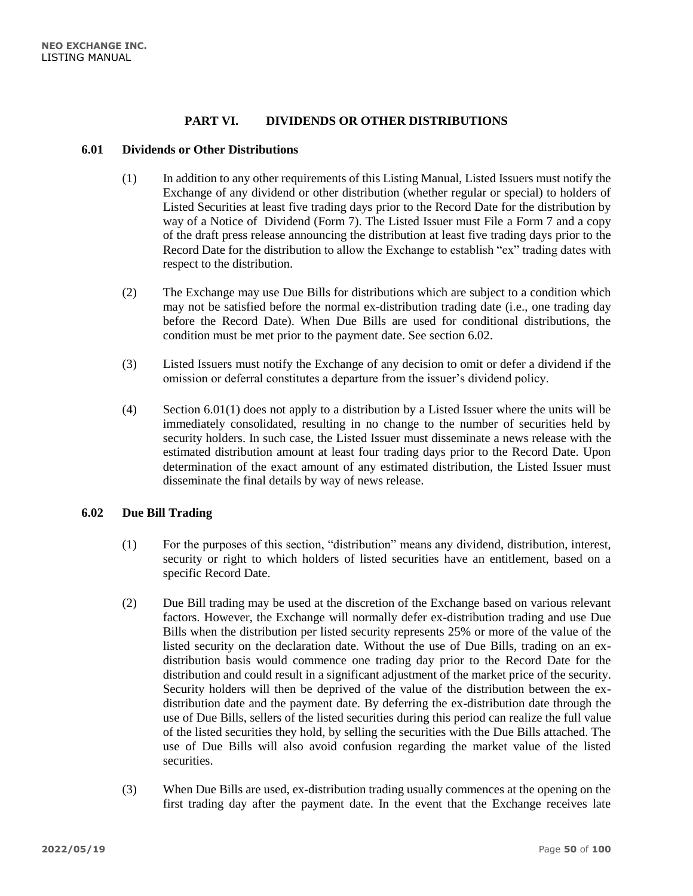## PART VI. DIVIDENDS OR OTHER DISTRIBUTIONS

### 6.01 Dividends or Other Distributions

(1) In addition to any other requirements of this Listing Manual, Listed Issuers must notify the Exchange of any dividend or other distribution (whether regular or special) to holders of Listed Securities at least five trading days prior to the Record Date for the distribution by way of a Notice of Dividend (Form 7). The Listed Issuer must File a Form 7 and a copy of the draft press release announcing the distribution at least five trading days prior to the Record Date for the distribution to allow the Exchange to establish "ex" trading dates with respect to the distribution.

(2) The Exchange may use Due Bills for distributions which are subject to a condition which may not be satisfied before the normal ex-distribution trading date (i.e., one trading day before the Record Date). When Due Bills are used for conditional distributions, the condition must be met prior to the payment date. See section 6.02.

(3) Listed Issuers must notify the Exchange of any decision to omit or defer a dividend if the omission or deferral constitutes a departure from the issuer's dividend policy.

(4) Section 6.01(1) does not apply to a distribution by a Listed Issuer where the units will be immediately consolidated, resulting in no change to the number of securities held by security holders. In such case, the Listed Issuer must disseminate a news release with the estimated distribution amount at least four trading days prior to the Record Date. Upon determination of the exact amount of any estimated distribution, the Listed Issuer must disseminate the final details by way of news release.

### 6.02 Due Bill Trading

(1) For the purposes of this section, "distribution" means any dividend, distribution, interest, security or right to which holders of listed securities have an entitlement, based on a specific Record Date.

(2) Due Bill trading may be used at the discretion of the Exchange based on various relevant factors. However, the Exchange will normally defer ex-distribution trading and use Due Bills when the distribution per listed security represents 25% or more of the value of the listed security on the declaration date. Without the use of Due Bills, trading on an ex-distribution basis would commence one trading day prior to the Record Date for the distribution and could result in a significant adjustment of the market price of the security. Security holders will then be deprived of the value of the distribution between the ex-distribution date and the payment date. By deferring the ex-distribution date through the use of Due Bills, sellers of the listed securities during this period can realize the full value of the listed securities they hold, by selling the securities with the Due Bills attached. The use of Due Bills will also avoid confusion regarding the market value of the listed securities.

(3) When Due Bills are used, ex-distribution trading usually commences at the opening on the first trading day after the payment date. In the event that the Exchange receives late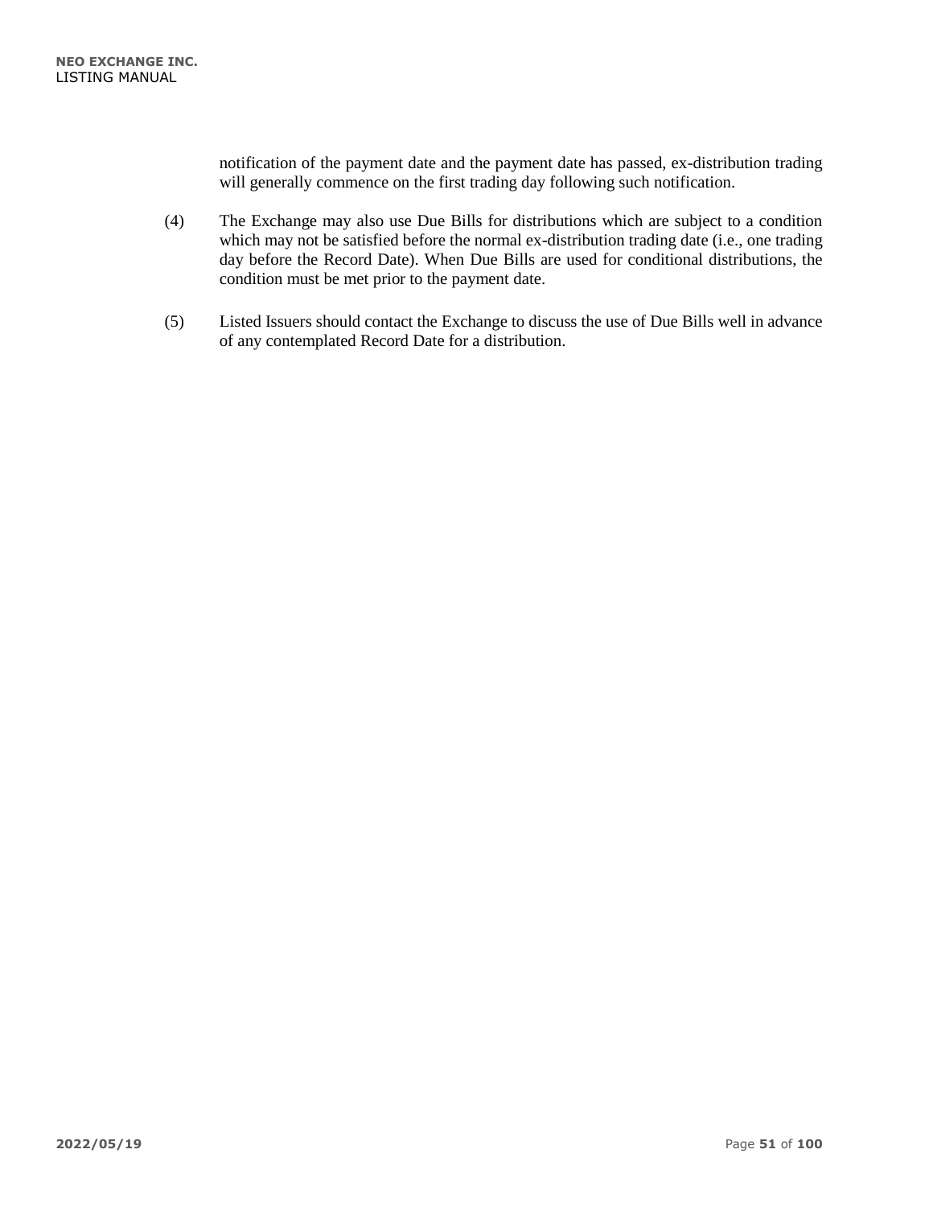notification of the payment date and the payment date has passed, ex-distribution trading will generally commence on the first trading day following such notification.

(4) The Exchange may also use Due Bills for distributions which are subject to a condition which may not be satisfied before the normal ex-distribution trading date (i.e., one trading day before the Record Date). When Due Bills are used for conditional distributions, the condition must be met prior to the payment date.

(5) Listed Issuers should contact the Exchange to discuss the use of Due Bills well in advance of any contemplated Record Date for a distribution.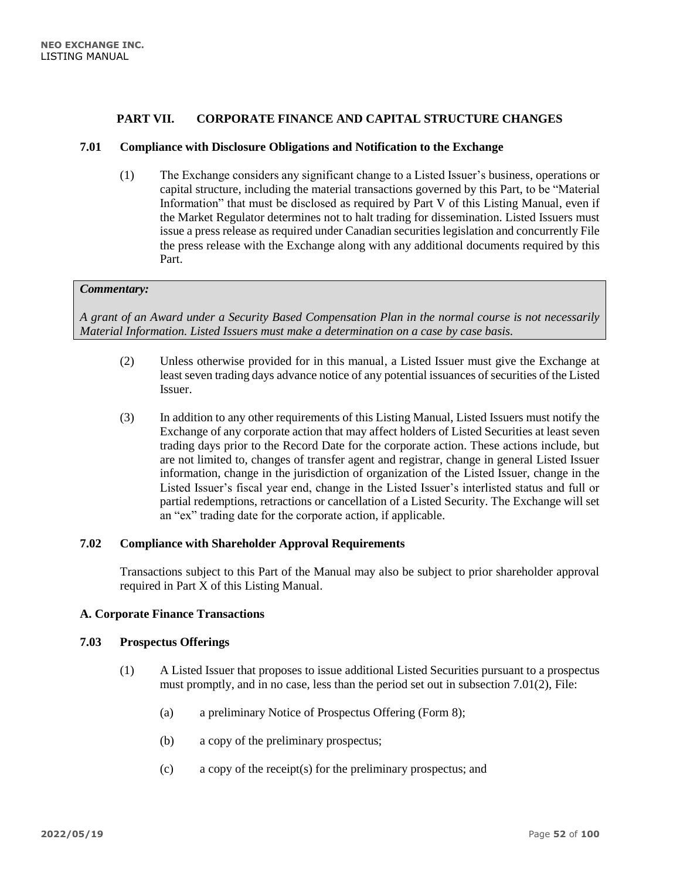## PART VII. CORPORATE FINANCE AND CAPITAL STRUCTURE CHANGES

### 7.01 Compliance with Disclosure Obligations and Notification to the Exchange

(1) The Exchange considers any significant change to a Listed Issuer's business, operations or capital structure, including the material transactions governed by this Part, to be "Material Information" that must be disclosed as required by Part V of this Listing Manual, even if the Market Regulator determines not to halt trading for dissemination. Listed Issuers must issue a press release as required under Canadian securities legislation and concurrently File the press release with the Exchange along with any additional documents required by this Part.

> ***Commentary:***
>
> *A grant of an Award under a Security Based Compensation Plan in the normal course is not necessarily Material Information. Listed Issuers must make a determination on a case by case basis.*

(2) Unless otherwise provided for in this manual, a Listed Issuer must give the Exchange at least seven trading days advance notice of any potential issuances of securities of the Listed Issuer.

(3) In addition to any other requirements of this Listing Manual, Listed Issuers must notify the Exchange of any corporate action that may affect holders of Listed Securities at least seven trading days prior to the Record Date for the corporate action. These actions include, but are not limited to, changes of transfer agent and registrar, change in general Listed Issuer information, change in the jurisdiction of organization of the Listed Issuer, change in the Listed Issuer's fiscal year end, change in the Listed Issuer's interlisted status and full or partial redemptions, retractions or cancellation of a Listed Security. The Exchange will set an "ex" trading date for the corporate action, if applicable.

### 7.02 Compliance with Shareholder Approval Requirements

Transactions subject to this Part of the Manual may also be subject to prior shareholder approval required in Part X of this Listing Manual.

### A. Corporate Finance Transactions

### 7.03 Prospectus Offerings

(1) A Listed Issuer that proposes to issue additional Listed Securities pursuant to a prospectus must promptly, and in no case, less than the period set out in subsection 7.01(2), File:

(a) a preliminary Notice of Prospectus Offering (Form 8);

(b) a copy of the preliminary prospectus;

(c) a copy of the receipt(s) for the preliminary prospectus; and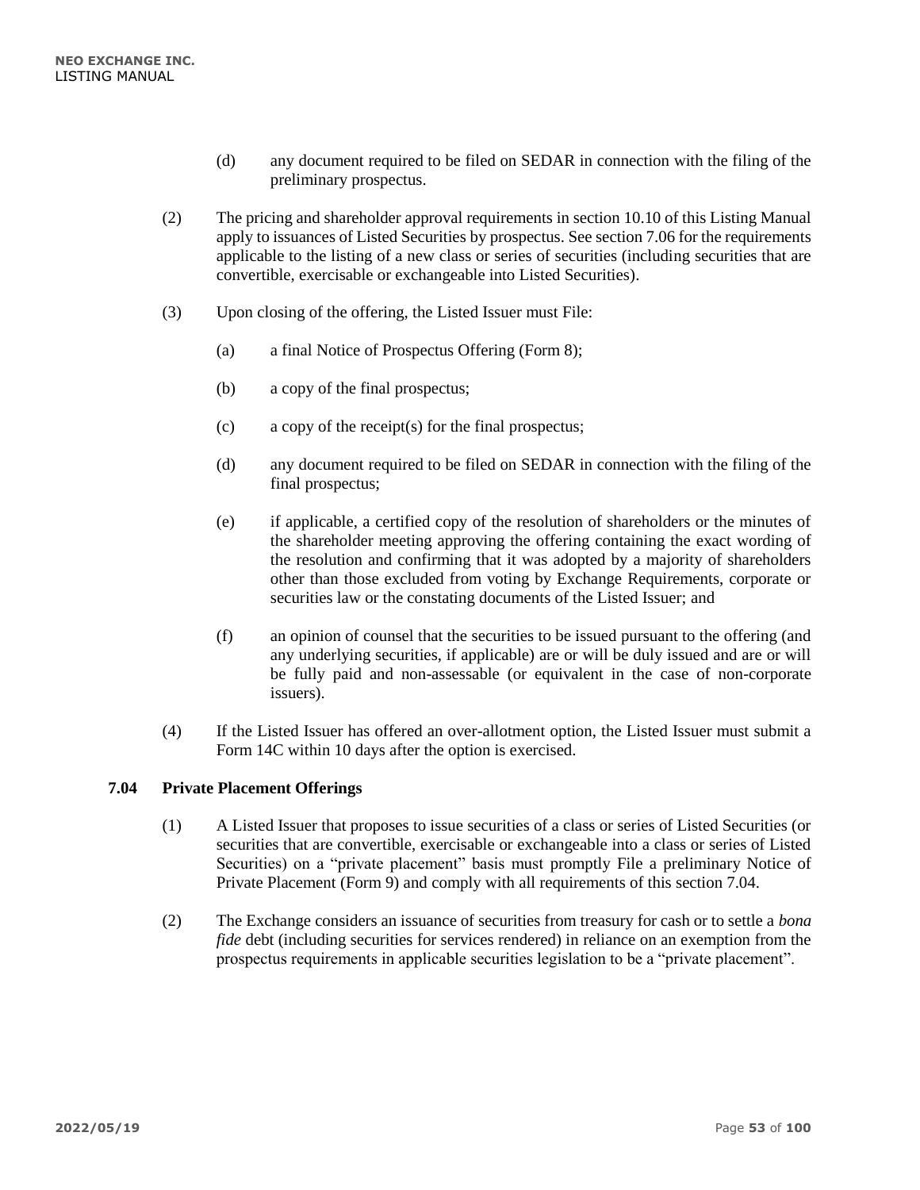(d) any document required to be filed on SEDAR in connection with the filing of the preliminary prospectus.

(2) The pricing and shareholder approval requirements in section 10.10 of this Listing Manual apply to issuances of Listed Securities by prospectus. See section 7.06 for the requirements applicable to the listing of a new class or series of securities (including securities that are convertible, exercisable or exchangeable into Listed Securities).

(3) Upon closing of the offering, the Listed Issuer must File:

(a) a final Notice of Prospectus Offering (Form 8);

(b) a copy of the final prospectus;

(c) a copy of the receipt(s) for the final prospectus;

(d) any document required to be filed on SEDAR in connection with the filing of the final prospectus;

(e) if applicable, a certified copy of the resolution of shareholders or the minutes of the shareholder meeting approving the offering containing the exact wording of the resolution and confirming that it was adopted by a majority of shareholders other than those excluded from voting by Exchange Requirements, corporate or securities law or the constating documents of the Listed Issuer; and

(f) an opinion of counsel that the securities to be issued pursuant to the offering (and any underlying securities, if applicable) are or will be duly issued and are or will be fully paid and non-assessable (or equivalent in the case of non-corporate issuers).

(4) If the Listed Issuer has offered an over-allotment option, the Listed Issuer must submit a Form 14C within 10 days after the option is exercised.

### 7.04 Private Placement Offerings

(1) A Listed Issuer that proposes to issue securities of a class or series of Listed Securities (or securities that are convertible, exercisable or exchangeable into a class or series of Listed Securities) on a "private placement" basis must promptly File a preliminary Notice of Private Placement (Form 9) and comply with all requirements of this section 7.04.

(2) The Exchange considers an issuance of securities from treasury for cash or to settle a *bona fide* debt (including securities for services rendered) in reliance on an exemption from the prospectus requirements in applicable securities legislation to be a "private placement".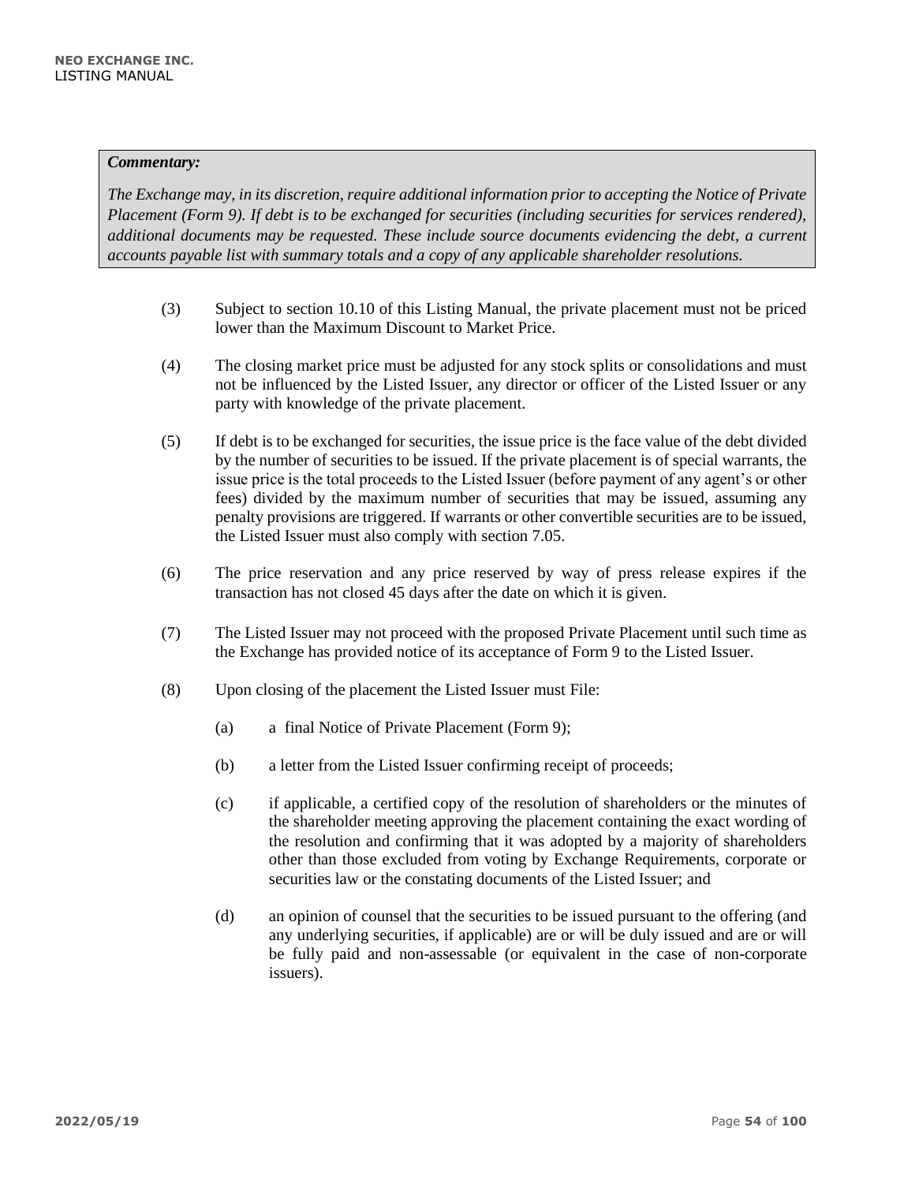***Commentary:***

*The Exchange may, in its discretion, require additional information prior to accepting the Notice of Private Placement (Form 9). If debt is to be exchanged for securities (including securities for services rendered), additional documents may be requested. These include source documents evidencing the debt, a current accounts payable list with summary totals and a copy of any applicable shareholder resolutions.*

(3) Subject to section 10.10 of this Listing Manual, the private placement must not be priced lower than the Maximum Discount to Market Price.

(4) The closing market price must be adjusted for any stock splits or consolidations and must not be influenced by the Listed Issuer, any director or officer of the Listed Issuer or any party with knowledge of the private placement.

(5) If debt is to be exchanged for securities, the issue price is the face value of the debt divided by the number of securities to be issued. If the private placement is of special warrants, the issue price is the total proceeds to the Listed Issuer (before payment of any agent's or other fees) divided by the maximum number of securities that may be issued, assuming any penalty provisions are triggered. If warrants or other convertible securities are to be issued, the Listed Issuer must also comply with section 7.05.

(6) The price reservation and any price reserved by way of press release expires if the transaction has not closed 45 days after the date on which it is given.

(7) The Listed Issuer may not proceed with the proposed Private Placement until such time as the Exchange has provided notice of its acceptance of Form 9 to the Listed Issuer.

(8) Upon closing of the placement the Listed Issuer must File:

(a) a final Notice of Private Placement (Form 9);

(b) a letter from the Listed Issuer confirming receipt of proceeds;

(c) if applicable, a certified copy of the resolution of shareholders or the minutes of the shareholder meeting approving the placement containing the exact wording of the resolution and confirming that it was adopted by a majority of shareholders other than those excluded from voting by Exchange Requirements, corporate or securities law or the constating documents of the Listed Issuer; and

(d) an opinion of counsel that the securities to be issued pursuant to the offering (and any underlying securities, if applicable) are or will be duly issued and are or will be fully paid and non-assessable (or equivalent in the case of non-corporate issuers).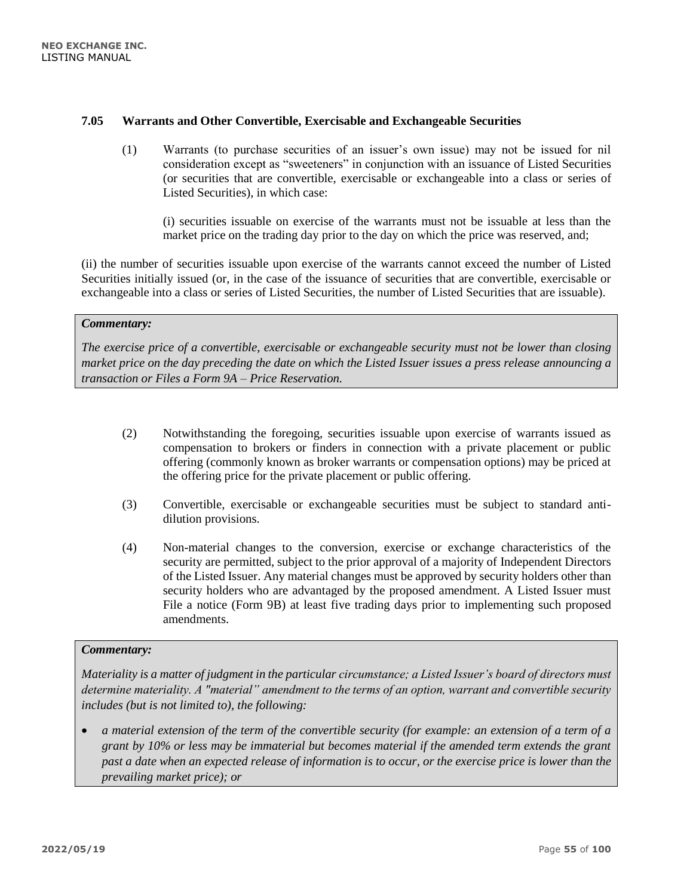### 7.05 Warrants and Other Convertible, Exercisable and Exchangeable Securities

(1) Warrants (to purchase securities of an issuer's own issue) may not be issued for nil consideration except as "sweeteners" in conjunction with an issuance of Listed Securities (or securities that are convertible, exercisable or exchangeable into a class or series of Listed Securities), in which case:

(i) securities issuable on exercise of the warrants must not be issuable at less than the market price on the trading day prior to the day on which the price was reserved, and;

(ii) the number of securities issuable upon exercise of the warrants cannot exceed the number of Listed Securities initially issued (or, in the case of the issuance of securities that are convertible, exercisable or exchangeable into a class or series of Listed Securities, the number of Listed Securities that are issuable).

> ***Commentary:***
>
> *The exercise price of a convertible, exercisable or exchangeable security must not be lower than closing market price on the day preceding the date on which the Listed Issuer issues a press release announcing a transaction or Files a Form 9A – Price Reservation.*

(2) Notwithstanding the foregoing, securities issuable upon exercise of warrants issued as compensation to brokers or finders in connection with a private placement or public offering (commonly known as broker warrants or compensation options) may be priced at the offering price for the private placement or public offering.

(3) Convertible, exercisable or exchangeable securities must be subject to standard anti-dilution provisions.

(4) Non-material changes to the conversion, exercise or exchange characteristics of the security are permitted, subject to the prior approval of a majority of Independent Directors of the Listed Issuer. Any material changes must be approved by security holders other than security holders who are advantaged by the proposed amendment. A Listed Issuer must File a notice (Form 9B) at least five trading days prior to implementing such proposed amendments.

> ***Commentary:***
>
> *Materiality is a matter of judgment in the particular circumstance; a Listed Issuer's board of directors must determine materiality. A "material" amendment to the terms of an option, warrant and convertible security includes (but is not limited to), the following:*
>
> - *a material extension of the term of the convertible security (for example: an extension of a term of a grant by 10% or less may be immaterial but becomes material if the amended term extends the grant past a date when an expected release of information is to occur, or the exercise price is lower than the prevailing market price); or*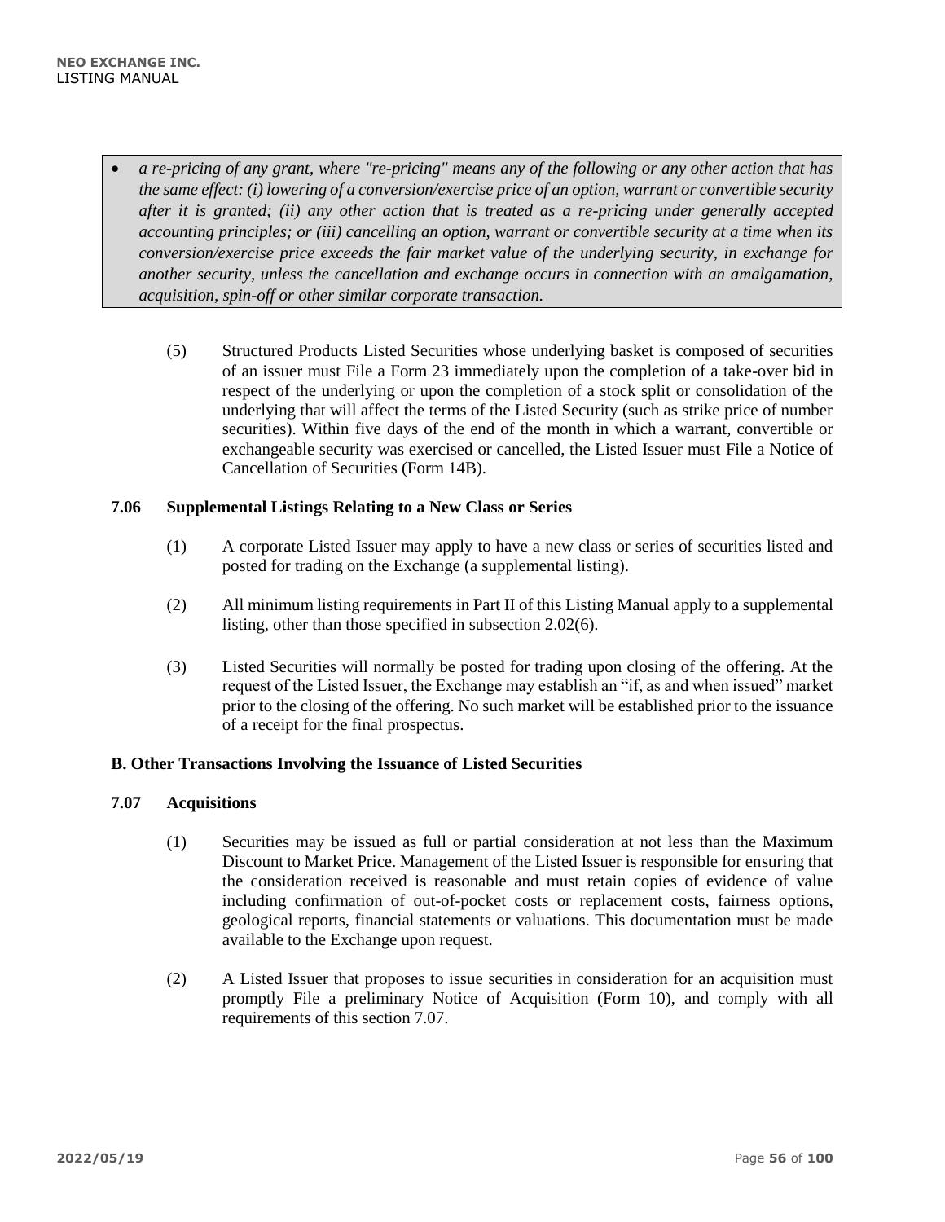- *a re-pricing of any grant, where "re-pricing" means any of the following or any other action that has the same effect: (i) lowering of a conversion/exercise price of an option, warrant or convertible security after it is granted; (ii) any other action that is treated as a re-pricing under generally accepted accounting principles; or (iii) cancelling an option, warrant or convertible security at a time when its conversion/exercise price exceeds the fair market value of the underlying security, in exchange for another security, unless the cancellation and exchange occurs in connection with an amalgamation, acquisition, spin-off or other similar corporate transaction.*

(5) Structured Products Listed Securities whose underlying basket is composed of securities of an issuer must File a Form 23 immediately upon the completion of a take-over bid in respect of the underlying or upon the completion of a stock split or consolidation of the underlying that will affect the terms of the Listed Security (such as strike price of number securities). Within five days of the end of the month in which a warrant, convertible or exchangeable security was exercised or cancelled, the Listed Issuer must File a Notice of Cancellation of Securities (Form 14B).

### 7.06 Supplemental Listings Relating to a New Class or Series

(1) A corporate Listed Issuer may apply to have a new class or series of securities listed and posted for trading on the Exchange (a supplemental listing).

(2) All minimum listing requirements in Part II of this Listing Manual apply to a supplemental listing, other than those specified in subsection 2.02(6).

(3) Listed Securities will normally be posted for trading upon closing of the offering. At the request of the Listed Issuer, the Exchange may establish an "if, as and when issued" market prior to the closing of the offering. No such market will be established prior to the issuance of a receipt for the final prospectus.

## B. Other Transactions Involving the Issuance of Listed Securities

### 7.07 Acquisitions

(1) Securities may be issued as full or partial consideration at not less than the Maximum Discount to Market Price. Management of the Listed Issuer is responsible for ensuring that the consideration received is reasonable and must retain copies of evidence of value including confirmation of out-of-pocket costs or replacement costs, fairness options, geological reports, financial statements or valuations. This documentation must be made available to the Exchange upon request.

(2) A Listed Issuer that proposes to issue securities in consideration for an acquisition must promptly File a preliminary Notice of Acquisition (Form 10), and comply with all requirements of this section 7.07.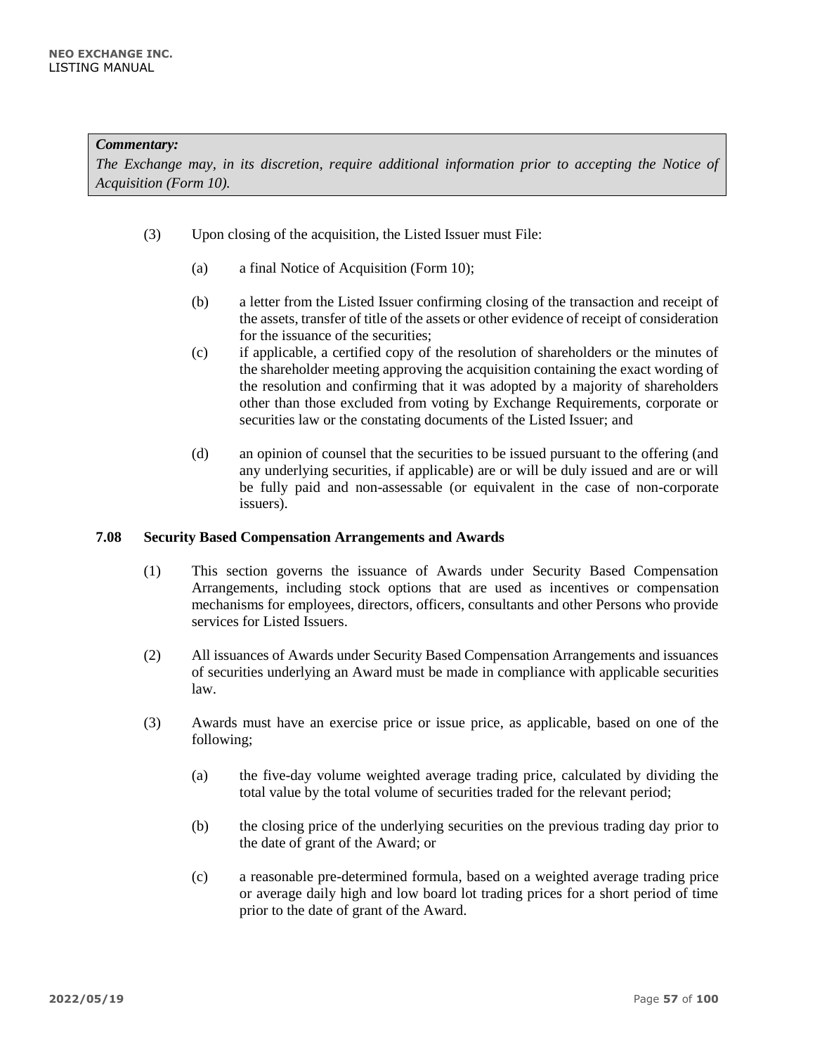***Commentary:***
*The Exchange may, in its discretion, require additional information prior to accepting the Notice of Acquisition (Form 10).*

(3) Upon closing of the acquisition, the Listed Issuer must File:

(a) a final Notice of Acquisition (Form 10);

(b) a letter from the Listed Issuer confirming closing of the transaction and receipt of the assets, transfer of title of the assets or other evidence of receipt of consideration for the issuance of the securities;

(c) if applicable, a certified copy of the resolution of shareholders or the minutes of the shareholder meeting approving the acquisition containing the exact wording of the resolution and confirming that it was adopted by a majority of shareholders other than those excluded from voting by Exchange Requirements, corporate or securities law or the constating documents of the Listed Issuer; and

(d) an opinion of counsel that the securities to be issued pursuant to the offering (and any underlying securities, if applicable) are or will be duly issued and are or will be fully paid and non-assessable (or equivalent in the case of non-corporate issuers).

**7.08 Security Based Compensation Arrangements and Awards**

(1) This section governs the issuance of Awards under Security Based Compensation Arrangements, including stock options that are used as incentives or compensation mechanisms for employees, directors, officers, consultants and other Persons who provide services for Listed Issuers.

(2) All issuances of Awards under Security Based Compensation Arrangements and issuances of securities underlying an Award must be made in compliance with applicable securities law.

(3) Awards must have an exercise price or issue price, as applicable, based on one of the following;

(a) the five-day volume weighted average trading price, calculated by dividing the total value by the total volume of securities traded for the relevant period;

(b) the closing price of the underlying securities on the previous trading day prior to the date of grant of the Award; or

(c) a reasonable pre-determined formula, based on a weighted average trading price or average daily high and low board lot trading prices for a short period of time prior to the date of grant of the Award.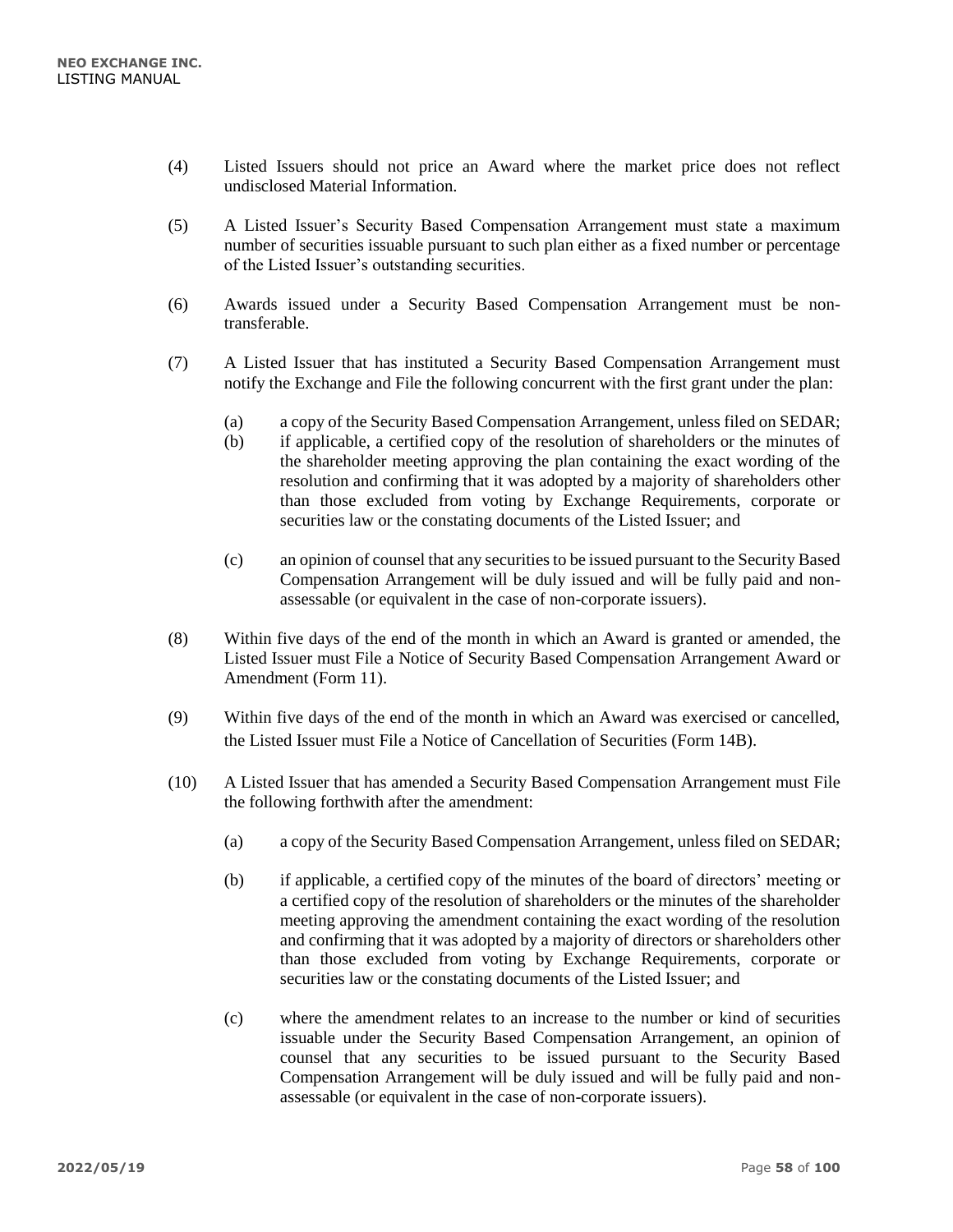(4) Listed Issuers should not price an Award where the market price does not reflect undisclosed Material Information.

(5) A Listed Issuer's Security Based Compensation Arrangement must state a maximum number of securities issuable pursuant to such plan either as a fixed number or percentage of the Listed Issuer's outstanding securities.

(6) Awards issued under a Security Based Compensation Arrangement must be non-transferable.

(7) A Listed Issuer that has instituted a Security Based Compensation Arrangement must notify the Exchange and File the following concurrent with the first grant under the plan:

  (a) a copy of the Security Based Compensation Arrangement, unless filed on SEDAR;

  (b) if applicable, a certified copy of the resolution of shareholders or the minutes of the shareholder meeting approving the plan containing the exact wording of the resolution and confirming that it was adopted by a majority of shareholders other than those excluded from voting by Exchange Requirements, corporate or securities law or the constating documents of the Listed Issuer; and

  (c) an opinion of counsel that any securities to be issued pursuant to the Security Based Compensation Arrangement will be duly issued and will be fully paid and non-assessable (or equivalent in the case of non-corporate issuers).

(8) Within five days of the end of the month in which an Award is granted or amended, the Listed Issuer must File a Notice of Security Based Compensation Arrangement Award or Amendment (Form 11).

(9) Within five days of the end of the month in which an Award was exercised or cancelled, the Listed Issuer must File a Notice of Cancellation of Securities (Form 14B).

(10) A Listed Issuer that has amended a Security Based Compensation Arrangement must File the following forthwith after the amendment:

  (a) a copy of the Security Based Compensation Arrangement, unless filed on SEDAR;

  (b) if applicable, a certified copy of the minutes of the board of directors' meeting or a certified copy of the resolution of shareholders or the minutes of the shareholder meeting approving the amendment containing the exact wording of the resolution and confirming that it was adopted by a majority of directors or shareholders other than those excluded from voting by Exchange Requirements, corporate or securities law or the constating documents of the Listed Issuer; and

  (c) where the amendment relates to an increase to the number or kind of securities issuable under the Security Based Compensation Arrangement, an opinion of counsel that any securities to be issued pursuant to the Security Based Compensation Arrangement will be duly issued and will be fully paid and non-assessable (or equivalent in the case of non-corporate issuers).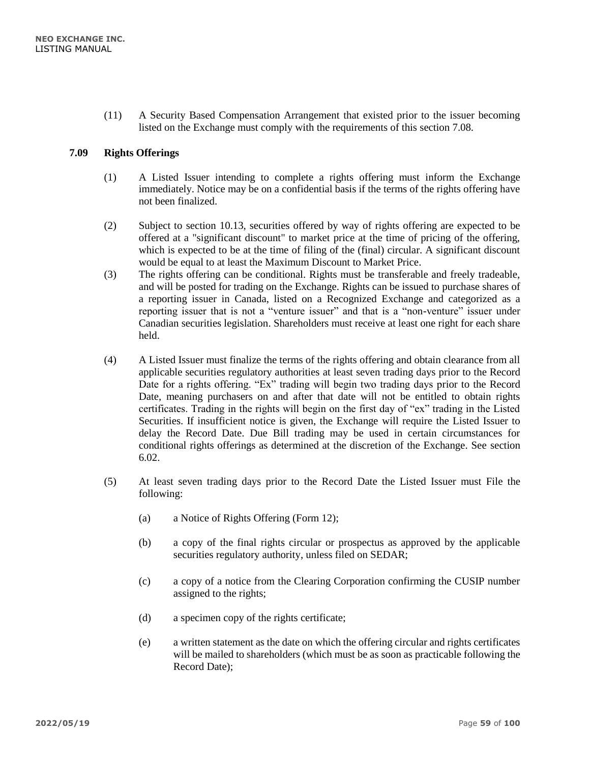(11) A Security Based Compensation Arrangement that existed prior to the issuer becoming listed on the Exchange must comply with the requirements of this section 7.08.

### 7.09 Rights Offerings

(1) A Listed Issuer intending to complete a rights offering must inform the Exchange immediately. Notice may be on a confidential basis if the terms of the rights offering have not been finalized.

(2) Subject to section 10.13, securities offered by way of rights offering are expected to be offered at a "significant discount" to market price at the time of pricing of the offering, which is expected to be at the time of filing of the (final) circular. A significant discount would be equal to at least the Maximum Discount to Market Price.

(3) The rights offering can be conditional. Rights must be transferable and freely tradeable, and will be posted for trading on the Exchange. Rights can be issued to purchase shares of a reporting issuer in Canada, listed on a Recognized Exchange and categorized as a reporting issuer that is not a "venture issuer" and that is a "non-venture" issuer under Canadian securities legislation. Shareholders must receive at least one right for each share held.

(4) A Listed Issuer must finalize the terms of the rights offering and obtain clearance from all applicable securities regulatory authorities at least seven trading days prior to the Record Date for a rights offering. "Ex" trading will begin two trading days prior to the Record Date, meaning purchasers on and after that date will not be entitled to obtain rights certificates. Trading in the rights will begin on the first day of "ex" trading in the Listed Securities. If insufficient notice is given, the Exchange will require the Listed Issuer to delay the Record Date. Due Bill trading may be used in certain circumstances for conditional rights offerings as determined at the discretion of the Exchange. See section 6.02.

(5) At least seven trading days prior to the Record Date the Listed Issuer must File the following:

(a) a Notice of Rights Offering (Form 12);

(b) a copy of the final rights circular or prospectus as approved by the applicable securities regulatory authority, unless filed on SEDAR;

(c) a copy of a notice from the Clearing Corporation confirming the CUSIP number assigned to the rights;

(d) a specimen copy of the rights certificate;

(e) a written statement as the date on which the offering circular and rights certificates will be mailed to shareholders (which must be as soon as practicable following the Record Date);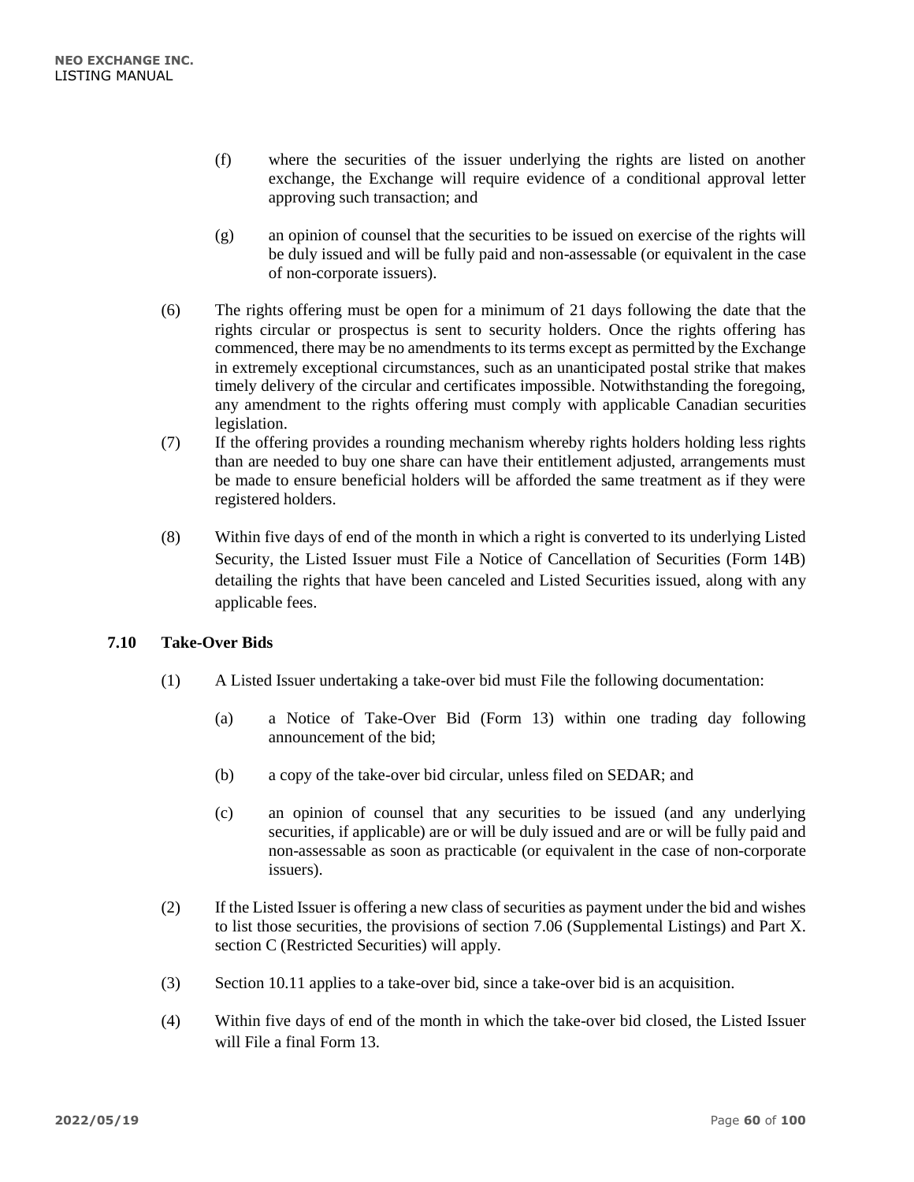(f) where the securities of the issuer underlying the rights are listed on another exchange, the Exchange will require evidence of a conditional approval letter approving such transaction; and

(g) an opinion of counsel that the securities to be issued on exercise of the rights will be duly issued and will be fully paid and non-assessable (or equivalent in the case of non-corporate issuers).

(6) The rights offering must be open for a minimum of 21 days following the date that the rights circular or prospectus is sent to security holders. Once the rights offering has commenced, there may be no amendments to its terms except as permitted by the Exchange in extremely exceptional circumstances, such as an unanticipated postal strike that makes timely delivery of the circular and certificates impossible. Notwithstanding the foregoing, any amendment to the rights offering must comply with applicable Canadian securities legislation.

(7) If the offering provides a rounding mechanism whereby rights holders holding less rights than are needed to buy one share can have their entitlement adjusted, arrangements must be made to ensure beneficial holders will be afforded the same treatment as if they were registered holders.

(8) Within five days of end of the month in which a right is converted to its underlying Listed Security, the Listed Issuer must File a Notice of Cancellation of Securities (Form 14B) detailing the rights that have been canceled and Listed Securities issued, along with any applicable fees.

### 7.10 Take-Over Bids

(1) A Listed Issuer undertaking a take-over bid must File the following documentation:

(a) a Notice of Take-Over Bid (Form 13) within one trading day following announcement of the bid;

(b) a copy of the take-over bid circular, unless filed on SEDAR; and

(c) an opinion of counsel that any securities to be issued (and any underlying securities, if applicable) are or will be duly issued and are or will be fully paid and non-assessable as soon as practicable (or equivalent in the case of non-corporate issuers).

(2) If the Listed Issuer is offering a new class of securities as payment under the bid and wishes to list those securities, the provisions of section 7.06 (Supplemental Listings) and Part X. section C (Restricted Securities) will apply.

(3) Section 10.11 applies to a take-over bid, since a take-over bid is an acquisition.

(4) Within five days of end of the month in which the take-over bid closed, the Listed Issuer will File a final Form 13.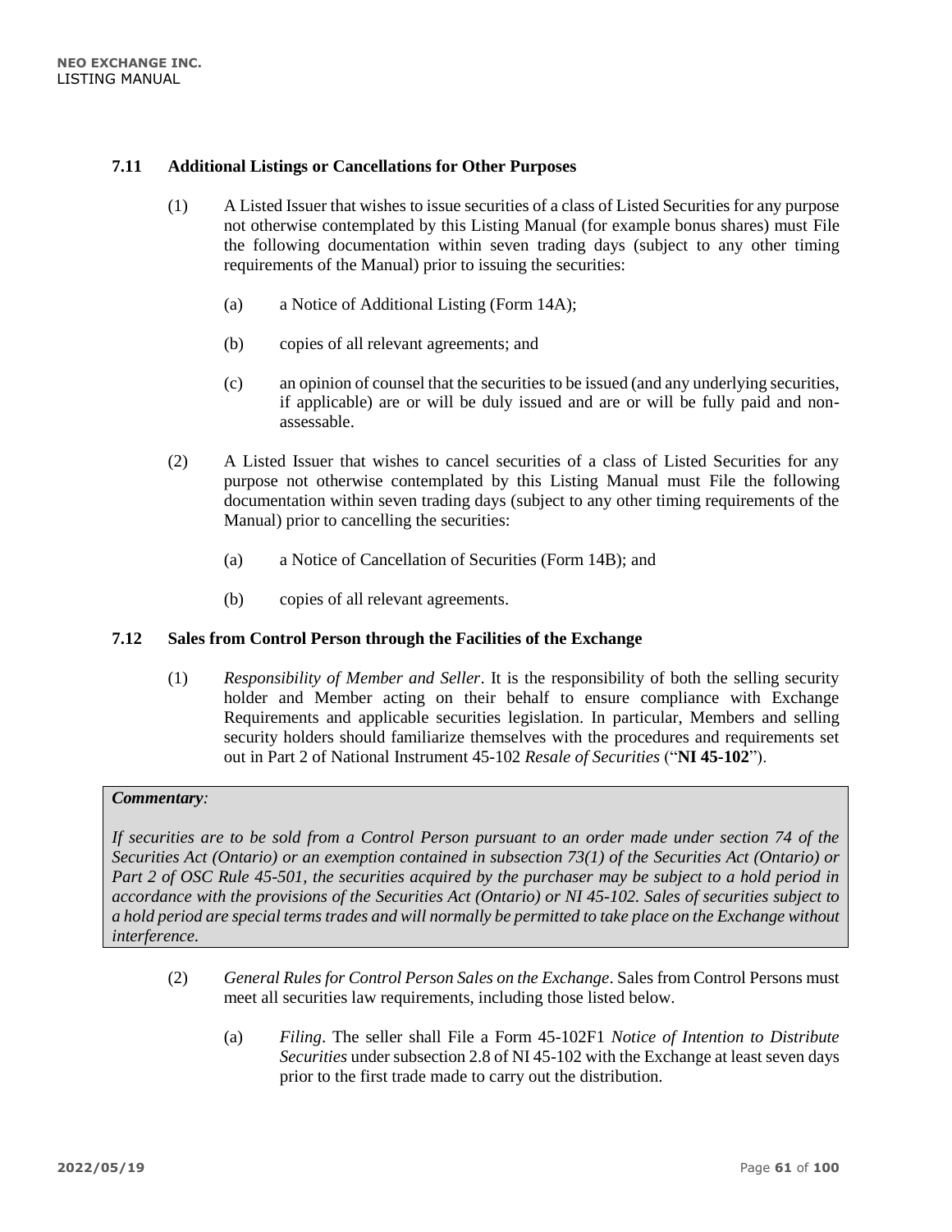### 7.11 Additional Listings or Cancellations for Other Purposes

(1) A Listed Issuer that wishes to issue securities of a class of Listed Securities for any purpose not otherwise contemplated by this Listing Manual (for example bonus shares) must File the following documentation within seven trading days (subject to any other timing requirements of the Manual) prior to issuing the securities:

(a) a Notice of Additional Listing (Form 14A);

(b) copies of all relevant agreements; and

(c) an opinion of counsel that the securities to be issued (and any underlying securities, if applicable) are or will be duly issued and are or will be fully paid and non-assessable.

(2) A Listed Issuer that wishes to cancel securities of a class of Listed Securities for any purpose not otherwise contemplated by this Listing Manual must File the following documentation within seven trading days (subject to any other timing requirements of the Manual) prior to cancelling the securities:

(a) a Notice of Cancellation of Securities (Form 14B); and

(b) copies of all relevant agreements.

### 7.12 Sales from Control Person through the Facilities of the Exchange

(1) *Responsibility of Member and Seller*. It is the responsibility of both the selling security holder and Member acting on their behalf to ensure compliance with Exchange Requirements and applicable securities legislation. In particular, Members and selling security holders should familiarize themselves with the procedures and requirements set out in Part 2 of National Instrument 45-102 *Resale of Securities* ("**NI 45-102**").

> ***Commentary:***
>
> *If securities are to be sold from a Control Person pursuant to an order made under section 74 of the Securities Act (Ontario) or an exemption contained in subsection 73(1) of the Securities Act (Ontario) or Part 2 of OSC Rule 45-501, the securities acquired by the purchaser may be subject to a hold period in accordance with the provisions of the Securities Act (Ontario) or NI 45-102. Sales of securities subject to a hold period are special terms trades and will normally be permitted to take place on the Exchange without interference.*

(2) *General Rules for Control Person Sales on the Exchange*. Sales from Control Persons must meet all securities law requirements, including those listed below.

(a) *Filing*. The seller shall File a Form 45-102F1 *Notice of Intention to Distribute Securities* under subsection 2.8 of NI 45-102 with the Exchange at least seven days prior to the first trade made to carry out the distribution.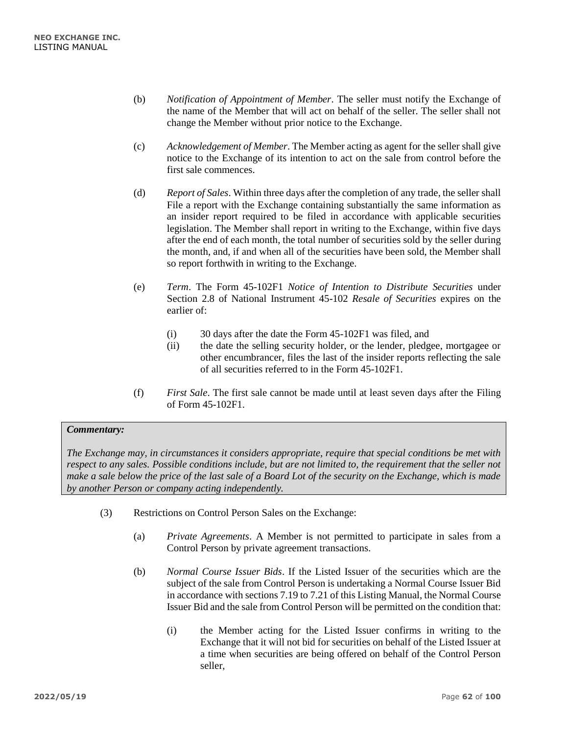(b) *Notification of Appointment of Member*. The seller must notify the Exchange of the name of the Member that will act on behalf of the seller. The seller shall not change the Member without prior notice to the Exchange.

(c) *Acknowledgement of Member*. The Member acting as agent for the seller shall give notice to the Exchange of its intention to act on the sale from control before the first sale commences.

(d) *Report of Sales*. Within three days after the completion of any trade, the seller shall File a report with the Exchange containing substantially the same information as an insider report required to be filed in accordance with applicable securities legislation. The Member shall report in writing to the Exchange, within five days after the end of each month, the total number of securities sold by the seller during the month, and, if and when all of the securities have been sold, the Member shall so report forthwith in writing to the Exchange.

(e) *Term*. The Form 45-102F1 *Notice of Intention to Distribute Securities* under Section 2.8 of National Instrument 45-102 *Resale of Securities* expires on the earlier of:

(i) 30 days after the date the Form 45-102F1 was filed, and

(ii) the date the selling security holder, or the lender, pledgee, mortgagee or other encumbrancer, files the last of the insider reports reflecting the sale of all securities referred to in the Form 45-102F1.

(f) *First Sale*. The first sale cannot be made until at least seven days after the Filing of Form 45-102F1.

> ***Commentary:***
>
> *The Exchange may, in circumstances it considers appropriate, require that special conditions be met with respect to any sales. Possible conditions include, but are not limited to, the requirement that the seller not make a sale below the price of the last sale of a Board Lot of the security on the Exchange, which is made by another Person or company acting independently.*

(3) Restrictions on Control Person Sales on the Exchange:

(a) *Private Agreements*. A Member is not permitted to participate in sales from a Control Person by private agreement transactions.

(b) *Normal Course Issuer Bids*. If the Listed Issuer of the securities which are the subject of the sale from Control Person is undertaking a Normal Course Issuer Bid in accordance with sections 7.19 to 7.21 of this Listing Manual, the Normal Course Issuer Bid and the sale from Control Person will be permitted on the condition that:

(i) the Member acting for the Listed Issuer confirms in writing to the Exchange that it will not bid for securities on behalf of the Listed Issuer at a time when securities are being offered on behalf of the Control Person seller,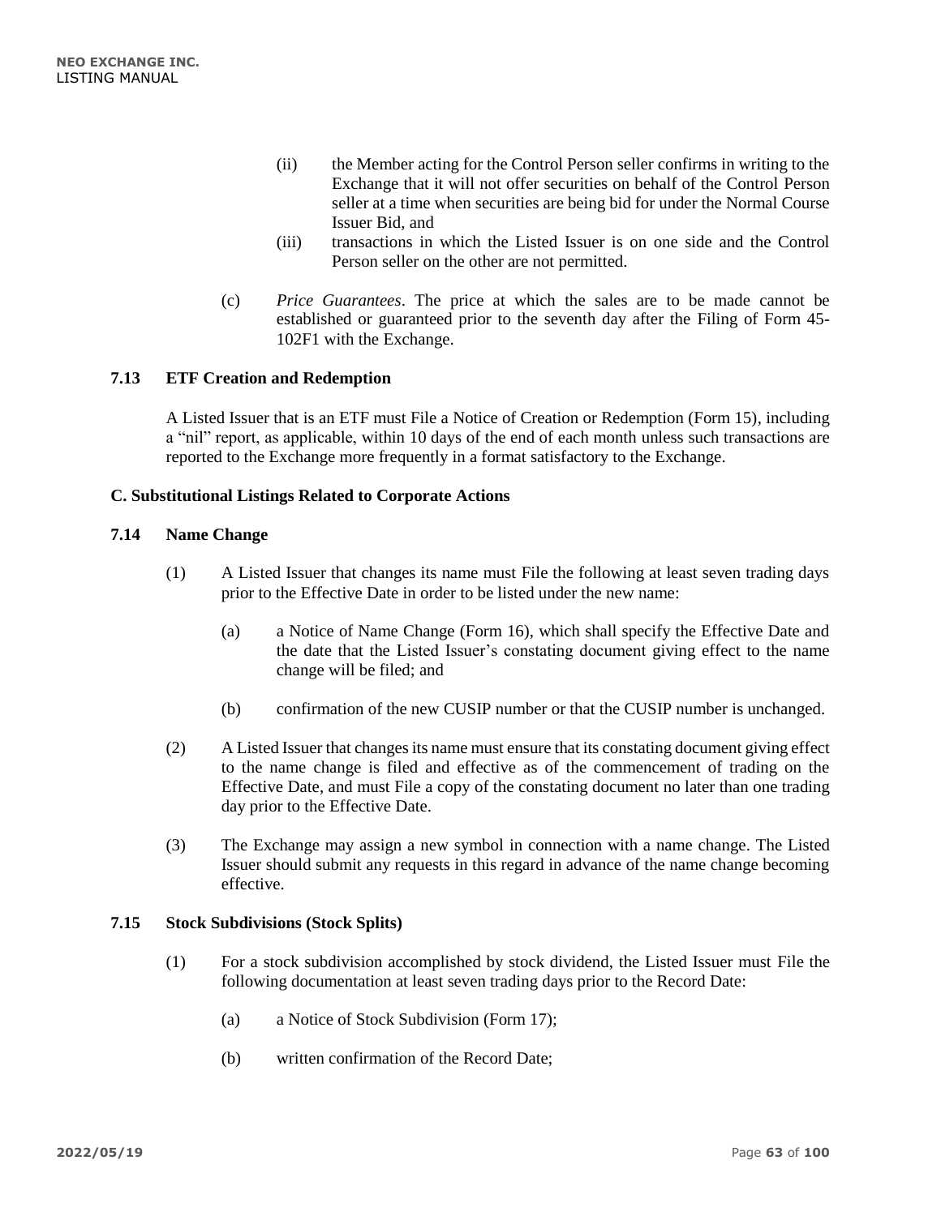(ii) the Member acting for the Control Person seller confirms in writing to the Exchange that it will not offer securities on behalf of the Control Person seller at a time when securities are being bid for under the Normal Course Issuer Bid, and

(iii) transactions in which the Listed Issuer is on one side and the Control Person seller on the other are not permitted.

(c) *Price Guarantees*. The price at which the sales are to be made cannot be established or guaranteed prior to the seventh day after the Filing of Form 45-102F1 with the Exchange.

### 7.13 ETF Creation and Redemption

A Listed Issuer that is an ETF must File a Notice of Creation or Redemption (Form 15), including a "nil" report, as applicable, within 10 days of the end of each month unless such transactions are reported to the Exchange more frequently in a format satisfactory to the Exchange.

## C. Substitutional Listings Related to Corporate Actions

### 7.14 Name Change

(1) A Listed Issuer that changes its name must File the following at least seven trading days prior to the Effective Date in order to be listed under the new name:

(a) a Notice of Name Change (Form 16), which shall specify the Effective Date and the date that the Listed Issuer's constating document giving effect to the name change will be filed; and

(b) confirmation of the new CUSIP number or that the CUSIP number is unchanged.

(2) A Listed Issuer that changes its name must ensure that its constating document giving effect to the name change is filed and effective as of the commencement of trading on the Effective Date, and must File a copy of the constating document no later than one trading day prior to the Effective Date.

(3) The Exchange may assign a new symbol in connection with a name change. The Listed Issuer should submit any requests in this regard in advance of the name change becoming effective.

### 7.15 Stock Subdivisions (Stock Splits)

(1) For a stock subdivision accomplished by stock dividend, the Listed Issuer must File the following documentation at least seven trading days prior to the Record Date:

(a) a Notice of Stock Subdivision (Form 17);

(b) written confirmation of the Record Date;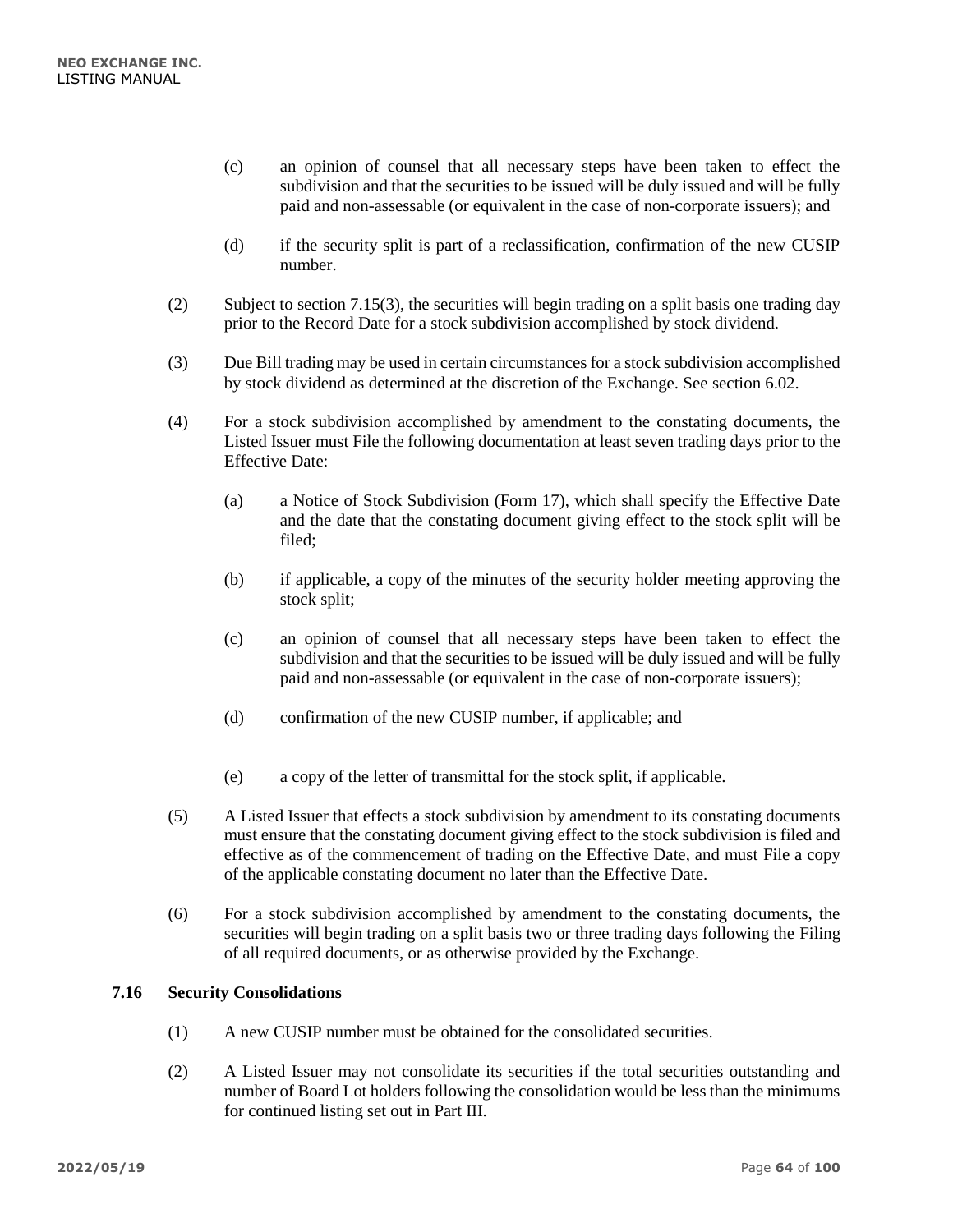(c) an opinion of counsel that all necessary steps have been taken to effect the subdivision and that the securities to be issued will be duly issued and will be fully paid and non-assessable (or equivalent in the case of non-corporate issuers); and

(d) if the security split is part of a reclassification, confirmation of the new CUSIP number.

(2) Subject to section 7.15(3), the securities will begin trading on a split basis one trading day prior to the Record Date for a stock subdivision accomplished by stock dividend.

(3) Due Bill trading may be used in certain circumstances for a stock subdivision accomplished by stock dividend as determined at the discretion of the Exchange. See section 6.02.

(4) For a stock subdivision accomplished by amendment to the constating documents, the Listed Issuer must File the following documentation at least seven trading days prior to the Effective Date:

(a) a Notice of Stock Subdivision (Form 17), which shall specify the Effective Date and the date that the constating document giving effect to the stock split will be filed;

(b) if applicable, a copy of the minutes of the security holder meeting approving the stock split;

(c) an opinion of counsel that all necessary steps have been taken to effect the subdivision and that the securities to be issued will be duly issued and will be fully paid and non-assessable (or equivalent in the case of non-corporate issuers);

(d) confirmation of the new CUSIP number, if applicable; and

(e) a copy of the letter of transmittal for the stock split, if applicable.

(5) A Listed Issuer that effects a stock subdivision by amendment to its constating documents must ensure that the constating document giving effect to the stock subdivision is filed and effective as of the commencement of trading on the Effective Date, and must File a copy of the applicable constating document no later than the Effective Date.

(6) For a stock subdivision accomplished by amendment to the constating documents, the securities will begin trading on a split basis two or three trading days following the Filing of all required documents, or as otherwise provided by the Exchange.

### 7.16 Security Consolidations

(1) A new CUSIP number must be obtained for the consolidated securities.

(2) A Listed Issuer may not consolidate its securities if the total securities outstanding and number of Board Lot holders following the consolidation would be less than the minimums for continued listing set out in Part III.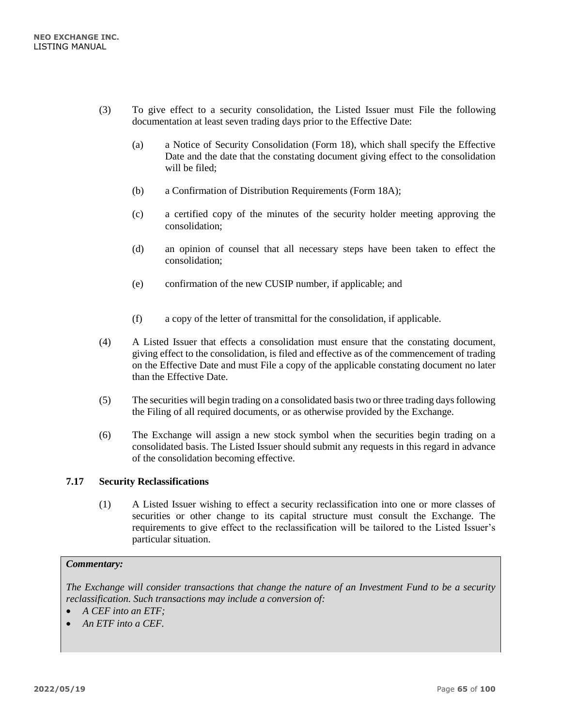(3) To give effect to a security consolidation, the Listed Issuer must File the following documentation at least seven trading days prior to the Effective Date:

 (a) a Notice of Security Consolidation (Form 18), which shall specify the Effective Date and the date that the constating document giving effect to the consolidation will be filed;

 (b) a Confirmation of Distribution Requirements (Form 18A);

 (c) a certified copy of the minutes of the security holder meeting approving the consolidation;

 (d) an opinion of counsel that all necessary steps have been taken to effect the consolidation;

 (e) confirmation of the new CUSIP number, if applicable; and

 (f) a copy of the letter of transmittal for the consolidation, if applicable.

(4) A Listed Issuer that effects a consolidation must ensure that the constating document, giving effect to the consolidation, is filed and effective as of the commencement of trading on the Effective Date and must File a copy of the applicable constating document no later than the Effective Date.

(5) The securities will begin trading on a consolidated basis two or three trading days following the Filing of all required documents, or as otherwise provided by the Exchange.

(6) The Exchange will assign a new stock symbol when the securities begin trading on a consolidated basis. The Listed Issuer should submit any requests in this regard in advance of the consolidation becoming effective.

### 7.17 Security Reclassifications

(1) A Listed Issuer wishing to effect a security reclassification into one or more classes of securities or other change to its capital structure must consult the Exchange. The requirements to give effect to the reclassification will be tailored to the Listed Issuer's particular situation.

***Commentary:***

*The Exchange will consider transactions that change the nature of an Investment Fund to be a security reclassification. Such transactions may include a conversion of:*

- *A CEF into an ETF;*
- *An ETF into a CEF.*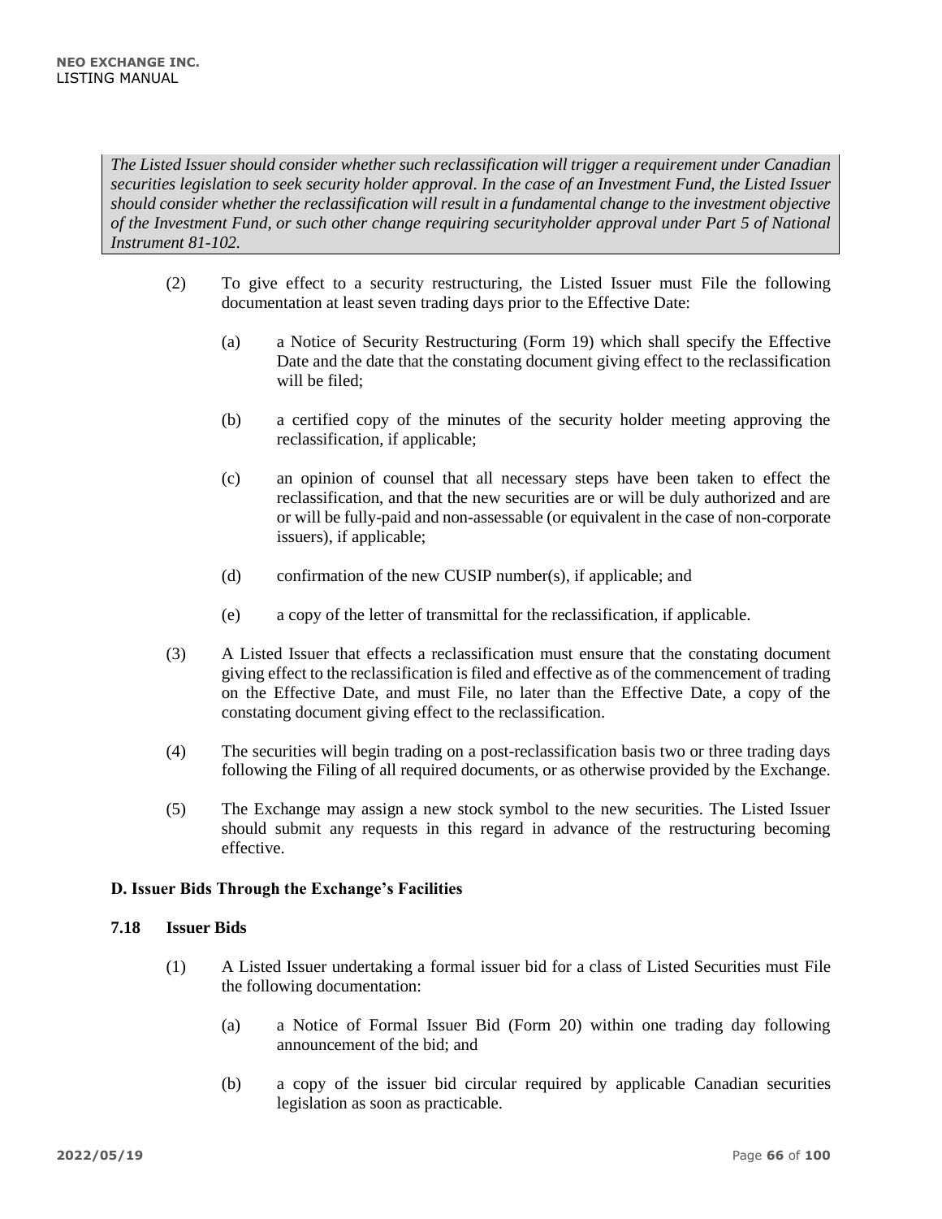*The Listed Issuer should consider whether such reclassification will trigger a requirement under Canadian securities legislation to seek security holder approval. In the case of an Investment Fund, the Listed Issuer should consider whether the reclassification will result in a fundamental change to the investment objective of the Investment Fund, or such other change requiring securityholder approval under Part 5 of National Instrument 81-102.*

(2) To give effect to a security restructuring, the Listed Issuer must File the following documentation at least seven trading days prior to the Effective Date:

   (a) a Notice of Security Restructuring (Form 19) which shall specify the Effective Date and the date that the constating document giving effect to the reclassification will be filed;

   (b) a certified copy of the minutes of the security holder meeting approving the reclassification, if applicable;

   (c) an opinion of counsel that all necessary steps have been taken to effect the reclassification, and that the new securities are or will be duly authorized and are or will be fully-paid and non-assessable (or equivalent in the case of non-corporate issuers), if applicable;

   (d) confirmation of the new CUSIP number(s), if applicable; and

   (e) a copy of the letter of transmittal for the reclassification, if applicable.

(3) A Listed Issuer that effects a reclassification must ensure that the constating document giving effect to the reclassification is filed and effective as of the commencement of trading on the Effective Date, and must File, no later than the Effective Date, a copy of the constating document giving effect to the reclassification.

(4) The securities will begin trading on a post-reclassification basis two or three trading days following the Filing of all required documents, or as otherwise provided by the Exchange.

(5) The Exchange may assign a new stock symbol to the new securities. The Listed Issuer should submit any requests in this regard in advance of the restructuring becoming effective.

### D. Issuer Bids Through the Exchange's Facilities

#### 7.18 Issuer Bids

(1) A Listed Issuer undertaking a formal issuer bid for a class of Listed Securities must File the following documentation:

   (a) a Notice of Formal Issuer Bid (Form 20) within one trading day following announcement of the bid; and

   (b) a copy of the issuer bid circular required by applicable Canadian securities legislation as soon as practicable.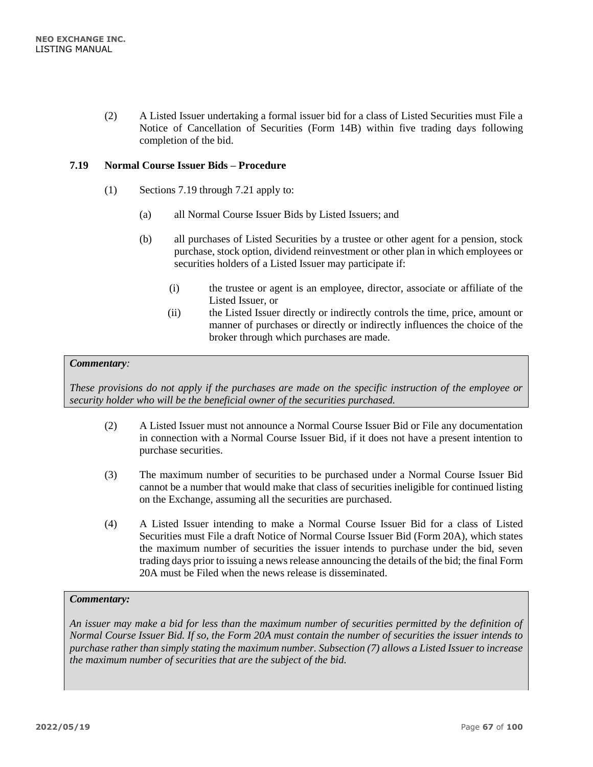(2) A Listed Issuer undertaking a formal issuer bid for a class of Listed Securities must File a Notice of Cancellation of Securities (Form 14B) within five trading days following completion of the bid.

### 7.19 Normal Course Issuer Bids – Procedure

(1) Sections 7.19 through 7.21 apply to:

(a) all Normal Course Issuer Bids by Listed Issuers; and

(b) all purchases of Listed Securities by a trustee or other agent for a pension, stock purchase, stock option, dividend reinvestment or other plan in which employees or securities holders of a Listed Issuer may participate if:

(i) the trustee or agent is an employee, director, associate or affiliate of the Listed Issuer, or

(ii) the Listed Issuer directly or indirectly controls the time, price, amount or manner of purchases or directly or indirectly influences the choice of the broker through which purchases are made.

> ***Commentary:***
>
> *These provisions do not apply if the purchases are made on the specific instruction of the employee or security holder who will be the beneficial owner of the securities purchased.*

(2) A Listed Issuer must not announce a Normal Course Issuer Bid or File any documentation in connection with a Normal Course Issuer Bid, if it does not have a present intention to purchase securities.

(3) The maximum number of securities to be purchased under a Normal Course Issuer Bid cannot be a number that would make that class of securities ineligible for continued listing on the Exchange, assuming all the securities are purchased.

(4) A Listed Issuer intending to make a Normal Course Issuer Bid for a class of Listed Securities must File a draft Notice of Normal Course Issuer Bid (Form 20A), which states the maximum number of securities the issuer intends to purchase under the bid, seven trading days prior to issuing a news release announcing the details of the bid; the final Form 20A must be Filed when the news release is disseminated.

> ***Commentary:***
>
> *An issuer may make a bid for less than the maximum number of securities permitted by the definition of Normal Course Issuer Bid. If so, the Form 20A must contain the number of securities the issuer intends to purchase rather than simply stating the maximum number. Subsection (7) allows a Listed Issuer to increase the maximum number of securities that are the subject of the bid.*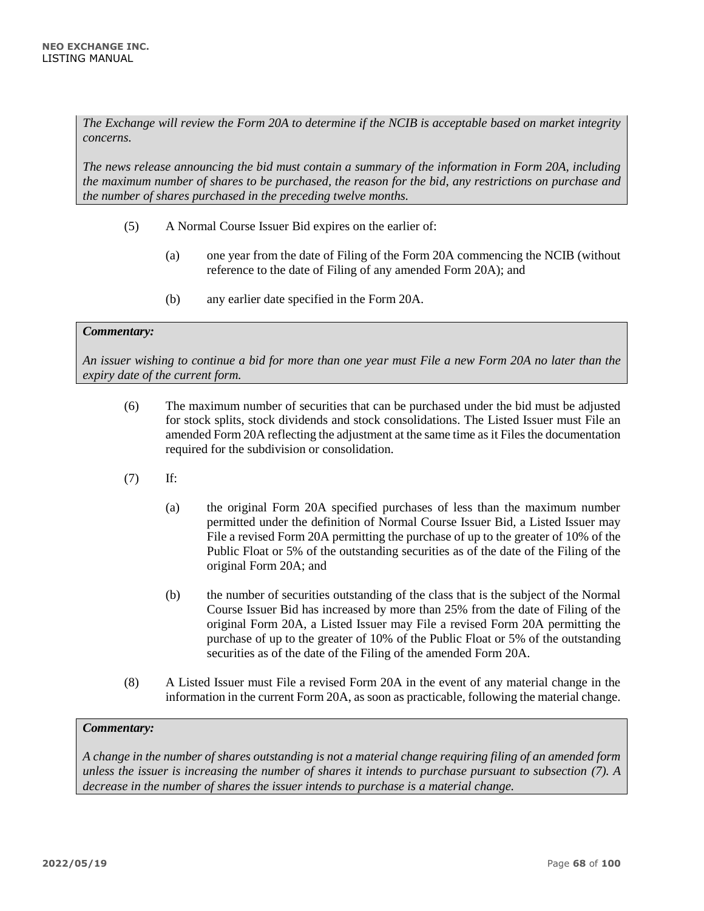*The Exchange will review the Form 20A to determine if the NCIB is acceptable based on market integrity concerns.*

*The news release announcing the bid must contain a summary of the information in Form 20A, including the maximum number of shares to be purchased, the reason for the bid, any restrictions on purchase and the number of shares purchased in the preceding twelve months.*

(5) A Normal Course Issuer Bid expires on the earlier of:

(a) one year from the date of Filing of the Form 20A commencing the NCIB (without reference to the date of Filing of any amended Form 20A); and

(b) any earlier date specified in the Form 20A.

***Commentary:***

*An issuer wishing to continue a bid for more than one year must File a new Form 20A no later than the expiry date of the current form.*

(6) The maximum number of securities that can be purchased under the bid must be adjusted for stock splits, stock dividends and stock consolidations. The Listed Issuer must File an amended Form 20A reflecting the adjustment at the same time as it Files the documentation required for the subdivision or consolidation.

(7) If:

(a) the original Form 20A specified purchases of less than the maximum number permitted under the definition of Normal Course Issuer Bid, a Listed Issuer may File a revised Form 20A permitting the purchase of up to the greater of 10% of the Public Float or 5% of the outstanding securities as of the date of the Filing of the original Form 20A; and

(b) the number of securities outstanding of the class that is the subject of the Normal Course Issuer Bid has increased by more than 25% from the date of Filing of the original Form 20A, a Listed Issuer may File a revised Form 20A permitting the purchase of up to the greater of 10% of the Public Float or 5% of the outstanding securities as of the date of the Filing of the amended Form 20A.

(8) A Listed Issuer must File a revised Form 20A in the event of any material change in the information in the current Form 20A, as soon as practicable, following the material change.

***Commentary:***

*A change in the number of shares outstanding is not a material change requiring filing of an amended form unless the issuer is increasing the number of shares it intends to purchase pursuant to subsection (7). A decrease in the number of shares the issuer intends to purchase is a material change.*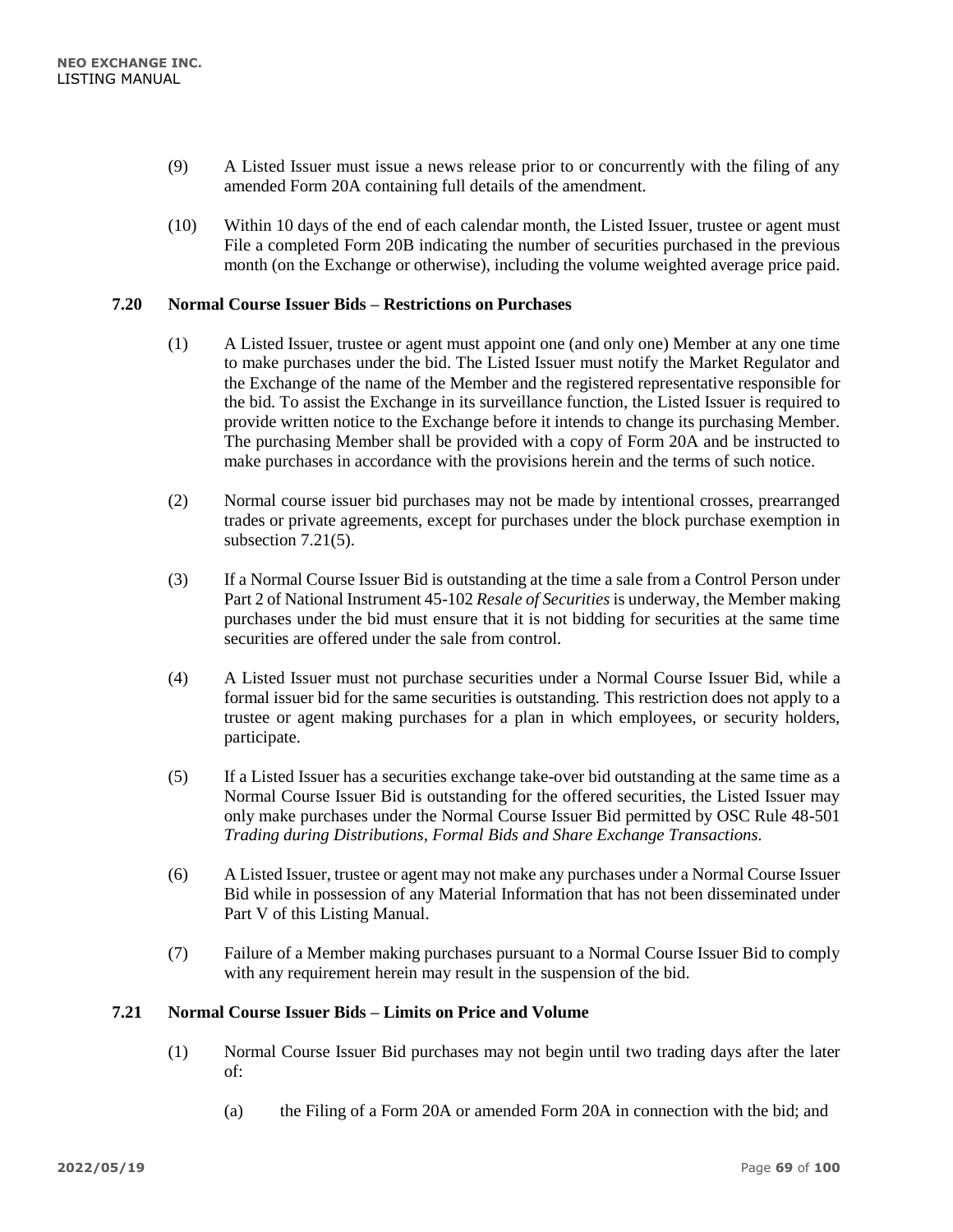(9) A Listed Issuer must issue a news release prior to or concurrently with the filing of any amended Form 20A containing full details of the amendment.

(10) Within 10 days of the end of each calendar month, the Listed Issuer, trustee or agent must File a completed Form 20B indicating the number of securities purchased in the previous month (on the Exchange or otherwise), including the volume weighted average price paid.

### 7.20 Normal Course Issuer Bids – Restrictions on Purchases

(1) A Listed Issuer, trustee or agent must appoint one (and only one) Member at any one time to make purchases under the bid. The Listed Issuer must notify the Market Regulator and the Exchange of the name of the Member and the registered representative responsible for the bid. To assist the Exchange in its surveillance function, the Listed Issuer is required to provide written notice to the Exchange before it intends to change its purchasing Member. The purchasing Member shall be provided with a copy of Form 20A and be instructed to make purchases in accordance with the provisions herein and the terms of such notice.

(2) Normal course issuer bid purchases may not be made by intentional crosses, prearranged trades or private agreements, except for purchases under the block purchase exemption in subsection 7.21(5).

(3) If a Normal Course Issuer Bid is outstanding at the time a sale from a Control Person under Part 2 of National Instrument 45-102 *Resale of Securities* is underway, the Member making purchases under the bid must ensure that it is not bidding for securities at the same time securities are offered under the sale from control.

(4) A Listed Issuer must not purchase securities under a Normal Course Issuer Bid, while a formal issuer bid for the same securities is outstanding. This restriction does not apply to a trustee or agent making purchases for a plan in which employees, or security holders, participate.

(5) If a Listed Issuer has a securities exchange take-over bid outstanding at the same time as a Normal Course Issuer Bid is outstanding for the offered securities, the Listed Issuer may only make purchases under the Normal Course Issuer Bid permitted by OSC Rule 48-501 *Trading during Distributions, Formal Bids and Share Exchange Transactions.*

(6) A Listed Issuer, trustee or agent may not make any purchases under a Normal Course Issuer Bid while in possession of any Material Information that has not been disseminated under Part V of this Listing Manual.

(7) Failure of a Member making purchases pursuant to a Normal Course Issuer Bid to comply with any requirement herein may result in the suspension of the bid.

### 7.21 Normal Course Issuer Bids – Limits on Price and Volume

(1) Normal Course Issuer Bid purchases may not begin until two trading days after the later of:

(a) the Filing of a Form 20A or amended Form 20A in connection with the bid; and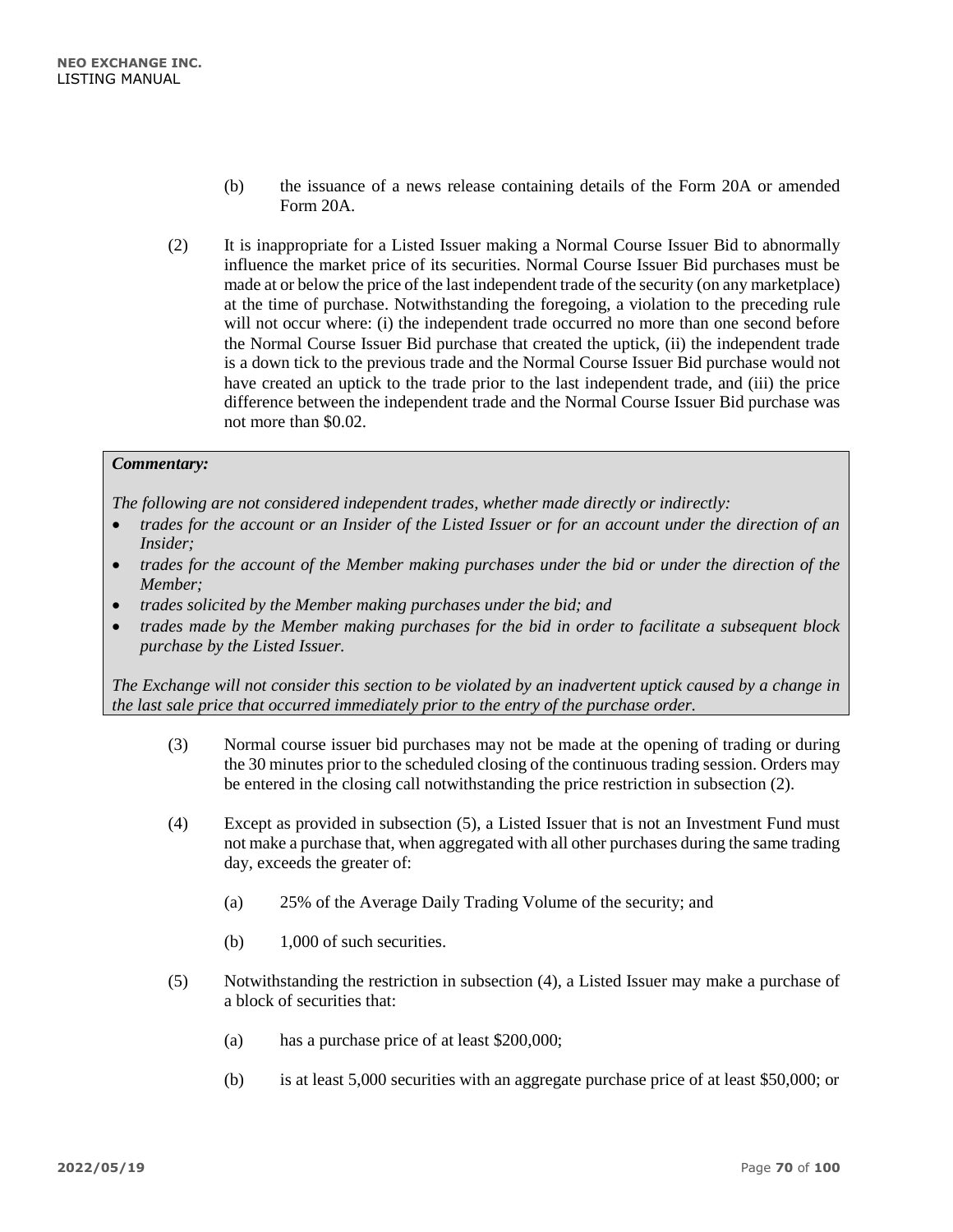(b) the issuance of a news release containing details of the Form 20A or amended Form 20A.

(2) It is inappropriate for a Listed Issuer making a Normal Course Issuer Bid to abnormally influence the market price of its securities. Normal Course Issuer Bid purchases must be made at or below the price of the last independent trade of the security (on any marketplace) at the time of purchase. Notwithstanding the foregoing, a violation to the preceding rule will not occur where: (i) the independent trade occurred no more than one second before the Normal Course Issuer Bid purchase that created the uptick, (ii) the independent trade is a down tick to the previous trade and the Normal Course Issuer Bid purchase would not have created an uptick to the trade prior to the last independent trade, and (iii) the price difference between the independent trade and the Normal Course Issuer Bid purchase was not more than $0.02.

> ***Commentary:***
>
> *The following are not considered independent trades, whether made directly or indirectly:*
>
> - *trades for the account or an Insider of the Listed Issuer or for an account under the direction of an Insider;*
> - *trades for the account of the Member making purchases under the bid or under the direction of the Member;*
> - *trades solicited by the Member making purchases under the bid; and*
> - *trades made by the Member making purchases for the bid in order to facilitate a subsequent block purchase by the Listed Issuer.*
>
> *The Exchange will not consider this section to be violated by an inadvertent uptick caused by a change in the last sale price that occurred immediately prior to the entry of the purchase order.*

(3) Normal course issuer bid purchases may not be made at the opening of trading or during the 30 minutes prior to the scheduled closing of the continuous trading session. Orders may be entered in the closing call notwithstanding the price restriction in subsection (2).

(4) Except as provided in subsection (5), a Listed Issuer that is not an Investment Fund must not make a purchase that, when aggregated with all other purchases during the same trading day, exceeds the greater of:

(a) 25% of the Average Daily Trading Volume of the security; and

(b) 1,000 of such securities.

(5) Notwithstanding the restriction in subsection (4), a Listed Issuer may make a purchase of a block of securities that:

(a) has a purchase price of at least $200,000;

(b) is at least 5,000 securities with an aggregate purchase price of at least $50,000; or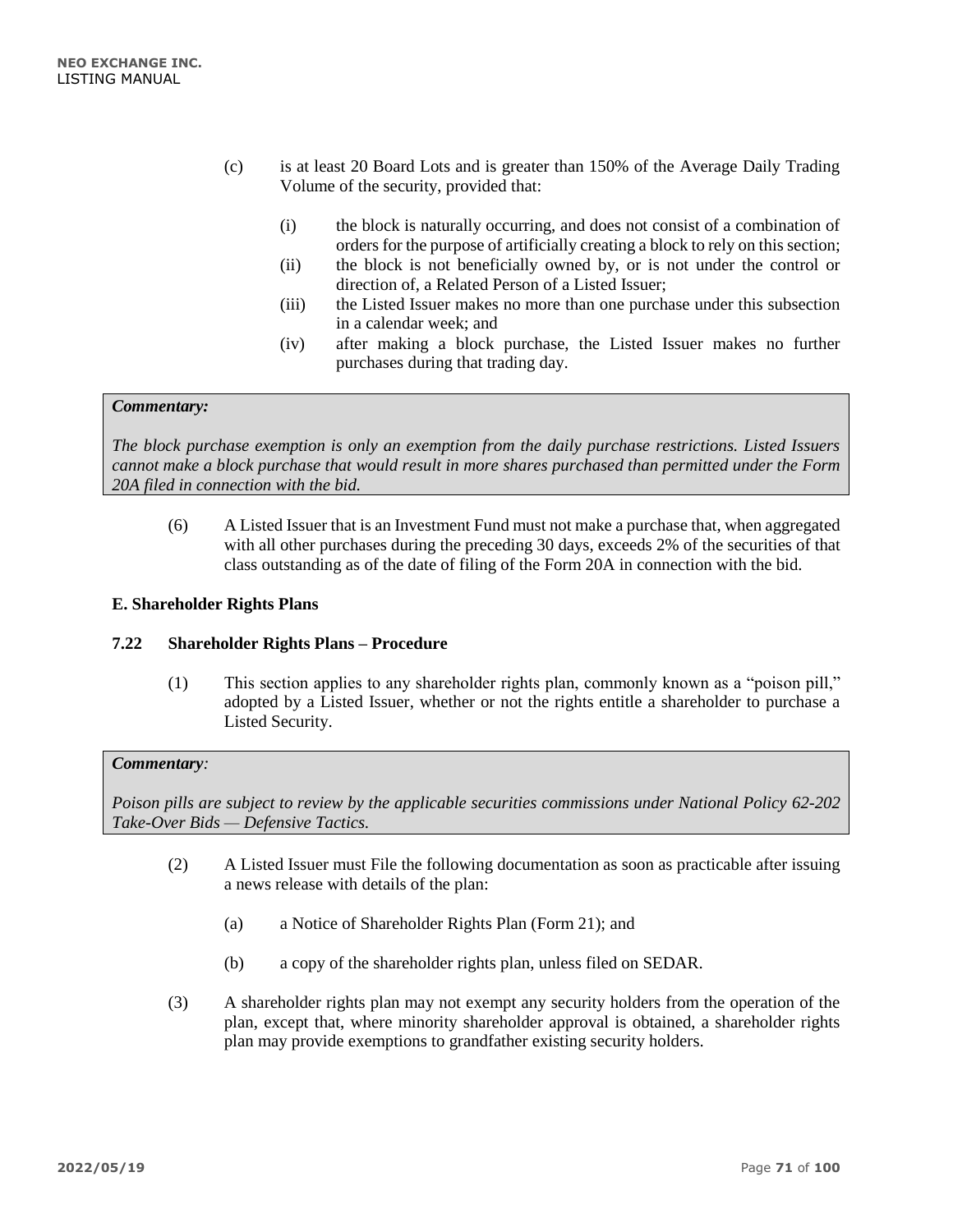(c) is at least 20 Board Lots and is greater than 150% of the Average Daily Trading Volume of the security, provided that:

(i) the block is naturally occurring, and does not consist of a combination of orders for the purpose of artificially creating a block to rely on this section;

(ii) the block is not beneficially owned by, or is not under the control or direction of, a Related Person of a Listed Issuer;

(iii) the Listed Issuer makes no more than one purchase under this subsection in a calendar week; and

(iv) after making a block purchase, the Listed Issuer makes no further purchases during that trading day.

> ***Commentary:***
>
> *The block purchase exemption is only an exemption from the daily purchase restrictions. Listed Issuers cannot make a block purchase that would result in more shares purchased than permitted under the Form 20A filed in connection with the bid.*

(6) A Listed Issuer that is an Investment Fund must not make a purchase that, when aggregated with all other purchases during the preceding 30 days, exceeds 2% of the securities of that class outstanding as of the date of filing of the Form 20A in connection with the bid.

### E. Shareholder Rights Plans

#### 7.22 Shareholder Rights Plans – Procedure

(1) This section applies to any shareholder rights plan, commonly known as a "poison pill," adopted by a Listed Issuer, whether or not the rights entitle a shareholder to purchase a Listed Security.

> ***Commentary:***
>
> *Poison pills are subject to review by the applicable securities commissions under National Policy 62-202 Take-Over Bids — Defensive Tactics.*

(2) A Listed Issuer must File the following documentation as soon as practicable after issuing a news release with details of the plan:

(a) a Notice of Shareholder Rights Plan (Form 21); and

(b) a copy of the shareholder rights plan, unless filed on SEDAR.

(3) A shareholder rights plan may not exempt any security holders from the operation of the plan, except that, where minority shareholder approval is obtained, a shareholder rights plan may provide exemptions to grandfather existing security holders.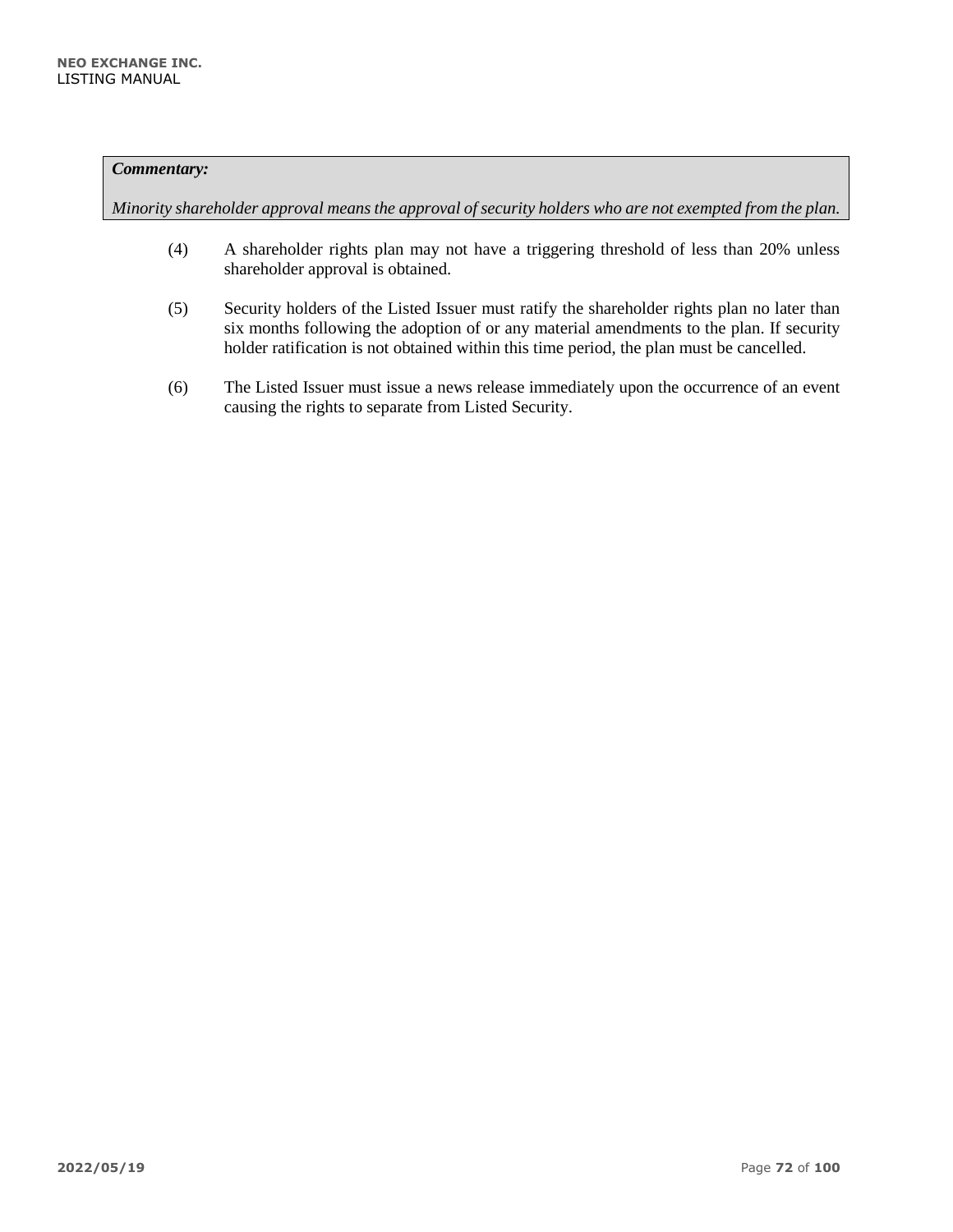***Commentary:***

*Minority shareholder approval means the approval of security holders who are not exempted from the plan.*

(4) A shareholder rights plan may not have a triggering threshold of less than 20% unless shareholder approval is obtained.

(5) Security holders of the Listed Issuer must ratify the shareholder rights plan no later than six months following the adoption of or any material amendments to the plan. If security holder ratification is not obtained within this time period, the plan must be cancelled.

(6) The Listed Issuer must issue a news release immediately upon the occurrence of an event causing the rights to separate from Listed Security.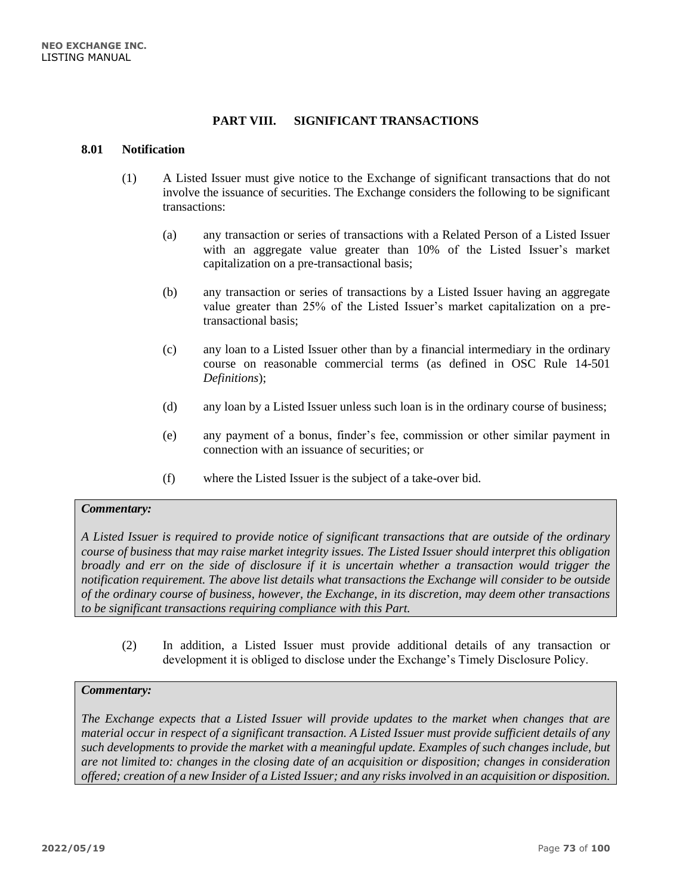## PART VIII. SIGNIFICANT TRANSACTIONS

### 8.01 Notification

(1) A Listed Issuer must give notice to the Exchange of significant transactions that do not involve the issuance of securities. The Exchange considers the following to be significant transactions:

(a) any transaction or series of transactions with a Related Person of a Listed Issuer with an aggregate value greater than 10% of the Listed Issuer's market capitalization on a pre-transactional basis;

(b) any transaction or series of transactions by a Listed Issuer having an aggregate value greater than 25% of the Listed Issuer's market capitalization on a pre-transactional basis;

(c) any loan to a Listed Issuer other than by a financial intermediary in the ordinary course on reasonable commercial terms (as defined in OSC Rule 14-501 *Definitions*);

(d) any loan by a Listed Issuer unless such loan is in the ordinary course of business;

(e) any payment of a bonus, finder's fee, commission or other similar payment in connection with an issuance of securities; or

(f) where the Listed Issuer is the subject of a take-over bid.

> ***Commentary:***
>
> *A Listed Issuer is required to provide notice of significant transactions that are outside of the ordinary course of business that may raise market integrity issues. The Listed Issuer should interpret this obligation broadly and err on the side of disclosure if it is uncertain whether a transaction would trigger the notification requirement. The above list details what transactions the Exchange will consider to be outside of the ordinary course of business, however, the Exchange, in its discretion, may deem other transactions to be significant transactions requiring compliance with this Part.*

(2) In addition, a Listed Issuer must provide additional details of any transaction or development it is obliged to disclose under the Exchange's Timely Disclosure Policy.

> ***Commentary:***
>
> *The Exchange expects that a Listed Issuer will provide updates to the market when changes that are material occur in respect of a significant transaction. A Listed Issuer must provide sufficient details of any such developments to provide the market with a meaningful update. Examples of such changes include, but are not limited to: changes in the closing date of an acquisition or disposition; changes in consideration offered; creation of a new Insider of a Listed Issuer; and any risks involved in an acquisition or disposition.*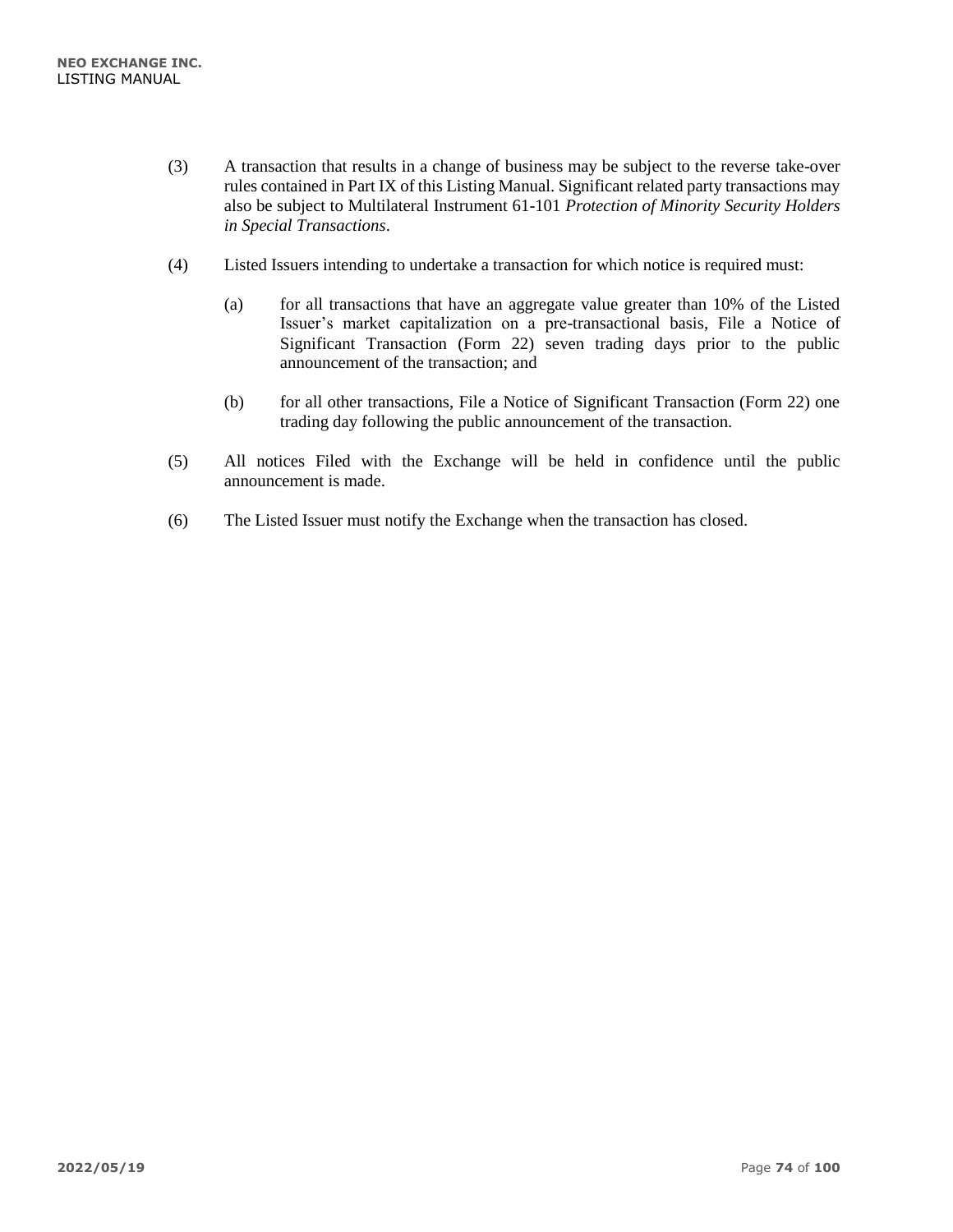(3) A transaction that results in a change of business may be subject to the reverse take-over rules contained in Part IX of this Listing Manual. Significant related party transactions may also be subject to Multilateral Instrument 61-101 *Protection of Minority Security Holders in Special Transactions*.

(4) Listed Issuers intending to undertake a transaction for which notice is required must:

   (a) for all transactions that have an aggregate value greater than 10% of the Listed Issuer's market capitalization on a pre-transactional basis, File a Notice of Significant Transaction (Form 22) seven trading days prior to the public announcement of the transaction; and

   (b) for all other transactions, File a Notice of Significant Transaction (Form 22) one trading day following the public announcement of the transaction.

(5) All notices Filed with the Exchange will be held in confidence until the public announcement is made.

(6) The Listed Issuer must notify the Exchange when the transaction has closed.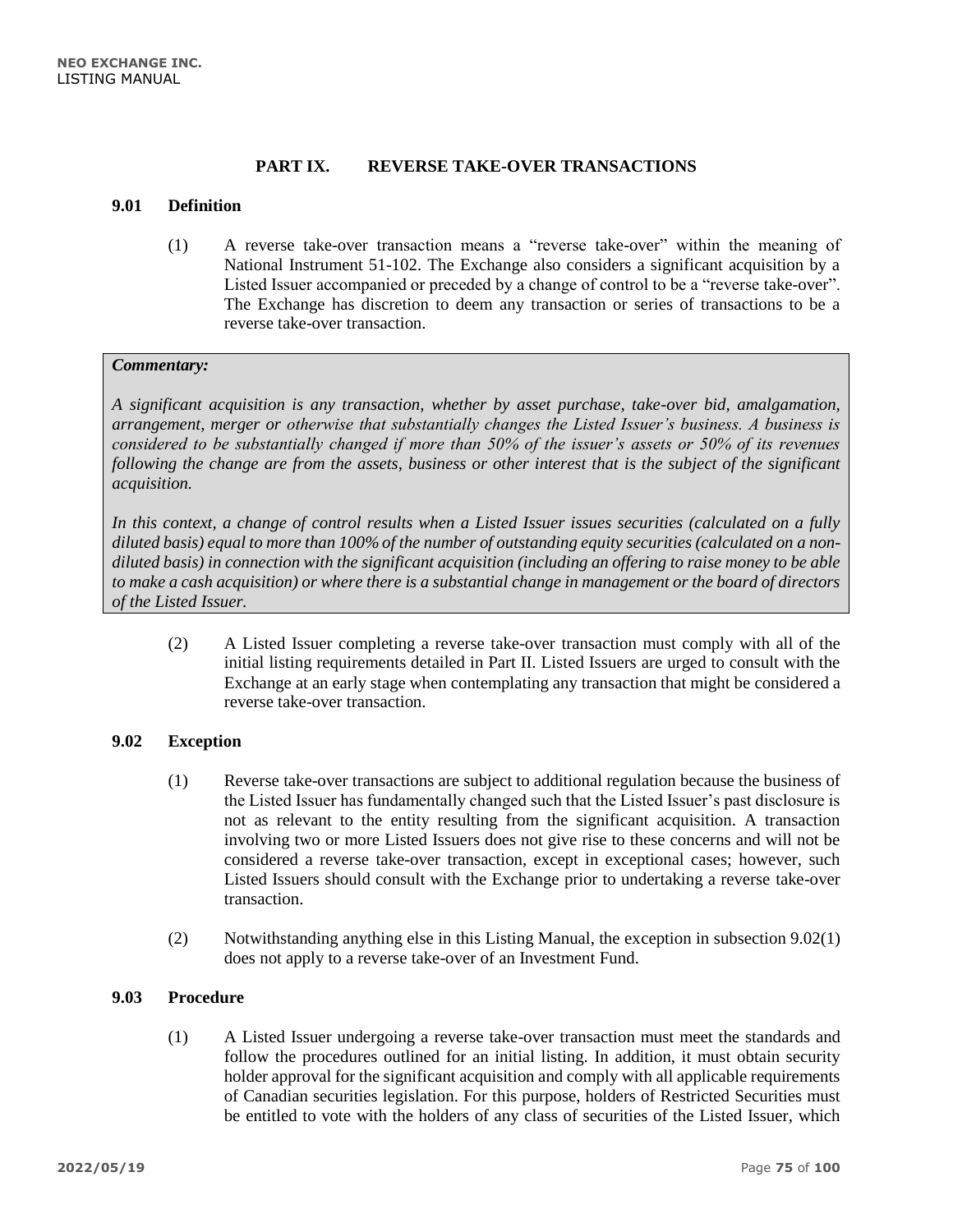# PART IX. REVERSE TAKE-OVER TRANSACTIONS

## 9.01 Definition

(1) A reverse take-over transaction means a "reverse take-over" within the meaning of National Instrument 51-102. The Exchange also considers a significant acquisition by a Listed Issuer accompanied or preceded by a change of control to be a "reverse take-over". The Exchange has discretion to deem any transaction or series of transactions to be a reverse take-over transaction.

> ***Commentary:***
>
> *A significant acquisition is any transaction, whether by asset purchase, take-over bid, amalgamation, arrangement, merger or otherwise that substantially changes the Listed Issuer's business. A business is considered to be substantially changed if more than 50% of the issuer's assets or 50% of its revenues following the change are from the assets, business or other interest that is the subject of the significant acquisition.*
>
> *In this context, a change of control results when a Listed Issuer issues securities (calculated on a fully diluted basis) equal to more than 100% of the number of outstanding equity securities (calculated on a non-diluted basis) in connection with the significant acquisition (including an offering to raise money to be able to make a cash acquisition) or where there is a substantial change in management or the board of directors of the Listed Issuer.*

(2) A Listed Issuer completing a reverse take-over transaction must comply with all of the initial listing requirements detailed in Part II. Listed Issuers are urged to consult with the Exchange at an early stage when contemplating any transaction that might be considered a reverse take-over transaction.

## 9.02 Exception

(1) Reverse take-over transactions are subject to additional regulation because the business of the Listed Issuer has fundamentally changed such that the Listed Issuer's past disclosure is not as relevant to the entity resulting from the significant acquisition. A transaction involving two or more Listed Issuers does not give rise to these concerns and will not be considered a reverse take-over transaction, except in exceptional cases; however, such Listed Issuers should consult with the Exchange prior to undertaking a reverse take-over transaction.

(2) Notwithstanding anything else in this Listing Manual, the exception in subsection 9.02(1) does not apply to a reverse take-over of an Investment Fund.

## 9.03 Procedure

(1) A Listed Issuer undergoing a reverse take-over transaction must meet the standards and follow the procedures outlined for an initial listing. In addition, it must obtain security holder approval for the significant acquisition and comply with all applicable requirements of Canadian securities legislation. For this purpose, holders of Restricted Securities must be entitled to vote with the holders of any class of securities of the Listed Issuer, which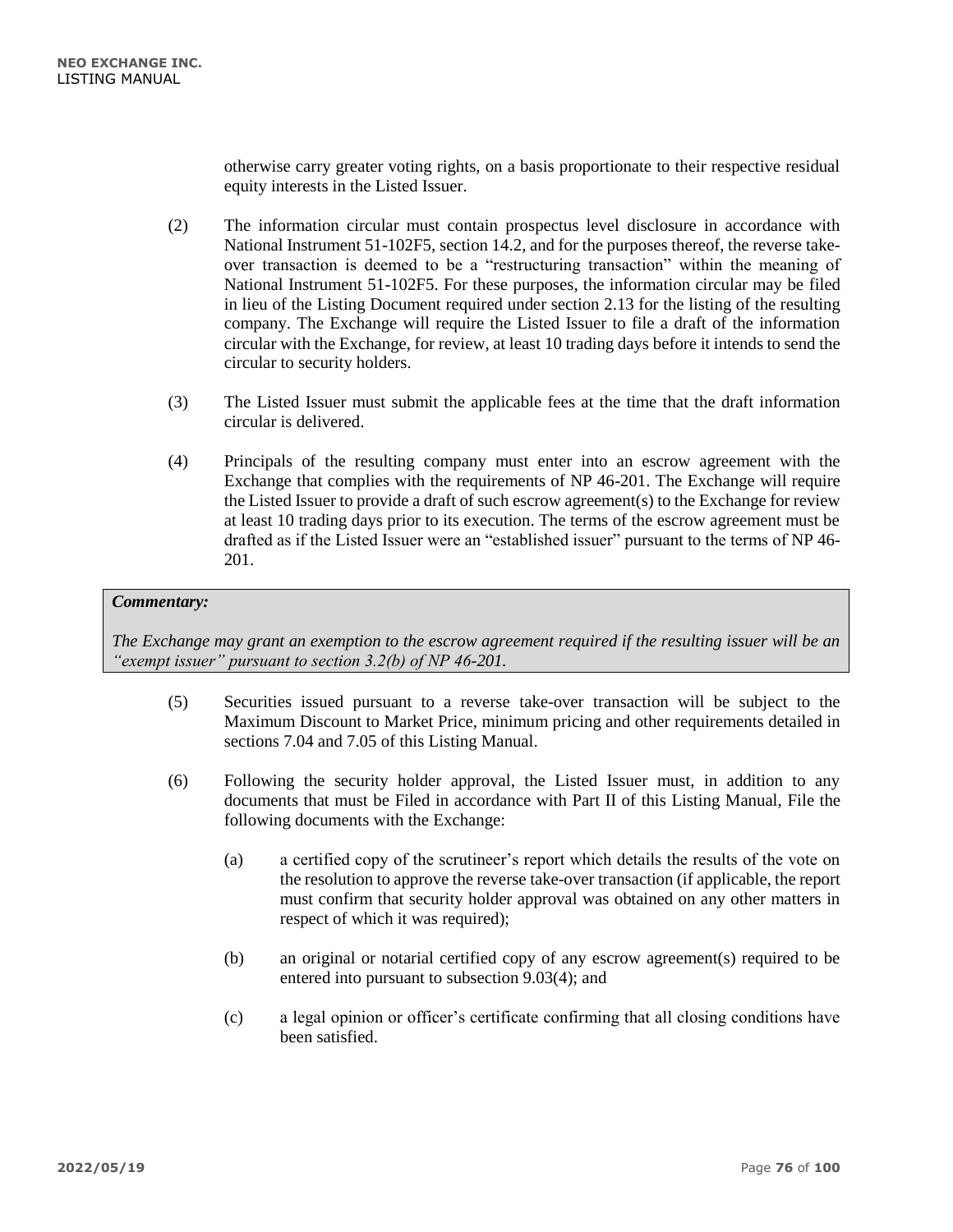otherwise carry greater voting rights, on a basis proportionate to their respective residual equity interests in the Listed Issuer.

(2) The information circular must contain prospectus level disclosure in accordance with National Instrument 51-102F5, section 14.2, and for the purposes thereof, the reverse take-over transaction is deemed to be a "restructuring transaction" within the meaning of National Instrument 51-102F5. For these purposes, the information circular may be filed in lieu of the Listing Document required under section 2.13 for the listing of the resulting company. The Exchange will require the Listed Issuer to file a draft of the information circular with the Exchange, for review, at least 10 trading days before it intends to send the circular to security holders.

(3) The Listed Issuer must submit the applicable fees at the time that the draft information circular is delivered.

(4) Principals of the resulting company must enter into an escrow agreement with the Exchange that complies with the requirements of NP 46-201. The Exchange will require the Listed Issuer to provide a draft of such escrow agreement(s) to the Exchange for review at least 10 trading days prior to its execution. The terms of the escrow agreement must be drafted as if the Listed Issuer were an "established issuer" pursuant to the terms of NP 46-201.

> ***Commentary:***
>
> *The Exchange may grant an exemption to the escrow agreement required if the resulting issuer will be an "exempt issuer" pursuant to section 3.2(b) of NP 46-201.*

(5) Securities issued pursuant to a reverse take-over transaction will be subject to the Maximum Discount to Market Price, minimum pricing and other requirements detailed in sections 7.04 and 7.05 of this Listing Manual.

(6) Following the security holder approval, the Listed Issuer must, in addition to any documents that must be Filed in accordance with Part II of this Listing Manual, File the following documents with the Exchange:

(a) a certified copy of the scrutineer's report which details the results of the vote on the resolution to approve the reverse take-over transaction (if applicable, the report must confirm that security holder approval was obtained on any other matters in respect of which it was required);

(b) an original or notarial certified copy of any escrow agreement(s) required to be entered into pursuant to subsection 9.03(4); and

(c) a legal opinion or officer's certificate confirming that all closing conditions have been satisfied.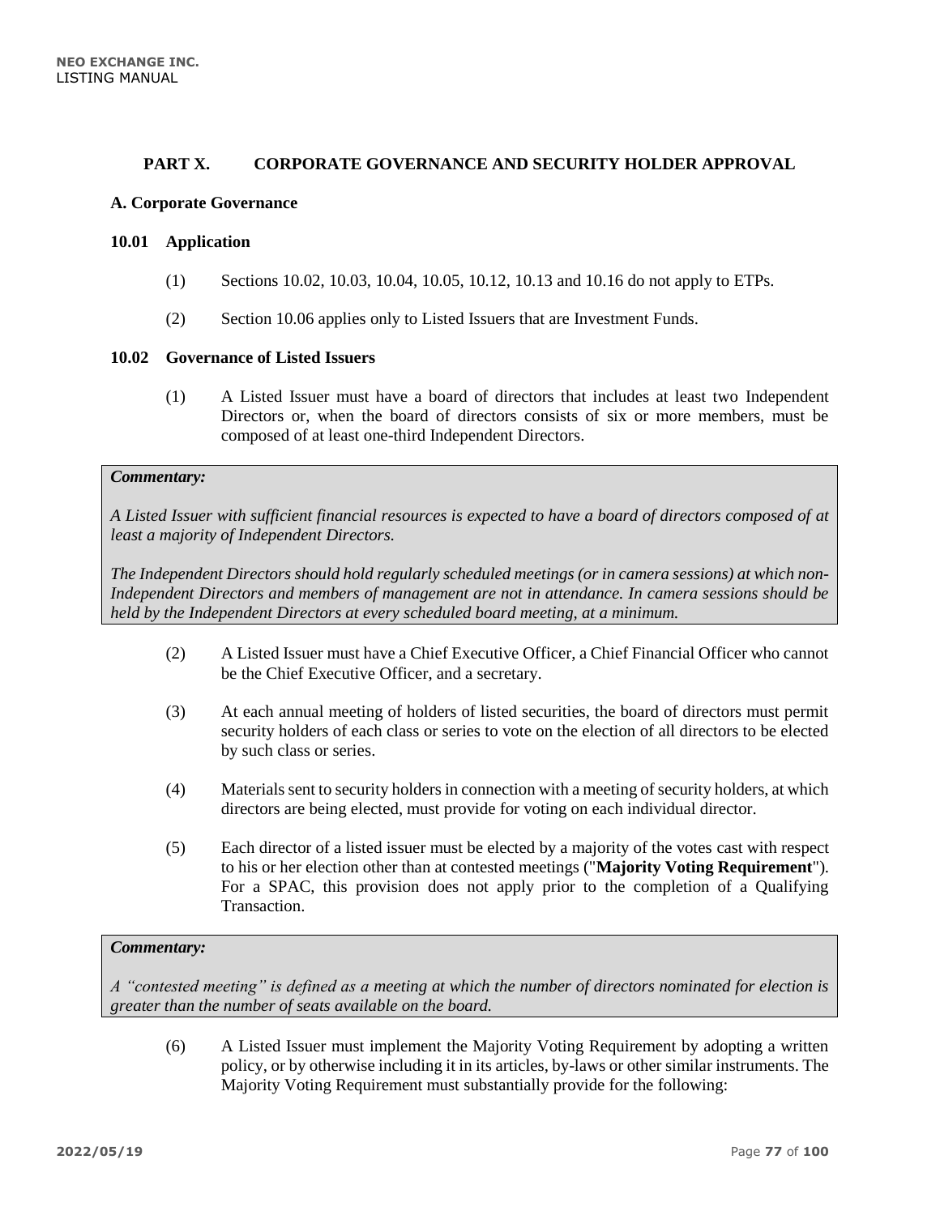## PART X. CORPORATE GOVERNANCE AND SECURITY HOLDER APPROVAL

### A. Corporate Governance

#### 10.01 Application

(1) Sections 10.02, 10.03, 10.04, 10.05, 10.12, 10.13 and 10.16 do not apply to ETPs.

(2) Section 10.06 applies only to Listed Issuers that are Investment Funds.

#### 10.02 Governance of Listed Issuers

(1) A Listed Issuer must have a board of directors that includes at least two Independent Directors or, when the board of directors consists of six or more members, must be composed of at least one-third Independent Directors.

> ***Commentary:***
>
> *A Listed Issuer with sufficient financial resources is expected to have a board of directors composed of at least a majority of Independent Directors.*
>
> *The Independent Directors should hold regularly scheduled meetings (or in camera sessions) at which non-Independent Directors and members of management are not in attendance. In camera sessions should be held by the Independent Directors at every scheduled board meeting, at a minimum.*

(2) A Listed Issuer must have a Chief Executive Officer, a Chief Financial Officer who cannot be the Chief Executive Officer, and a secretary.

(3) At each annual meeting of holders of listed securities, the board of directors must permit security holders of each class or series to vote on the election of all directors to be elected by such class or series.

(4) Materials sent to security holders in connection with a meeting of security holders, at which directors are being elected, must provide for voting on each individual director.

(5) Each director of a listed issuer must be elected by a majority of the votes cast with respect to his or her election other than at contested meetings ("**Majority Voting Requirement**"). For a SPAC, this provision does not apply prior to the completion of a Qualifying Transaction.

> ***Commentary:***
>
> *A "contested meeting" is defined as a meeting at which the number of directors nominated for election is greater than the number of seats available on the board.*

(6) A Listed Issuer must implement the Majority Voting Requirement by adopting a written policy, or by otherwise including it in its articles, by-laws or other similar instruments. The Majority Voting Requirement must substantially provide for the following: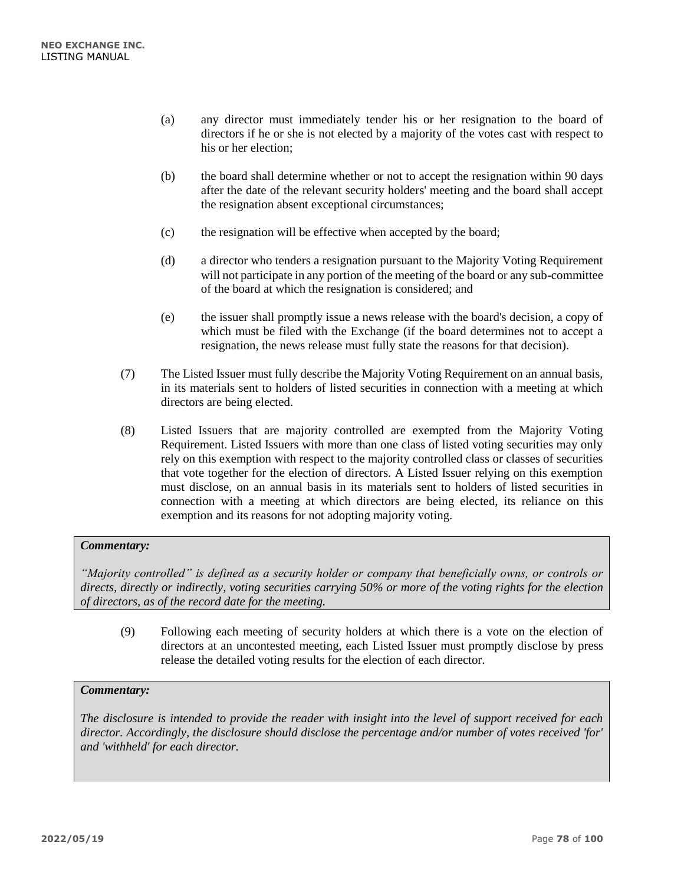(a) any director must immediately tender his or her resignation to the board of directors if he or she is not elected by a majority of the votes cast with respect to his or her election;

(b) the board shall determine whether or not to accept the resignation within 90 days after the date of the relevant security holders' meeting and the board shall accept the resignation absent exceptional circumstances;

(c) the resignation will be effective when accepted by the board;

(d) a director who tenders a resignation pursuant to the Majority Voting Requirement will not participate in any portion of the meeting of the board or any sub-committee of the board at which the resignation is considered; and

(e) the issuer shall promptly issue a news release with the board's decision, a copy of which must be filed with the Exchange (if the board determines not to accept a resignation, the news release must fully state the reasons for that decision).

(7) The Listed Issuer must fully describe the Majority Voting Requirement on an annual basis, in its materials sent to holders of listed securities in connection with a meeting at which directors are being elected.

(8) Listed Issuers that are majority controlled are exempted from the Majority Voting Requirement. Listed Issuers with more than one class of listed voting securities may only rely on this exemption with respect to the majority controlled class or classes of securities that vote together for the election of directors. A Listed Issuer relying on this exemption must disclose, on an annual basis in its materials sent to holders of listed securities in connection with a meeting at which directors are being elected, its reliance on this exemption and its reasons for not adopting majority voting.

***Commentary:***

*"Majority controlled" is defined as a security holder or company that beneficially owns, or controls or directs, directly or indirectly, voting securities carrying 50% or more of the voting rights for the election of directors, as of the record date for the meeting.*

(9) Following each meeting of security holders at which there is a vote on the election of directors at an uncontested meeting, each Listed Issuer must promptly disclose by press release the detailed voting results for the election of each director.

***Commentary:***

*The disclosure is intended to provide the reader with insight into the level of support received for each director. Accordingly, the disclosure should disclose the percentage and/or number of votes received 'for' and 'withheld' for each director.*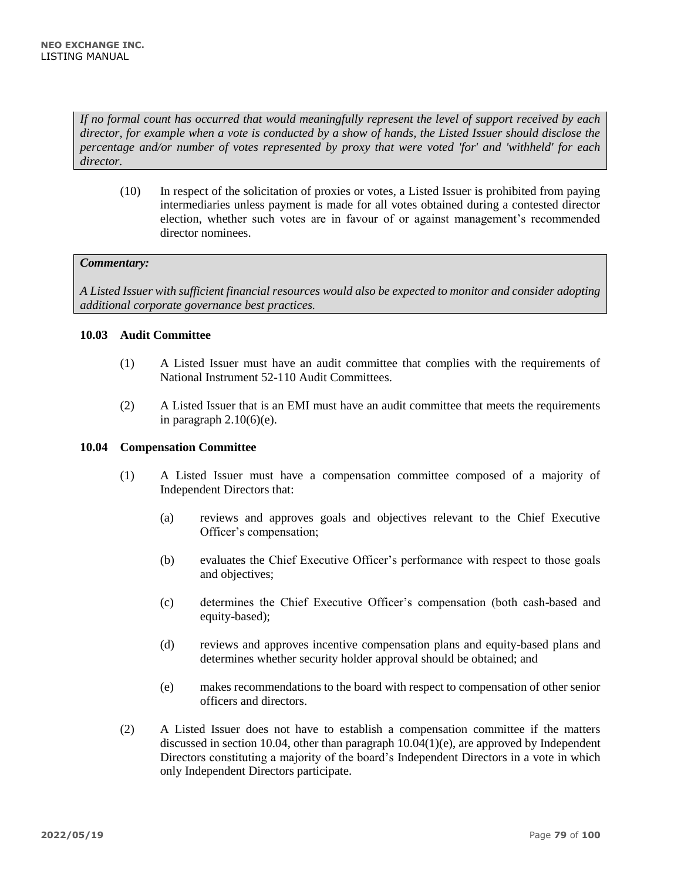*If no formal count has occurred that would meaningfully represent the level of support received by each director, for example when a vote is conducted by a show of hands, the Listed Issuer should disclose the percentage and/or number of votes represented by proxy that were voted 'for' and 'withheld' for each director.*

(10) In respect of the solicitation of proxies or votes, a Listed Issuer is prohibited from paying intermediaries unless payment is made for all votes obtained during a contested director election, whether such votes are in favour of or against management's recommended director nominees.

***Commentary:***

*A Listed Issuer with sufficient financial resources would also be expected to monitor and consider adopting additional corporate governance best practices.*

### 10.03 Audit Committee

(1) A Listed Issuer must have an audit committee that complies with the requirements of National Instrument 52-110 Audit Committees.

(2) A Listed Issuer that is an EMI must have an audit committee that meets the requirements in paragraph 2.10(6)(e).

### 10.04 Compensation Committee

(1) A Listed Issuer must have a compensation committee composed of a majority of Independent Directors that:

(a) reviews and approves goals and objectives relevant to the Chief Executive Officer's compensation;

(b) evaluates the Chief Executive Officer's performance with respect to those goals and objectives;

(c) determines the Chief Executive Officer's compensation (both cash-based and equity-based);

(d) reviews and approves incentive compensation plans and equity-based plans and determines whether security holder approval should be obtained; and

(e) makes recommendations to the board with respect to compensation of other senior officers and directors.

(2) A Listed Issuer does not have to establish a compensation committee if the matters discussed in section 10.04, other than paragraph 10.04(1)(e), are approved by Independent Directors constituting a majority of the board's Independent Directors in a vote in which only Independent Directors participate.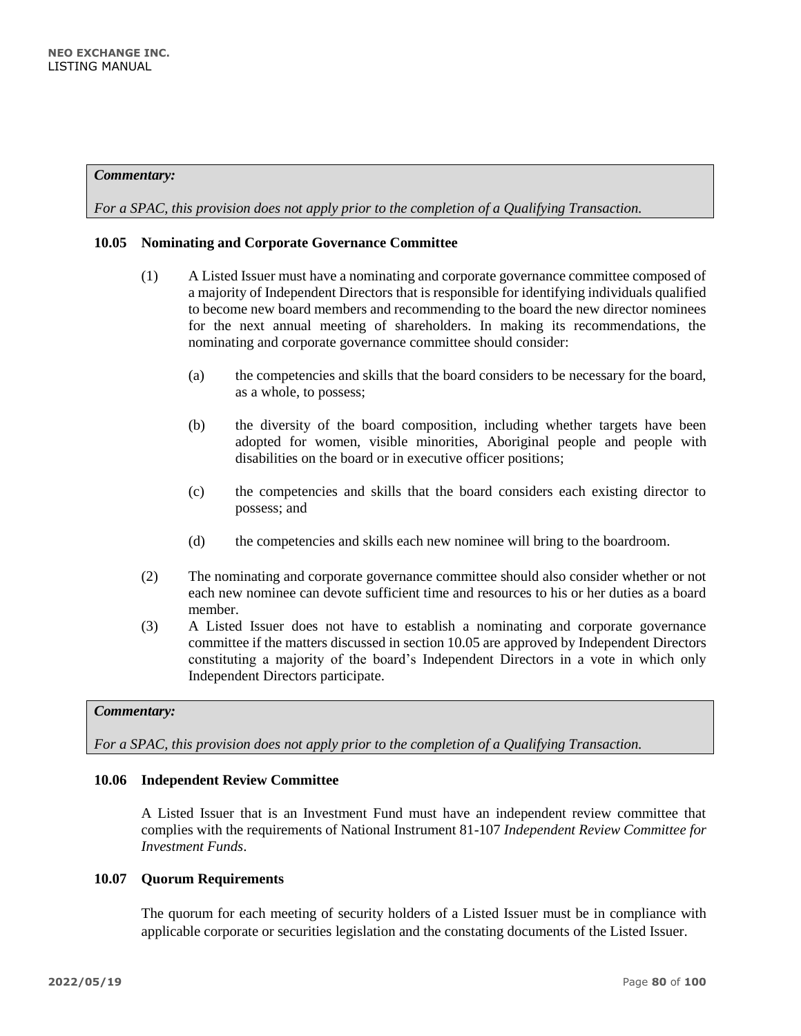***Commentary:***

*For a SPAC, this provision does not apply prior to the completion of a Qualifying Transaction.*

### 10.05 Nominating and Corporate Governance Committee

(1) A Listed Issuer must have a nominating and corporate governance committee composed of a majority of Independent Directors that is responsible for identifying individuals qualified to become new board members and recommending to the board the new director nominees for the next annual meeting of shareholders. In making its recommendations, the nominating and corporate governance committee should consider:

   (a) the competencies and skills that the board considers to be necessary for the board, as a whole, to possess;

   (b) the diversity of the board composition, including whether targets have been adopted for women, visible minorities, Aboriginal people and people with disabilities on the board or in executive officer positions;

   (c) the competencies and skills that the board considers each existing director to possess; and

   (d) the competencies and skills each new nominee will bring to the boardroom.

(2) The nominating and corporate governance committee should also consider whether or not each new nominee can devote sufficient time and resources to his or her duties as a board member.

(3) A Listed Issuer does not have to establish a nominating and corporate governance committee if the matters discussed in section 10.05 are approved by Independent Directors constituting a majority of the board's Independent Directors in a vote in which only Independent Directors participate.

***Commentary:***

*For a SPAC, this provision does not apply prior to the completion of a Qualifying Transaction.*

### 10.06 Independent Review Committee

A Listed Issuer that is an Investment Fund must have an independent review committee that complies with the requirements of National Instrument 81-107 *Independent Review Committee for Investment Funds*.

### 10.07 Quorum Requirements

The quorum for each meeting of security holders of a Listed Issuer must be in compliance with applicable corporate or securities legislation and the constating documents of the Listed Issuer.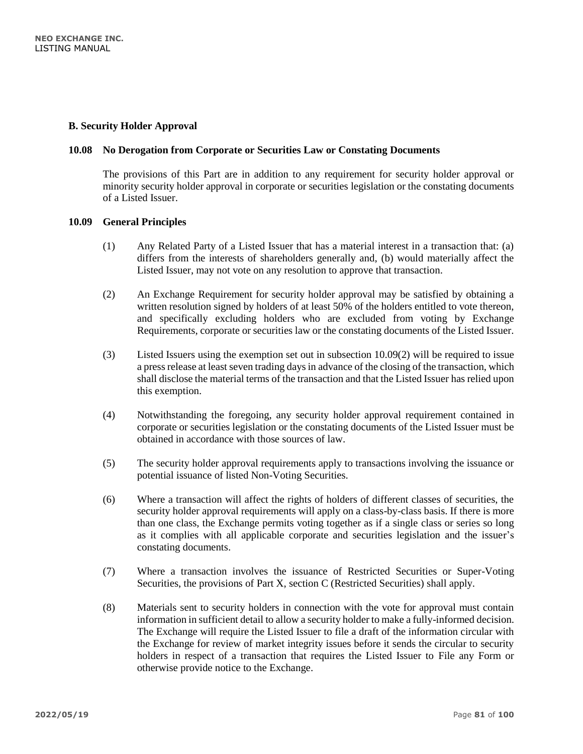## B. Security Holder Approval

### 10.08 No Derogation from Corporate or Securities Law or Constating Documents

The provisions of this Part are in addition to any requirement for security holder approval or minority security holder approval in corporate or securities legislation or the constating documents of a Listed Issuer.

### 10.09 General Principles

(1) Any Related Party of a Listed Issuer that has a material interest in a transaction that: (a) differs from the interests of shareholders generally and, (b) would materially affect the Listed Issuer, may not vote on any resolution to approve that transaction.

(2) An Exchange Requirement for security holder approval may be satisfied by obtaining a written resolution signed by holders of at least 50% of the holders entitled to vote thereon, and specifically excluding holders who are excluded from voting by Exchange Requirements, corporate or securities law or the constating documents of the Listed Issuer.

(3) Listed Issuers using the exemption set out in subsection 10.09(2) will be required to issue a press release at least seven trading days in advance of the closing of the transaction, which shall disclose the material terms of the transaction and that the Listed Issuer has relied upon this exemption.

(4) Notwithstanding the foregoing, any security holder approval requirement contained in corporate or securities legislation or the constating documents of the Listed Issuer must be obtained in accordance with those sources of law.

(5) The security holder approval requirements apply to transactions involving the issuance or potential issuance of listed Non-Voting Securities.

(6) Where a transaction will affect the rights of holders of different classes of securities, the security holder approval requirements will apply on a class-by-class basis. If there is more than one class, the Exchange permits voting together as if a single class or series so long as it complies with all applicable corporate and securities legislation and the issuer's constating documents.

(7) Where a transaction involves the issuance of Restricted Securities or Super-Voting Securities, the provisions of Part X, section C (Restricted Securities) shall apply.

(8) Materials sent to security holders in connection with the vote for approval must contain information in sufficient detail to allow a security holder to make a fully-informed decision. The Exchange will require the Listed Issuer to file a draft of the information circular with the Exchange for review of market integrity issues before it sends the circular to security holders in respect of a transaction that requires the Listed Issuer to File any Form or otherwise provide notice to the Exchange.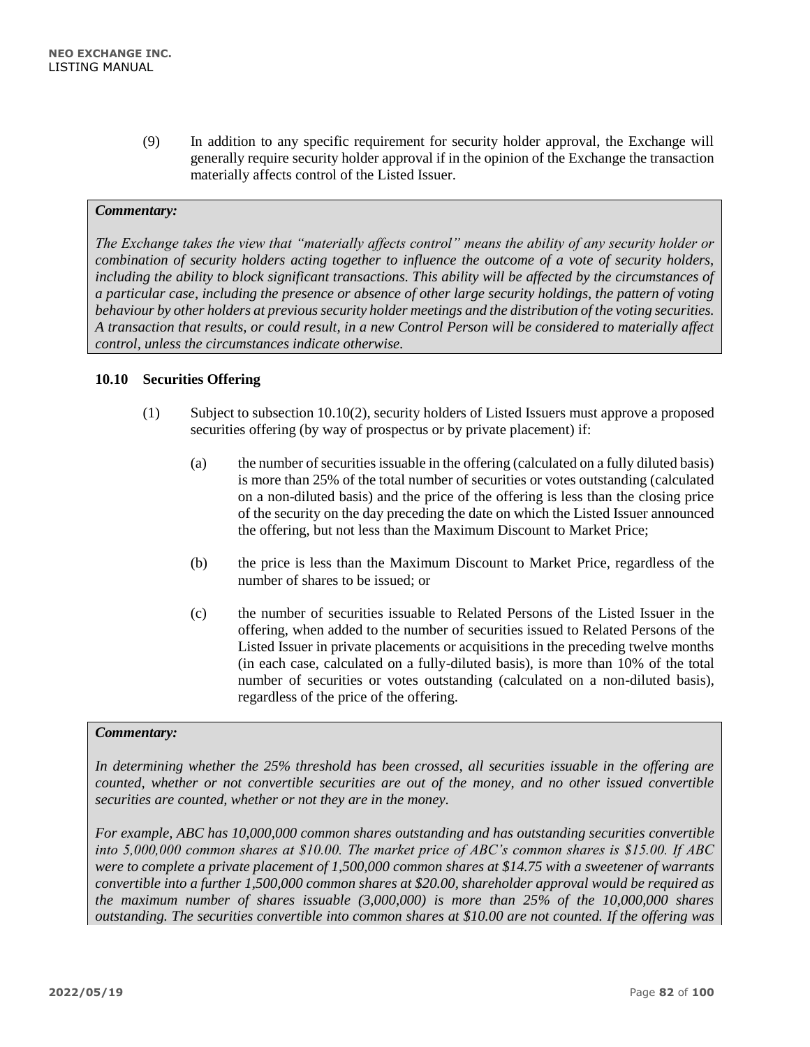(9) In addition to any specific requirement for security holder approval, the Exchange will generally require security holder approval if in the opinion of the Exchange the transaction materially affects control of the Listed Issuer.

> ***Commentary:***
>
> *The Exchange takes the view that "materially affects control" means the ability of any security holder or combination of security holders acting together to influence the outcome of a vote of security holders, including the ability to block significant transactions. This ability will be affected by the circumstances of a particular case, including the presence or absence of other large security holdings, the pattern of voting behaviour by other holders at previous security holder meetings and the distribution of the voting securities. A transaction that results, or could result, in a new Control Person will be considered to materially affect control, unless the circumstances indicate otherwise.*

### 10.10 Securities Offering

(1) Subject to subsection 10.10(2), security holders of Listed Issuers must approve a proposed securities offering (by way of prospectus or by private placement) if:

(a) the number of securities issuable in the offering (calculated on a fully diluted basis) is more than 25% of the total number of securities or votes outstanding (calculated on a non-diluted basis) and the price of the offering is less than the closing price of the security on the day preceding the date on which the Listed Issuer announced the offering, but not less than the Maximum Discount to Market Price;

(b) the price is less than the Maximum Discount to Market Price, regardless of the number of shares to be issued; or

(c) the number of securities issuable to Related Persons of the Listed Issuer in the offering, when added to the number of securities issued to Related Persons of the Listed Issuer in private placements or acquisitions in the preceding twelve months (in each case, calculated on a fully-diluted basis), is more than 10% of the total number of securities or votes outstanding (calculated on a non-diluted basis), regardless of the price of the offering.

> ***Commentary:***
>
> *In determining whether the 25% threshold has been crossed, all securities issuable in the offering are counted, whether or not convertible securities are out of the money, and no other issued convertible securities are counted, whether or not they are in the money.*
>
> *For example, ABC has 10,000,000 common shares outstanding and has outstanding securities convertible into 5,000,000 common shares at $10.00. The market price of ABC's common shares is $15.00. If ABC were to complete a private placement of 1,500,000 common shares at $14.75 with a sweetener of warrants convertible into a further 1,500,000 common shares at $20.00, shareholder approval would be required as the maximum number of shares issuable (3,000,000) is more than 25% of the 10,000,000 shares outstanding. The securities convertible into common shares at $10.00 are not counted. If the offering was*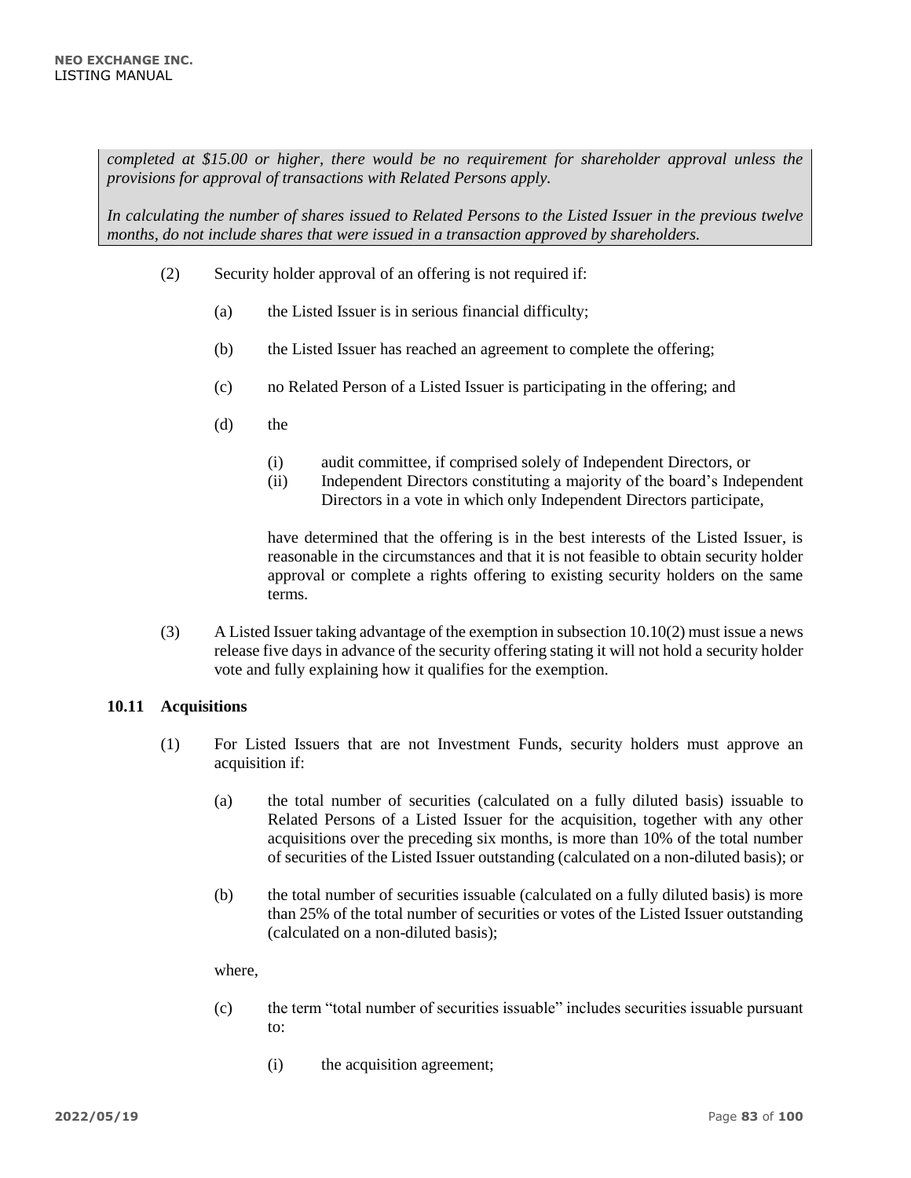*completed at $15.00 or higher, there would be no requirement for shareholder approval unless the provisions for approval of transactions with Related Persons apply.*

*In calculating the number of shares issued to Related Persons to the Listed Issuer in the previous twelve months, do not include shares that were issued in a transaction approved by shareholders.*

(2) Security holder approval of an offering is not required if:

   (a) the Listed Issuer is in serious financial difficulty;

   (b) the Listed Issuer has reached an agreement to complete the offering;

   (c) no Related Person of a Listed Issuer is participating in the offering; and

   (d) the

      (i) audit committee, if comprised solely of Independent Directors, or
      (ii) Independent Directors constituting a majority of the board's Independent Directors in a vote in which only Independent Directors participate,

   have determined that the offering is in the best interests of the Listed Issuer, is reasonable in the circumstances and that it is not feasible to obtain security holder approval or complete a rights offering to existing security holders on the same terms.

(3) A Listed Issuer taking advantage of the exemption in subsection 10.10(2) must issue a news release five days in advance of the security offering stating it will not hold a security holder vote and fully explaining how it qualifies for the exemption.

### 10.11 Acquisitions

(1) For Listed Issuers that are not Investment Funds, security holders must approve an acquisition if:

   (a) the total number of securities (calculated on a fully diluted basis) issuable to Related Persons of a Listed Issuer for the acquisition, together with any other acquisitions over the preceding six months, is more than 10% of the total number of securities of the Listed Issuer outstanding (calculated on a non-diluted basis); or

   (b) the total number of securities issuable (calculated on a fully diluted basis) is more than 25% of the total number of securities or votes of the Listed Issuer outstanding (calculated on a non-diluted basis);

where,

   (c) the term "total number of securities issuable" includes securities issuable pursuant to:

      (i) the acquisition agreement;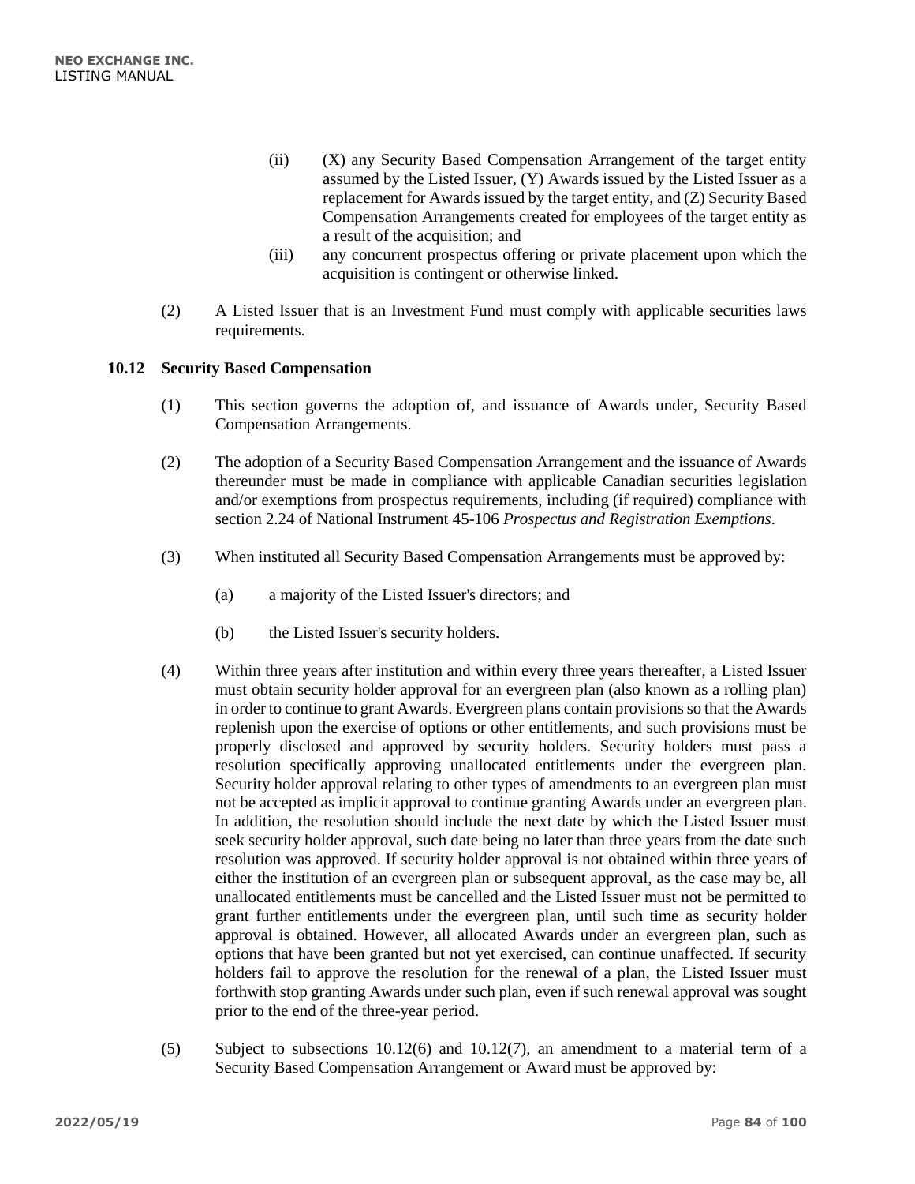(ii) (X) any Security Based Compensation Arrangement of the target entity assumed by the Listed Issuer, (Y) Awards issued by the Listed Issuer as a replacement for Awards issued by the target entity, and (Z) Security Based Compensation Arrangements created for employees of the target entity as a result of the acquisition; and

(iii) any concurrent prospectus offering or private placement upon which the acquisition is contingent or otherwise linked.

(2) A Listed Issuer that is an Investment Fund must comply with applicable securities laws requirements.

### 10.12 Security Based Compensation

(1) This section governs the adoption of, and issuance of Awards under, Security Based Compensation Arrangements.

(2) The adoption of a Security Based Compensation Arrangement and the issuance of Awards thereunder must be made in compliance with applicable Canadian securities legislation and/or exemptions from prospectus requirements, including (if required) compliance with section 2.24 of National Instrument 45-106 *Prospectus and Registration Exemptions*.

(3) When instituted all Security Based Compensation Arrangements must be approved by:

(a) a majority of the Listed Issuer's directors; and

(b) the Listed Issuer's security holders.

(4) Within three years after institution and within every three years thereafter, a Listed Issuer must obtain security holder approval for an evergreen plan (also known as a rolling plan) in order to continue to grant Awards. Evergreen plans contain provisions so that the Awards replenish upon the exercise of options or other entitlements, and such provisions must be properly disclosed and approved by security holders. Security holders must pass a resolution specifically approving unallocated entitlements under the evergreen plan. Security holder approval relating to other types of amendments to an evergreen plan must not be accepted as implicit approval to continue granting Awards under an evergreen plan. In addition, the resolution should include the next date by which the Listed Issuer must seek security holder approval, such date being no later than three years from the date such resolution was approved. If security holder approval is not obtained within three years of either the institution of an evergreen plan or subsequent approval, as the case may be, all unallocated entitlements must be cancelled and the Listed Issuer must not be permitted to grant further entitlements under the evergreen plan, until such time as security holder approval is obtained. However, all allocated Awards under an evergreen plan, such as options that have been granted but not yet exercised, can continue unaffected. If security holders fail to approve the resolution for the renewal of a plan, the Listed Issuer must forthwith stop granting Awards under such plan, even if such renewal approval was sought prior to the end of the three-year period.

(5) Subject to subsections 10.12(6) and 10.12(7), an amendment to a material term of a Security Based Compensation Arrangement or Award must be approved by: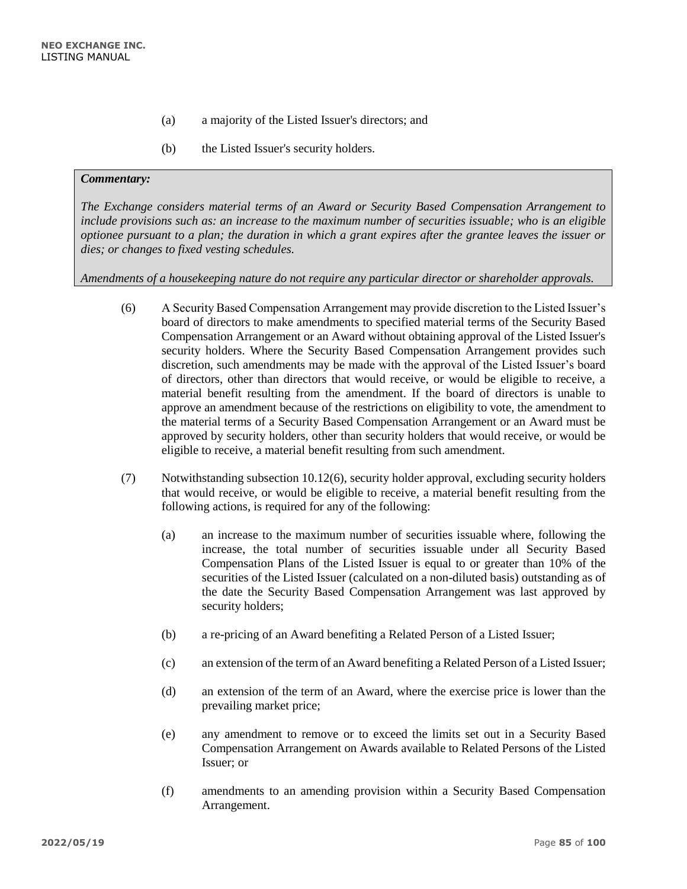(a) a majority of the Listed Issuer's directors; and

(b) the Listed Issuer's security holders.

> ***Commentary:***
>
> *The Exchange considers material terms of an Award or Security Based Compensation Arrangement to include provisions such as: an increase to the maximum number of securities issuable; who is an eligible optionee pursuant to a plan; the duration in which a grant expires after the grantee leaves the issuer or dies; or changes to fixed vesting schedules.*
>
> *Amendments of a housekeeping nature do not require any particular director or shareholder approvals.*

(6) A Security Based Compensation Arrangement may provide discretion to the Listed Issuer's board of directors to make amendments to specified material terms of the Security Based Compensation Arrangement or an Award without obtaining approval of the Listed Issuer's security holders. Where the Security Based Compensation Arrangement provides such discretion, such amendments may be made with the approval of the Listed Issuer's board of directors, other than directors that would receive, or would be eligible to receive, a material benefit resulting from the amendment. If the board of directors is unable to approve an amendment because of the restrictions on eligibility to vote, the amendment to the material terms of a Security Based Compensation Arrangement or an Award must be approved by security holders, other than security holders that would receive, or would be eligible to receive, a material benefit resulting from such amendment.

(7) Notwithstanding subsection 10.12(6), security holder approval, excluding security holders that would receive, or would be eligible to receive, a material benefit resulting from the following actions, is required for any of the following:

(a) an increase to the maximum number of securities issuable where, following the increase, the total number of securities issuable under all Security Based Compensation Plans of the Listed Issuer is equal to or greater than 10% of the securities of the Listed Issuer (calculated on a non-diluted basis) outstanding as of the date the Security Based Compensation Arrangement was last approved by security holders;

(b) a re-pricing of an Award benefiting a Related Person of a Listed Issuer;

(c) an extension of the term of an Award benefiting a Related Person of a Listed Issuer;

(d) an extension of the term of an Award, where the exercise price is lower than the prevailing market price;

(e) any amendment to remove or to exceed the limits set out in a Security Based Compensation Arrangement on Awards available to Related Persons of the Listed Issuer; or

(f) amendments to an amending provision within a Security Based Compensation Arrangement.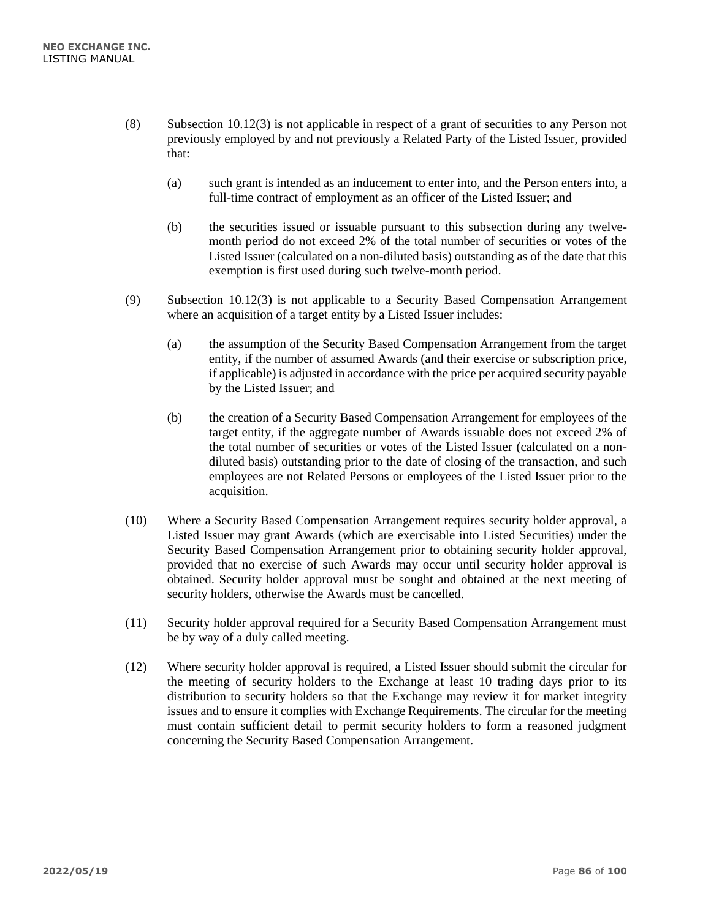(8) Subsection 10.12(3) is not applicable in respect of a grant of securities to any Person not previously employed by and not previously a Related Party of the Listed Issuer, provided that:

  (a) such grant is intended as an inducement to enter into, and the Person enters into, a full-time contract of employment as an officer of the Listed Issuer; and

  (b) the securities issued or issuable pursuant to this subsection during any twelve-month period do not exceed 2% of the total number of securities or votes of the Listed Issuer (calculated on a non-diluted basis) outstanding as of the date that this exemption is first used during such twelve-month period.

(9) Subsection 10.12(3) is not applicable to a Security Based Compensation Arrangement where an acquisition of a target entity by a Listed Issuer includes:

  (a) the assumption of the Security Based Compensation Arrangement from the target entity, if the number of assumed Awards (and their exercise or subscription price, if applicable) is adjusted in accordance with the price per acquired security payable by the Listed Issuer; and

  (b) the creation of a Security Based Compensation Arrangement for employees of the target entity, if the aggregate number of Awards issuable does not exceed 2% of the total number of securities or votes of the Listed Issuer (calculated on a non-diluted basis) outstanding prior to the date of closing of the transaction, and such employees are not Related Persons or employees of the Listed Issuer prior to the acquisition.

(10) Where a Security Based Compensation Arrangement requires security holder approval, a Listed Issuer may grant Awards (which are exercisable into Listed Securities) under the Security Based Compensation Arrangement prior to obtaining security holder approval, provided that no exercise of such Awards may occur until security holder approval is obtained. Security holder approval must be sought and obtained at the next meeting of security holders, otherwise the Awards must be cancelled.

(11) Security holder approval required for a Security Based Compensation Arrangement must be by way of a duly called meeting.

(12) Where security holder approval is required, a Listed Issuer should submit the circular for the meeting of security holders to the Exchange at least 10 trading days prior to its distribution to security holders so that the Exchange may review it for market integrity issues and to ensure it complies with Exchange Requirements. The circular for the meeting must contain sufficient detail to permit security holders to form a reasoned judgment concerning the Security Based Compensation Arrangement.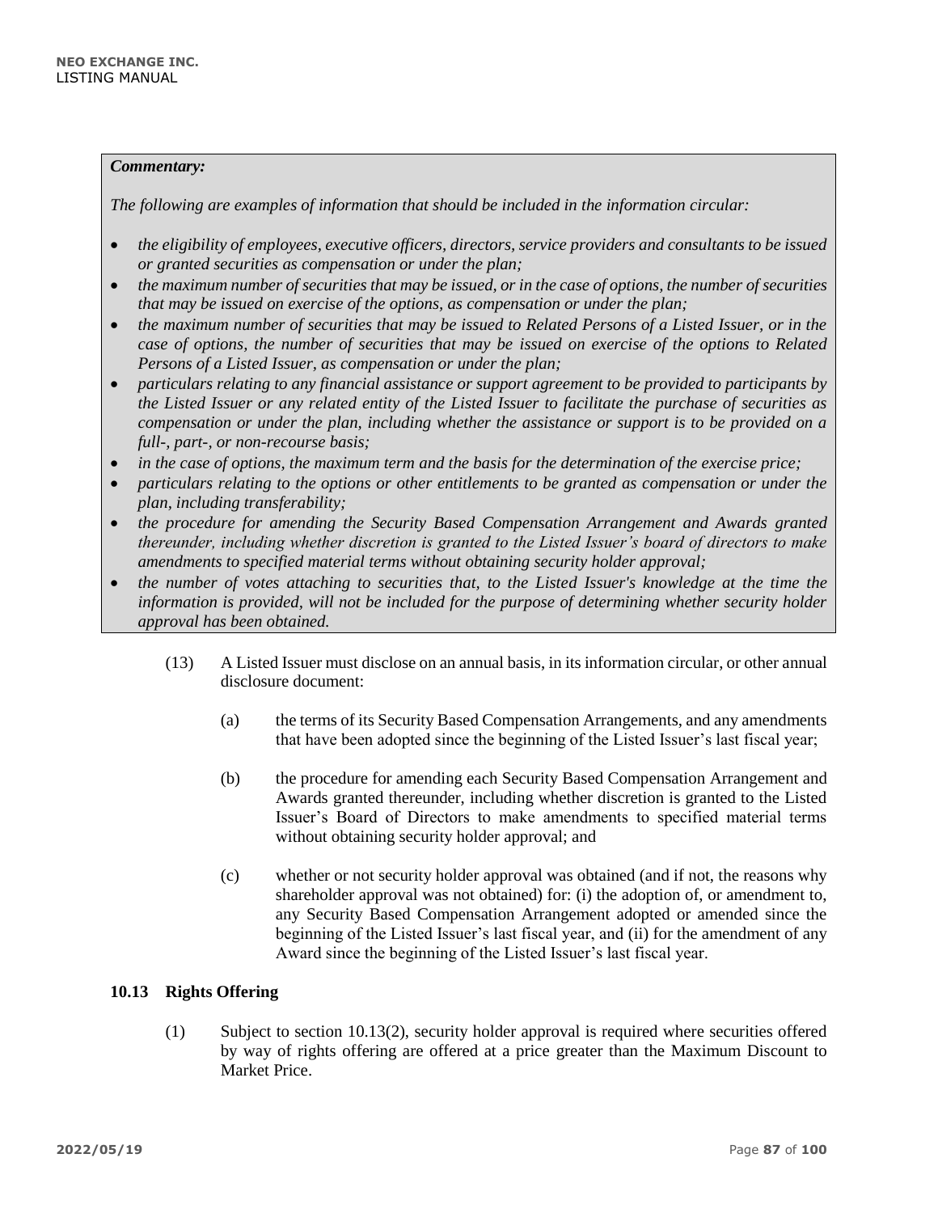***Commentary:***

*The following are examples of information that should be included in the information circular:*

- *the eligibility of employees, executive officers, directors, service providers and consultants to be issued or granted securities as compensation or under the plan;*
- *the maximum number of securities that may be issued, or in the case of options, the number of securities that may be issued on exercise of the options, as compensation or under the plan;*
- *the maximum number of securities that may be issued to Related Persons of a Listed Issuer, or in the case of options, the number of securities that may be issued on exercise of the options to Related Persons of a Listed Issuer, as compensation or under the plan;*
- *particulars relating to any financial assistance or support agreement to be provided to participants by the Listed Issuer or any related entity of the Listed Issuer to facilitate the purchase of securities as compensation or under the plan, including whether the assistance or support is to be provided on a full-, part-, or non-recourse basis;*
- *in the case of options, the maximum term and the basis for the determination of the exercise price;*
- *particulars relating to the options or other entitlements to be granted as compensation or under the plan, including transferability;*
- *the procedure for amending the Security Based Compensation Arrangement and Awards granted thereunder, including whether discretion is granted to the Listed Issuer's board of directors to make amendments to specified material terms without obtaining security holder approval;*
- *the number of votes attaching to securities that, to the Listed Issuer's knowledge at the time the information is provided, will not be included for the purpose of determining whether security holder approval has been obtained.*

(13) A Listed Issuer must disclose on an annual basis, in its information circular, or other annual disclosure document:

(a) the terms of its Security Based Compensation Arrangements, and any amendments that have been adopted since the beginning of the Listed Issuer's last fiscal year;

(b) the procedure for amending each Security Based Compensation Arrangement and Awards granted thereunder, including whether discretion is granted to the Listed Issuer's Board of Directors to make amendments to specified material terms without obtaining security holder approval; and

(c) whether or not security holder approval was obtained (and if not, the reasons why shareholder approval was not obtained) for: (i) the adoption of, or amendment to, any Security Based Compensation Arrangement adopted or amended since the beginning of the Listed Issuer's last fiscal year, and (ii) for the amendment of any Award since the beginning of the Listed Issuer's last fiscal year.

### 10.13 Rights Offering

(1) Subject to section 10.13(2), security holder approval is required where securities offered by way of rights offering are offered at a price greater than the Maximum Discount to Market Price.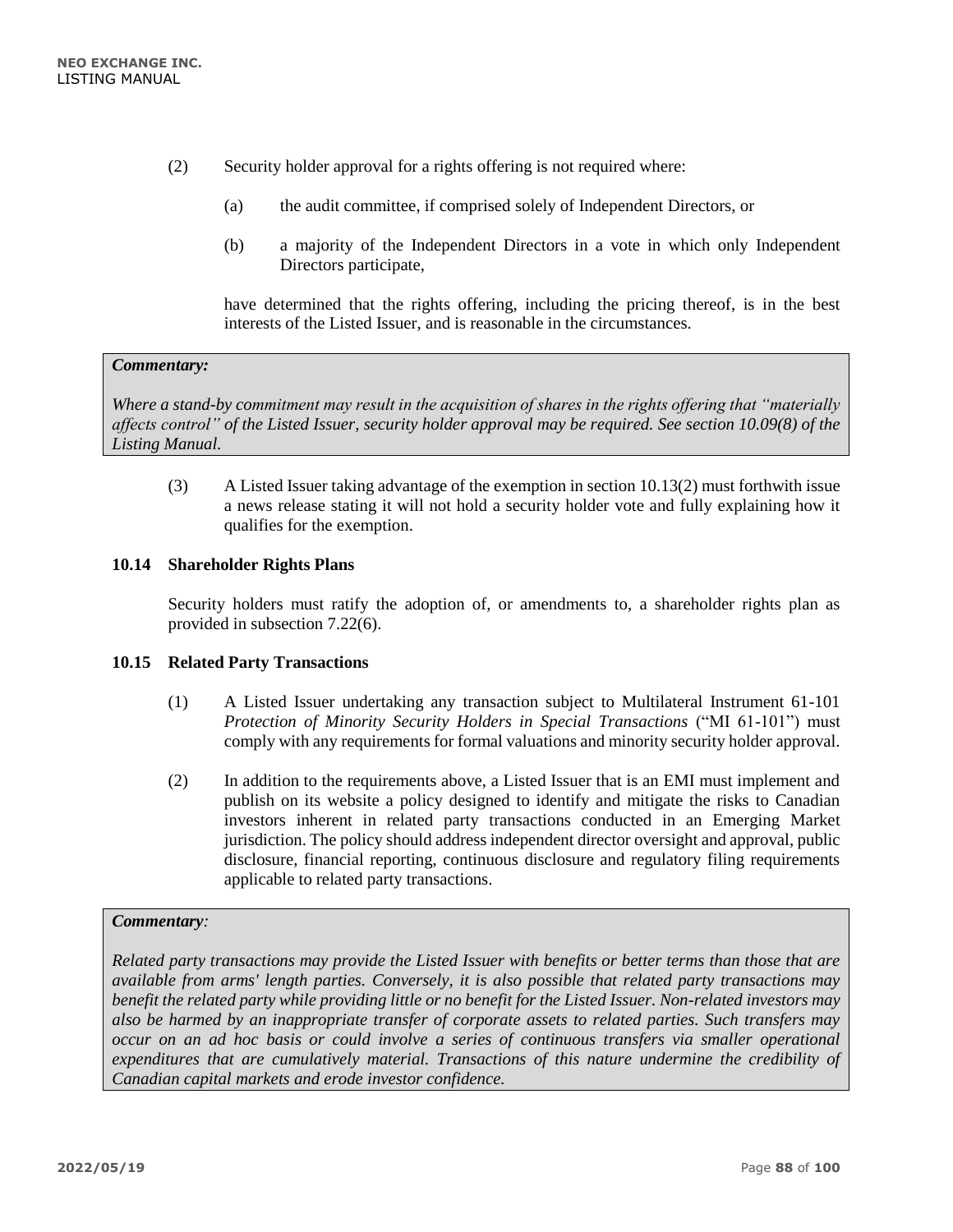(2) Security holder approval for a rights offering is not required where:

(a) the audit committee, if comprised solely of Independent Directors, or

(b) a majority of the Independent Directors in a vote in which only Independent Directors participate,

have determined that the rights offering, including the pricing thereof, is in the best interests of the Listed Issuer, and is reasonable in the circumstances.

> ***Commentary:***
>
> *Where a stand-by commitment may result in the acquisition of shares in the rights offering that "materially affects control" of the Listed Issuer, security holder approval may be required. See section 10.09(8) of the Listing Manual.*

(3) A Listed Issuer taking advantage of the exemption in section 10.13(2) must forthwith issue a news release stating it will not hold a security holder vote and fully explaining how it qualifies for the exemption.

### 10.14 Shareholder Rights Plans

Security holders must ratify the adoption of, or amendments to, a shareholder rights plan as provided in subsection 7.22(6).

### 10.15 Related Party Transactions

(1) A Listed Issuer undertaking any transaction subject to Multilateral Instrument 61-101 *Protection of Minority Security Holders in Special Transactions* ("MI 61-101") must comply with any requirements for formal valuations and minority security holder approval.

(2) In addition to the requirements above, a Listed Issuer that is an EMI must implement and publish on its website a policy designed to identify and mitigate the risks to Canadian investors inherent in related party transactions conducted in an Emerging Market jurisdiction. The policy should address independent director oversight and approval, public disclosure, financial reporting, continuous disclosure and regulatory filing requirements applicable to related party transactions.

> ***Commentary:***
>
> *Related party transactions may provide the Listed Issuer with benefits or better terms than those that are available from arms' length parties. Conversely, it is also possible that related party transactions may benefit the related party while providing little or no benefit for the Listed Issuer. Non-related investors may also be harmed by an inappropriate transfer of corporate assets to related parties. Such transfers may occur on an ad hoc basis or could involve a series of continuous transfers via smaller operational expenditures that are cumulatively material. Transactions of this nature undermine the credibility of Canadian capital markets and erode investor confidence.*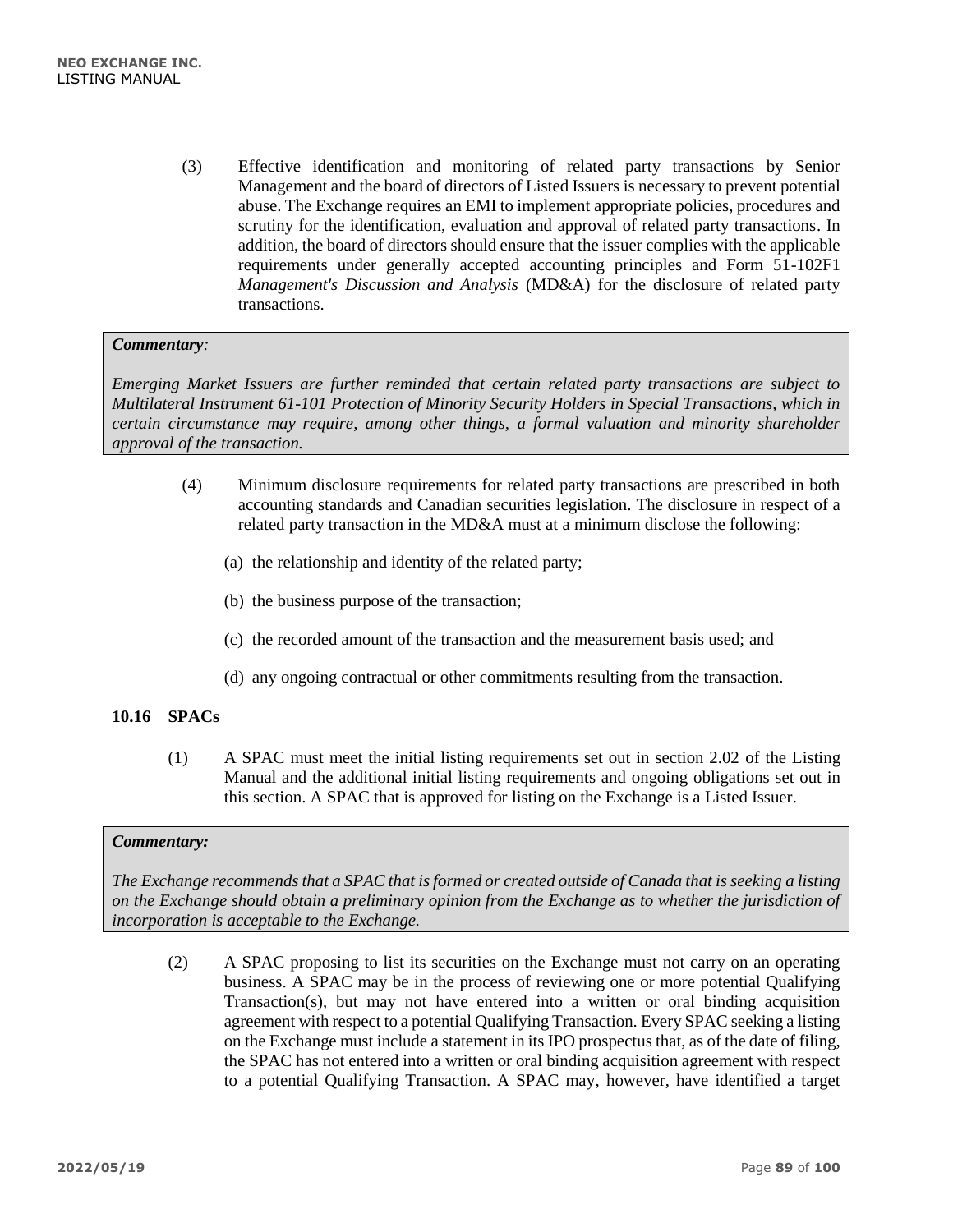(3) Effective identification and monitoring of related party transactions by Senior Management and the board of directors of Listed Issuers is necessary to prevent potential abuse. The Exchange requires an EMI to implement appropriate policies, procedures and scrutiny for the identification, evaluation and approval of related party transactions. In addition, the board of directors should ensure that the issuer complies with the applicable requirements under generally accepted accounting principles and Form 51-102F1 *Management's Discussion and Analysis* (MD&A) for the disclosure of related party transactions.

> ***Commentary**:*
>
> *Emerging Market Issuers are further reminded that certain related party transactions are subject to Multilateral Instrument 61-101 Protection of Minority Security Holders in Special Transactions, which in certain circumstance may require, among other things, a formal valuation and minority shareholder approval of the transaction.*

(4) Minimum disclosure requirements for related party transactions are prescribed in both accounting standards and Canadian securities legislation. The disclosure in respect of a related party transaction in the MD&A must at a minimum disclose the following:

(a) the relationship and identity of the related party;

(b) the business purpose of the transaction;

(c) the recorded amount of the transaction and the measurement basis used; and

(d) any ongoing contractual or other commitments resulting from the transaction.

### 10.16 SPACs

(1) A SPAC must meet the initial listing requirements set out in section 2.02 of the Listing Manual and the additional initial listing requirements and ongoing obligations set out in this section. A SPAC that is approved for listing on the Exchange is a Listed Issuer.

> ***Commentary:***
>
> *The Exchange recommends that a SPAC that is formed or created outside of Canada that is seeking a listing on the Exchange should obtain a preliminary opinion from the Exchange as to whether the jurisdiction of incorporation is acceptable to the Exchange.*

(2) A SPAC proposing to list its securities on the Exchange must not carry on an operating business. A SPAC may be in the process of reviewing one or more potential Qualifying Transaction(s), but may not have entered into a written or oral binding acquisition agreement with respect to a potential Qualifying Transaction. Every SPAC seeking a listing on the Exchange must include a statement in its IPO prospectus that, as of the date of filing, the SPAC has not entered into a written or oral binding acquisition agreement with respect to a potential Qualifying Transaction. A SPAC may, however, have identified a target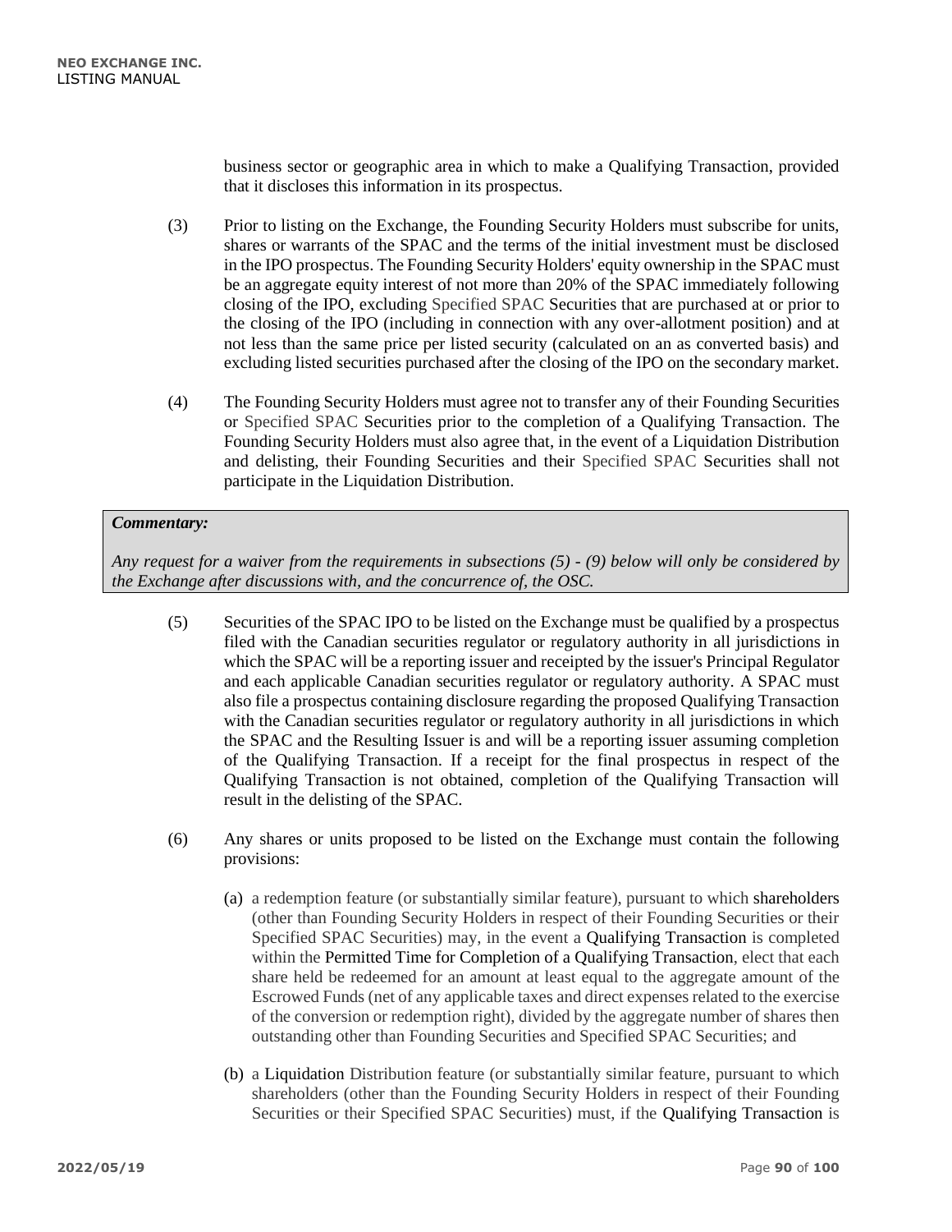business sector or geographic area in which to make a Qualifying Transaction, provided that it discloses this information in its prospectus.

(3) Prior to listing on the Exchange, the Founding Security Holders must subscribe for units, shares or warrants of the SPAC and the terms of the initial investment must be disclosed in the IPO prospectus. The Founding Security Holders' equity ownership in the SPAC must be an aggregate equity interest of not more than 20% of the SPAC immediately following closing of the IPO, excluding Specified SPAC Securities that are purchased at or prior to the closing of the IPO (including in connection with any over-allotment position) and at not less than the same price per listed security (calculated on an as converted basis) and excluding listed securities purchased after the closing of the IPO on the secondary market.

(4) The Founding Security Holders must agree not to transfer any of their Founding Securities or Specified SPAC Securities prior to the completion of a Qualifying Transaction. The Founding Security Holders must also agree that, in the event of a Liquidation Distribution and delisting, their Founding Securities and their Specified SPAC Securities shall not participate in the Liquidation Distribution.

> ***Commentary:***
>
> *Any request for a waiver from the requirements in subsections (5) - (9) below will only be considered by the Exchange after discussions with, and the concurrence of, the OSC.*

(5) Securities of the SPAC IPO to be listed on the Exchange must be qualified by a prospectus filed with the Canadian securities regulator or regulatory authority in all jurisdictions in which the SPAC will be a reporting issuer and receipted by the issuer's Principal Regulator and each applicable Canadian securities regulator or regulatory authority. A SPAC must also file a prospectus containing disclosure regarding the proposed Qualifying Transaction with the Canadian securities regulator or regulatory authority in all jurisdictions in which the SPAC and the Resulting Issuer is and will be a reporting issuer assuming completion of the Qualifying Transaction. If a receipt for the final prospectus in respect of the Qualifying Transaction is not obtained, completion of the Qualifying Transaction will result in the delisting of the SPAC.

(6) Any shares or units proposed to be listed on the Exchange must contain the following provisions:

(a) a redemption feature (or substantially similar feature), pursuant to which shareholders (other than Founding Security Holders in respect of their Founding Securities or their Specified SPAC Securities) may, in the event a Qualifying Transaction is completed within the Permitted Time for Completion of a Qualifying Transaction, elect that each share held be redeemed for an amount at least equal to the aggregate amount of the Escrowed Funds (net of any applicable taxes and direct expenses related to the exercise of the conversion or redemption right), divided by the aggregate number of shares then outstanding other than Founding Securities and Specified SPAC Securities; and

(b) a Liquidation Distribution feature (or substantially similar feature, pursuant to which shareholders (other than the Founding Security Holders in respect of their Founding Securities or their Specified SPAC Securities) must, if the Qualifying Transaction is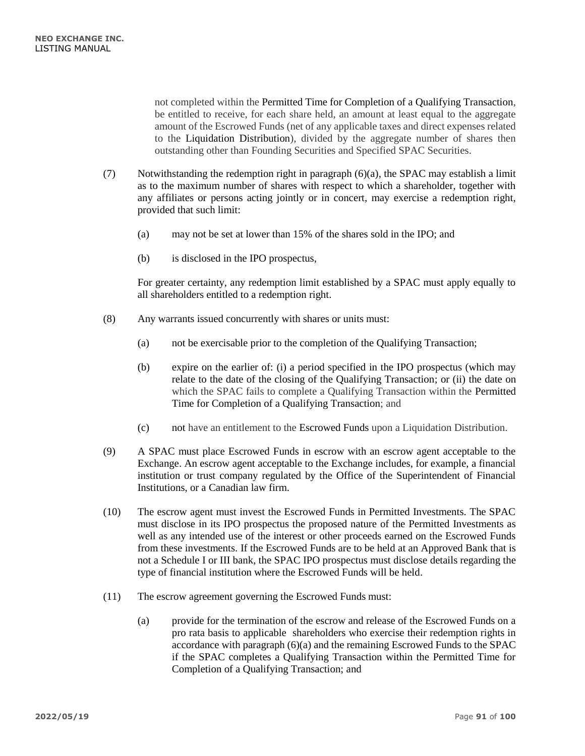not completed within the Permitted Time for Completion of a Qualifying Transaction, be entitled to receive, for each share held, an amount at least equal to the aggregate amount of the Escrowed Funds (net of any applicable taxes and direct expenses related to the Liquidation Distribution), divided by the aggregate number of shares then outstanding other than Founding Securities and Specified SPAC Securities.

(7) Notwithstanding the redemption right in paragraph (6)(a), the SPAC may establish a limit as to the maximum number of shares with respect to which a shareholder, together with any affiliates or persons acting jointly or in concert, may exercise a redemption right, provided that such limit:

(a) may not be set at lower than 15% of the shares sold in the IPO; and

(b) is disclosed in the IPO prospectus,

For greater certainty, any redemption limit established by a SPAC must apply equally to all shareholders entitled to a redemption right.

(8) Any warrants issued concurrently with shares or units must:

(a) not be exercisable prior to the completion of the Qualifying Transaction;

(b) expire on the earlier of: (i) a period specified in the IPO prospectus (which may relate to the date of the closing of the Qualifying Transaction; or (ii) the date on which the SPAC fails to complete a Qualifying Transaction within the Permitted Time for Completion of a Qualifying Transaction; and

(c) not have an entitlement to the Escrowed Funds upon a Liquidation Distribution.

(9) A SPAC must place Escrowed Funds in escrow with an escrow agent acceptable to the Exchange. An escrow agent acceptable to the Exchange includes, for example, a financial institution or trust company regulated by the Office of the Superintendent of Financial Institutions, or a Canadian law firm.

(10) The escrow agent must invest the Escrowed Funds in Permitted Investments. The SPAC must disclose in its IPO prospectus the proposed nature of the Permitted Investments as well as any intended use of the interest or other proceeds earned on the Escrowed Funds from these investments. If the Escrowed Funds are to be held at an Approved Bank that is not a Schedule I or III bank, the SPAC IPO prospectus must disclose details regarding the type of financial institution where the Escrowed Funds will be held.

(11) The escrow agreement governing the Escrowed Funds must:

(a) provide for the termination of the escrow and release of the Escrowed Funds on a pro rata basis to applicable shareholders who exercise their redemption rights in accordance with paragraph (6)(a) and the remaining Escrowed Funds to the SPAC if the SPAC completes a Qualifying Transaction within the Permitted Time for Completion of a Qualifying Transaction; and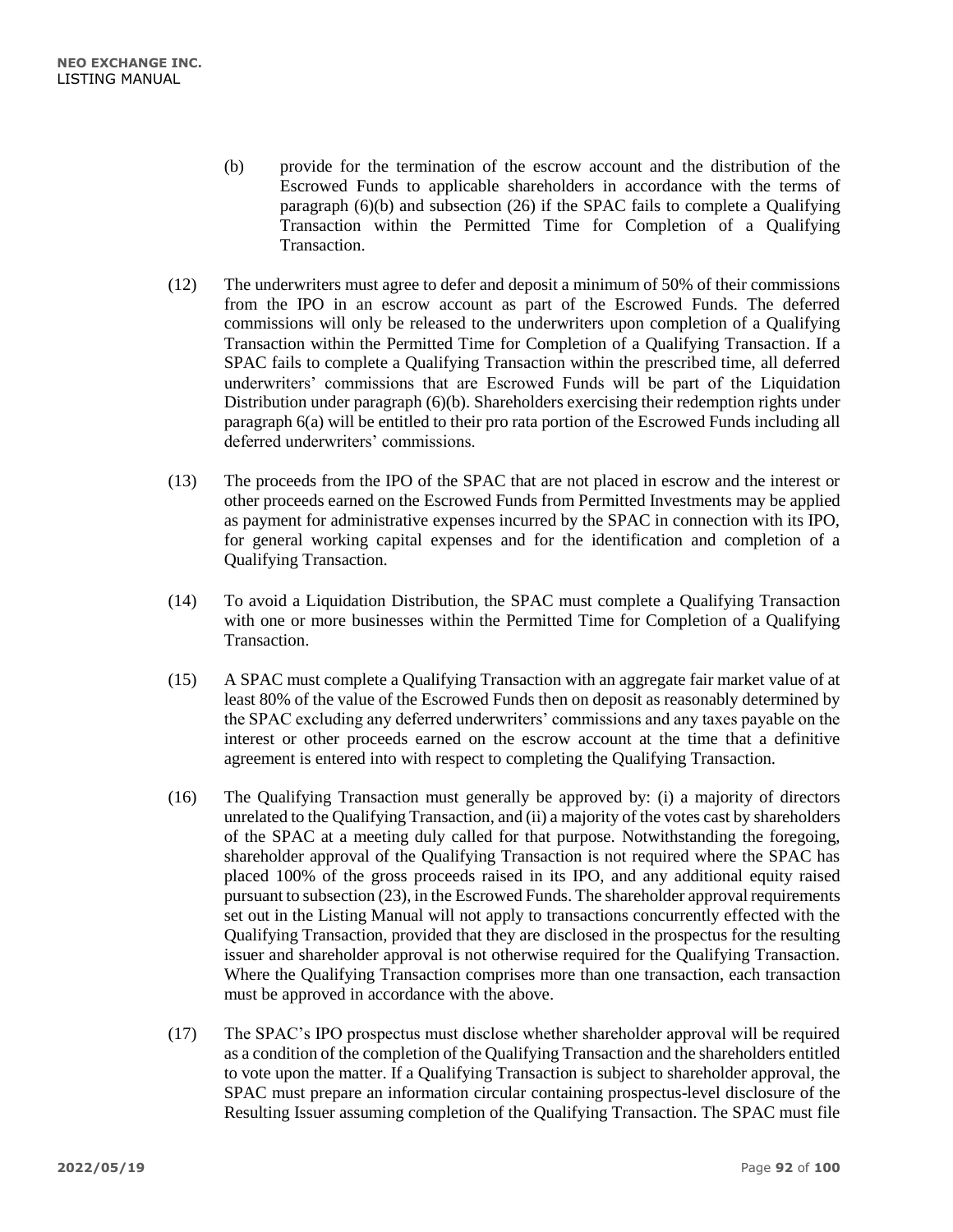(b) provide for the termination of the escrow account and the distribution of the Escrowed Funds to applicable shareholders in accordance with the terms of paragraph (6)(b) and subsection (26) if the SPAC fails to complete a Qualifying Transaction within the Permitted Time for Completion of a Qualifying Transaction.

(12) The underwriters must agree to defer and deposit a minimum of 50% of their commissions from the IPO in an escrow account as part of the Escrowed Funds. The deferred commissions will only be released to the underwriters upon completion of a Qualifying Transaction within the Permitted Time for Completion of a Qualifying Transaction. If a SPAC fails to complete a Qualifying Transaction within the prescribed time, all deferred underwriters' commissions that are Escrowed Funds will be part of the Liquidation Distribution under paragraph (6)(b). Shareholders exercising their redemption rights under paragraph 6(a) will be entitled to their pro rata portion of the Escrowed Funds including all deferred underwriters' commissions.

(13) The proceeds from the IPO of the SPAC that are not placed in escrow and the interest or other proceeds earned on the Escrowed Funds from Permitted Investments may be applied as payment for administrative expenses incurred by the SPAC in connection with its IPO, for general working capital expenses and for the identification and completion of a Qualifying Transaction.

(14) To avoid a Liquidation Distribution, the SPAC must complete a Qualifying Transaction with one or more businesses within the Permitted Time for Completion of a Qualifying Transaction.

(15) A SPAC must complete a Qualifying Transaction with an aggregate fair market value of at least 80% of the value of the Escrowed Funds then on deposit as reasonably determined by the SPAC excluding any deferred underwriters' commissions and any taxes payable on the interest or other proceeds earned on the escrow account at the time that a definitive agreement is entered into with respect to completing the Qualifying Transaction.

(16) The Qualifying Transaction must generally be approved by: (i) a majority of directors unrelated to the Qualifying Transaction, and (ii) a majority of the votes cast by shareholders of the SPAC at a meeting duly called for that purpose. Notwithstanding the foregoing, shareholder approval of the Qualifying Transaction is not required where the SPAC has placed 100% of the gross proceeds raised in its IPO, and any additional equity raised pursuant to subsection (23), in the Escrowed Funds. The shareholder approval requirements set out in the Listing Manual will not apply to transactions concurrently effected with the Qualifying Transaction, provided that they are disclosed in the prospectus for the resulting issuer and shareholder approval is not otherwise required for the Qualifying Transaction. Where the Qualifying Transaction comprises more than one transaction, each transaction must be approved in accordance with the above.

(17) The SPAC's IPO prospectus must disclose whether shareholder approval will be required as a condition of the completion of the Qualifying Transaction and the shareholders entitled to vote upon the matter. If a Qualifying Transaction is subject to shareholder approval, the SPAC must prepare an information circular containing prospectus-level disclosure of the Resulting Issuer assuming completion of the Qualifying Transaction. The SPAC must file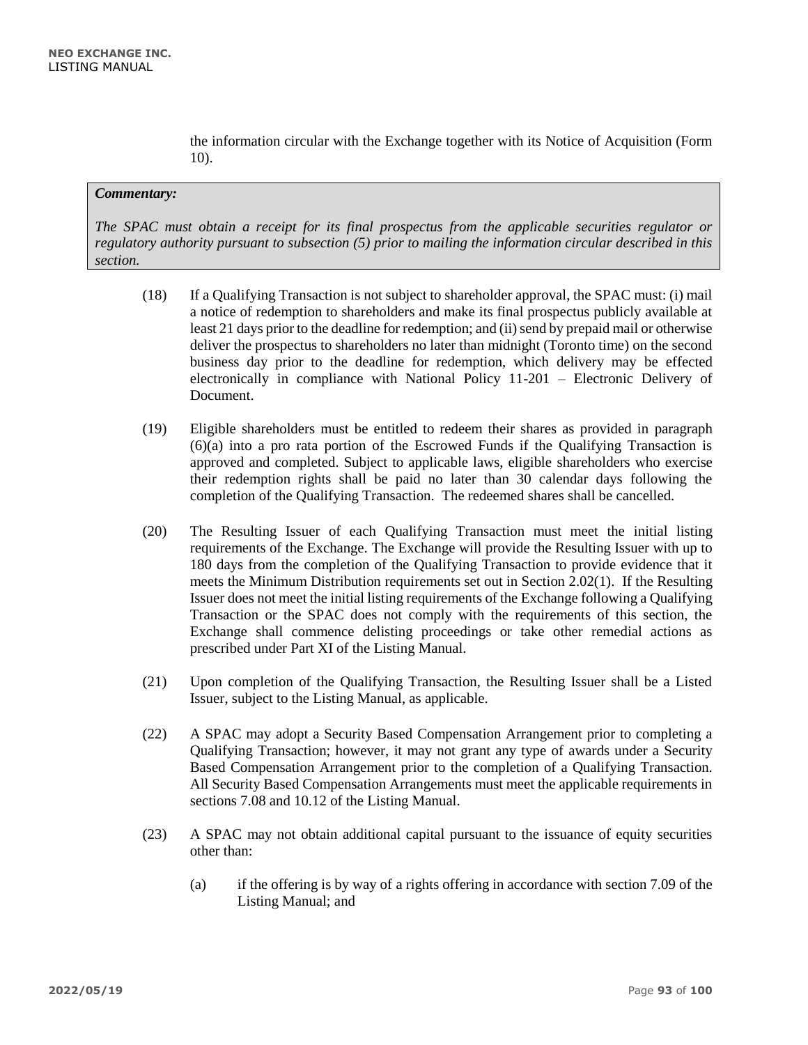the information circular with the Exchange together with its Notice of Acquisition (Form 10).

> ***Commentary:***
>
> *The SPAC must obtain a receipt for its final prospectus from the applicable securities regulator or regulatory authority pursuant to subsection (5) prior to mailing the information circular described in this section.*

(18) If a Qualifying Transaction is not subject to shareholder approval, the SPAC must: (i) mail a notice of redemption to shareholders and make its final prospectus publicly available at least 21 days prior to the deadline for redemption; and (ii) send by prepaid mail or otherwise deliver the prospectus to shareholders no later than midnight (Toronto time) on the second business day prior to the deadline for redemption, which delivery may be effected electronically in compliance with National Policy 11-201 – Electronic Delivery of Document.

(19) Eligible shareholders must be entitled to redeem their shares as provided in paragraph (6)(a) into a pro rata portion of the Escrowed Funds if the Qualifying Transaction is approved and completed. Subject to applicable laws, eligible shareholders who exercise their redemption rights shall be paid no later than 30 calendar days following the completion of the Qualifying Transaction. The redeemed shares shall be cancelled.

(20) The Resulting Issuer of each Qualifying Transaction must meet the initial listing requirements of the Exchange. The Exchange will provide the Resulting Issuer with up to 180 days from the completion of the Qualifying Transaction to provide evidence that it meets the Minimum Distribution requirements set out in Section 2.02(1). If the Resulting Issuer does not meet the initial listing requirements of the Exchange following a Qualifying Transaction or the SPAC does not comply with the requirements of this section, the Exchange shall commence delisting proceedings or take other remedial actions as prescribed under Part XI of the Listing Manual.

(21) Upon completion of the Qualifying Transaction, the Resulting Issuer shall be a Listed Issuer, subject to the Listing Manual, as applicable.

(22) A SPAC may adopt a Security Based Compensation Arrangement prior to completing a Qualifying Transaction; however, it may not grant any type of awards under a Security Based Compensation Arrangement prior to the completion of a Qualifying Transaction. All Security Based Compensation Arrangements must meet the applicable requirements in sections 7.08 and 10.12 of the Listing Manual.

(23) A SPAC may not obtain additional capital pursuant to the issuance of equity securities other than:

(a) if the offering is by way of a rights offering in accordance with section 7.09 of the Listing Manual; and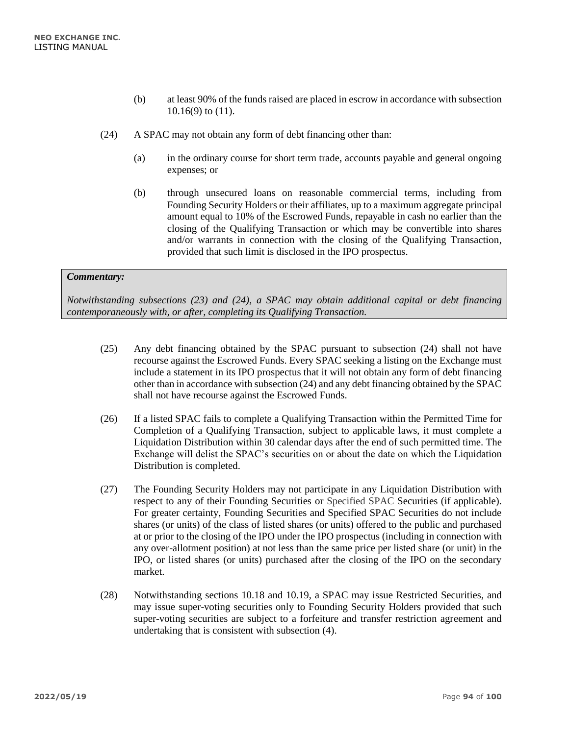(b) at least 90% of the funds raised are placed in escrow in accordance with subsection 10.16(9) to (11).

(24) A SPAC may not obtain any form of debt financing other than:

(a) in the ordinary course for short term trade, accounts payable and general ongoing expenses; or

(b) through unsecured loans on reasonable commercial terms, including from Founding Security Holders or their affiliates, up to a maximum aggregate principal amount equal to 10% of the Escrowed Funds, repayable in cash no earlier than the closing of the Qualifying Transaction or which may be convertible into shares and/or warrants in connection with the closing of the Qualifying Transaction, provided that such limit is disclosed in the IPO prospectus.

> ***Commentary:***
>
> *Notwithstanding subsections (23) and (24), a SPAC may obtain additional capital or debt financing contemporaneously with, or after, completing its Qualifying Transaction.*

(25) Any debt financing obtained by the SPAC pursuant to subsection (24) shall not have recourse against the Escrowed Funds. Every SPAC seeking a listing on the Exchange must include a statement in its IPO prospectus that it will not obtain any form of debt financing other than in accordance with subsection (24) and any debt financing obtained by the SPAC shall not have recourse against the Escrowed Funds.

(26) If a listed SPAC fails to complete a Qualifying Transaction within the Permitted Time for Completion of a Qualifying Transaction, subject to applicable laws, it must complete a Liquidation Distribution within 30 calendar days after the end of such permitted time. The Exchange will delist the SPAC's securities on or about the date on which the Liquidation Distribution is completed.

(27) The Founding Security Holders may not participate in any Liquidation Distribution with respect to any of their Founding Securities or Specified SPAC Securities (if applicable). For greater certainty, Founding Securities and Specified SPAC Securities do not include shares (or units) of the class of listed shares (or units) offered to the public and purchased at or prior to the closing of the IPO under the IPO prospectus (including in connection with any over-allotment position) at not less than the same price per listed share (or unit) in the IPO, or listed shares (or units) purchased after the closing of the IPO on the secondary market.

(28) Notwithstanding sections 10.18 and 10.19, a SPAC may issue Restricted Securities, and may issue super-voting securities only to Founding Security Holders provided that such super-voting securities are subject to a forfeiture and transfer restriction agreement and undertaking that is consistent with subsection (4).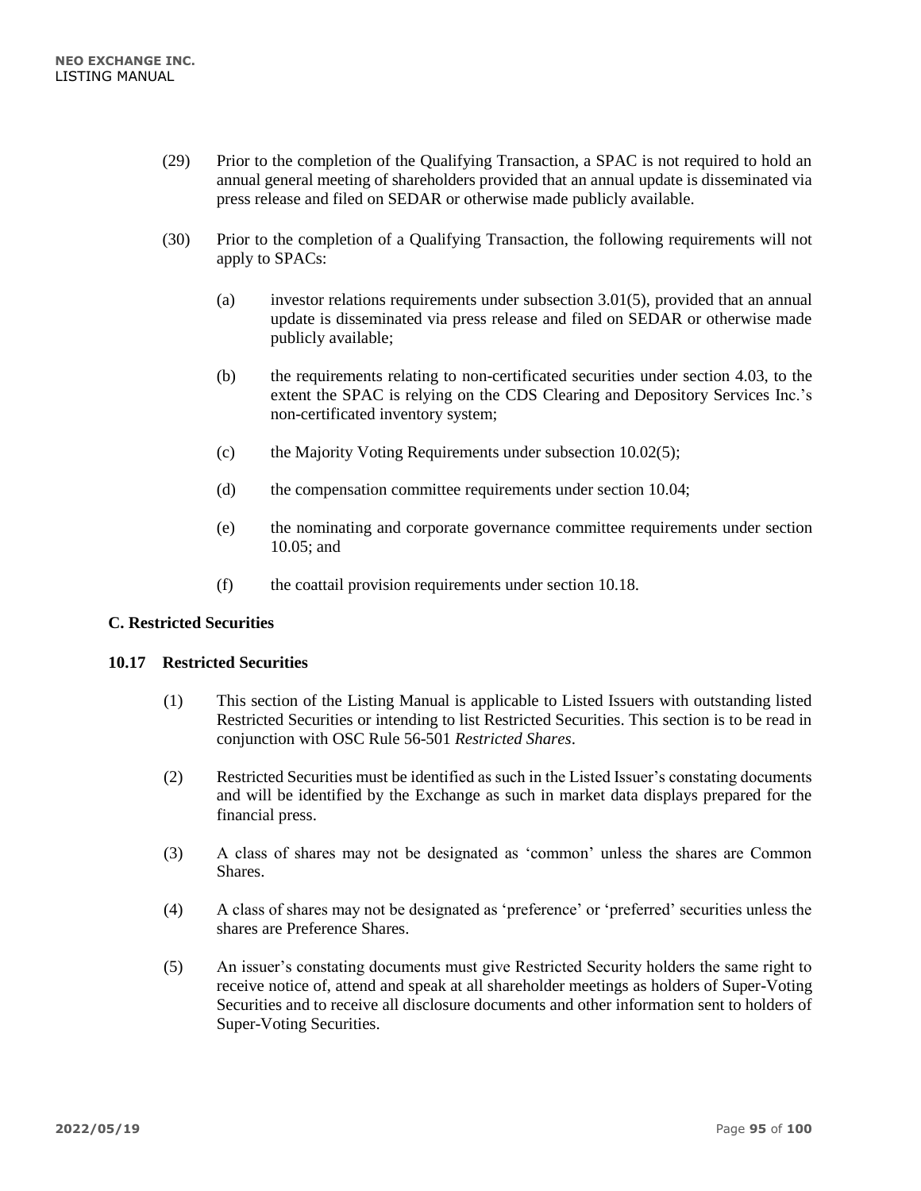(29) Prior to the completion of the Qualifying Transaction, a SPAC is not required to hold an annual general meeting of shareholders provided that an annual update is disseminated via press release and filed on SEDAR or otherwise made publicly available.

(30) Prior to the completion of a Qualifying Transaction, the following requirements will not apply to SPACs:

(a) investor relations requirements under subsection 3.01(5), provided that an annual update is disseminated via press release and filed on SEDAR or otherwise made publicly available;

(b) the requirements relating to non-certificated securities under section 4.03, to the extent the SPAC is relying on the CDS Clearing and Depository Services Inc.'s non-certificated inventory system;

(c) the Majority Voting Requirements under subsection 10.02(5);

(d) the compensation committee requirements under section 10.04;

(e) the nominating and corporate governance committee requirements under section 10.05; and

(f) the coattail provision requirements under section 10.18.

### C. Restricted Securities

#### 10.17 Restricted Securities

(1) This section of the Listing Manual is applicable to Listed Issuers with outstanding listed Restricted Securities or intending to list Restricted Securities. This section is to be read in conjunction with OSC Rule 56-501 *Restricted Shares*.

(2) Restricted Securities must be identified as such in the Listed Issuer's constating documents and will be identified by the Exchange as such in market data displays prepared for the financial press.

(3) A class of shares may not be designated as 'common' unless the shares are Common Shares.

(4) A class of shares may not be designated as 'preference' or 'preferred' securities unless the shares are Preference Shares.

(5) An issuer's constating documents must give Restricted Security holders the same right to receive notice of, attend and speak at all shareholder meetings as holders of Super-Voting Securities and to receive all disclosure documents and other information sent to holders of Super-Voting Securities.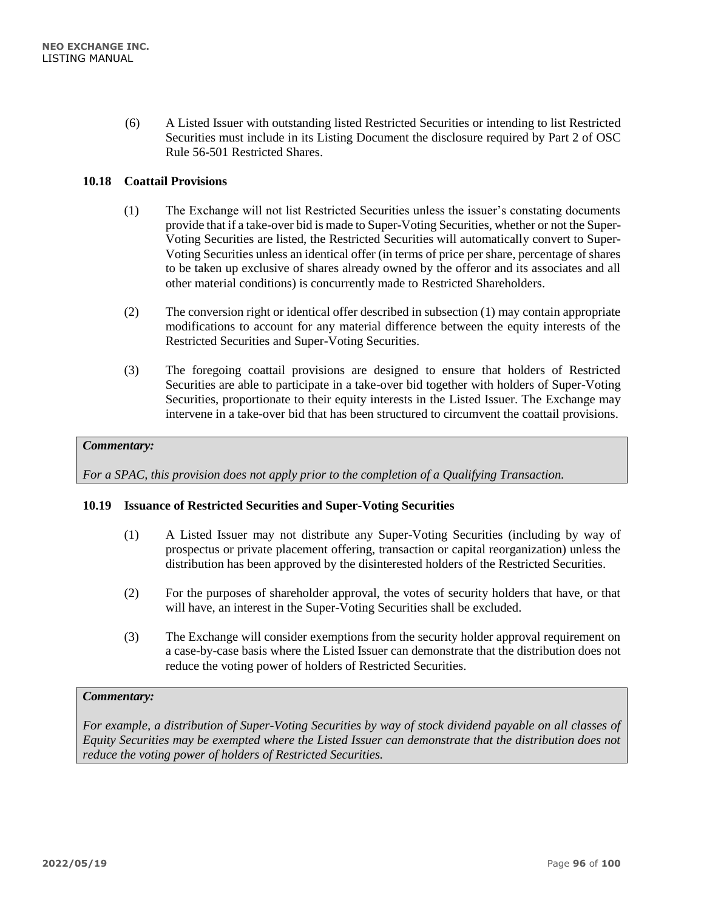(6) A Listed Issuer with outstanding listed Restricted Securities or intending to list Restricted Securities must include in its Listing Document the disclosure required by Part 2 of OSC Rule 56-501 Restricted Shares.

### 10.18 Coattail Provisions

(1) The Exchange will not list Restricted Securities unless the issuer's constating documents provide that if a take-over bid is made to Super-Voting Securities, whether or not the Super-Voting Securities are listed, the Restricted Securities will automatically convert to Super-Voting Securities unless an identical offer (in terms of price per share, percentage of shares to be taken up exclusive of shares already owned by the offeror and its associates and all other material conditions) is concurrently made to Restricted Shareholders.

(2) The conversion right or identical offer described in subsection (1) may contain appropriate modifications to account for any material difference between the equity interests of the Restricted Securities and Super-Voting Securities.

(3) The foregoing coattail provisions are designed to ensure that holders of Restricted Securities are able to participate in a take-over bid together with holders of Super-Voting Securities, proportionate to their equity interests in the Listed Issuer. The Exchange may intervene in a take-over bid that has been structured to circumvent the coattail provisions.

***Commentary:***

*For a SPAC, this provision does not apply prior to the completion of a Qualifying Transaction.*

### 10.19 Issuance of Restricted Securities and Super-Voting Securities

(1) A Listed Issuer may not distribute any Super-Voting Securities (including by way of prospectus or private placement offering, transaction or capital reorganization) unless the distribution has been approved by the disinterested holders of the Restricted Securities.

(2) For the purposes of shareholder approval, the votes of security holders that have, or that will have, an interest in the Super-Voting Securities shall be excluded.

(3) The Exchange will consider exemptions from the security holder approval requirement on a case-by-case basis where the Listed Issuer can demonstrate that the distribution does not reduce the voting power of holders of Restricted Securities.

***Commentary:***

*For example, a distribution of Super-Voting Securities by way of stock dividend payable on all classes of Equity Securities may be exempted where the Listed Issuer can demonstrate that the distribution does not reduce the voting power of holders of Restricted Securities.*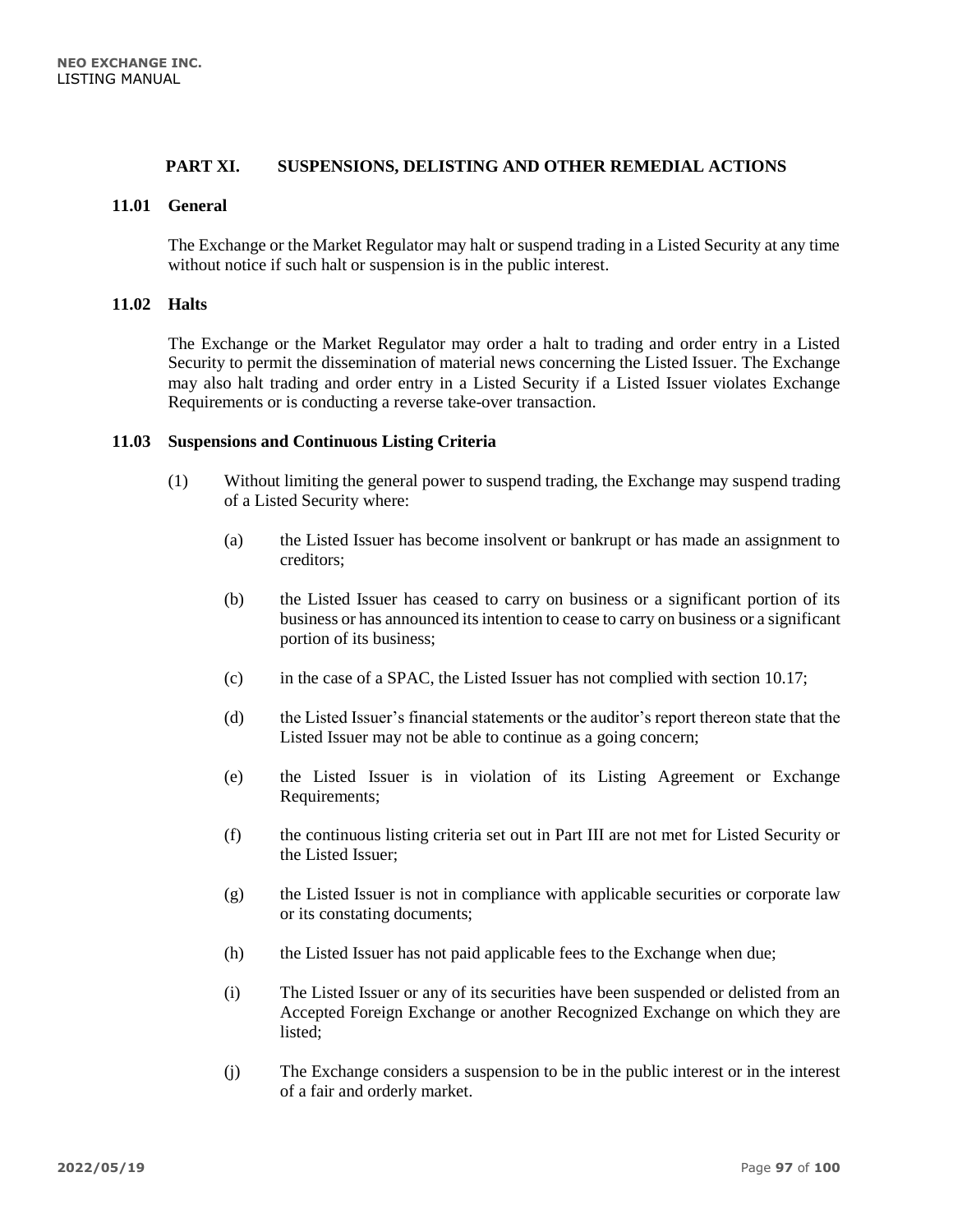## PART XI. SUSPENSIONS, DELISTING AND OTHER REMEDIAL ACTIONS

### 11.01 General

The Exchange or the Market Regulator may halt or suspend trading in a Listed Security at any time without notice if such halt or suspension is in the public interest.

### 11.02 Halts

The Exchange or the Market Regulator may order a halt to trading and order entry in a Listed Security to permit the dissemination of material news concerning the Listed Issuer. The Exchange may also halt trading and order entry in a Listed Security if a Listed Issuer violates Exchange Requirements or is conducting a reverse take-over transaction.

### 11.03 Suspensions and Continuous Listing Criteria

(1) Without limiting the general power to suspend trading, the Exchange may suspend trading of a Listed Security where:

(a) the Listed Issuer has become insolvent or bankrupt or has made an assignment to creditors;

(b) the Listed Issuer has ceased to carry on business or a significant portion of its business or has announced its intention to cease to carry on business or a significant portion of its business;

(c) in the case of a SPAC, the Listed Issuer has not complied with section 10.17;

(d) the Listed Issuer's financial statements or the auditor's report thereon state that the Listed Issuer may not be able to continue as a going concern;

(e) the Listed Issuer is in violation of its Listing Agreement or Exchange Requirements;

(f) the continuous listing criteria set out in Part III are not met for Listed Security or the Listed Issuer;

(g) the Listed Issuer is not in compliance with applicable securities or corporate law or its constating documents;

(h) the Listed Issuer has not paid applicable fees to the Exchange when due;

(i) The Listed Issuer or any of its securities have been suspended or delisted from an Accepted Foreign Exchange or another Recognized Exchange on which they are listed;

(j) The Exchange considers a suspension to be in the public interest or in the interest of a fair and orderly market.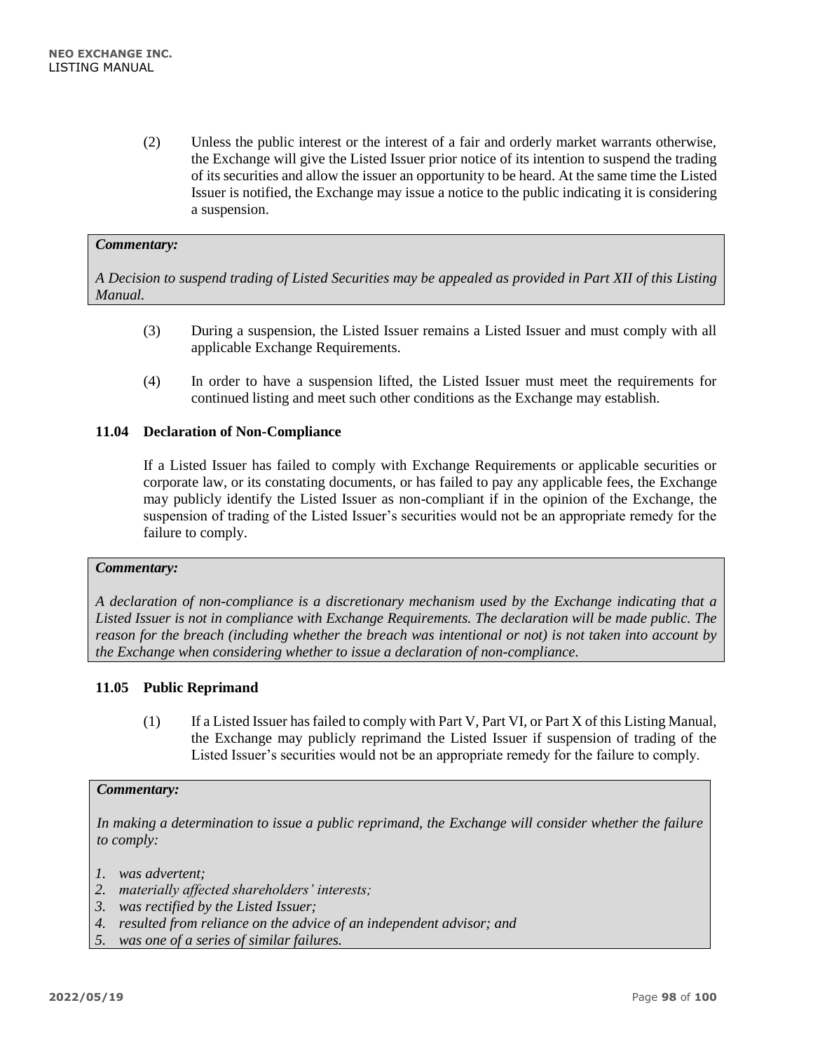(2) Unless the public interest or the interest of a fair and orderly market warrants otherwise, the Exchange will give the Listed Issuer prior notice of its intention to suspend the trading of its securities and allow the issuer an opportunity to be heard. At the same time the Listed Issuer is notified, the Exchange may issue a notice to the public indicating it is considering a suspension.

> ***Commentary:***
>
> *A Decision to suspend trading of Listed Securities may be appealed as provided in Part XII of this Listing Manual.*

(3) During a suspension, the Listed Issuer remains a Listed Issuer and must comply with all applicable Exchange Requirements.

(4) In order to have a suspension lifted, the Listed Issuer must meet the requirements for continued listing and meet such other conditions as the Exchange may establish.

### 11.04 Declaration of Non-Compliance

If a Listed Issuer has failed to comply with Exchange Requirements or applicable securities or corporate law, or its constating documents, or has failed to pay any applicable fees, the Exchange may publicly identify the Listed Issuer as non-compliant if in the opinion of the Exchange, the suspension of trading of the Listed Issuer's securities would not be an appropriate remedy for the failure to comply.

> ***Commentary:***
>
> *A declaration of non-compliance is a discretionary mechanism used by the Exchange indicating that a Listed Issuer is not in compliance with Exchange Requirements. The declaration will be made public. The reason for the breach (including whether the breach was intentional or not) is not taken into account by the Exchange when considering whether to issue a declaration of non-compliance.*

### 11.05 Public Reprimand

(1) If a Listed Issuer has failed to comply with Part V, Part VI, or Part X of this Listing Manual, the Exchange may publicly reprimand the Listed Issuer if suspension of trading of the Listed Issuer's securities would not be an appropriate remedy for the failure to comply.

> ***Commentary:***
>
> *In making a determination to issue a public reprimand, the Exchange will consider whether the failure to comply:*
>
> 1. *was advertent;*
> 2. *materially affected shareholders' interests;*
> 3. *was rectified by the Listed Issuer;*
> 4. *resulted from reliance on the advice of an independent advisor; and*
> 5. *was one of a series of similar failures.*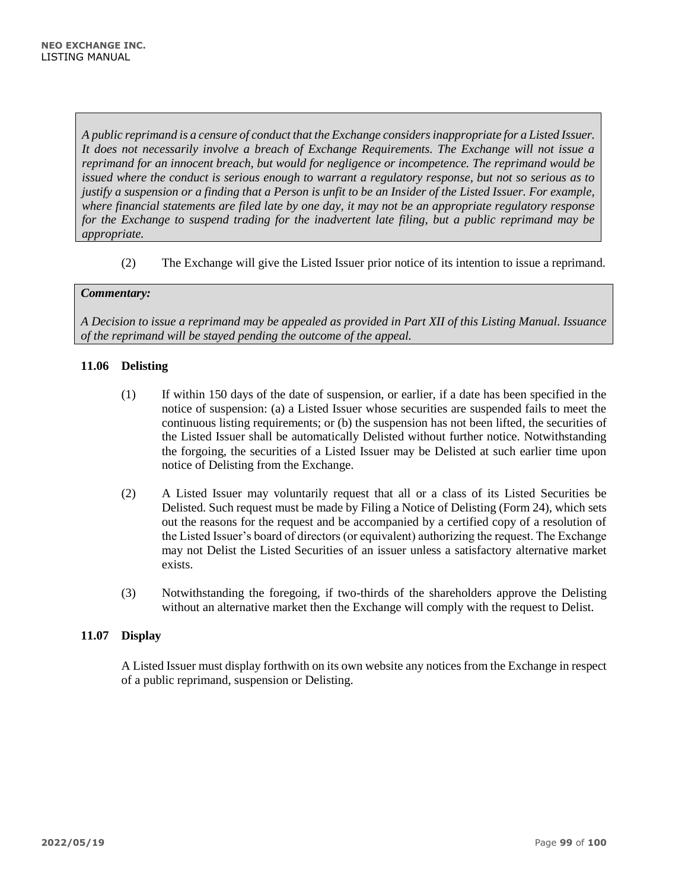*A public reprimand is a censure of conduct that the Exchange considers inappropriate for a Listed Issuer. It does not necessarily involve a breach of Exchange Requirements. The Exchange will not issue a reprimand for an innocent breach, but would for negligence or incompetence. The reprimand would be issued where the conduct is serious enough to warrant a regulatory response, but not so serious as to justify a suspension or a finding that a Person is unfit to be an Insider of the Listed Issuer. For example, where financial statements are filed late by one day, it may not be an appropriate regulatory response for the Exchange to suspend trading for the inadvertent late filing, but a public reprimand may be appropriate.*

(2) The Exchange will give the Listed Issuer prior notice of its intention to issue a reprimand.

***Commentary:***

*A Decision to issue a reprimand may be appealed as provided in Part XII of this Listing Manual. Issuance of the reprimand will be stayed pending the outcome of the appeal.*

### 11.06 Delisting

(1) If within 150 days of the date of suspension, or earlier, if a date has been specified in the notice of suspension: (a) a Listed Issuer whose securities are suspended fails to meet the continuous listing requirements; or (b) the suspension has not been lifted, the securities of the Listed Issuer shall be automatically Delisted without further notice. Notwithstanding the forgoing, the securities of a Listed Issuer may be Delisted at such earlier time upon notice of Delisting from the Exchange.

(2) A Listed Issuer may voluntarily request that all or a class of its Listed Securities be Delisted. Such request must be made by Filing a Notice of Delisting (Form 24), which sets out the reasons for the request and be accompanied by a certified copy of a resolution of the Listed Issuer's board of directors (or equivalent) authorizing the request. The Exchange may not Delist the Listed Securities of an issuer unless a satisfactory alternative market exists.

(3) Notwithstanding the foregoing, if two-thirds of the shareholders approve the Delisting without an alternative market then the Exchange will comply with the request to Delist.

### 11.07 Display

A Listed Issuer must display forthwith on its own website any notices from the Exchange in respect of a public reprimand, suspension or Delisting.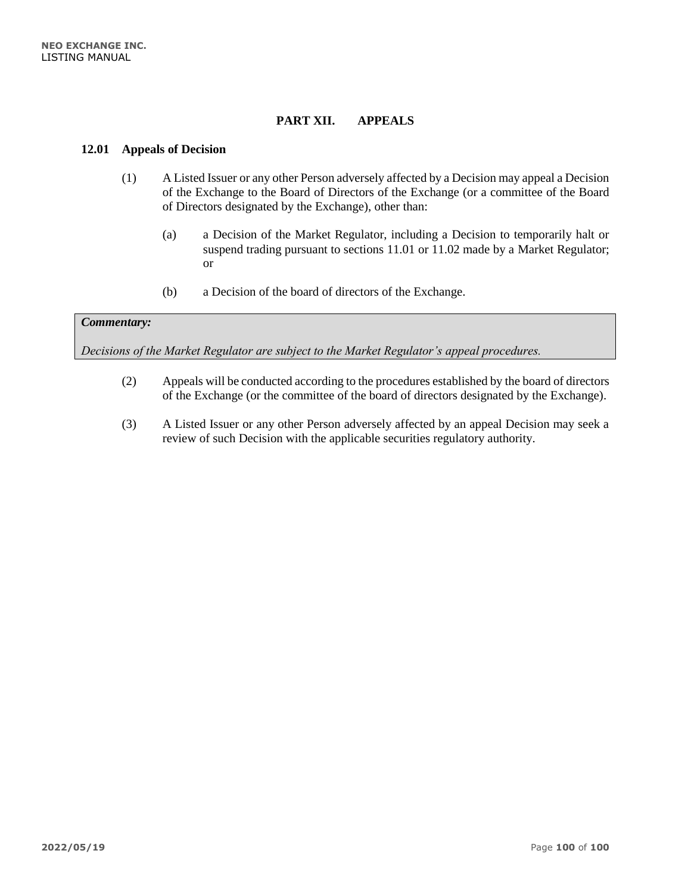# PART XII. APPEALS

## 12.01 Appeals of Decision

(1) A Listed Issuer or any other Person adversely affected by a Decision may appeal a Decision of the Exchange to the Board of Directors of the Exchange (or a committee of the Board of Directors designated by the Exchange), other than:

(a) a Decision of the Market Regulator, including a Decision to temporarily halt or suspend trading pursuant to sections 11.01 or 11.02 made by a Market Regulator; or

(b) a Decision of the board of directors of the Exchange.

> ***Commentary:***
>
> *Decisions of the Market Regulator are subject to the Market Regulator's appeal procedures.*

(2) Appeals will be conducted according to the procedures established by the board of directors of the Exchange (or the committee of the board of directors designated by the Exchange).

(3) A Listed Issuer or any other Person adversely affected by an appeal Decision may seek a review of such Decision with the applicable securities regulatory authority.